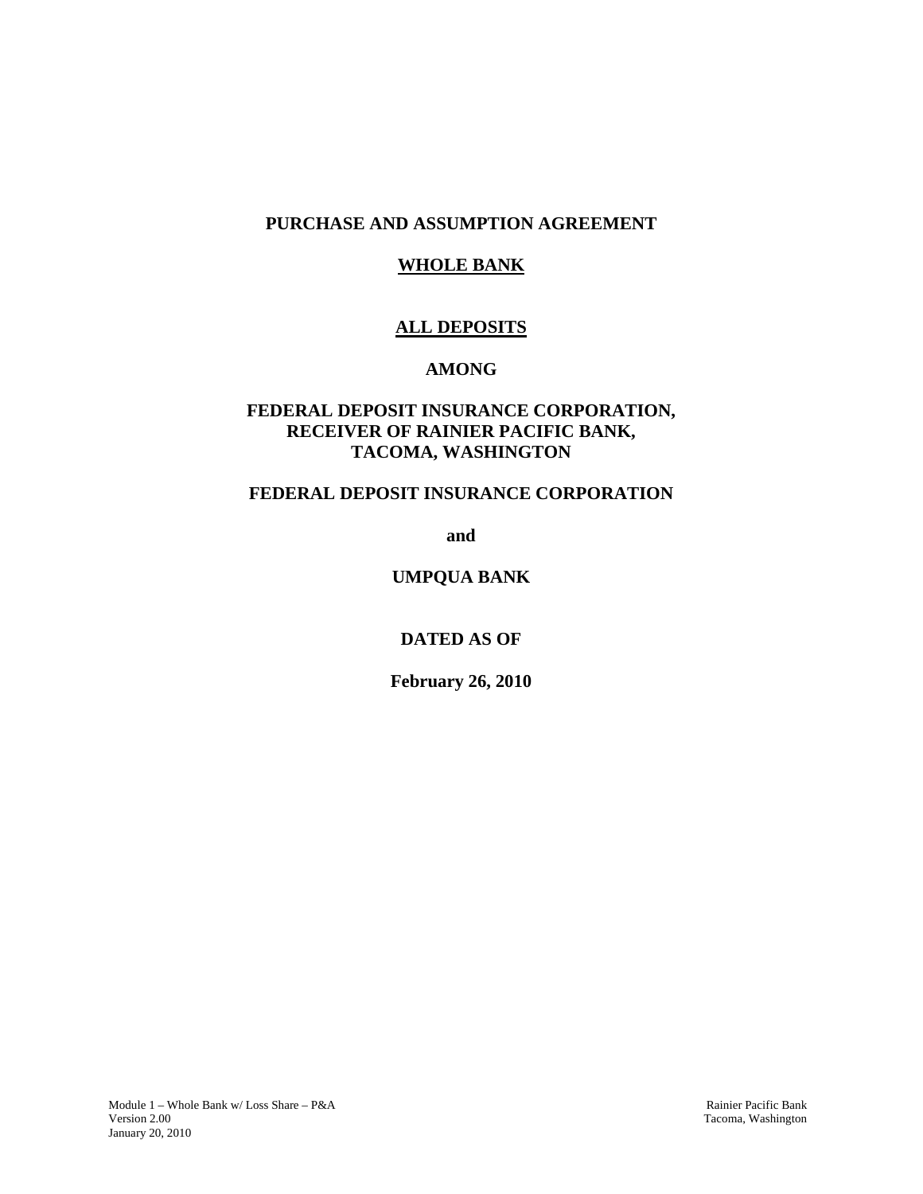# PURCHASE AND ASSUMPTION AGREEMENT

## WHOLE BANK

## ALL DEPOSITS

**AMONG**

**FEDERAL DEPOSIT INSURANCE CORPORATION,**
**RECEIVER OF RAINIER PACIFIC BANK,**
**TACOMA, WASHINGTON**

**FEDERAL DEPOSIT INSURANCE CORPORATION**

**and**

**UMPQUA BANK**

**DATED AS OF**

**February 26, 2010**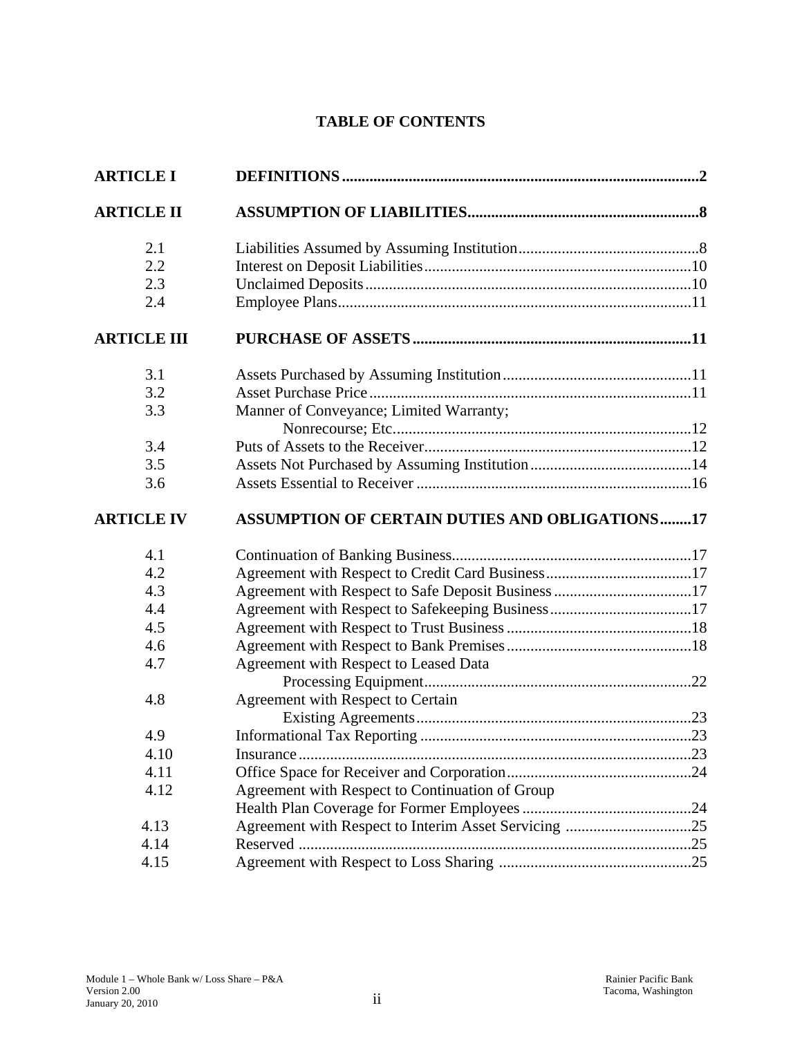# TABLE OF CONTENTS

| | | |
|---|---|---|
| **ARTICLE I** | **DEFINITIONS** | **2** |
| **ARTICLE II** | **ASSUMPTION OF LIABILITIES** | **8** |
| 2.1 | Liabilities Assumed by Assuming Institution | 8 |
| 2.2 | Interest on Deposit Liabilities | 10 |
| 2.3 | Unclaimed Deposits | 10 |
| 2.4 | Employee Plans | 11 |
| **ARTICLE III** | **PURCHASE OF ASSETS** | **11** |
| 3.1 | Assets Purchased by Assuming Institution | 11 |
| 3.2 | Asset Purchase Price | 11 |
| 3.3 | Manner of Conveyance; Limited Warranty; Nonrecourse; Etc. | 12 |
| 3.4 | Puts of Assets to the Receiver | 12 |
| 3.5 | Assets Not Purchased by Assuming Institution | 14 |
| 3.6 | Assets Essential to Receiver | 16 |
| **ARTICLE IV** | **ASSUMPTION OF CERTAIN DUTIES AND OBLIGATIONS** | **17** |
| 4.1 | Continuation of Banking Business | 17 |
| 4.2 | Agreement with Respect to Credit Card Business | 17 |
| 4.3 | Agreement with Respect to Safe Deposit Business | 17 |
| 4.4 | Agreement with Respect to Safekeeping Business | 17 |
| 4.5 | Agreement with Respect to Trust Business | 18 |
| 4.6 | Agreement with Respect to Bank Premises | 18 |
| 4.7 | Agreement with Respect to Leased Data Processing Equipment | 22 |
| 4.8 | Agreement with Respect to Certain Existing Agreements | 23 |
| 4.9 | Informational Tax Reporting | 23 |
| 4.10 | Insurance | 23 |
| 4.11 | Office Space for Receiver and Corporation | 24 |
| 4.12 | Agreement with Respect to Continuation of Group Health Plan Coverage for Former Employees | 24 |
| 4.13 | Agreement with Respect to Interim Asset Servicing | 25 |
| 4.14 | Reserved | 25 |
| 4.15 | Agreement with Respect to Loss Sharing | 25 |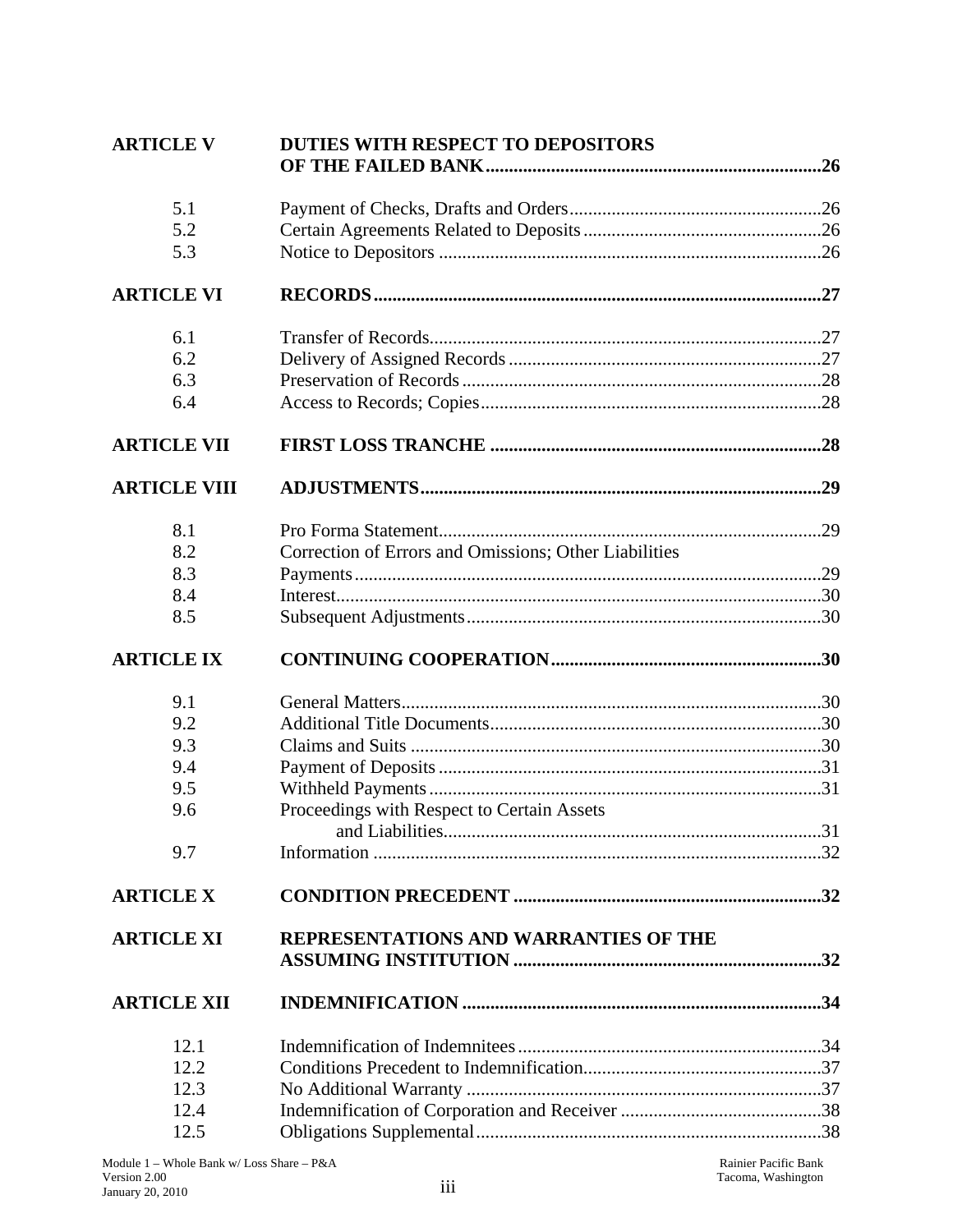| | | |
|---|---|---|
| **ARTICLE V** | **DUTIES WITH RESPECT TO DEPOSITORS OF THE FAILED BANK** | **26** |
| 5.1 | Payment of Checks, Drafts and Orders | 26 |
| 5.2 | Certain Agreements Related to Deposits | 26 |
| 5.3 | Notice to Depositors | 26 |
| **ARTICLE VI** | **RECORDS** | **27** |
| 6.1 | Transfer of Records | 27 |
| 6.2 | Delivery of Assigned Records | 27 |
| 6.3 | Preservation of Records | 28 |
| 6.4 | Access to Records; Copies | 28 |
| **ARTICLE VII** | **FIRST LOSS TRANCHE** | **28** |
| **ARTICLE VIII** | **ADJUSTMENTS** | **29** |
| 8.1 | Pro Forma Statement | 29 |
| 8.2 | Correction of Errors and Omissions; Other Liabilities | |
| 8.3 | Payments | 29 |
| 8.4 | Interest | 30 |
| 8.5 | Subsequent Adjustments | 30 |
| **ARTICLE IX** | **CONTINUING COOPERATION** | **30** |
| 9.1 | General Matters | 30 |
| 9.2 | Additional Title Documents | 30 |
| 9.3 | Claims and Suits | 30 |
| 9.4 | Payment of Deposits | 31 |
| 9.5 | Withheld Payments | 31 |
| 9.6 | Proceedings with Respect to Certain Assets and Liabilities | 31 |
| 9.7 | Information | 32 |
| **ARTICLE X** | **CONDITION PRECEDENT** | **32** |
| **ARTICLE XI** | **REPRESENTATIONS AND WARRANTIES OF THE ASSUMING INSTITUTION** | **32** |
| **ARTICLE XII** | **INDEMNIFICATION** | **34** |
| 12.1 | Indemnification of Indemnitees | 34 |
| 12.2 | Conditions Precedent to Indemnification | 37 |
| 12.3 | No Additional Warranty | 37 |
| 12.4 | Indemnification of Corporation and Receiver | 38 |
| 12.5 | Obligations Supplemental | 38 |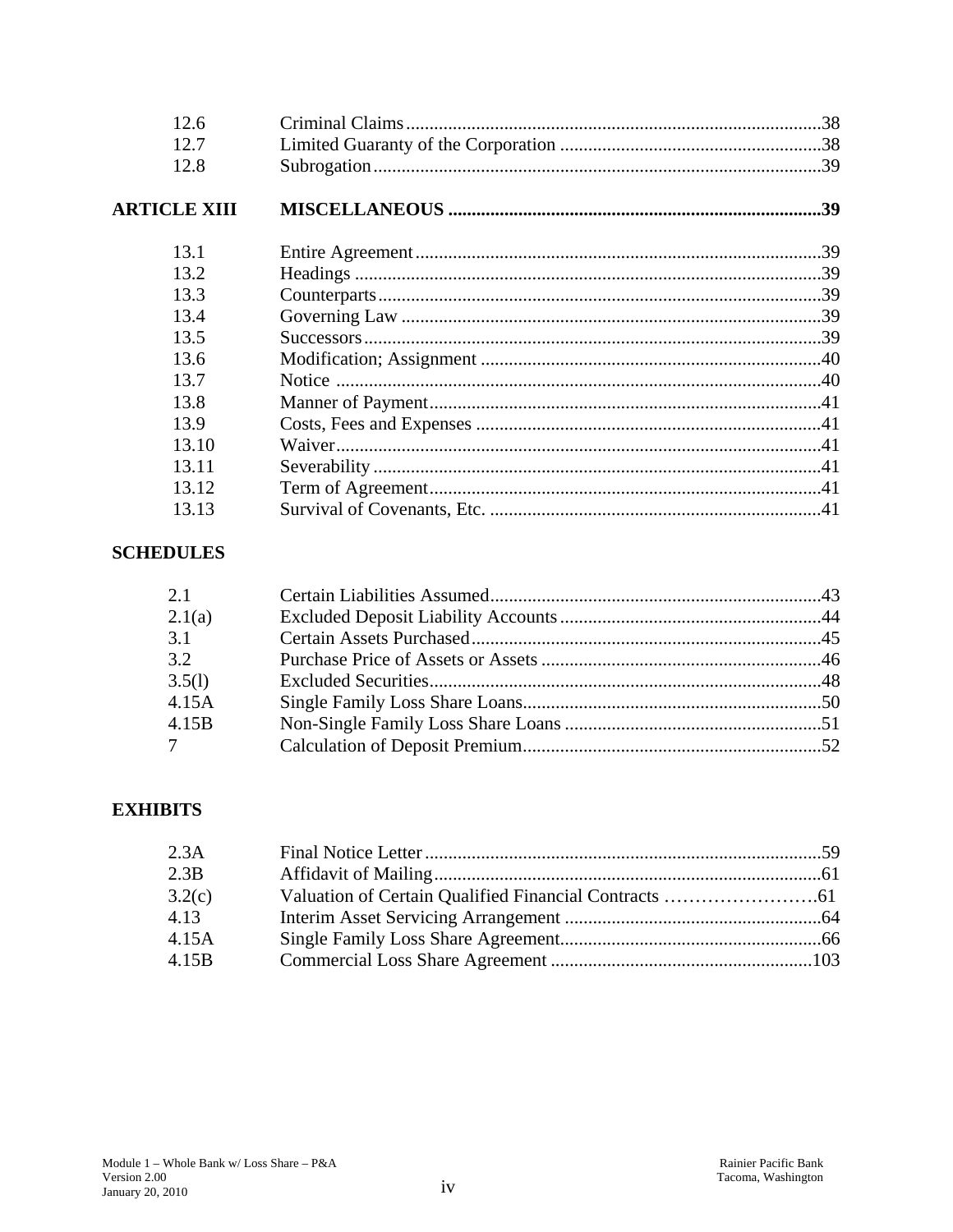| | | |
|---|---|---|
| 12.6 | Criminal Claims | 38 |
| 12.7 | Limited Guaranty of the Corporation | 38 |
| 12.8 | Subrogation | 39 |
| **ARTICLE XIII** | **MISCELLANEOUS** | **39** |
| 13.1 | Entire Agreement | 39 |
| 13.2 | Headings | 39 |
| 13.3 | Counterparts | 39 |
| 13.4 | Governing Law | 39 |
| 13.5 | Successors | 39 |
| 13.6 | Modification; Assignment | 40 |
| 13.7 | Notice | 40 |
| 13.8 | Manner of Payment | 41 |
| 13.9 | Costs, Fees and Expenses | 41 |
| 13.10 | Waiver | 41 |
| 13.11 | Severability | 41 |
| 13.12 | Term of Agreement | 41 |
| 13.13 | Survival of Covenants, Etc. | 41 |

**SCHEDULES**

| | | |
|---|---|---|
| 2.1 | Certain Liabilities Assumed | 43 |
| 2.1(a) | Excluded Deposit Liability Accounts | 44 |
| 3.1 | Certain Assets Purchased | 45 |
| 3.2 | Purchase Price of Assets or Assets | 46 |
| 3.5(l) | Excluded Securities | 48 |
| 4.15A | Single Family Loss Share Loans | 50 |
| 4.15B | Non-Single Family Loss Share Loans | 51 |
| 7 | Calculation of Deposit Premium | 52 |

**EXHIBITS**

| | | |
|---|---|---|
| 2.3A | Final Notice Letter | 59 |
| 2.3B | Affidavit of Mailing | 61 |
| 3.2(c) | Valuation of Certain Qualified Financial Contracts | 61 |
| 4.13 | Interim Asset Servicing Arrangement | 64 |
| 4.15A | Single Family Loss Share Agreement | 66 |
| 4.15B | Commercial Loss Share Agreement | 103 |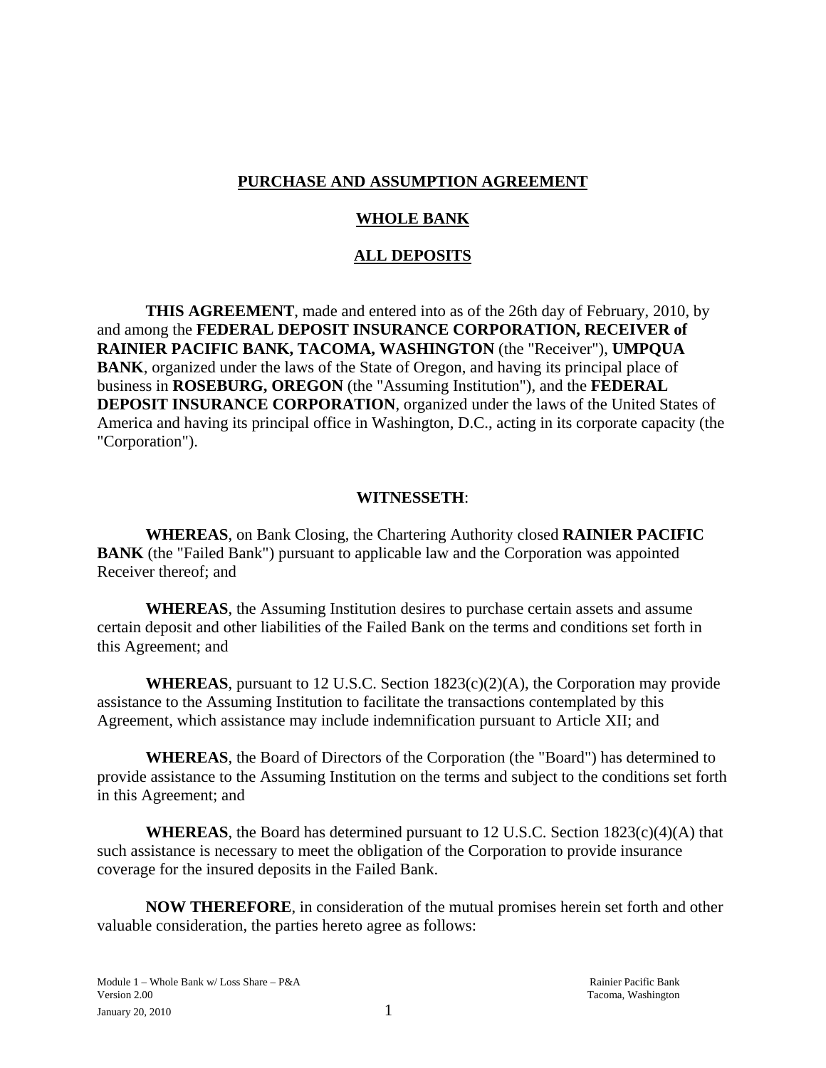**PURCHASE AND ASSUMPTION AGREEMENT**

**WHOLE BANK**

**ALL DEPOSITS**

**THIS AGREEMENT**, made and entered into as of the 26th day of February, 2010, by and among the **FEDERAL DEPOSIT INSURANCE CORPORATION, RECEIVER of RAINIER PACIFIC BANK, TACOMA, WASHINGTON** (the "Receiver"), **UMPQUA BANK**, organized under the laws of the State of Oregon, and having its principal place of business in **ROSEBURG, OREGON** (the "Assuming Institution"), and the **FEDERAL DEPOSIT INSURANCE CORPORATION**, organized under the laws of the United States of America and having its principal office in Washington, D.C., acting in its corporate capacity (the "Corporation").

**WITNESSETH**:

**WHEREAS**, on Bank Closing, the Chartering Authority closed **RAINIER PACIFIC BANK** (the "Failed Bank") pursuant to applicable law and the Corporation was appointed Receiver thereof; and

**WHEREAS**, the Assuming Institution desires to purchase certain assets and assume certain deposit and other liabilities of the Failed Bank on the terms and conditions set forth in this Agreement; and

**WHEREAS**, pursuant to 12 U.S.C. Section 1823(c)(2)(A), the Corporation may provide assistance to the Assuming Institution to facilitate the transactions contemplated by this Agreement, which assistance may include indemnification pursuant to Article XII; and

**WHEREAS**, the Board of Directors of the Corporation (the "Board") has determined to provide assistance to the Assuming Institution on the terms and subject to the conditions set forth in this Agreement; and

**WHEREAS**, the Board has determined pursuant to 12 U.S.C. Section 1823(c)(4)(A) that such assistance is necessary to meet the obligation of the Corporation to provide insurance coverage for the insured deposits in the Failed Bank.

**NOW THEREFORE**, in consideration of the mutual promises herein set forth and other valuable consideration, the parties hereto agree as follows: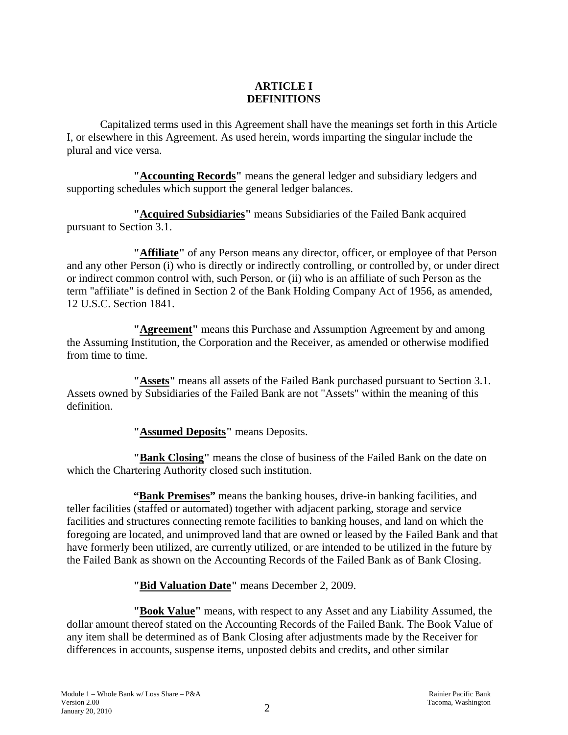# ARTICLE I
# DEFINITIONS

Capitalized terms used in this Agreement shall have the meanings set forth in this Article I, or elsewhere in this Agreement. As used herein, words imparting the singular include the plural and vice versa.

**"Accounting Records"** means the general ledger and subsidiary ledgers and supporting schedules which support the general ledger balances.

**"Acquired Subsidiaries"** means Subsidiaries of the Failed Bank acquired pursuant to Section 3.1.

**"Affiliate"** of any Person means any director, officer, or employee of that Person and any other Person (i) who is directly or indirectly controlling, or controlled by, or under direct or indirect common control with, such Person, or (ii) who is an affiliate of such Person as the term "affiliate" is defined in Section 2 of the Bank Holding Company Act of 1956, as amended, 12 U.S.C. Section 1841.

**"Agreement"** means this Purchase and Assumption Agreement by and among the Assuming Institution, the Corporation and the Receiver, as amended or otherwise modified from time to time.

**"Assets"** means all assets of the Failed Bank purchased pursuant to Section 3.1. Assets owned by Subsidiaries of the Failed Bank are not "Assets" within the meaning of this definition.

**"Assumed Deposits"** means Deposits.

**"Bank Closing"** means the close of business of the Failed Bank on the date on which the Chartering Authority closed such institution.

**"Bank Premises"** means the banking houses, drive-in banking facilities, and teller facilities (staffed or automated) together with adjacent parking, storage and service facilities and structures connecting remote facilities to banking houses, and land on which the foregoing are located, and unimproved land that are owned or leased by the Failed Bank and that have formerly been utilized, are currently utilized, or are intended to be utilized in the future by the Failed Bank as shown on the Accounting Records of the Failed Bank as of Bank Closing.

**"Bid Valuation Date"** means December 2, 2009.

**"Book Value"** means, with respect to any Asset and any Liability Assumed, the dollar amount thereof stated on the Accounting Records of the Failed Bank. The Book Value of any item shall be determined as of Bank Closing after adjustments made by the Receiver for differences in accounts, suspense items, unposted debits and credits, and other similar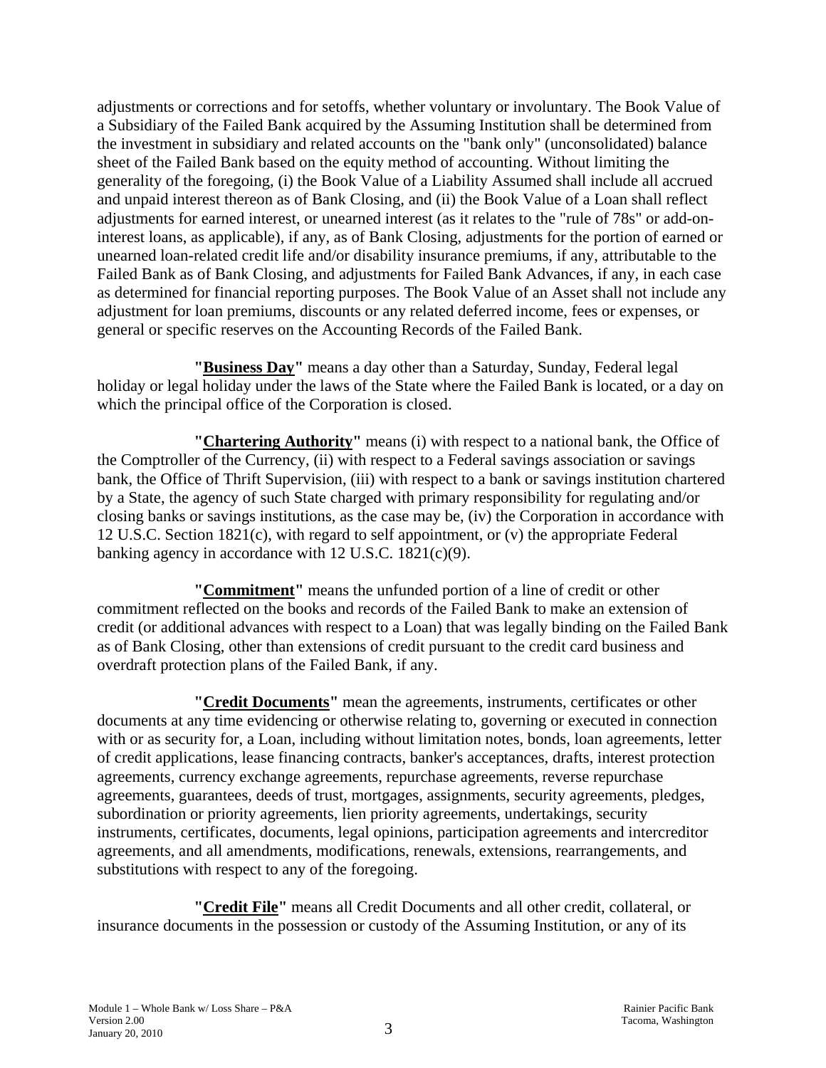adjustments or corrections and for setoffs, whether voluntary or involuntary. The Book Value of a Subsidiary of the Failed Bank acquired by the Assuming Institution shall be determined from the investment in subsidiary and related accounts on the "bank only" (unconsolidated) balance sheet of the Failed Bank based on the equity method of accounting. Without limiting the generality of the foregoing, (i) the Book Value of a Liability Assumed shall include all accrued and unpaid interest thereon as of Bank Closing, and (ii) the Book Value of a Loan shall reflect adjustments for earned interest, or unearned interest (as it relates to the "rule of 78s" or add-on-interest loans, as applicable), if any, as of Bank Closing, adjustments for the portion of earned or unearned loan-related credit life and/or disability insurance premiums, if any, attributable to the Failed Bank as of Bank Closing, and adjustments for Failed Bank Advances, if any, in each case as determined for financial reporting purposes. The Book Value of an Asset shall not include any adjustment for loan premiums, discounts or any related deferred income, fees or expenses, or general or specific reserves on the Accounting Records of the Failed Bank.

**"Business Day"** means a day other than a Saturday, Sunday, Federal legal holiday or legal holiday under the laws of the State where the Failed Bank is located, or a day on which the principal office of the Corporation is closed.

**"Chartering Authority"** means (i) with respect to a national bank, the Office of the Comptroller of the Currency, (ii) with respect to a Federal savings association or savings bank, the Office of Thrift Supervision, (iii) with respect to a bank or savings institution chartered by a State, the agency of such State charged with primary responsibility for regulating and/or closing banks or savings institutions, as the case may be, (iv) the Corporation in accordance with 12 U.S.C. Section 1821(c), with regard to self appointment, or (v) the appropriate Federal banking agency in accordance with 12 U.S.C. 1821(c)(9).

**"Commitment"** means the unfunded portion of a line of credit or other commitment reflected on the books and records of the Failed Bank to make an extension of credit (or additional advances with respect to a Loan) that was legally binding on the Failed Bank as of Bank Closing, other than extensions of credit pursuant to the credit card business and overdraft protection plans of the Failed Bank, if any.

**"Credit Documents"** mean the agreements, instruments, certificates or other documents at any time evidencing or otherwise relating to, governing or executed in connection with or as security for, a Loan, including without limitation notes, bonds, loan agreements, letter of credit applications, lease financing contracts, banker's acceptances, drafts, interest protection agreements, currency exchange agreements, repurchase agreements, reverse repurchase agreements, guarantees, deeds of trust, mortgages, assignments, security agreements, pledges, subordination or priority agreements, lien priority agreements, undertakings, security instruments, certificates, documents, legal opinions, participation agreements and intercreditor agreements, and all amendments, modifications, renewals, extensions, rearrangements, and substitutions with respect to any of the foregoing.

**"Credit File"** means all Credit Documents and all other credit, collateral, or insurance documents in the possession or custody of the Assuming Institution, or any of its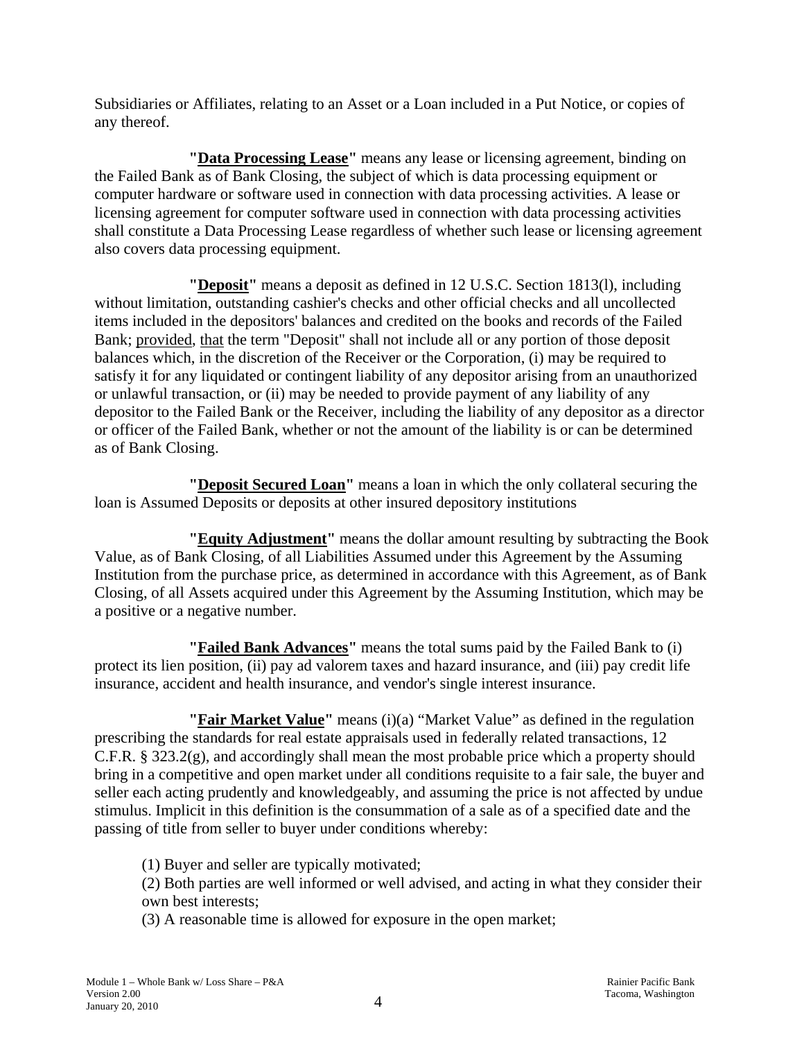Subsidiaries or Affiliates, relating to an Asset or a Loan included in a Put Notice, or copies of any thereof.

**"Data Processing Lease"** means any lease or licensing agreement, binding on the Failed Bank as of Bank Closing, the subject of which is data processing equipment or computer hardware or software used in connection with data processing activities. A lease or licensing agreement for computer software used in connection with data processing activities shall constitute a Data Processing Lease regardless of whether such lease or licensing agreement also covers data processing equipment.

**"Deposit"** means a deposit as defined in 12 U.S.C. Section 1813(l), including without limitation, outstanding cashier's checks and other official checks and all uncollected items included in the depositors' balances and credited on the books and records of the Failed Bank; provided, that the term "Deposit" shall not include all or any portion of those deposit balances which, in the discretion of the Receiver or the Corporation, (i) may be required to satisfy it for any liquidated or contingent liability of any depositor arising from an unauthorized or unlawful transaction, or (ii) may be needed to provide payment of any liability of any depositor to the Failed Bank or the Receiver, including the liability of any depositor as a director or officer of the Failed Bank, whether or not the amount of the liability is or can be determined as of Bank Closing.

**"Deposit Secured Loan"** means a loan in which the only collateral securing the loan is Assumed Deposits or deposits at other insured depository institutions

**"Equity Adjustment"** means the dollar amount resulting by subtracting the Book Value, as of Bank Closing, of all Liabilities Assumed under this Agreement by the Assuming Institution from the purchase price, as determined in accordance with this Agreement, as of Bank Closing, of all Assets acquired under this Agreement by the Assuming Institution, which may be a positive or a negative number.

**"Failed Bank Advances"** means the total sums paid by the Failed Bank to (i) protect its lien position, (ii) pay ad valorem taxes and hazard insurance, and (iii) pay credit life insurance, accident and health insurance, and vendor's single interest insurance.

**"Fair Market Value"** means (i)(a) "Market Value" as defined in the regulation prescribing the standards for real estate appraisals used in federally related transactions, 12 C.F.R. § 323.2(g), and accordingly shall mean the most probable price which a property should bring in a competitive and open market under all conditions requisite to a fair sale, the buyer and seller each acting prudently and knowledgeably, and assuming the price is not affected by undue stimulus. Implicit in this definition is the consummation of a sale as of a specified date and the passing of title from seller to buyer under conditions whereby:

(1) Buyer and seller are typically motivated;
(2) Both parties are well informed or well advised, and acting in what they consider their own best interests;
(3) A reasonable time is allowed for exposure in the open market;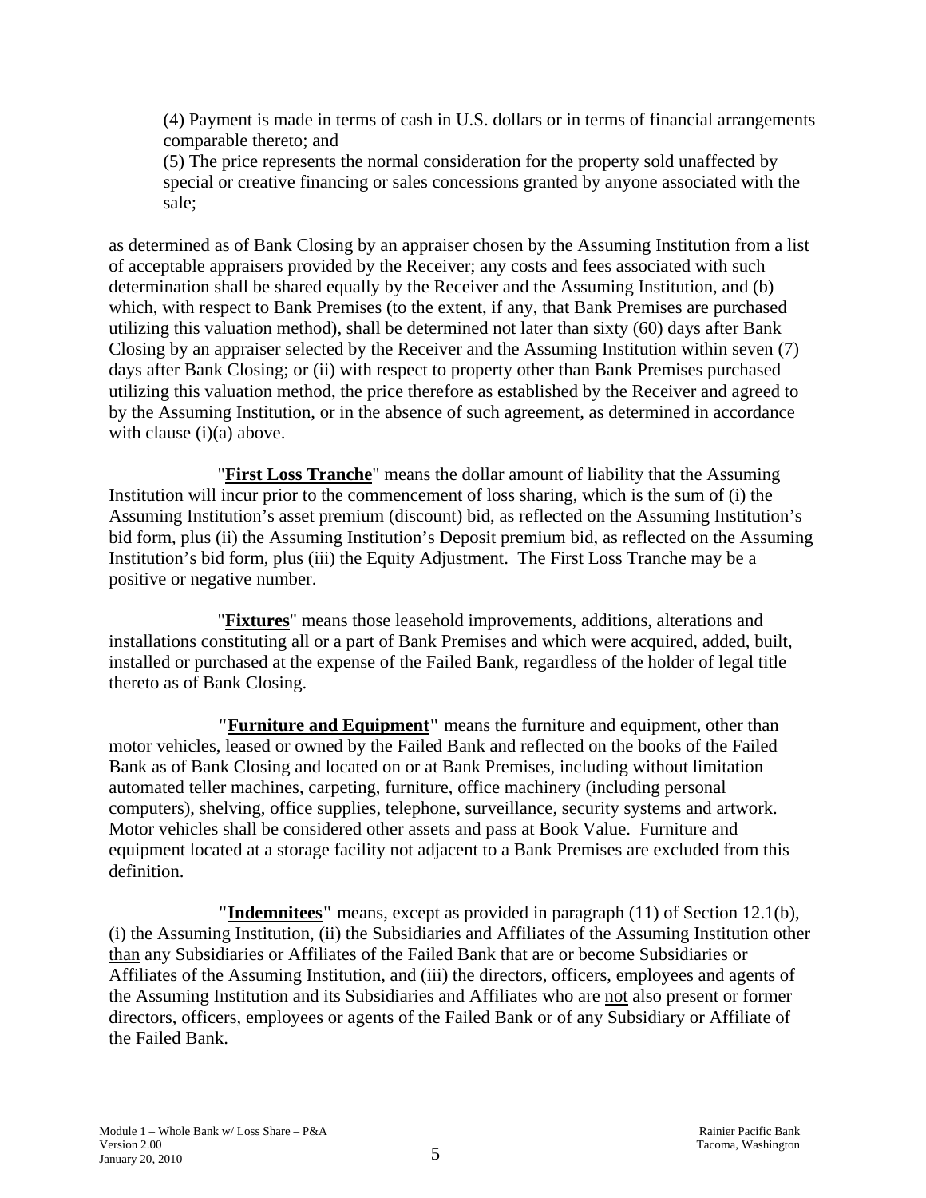(4) Payment is made in terms of cash in U.S. dollars or in terms of financial arrangements comparable thereto; and

(5) The price represents the normal consideration for the property sold unaffected by special or creative financing or sales concessions granted by anyone associated with the sale;

as determined as of Bank Closing by an appraiser chosen by the Assuming Institution from a list of acceptable appraisers provided by the Receiver; any costs and fees associated with such determination shall be shared equally by the Receiver and the Assuming Institution, and (b) which, with respect to Bank Premises (to the extent, if any, that Bank Premises are purchased utilizing this valuation method), shall be determined not later than sixty (60) days after Bank Closing by an appraiser selected by the Receiver and the Assuming Institution within seven (7) days after Bank Closing; or (ii) with respect to property other than Bank Premises purchased utilizing this valuation method, the price therefore as established by the Receiver and agreed to by the Assuming Institution, or in the absence of such agreement, as determined in accordance with clause (i)(a) above.

"**First Loss Tranche**" means the dollar amount of liability that the Assuming Institution will incur prior to the commencement of loss sharing, which is the sum of (i) the Assuming Institution's asset premium (discount) bid, as reflected on the Assuming Institution's bid form, plus (ii) the Assuming Institution's Deposit premium bid, as reflected on the Assuming Institution's bid form, plus (iii) the Equity Adjustment. The First Loss Tranche may be a positive or negative number.

"**Fixtures**" means those leasehold improvements, additions, alterations and installations constituting all or a part of Bank Premises and which were acquired, added, built, installed or purchased at the expense of the Failed Bank, regardless of the holder of legal title thereto as of Bank Closing.

**"Furniture and Equipment"** means the furniture and equipment, other than motor vehicles, leased or owned by the Failed Bank and reflected on the books of the Failed Bank as of Bank Closing and located on or at Bank Premises, including without limitation automated teller machines, carpeting, furniture, office machinery (including personal computers), shelving, office supplies, telephone, surveillance, security systems and artwork. Motor vehicles shall be considered other assets and pass at Book Value. Furniture and equipment located at a storage facility not adjacent to a Bank Premises are excluded from this definition.

**"Indemnitees"** means, except as provided in paragraph (11) of Section 12.1(b), (i) the Assuming Institution, (ii) the Subsidiaries and Affiliates of the Assuming Institution other than any Subsidiaries or Affiliates of the Failed Bank that are or become Subsidiaries or Affiliates of the Assuming Institution, and (iii) the directors, officers, employees and agents of the Assuming Institution and its Subsidiaries and Affiliates who are not also present or former directors, officers, employees or agents of the Failed Bank or of any Subsidiary or Affiliate of the Failed Bank.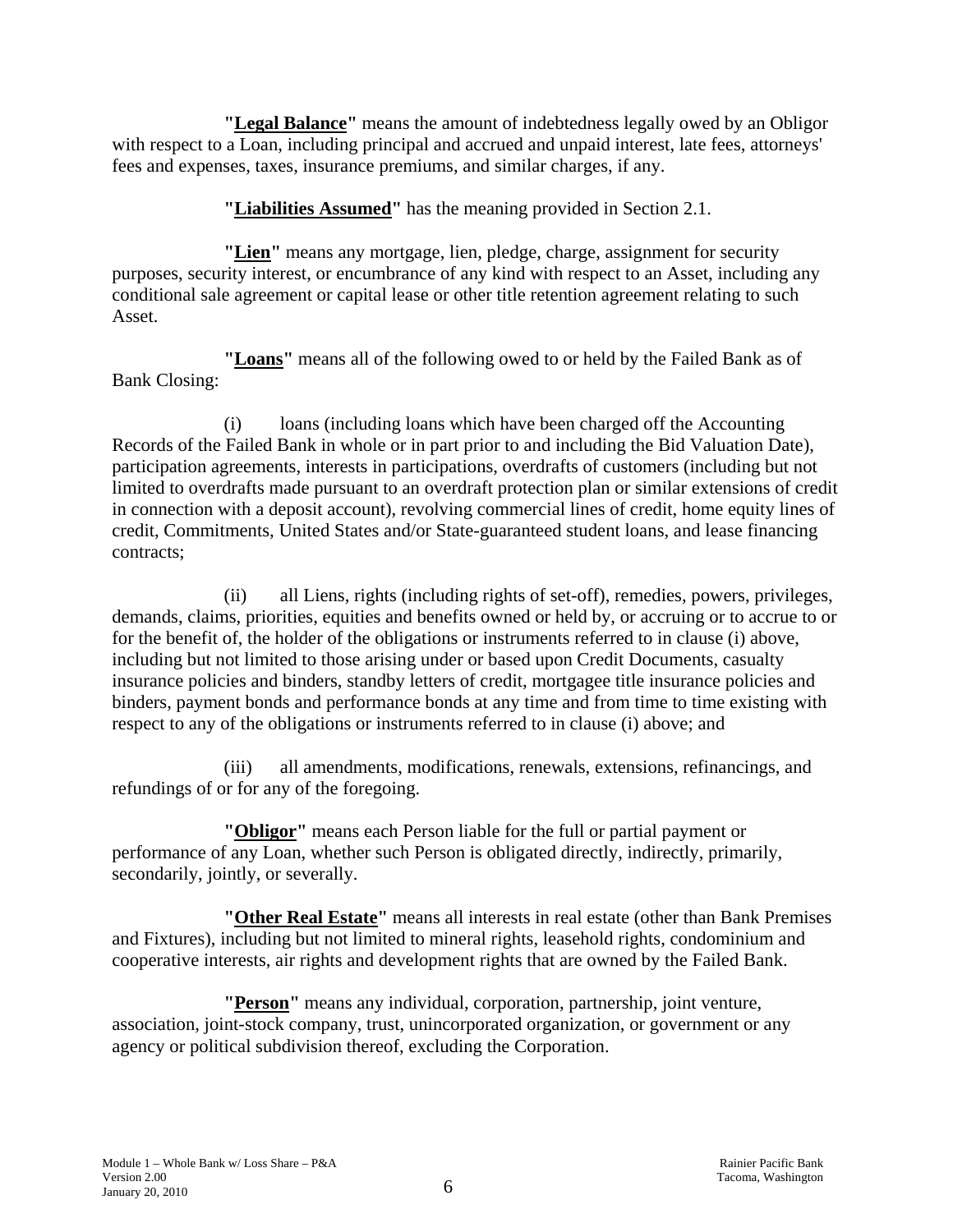**"Legal Balance"** means the amount of indebtedness legally owed by an Obligor with respect to a Loan, including principal and accrued and unpaid interest, late fees, attorneys' fees and expenses, taxes, insurance premiums, and similar charges, if any.

**"Liabilities Assumed"** has the meaning provided in Section 2.1.

**"Lien"** means any mortgage, lien, pledge, charge, assignment for security purposes, security interest, or encumbrance of any kind with respect to an Asset, including any conditional sale agreement or capital lease or other title retention agreement relating to such Asset.

**"Loans"** means all of the following owed to or held by the Failed Bank as of Bank Closing:

(i) loans (including loans which have been charged off the Accounting Records of the Failed Bank in whole or in part prior to and including the Bid Valuation Date), participation agreements, interests in participations, overdrafts of customers (including but not limited to overdrafts made pursuant to an overdraft protection plan or similar extensions of credit in connection with a deposit account), revolving commercial lines of credit, home equity lines of credit, Commitments, United States and/or State-guaranteed student loans, and lease financing contracts;

(ii) all Liens, rights (including rights of set-off), remedies, powers, privileges, demands, claims, priorities, equities and benefits owned or held by, or accruing or to accrue to or for the benefit of, the holder of the obligations or instruments referred to in clause (i) above, including but not limited to those arising under or based upon Credit Documents, casualty insurance policies and binders, standby letters of credit, mortgagee title insurance policies and binders, payment bonds and performance bonds at any time and from time to time existing with respect to any of the obligations or instruments referred to in clause (i) above; and

(iii) all amendments, modifications, renewals, extensions, refinancings, and refundings of or for any of the foregoing.

**"Obligor"** means each Person liable for the full or partial payment or performance of any Loan, whether such Person is obligated directly, indirectly, primarily, secondarily, jointly, or severally.

**"Other Real Estate"** means all interests in real estate (other than Bank Premises and Fixtures), including but not limited to mineral rights, leasehold rights, condominium and cooperative interests, air rights and development rights that are owned by the Failed Bank.

**"Person"** means any individual, corporation, partnership, joint venture, association, joint-stock company, trust, unincorporated organization, or government or any agency or political subdivision thereof, excluding the Corporation.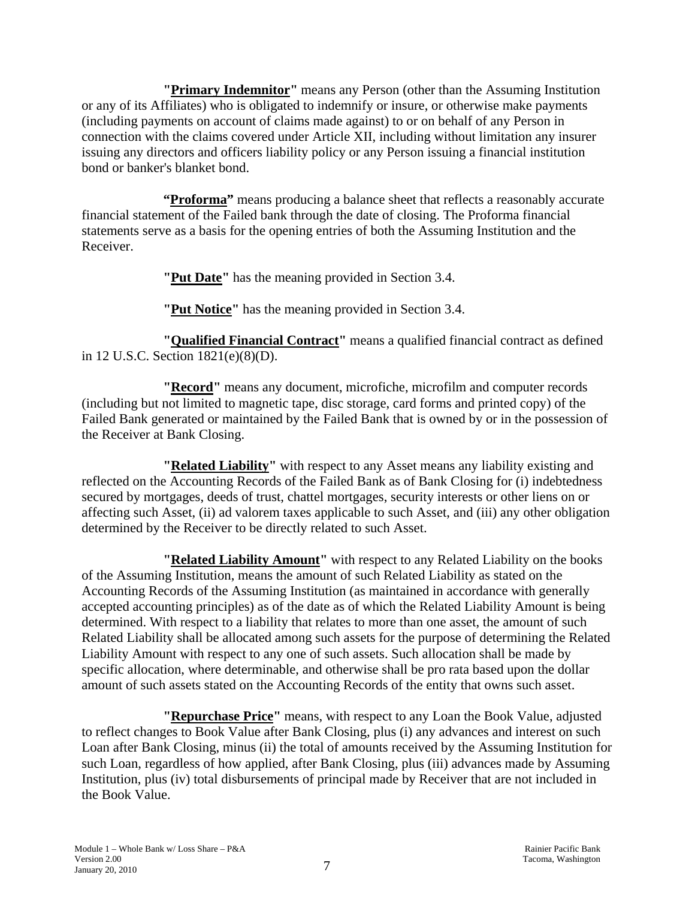"**Primary Indemnitor**" means any Person (other than the Assuming Institution or any of its Affiliates) who is obligated to indemnify or insure, or otherwise make payments (including payments on account of claims made against) to or on behalf of any Person in connection with the claims covered under Article XII, including without limitation any insurer issuing any directors and officers liability policy or any Person issuing a financial institution bond or banker's blanket bond.

"**Proforma**" means producing a balance sheet that reflects a reasonably accurate financial statement of the Failed bank through the date of closing. The Proforma financial statements serve as a basis for the opening entries of both the Assuming Institution and the Receiver.

"**Put Date**" has the meaning provided in Section 3.4.

"**Put Notice**" has the meaning provided in Section 3.4.

"**Qualified Financial Contract**" means a qualified financial contract as defined in 12 U.S.C. Section 1821(e)(8)(D).

"**Record**" means any document, microfiche, microfilm and computer records (including but not limited to magnetic tape, disc storage, card forms and printed copy) of the Failed Bank generated or maintained by the Failed Bank that is owned by or in the possession of the Receiver at Bank Closing.

"**Related Liability**" with respect to any Asset means any liability existing and reflected on the Accounting Records of the Failed Bank as of Bank Closing for (i) indebtedness secured by mortgages, deeds of trust, chattel mortgages, security interests or other liens on or affecting such Asset, (ii) ad valorem taxes applicable to such Asset, and (iii) any other obligation determined by the Receiver to be directly related to such Asset.

"**Related Liability Amount**" with respect to any Related Liability on the books of the Assuming Institution, means the amount of such Related Liability as stated on the Accounting Records of the Assuming Institution (as maintained in accordance with generally accepted accounting principles) as of the date as of which the Related Liability Amount is being determined. With respect to a liability that relates to more than one asset, the amount of such Related Liability shall be allocated among such assets for the purpose of determining the Related Liability Amount with respect to any one of such assets. Such allocation shall be made by specific allocation, where determinable, and otherwise shall be pro rata based upon the dollar amount of such assets stated on the Accounting Records of the entity that owns such asset.

"**Repurchase Price**" means, with respect to any Loan the Book Value, adjusted to reflect changes to Book Value after Bank Closing, plus (i) any advances and interest on such Loan after Bank Closing, minus (ii) the total of amounts received by the Assuming Institution for such Loan, regardless of how applied, after Bank Closing, plus (iii) advances made by Assuming Institution, plus (iv) total disbursements of principal made by Receiver that are not included in the Book Value.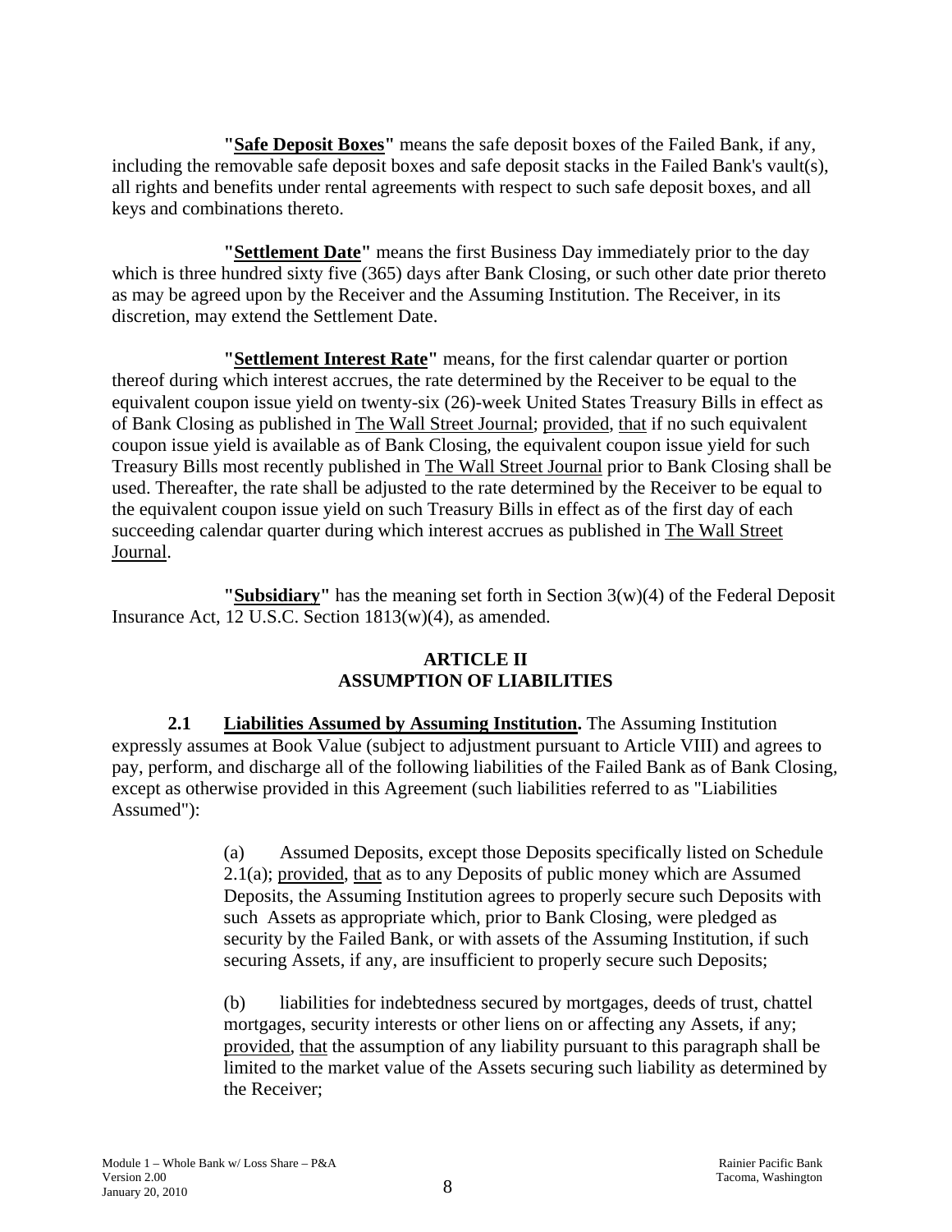**"Safe Deposit Boxes"** means the safe deposit boxes of the Failed Bank, if any, including the removable safe deposit boxes and safe deposit stacks in the Failed Bank's vault(s), all rights and benefits under rental agreements with respect to such safe deposit boxes, and all keys and combinations thereto.

**"Settlement Date"** means the first Business Day immediately prior to the day which is three hundred sixty five (365) days after Bank Closing, or such other date prior thereto as may be agreed upon by the Receiver and the Assuming Institution. The Receiver, in its discretion, may extend the Settlement Date.

**"Settlement Interest Rate"** means, for the first calendar quarter or portion thereof during which interest accrues, the rate determined by the Receiver to be equal to the equivalent coupon issue yield on twenty-six (26)-week United States Treasury Bills in effect as of Bank Closing as published in The Wall Street Journal; provided, that if no such equivalent coupon issue yield is available as of Bank Closing, the equivalent coupon issue yield for such Treasury Bills most recently published in The Wall Street Journal prior to Bank Closing shall be used. Thereafter, the rate shall be adjusted to the rate determined by the Receiver to be equal to the equivalent coupon issue yield on such Treasury Bills in effect as of the first day of each succeeding calendar quarter during which interest accrues as published in The Wall Street Journal.

**"Subsidiary"** has the meaning set forth in Section 3(w)(4) of the Federal Deposit Insurance Act, 12 U.S.C. Section 1813(w)(4), as amended.

## ARTICLE II
## ASSUMPTION OF LIABILITIES

**2.1 Liabilities Assumed by Assuming Institution.** The Assuming Institution expressly assumes at Book Value (subject to adjustment pursuant to Article VIII) and agrees to pay, perform, and discharge all of the following liabilities of the Failed Bank as of Bank Closing, except as otherwise provided in this Agreement (such liabilities referred to as "Liabilities Assumed"):

(a) Assumed Deposits, except those Deposits specifically listed on Schedule 2.1(a); provided, that as to any Deposits of public money which are Assumed Deposits, the Assuming Institution agrees to properly secure such Deposits with such Assets as appropriate which, prior to Bank Closing, were pledged as security by the Failed Bank, or with assets of the Assuming Institution, if such securing Assets, if any, are insufficient to properly secure such Deposits;

(b) liabilities for indebtedness secured by mortgages, deeds of trust, chattel mortgages, security interests or other liens on or affecting any Assets, if any; provided, that the assumption of any liability pursuant to this paragraph shall be limited to the market value of the Assets securing such liability as determined by the Receiver;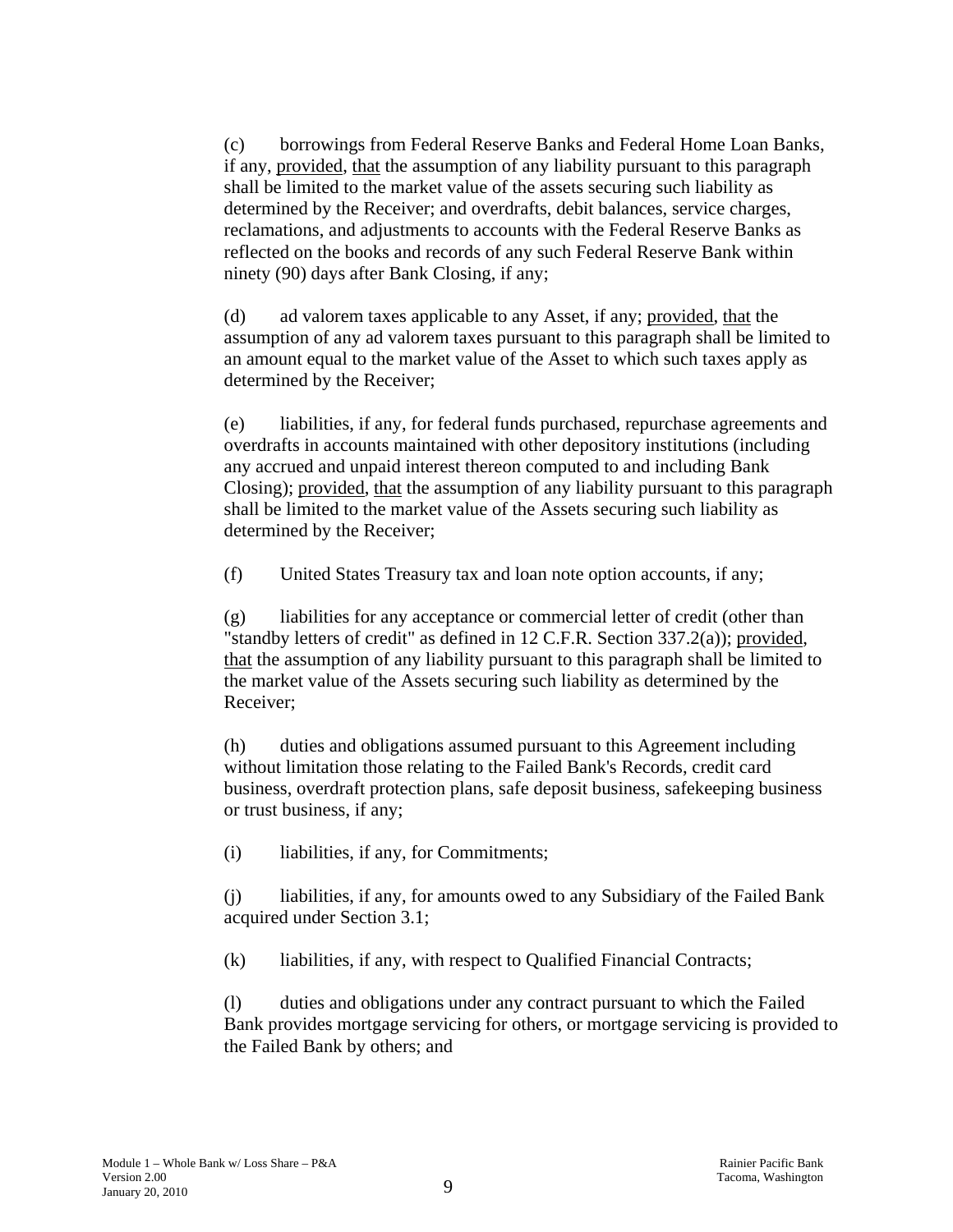(c) borrowings from Federal Reserve Banks and Federal Home Loan Banks, if any, provided, that the assumption of any liability pursuant to this paragraph shall be limited to the market value of the assets securing such liability as determined by the Receiver; and overdrafts, debit balances, service charges, reclamations, and adjustments to accounts with the Federal Reserve Banks as reflected on the books and records of any such Federal Reserve Bank within ninety (90) days after Bank Closing, if any;

(d) ad valorem taxes applicable to any Asset, if any; provided, that the assumption of any ad valorem taxes pursuant to this paragraph shall be limited to an amount equal to the market value of the Asset to which such taxes apply as determined by the Receiver;

(e) liabilities, if any, for federal funds purchased, repurchase agreements and overdrafts in accounts maintained with other depository institutions (including any accrued and unpaid interest thereon computed to and including Bank Closing); provided, that the assumption of any liability pursuant to this paragraph shall be limited to the market value of the Assets securing such liability as determined by the Receiver;

(f) United States Treasury tax and loan note option accounts, if any;

(g) liabilities for any acceptance or commercial letter of credit (other than "standby letters of credit" as defined in 12 C.F.R. Section 337.2(a)); provided, that the assumption of any liability pursuant to this paragraph shall be limited to the market value of the Assets securing such liability as determined by the Receiver;

(h) duties and obligations assumed pursuant to this Agreement including without limitation those relating to the Failed Bank's Records, credit card business, overdraft protection plans, safe deposit business, safekeeping business or trust business, if any;

(i) liabilities, if any, for Commitments;

(j) liabilities, if any, for amounts owed to any Subsidiary of the Failed Bank acquired under Section 3.1;

(k) liabilities, if any, with respect to Qualified Financial Contracts;

(l) duties and obligations under any contract pursuant to which the Failed Bank provides mortgage servicing for others, or mortgage servicing is provided to the Failed Bank by others; and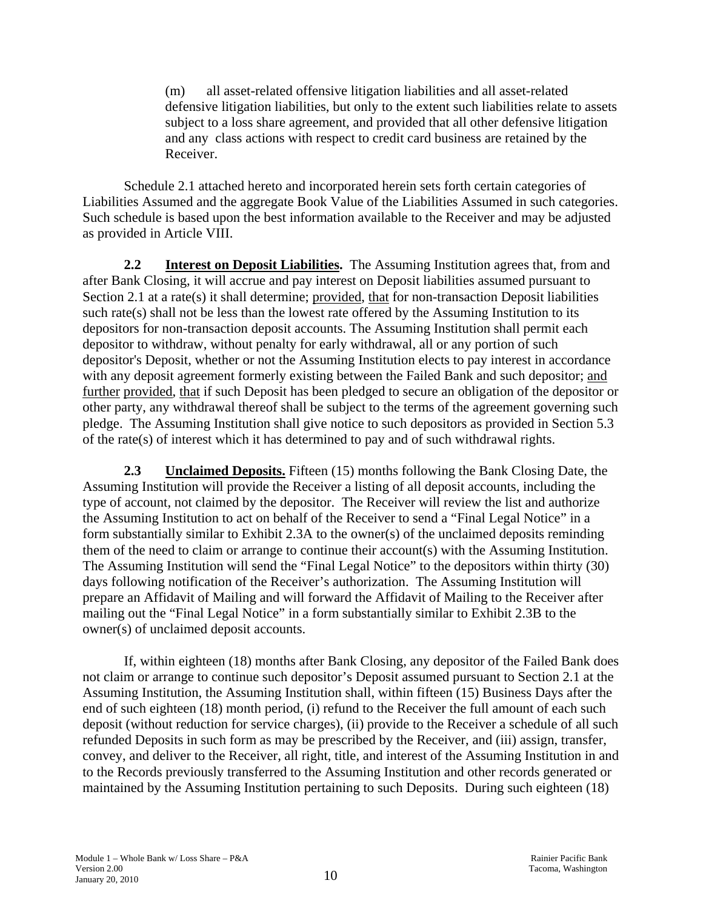(m) all asset-related offensive litigation liabilities and all asset-related defensive litigation liabilities, but only to the extent such liabilities relate to assets subject to a loss share agreement, and provided that all other defensive litigation and any class actions with respect to credit card business are retained by the Receiver.

Schedule 2.1 attached hereto and incorporated herein sets forth certain categories of Liabilities Assumed and the aggregate Book Value of the Liabilities Assumed in such categories. Such schedule is based upon the best information available to the Receiver and may be adjusted as provided in Article VIII.

**2.2 Interest on Deposit Liabilities.** The Assuming Institution agrees that, from and after Bank Closing, it will accrue and pay interest on Deposit liabilities assumed pursuant to Section 2.1 at a rate(s) it shall determine; provided, that for non-transaction Deposit liabilities such rate(s) shall not be less than the lowest rate offered by the Assuming Institution to its depositors for non-transaction deposit accounts. The Assuming Institution shall permit each depositor to withdraw, without penalty for early withdrawal, all or any portion of such depositor's Deposit, whether or not the Assuming Institution elects to pay interest in accordance with any deposit agreement formerly existing between the Failed Bank and such depositor; and further provided, that if such Deposit has been pledged to secure an obligation of the depositor or other party, any withdrawal thereof shall be subject to the terms of the agreement governing such pledge. The Assuming Institution shall give notice to such depositors as provided in Section 5.3 of the rate(s) of interest which it has determined to pay and of such withdrawal rights.

**2.3 Unclaimed Deposits.** Fifteen (15) months following the Bank Closing Date, the Assuming Institution will provide the Receiver a listing of all deposit accounts, including the type of account, not claimed by the depositor. The Receiver will review the list and authorize the Assuming Institution to act on behalf of the Receiver to send a "Final Legal Notice" in a form substantially similar to Exhibit 2.3A to the owner(s) of the unclaimed deposits reminding them of the need to claim or arrange to continue their account(s) with the Assuming Institution. The Assuming Institution will send the "Final Legal Notice" to the depositors within thirty (30) days following notification of the Receiver's authorization. The Assuming Institution will prepare an Affidavit of Mailing and will forward the Affidavit of Mailing to the Receiver after mailing out the "Final Legal Notice" in a form substantially similar to Exhibit 2.3B to the owner(s) of unclaimed deposit accounts.

If, within eighteen (18) months after Bank Closing, any depositor of the Failed Bank does not claim or arrange to continue such depositor's Deposit assumed pursuant to Section 2.1 at the Assuming Institution, the Assuming Institution shall, within fifteen (15) Business Days after the end of such eighteen (18) month period, (i) refund to the Receiver the full amount of each such deposit (without reduction for service charges), (ii) provide to the Receiver a schedule of all such refunded Deposits in such form as may be prescribed by the Receiver, and (iii) assign, transfer, convey, and deliver to the Receiver, all right, title, and interest of the Assuming Institution in and to the Records previously transferred to the Assuming Institution and other records generated or maintained by the Assuming Institution pertaining to such Deposits. During such eighteen (18)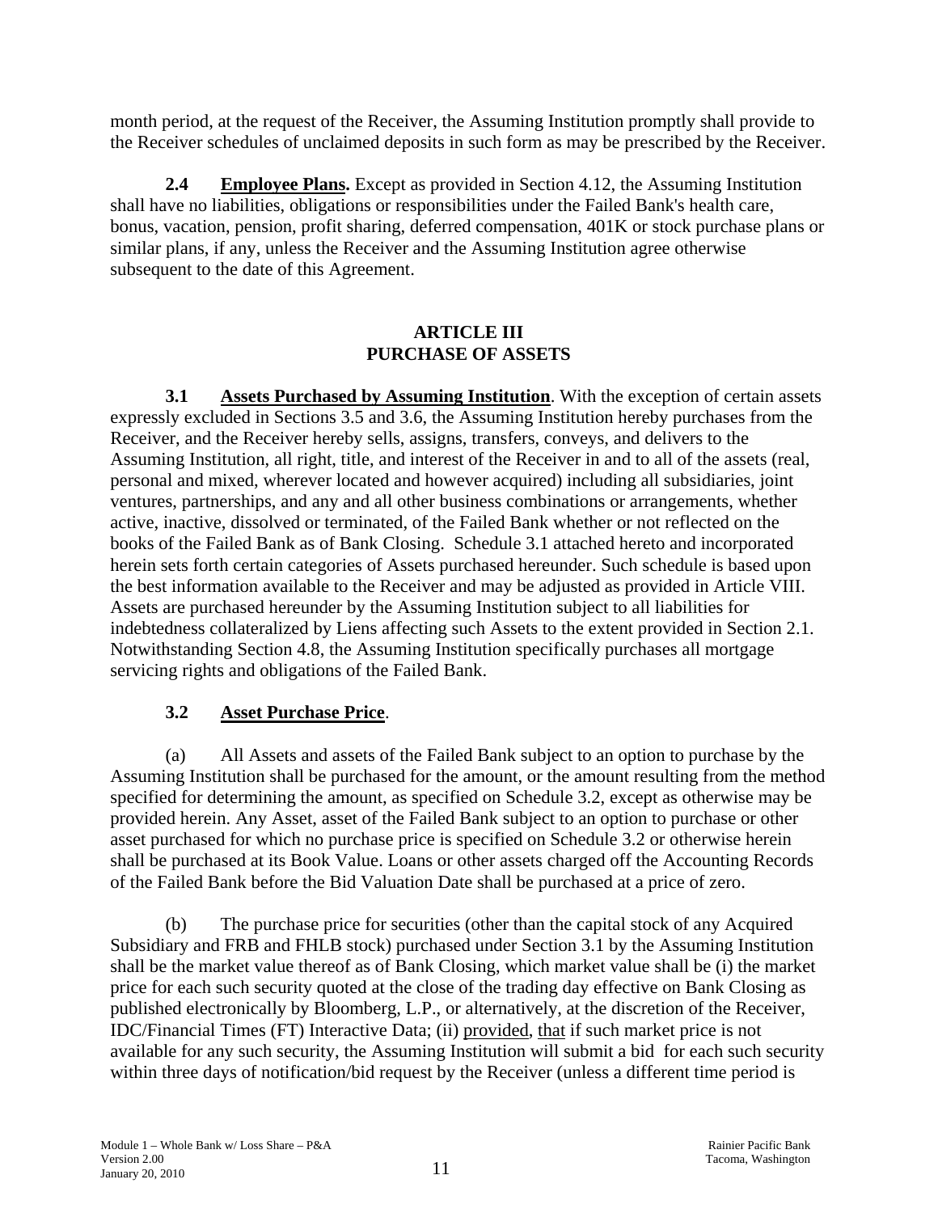month period, at the request of the Receiver, the Assuming Institution promptly shall provide to the Receiver schedules of unclaimed deposits in such form as may be prescribed by the Receiver.

**2.4 Employee Plans.** Except as provided in Section 4.12, the Assuming Institution shall have no liabilities, obligations or responsibilities under the Failed Bank's health care, bonus, vacation, pension, profit sharing, deferred compensation, 401K or stock purchase plans or similar plans, if any, unless the Receiver and the Assuming Institution agree otherwise subsequent to the date of this Agreement.

## ARTICLE III
## PURCHASE OF ASSETS

**3.1 Assets Purchased by Assuming Institution**. With the exception of certain assets expressly excluded in Sections 3.5 and 3.6, the Assuming Institution hereby purchases from the Receiver, and the Receiver hereby sells, assigns, transfers, conveys, and delivers to the Assuming Institution, all right, title, and interest of the Receiver in and to all of the assets (real, personal and mixed, wherever located and however acquired) including all subsidiaries, joint ventures, partnerships, and any and all other business combinations or arrangements, whether active, inactive, dissolved or terminated, of the Failed Bank whether or not reflected on the books of the Failed Bank as of Bank Closing. Schedule 3.1 attached hereto and incorporated herein sets forth certain categories of Assets purchased hereunder. Such schedule is based upon the best information available to the Receiver and may be adjusted as provided in Article VIII. Assets are purchased hereunder by the Assuming Institution subject to all liabilities for indebtedness collateralized by Liens affecting such Assets to the extent provided in Section 2.1. Notwithstanding Section 4.8, the Assuming Institution specifically purchases all mortgage servicing rights and obligations of the Failed Bank.

**3.2 Asset Purchase Price**.

(a) All Assets and assets of the Failed Bank subject to an option to purchase by the Assuming Institution shall be purchased for the amount, or the amount resulting from the method specified for determining the amount, as specified on Schedule 3.2, except as otherwise may be provided herein. Any Asset, asset of the Failed Bank subject to an option to purchase or other asset purchased for which no purchase price is specified on Schedule 3.2 or otherwise herein shall be purchased at its Book Value. Loans or other assets charged off the Accounting Records of the Failed Bank before the Bid Valuation Date shall be purchased at a price of zero.

(b) The purchase price for securities (other than the capital stock of any Acquired Subsidiary and FRB and FHLB stock) purchased under Section 3.1 by the Assuming Institution shall be the market value thereof as of Bank Closing, which market value shall be (i) the market price for each such security quoted at the close of the trading day effective on Bank Closing as published electronically by Bloomberg, L.P., or alternatively, at the discretion of the Receiver, IDC/Financial Times (FT) Interactive Data; (ii) provided, that if such market price is not available for any such security, the Assuming Institution will submit a bid for each such security within three days of notification/bid request by the Receiver (unless a different time period is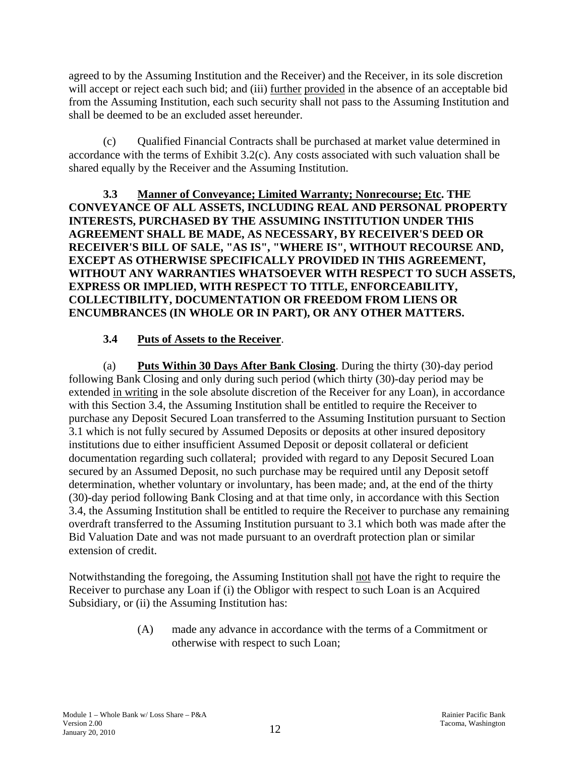agreed to by the Assuming Institution and the Receiver) and the Receiver, in its sole discretion will accept or reject each such bid; and (iii) further provided in the absence of an acceptable bid from the Assuming Institution, each such security shall not pass to the Assuming Institution and shall be deemed to be an excluded asset hereunder.

(c) Qualified Financial Contracts shall be purchased at market value determined in accordance with the terms of Exhibit 3.2(c). Any costs associated with such valuation shall be shared equally by the Receiver and the Assuming Institution.

**3.3 Manner of Conveyance; Limited Warranty; Nonrecourse; Etc. THE CONVEYANCE OF ALL ASSETS, INCLUDING REAL AND PERSONAL PROPERTY INTERESTS, PURCHASED BY THE ASSUMING INSTITUTION UNDER THIS AGREEMENT SHALL BE MADE, AS NECESSARY, BY RECEIVER'S DEED OR RECEIVER'S BILL OF SALE, "AS IS", "WHERE IS", WITHOUT RECOURSE AND, EXCEPT AS OTHERWISE SPECIFICALLY PROVIDED IN THIS AGREEMENT, WITHOUT ANY WARRANTIES WHATSOEVER WITH RESPECT TO SUCH ASSETS, EXPRESS OR IMPLIED, WITH RESPECT TO TITLE, ENFORCEABILITY, COLLECTIBILITY, DOCUMENTATION OR FREEDOM FROM LIENS OR ENCUMBRANCES (IN WHOLE OR IN PART), OR ANY OTHER MATTERS.**

**3.4 Puts of Assets to the Receiver**.

(a) **Puts Within 30 Days After Bank Closing**. During the thirty (30)-day period following Bank Closing and only during such period (which thirty (30)-day period may be extended in writing in the sole absolute discretion of the Receiver for any Loan), in accordance with this Section 3.4, the Assuming Institution shall be entitled to require the Receiver to purchase any Deposit Secured Loan transferred to the Assuming Institution pursuant to Section 3.1 which is not fully secured by Assumed Deposits or deposits at other insured depository institutions due to either insufficient Assumed Deposit or deposit collateral or deficient documentation regarding such collateral; provided with regard to any Deposit Secured Loan secured by an Assumed Deposit, no such purchase may be required until any Deposit setoff determination, whether voluntary or involuntary, has been made; and, at the end of the thirty (30)-day period following Bank Closing and at that time only, in accordance with this Section 3.4, the Assuming Institution shall be entitled to require the Receiver to purchase any remaining overdraft transferred to the Assuming Institution pursuant to 3.1 which both was made after the Bid Valuation Date and was not made pursuant to an overdraft protection plan or similar extension of credit.

Notwithstanding the foregoing, the Assuming Institution shall not have the right to require the Receiver to purchase any Loan if (i) the Obligor with respect to such Loan is an Acquired Subsidiary, or (ii) the Assuming Institution has:

(A) made any advance in accordance with the terms of a Commitment or otherwise with respect to such Loan;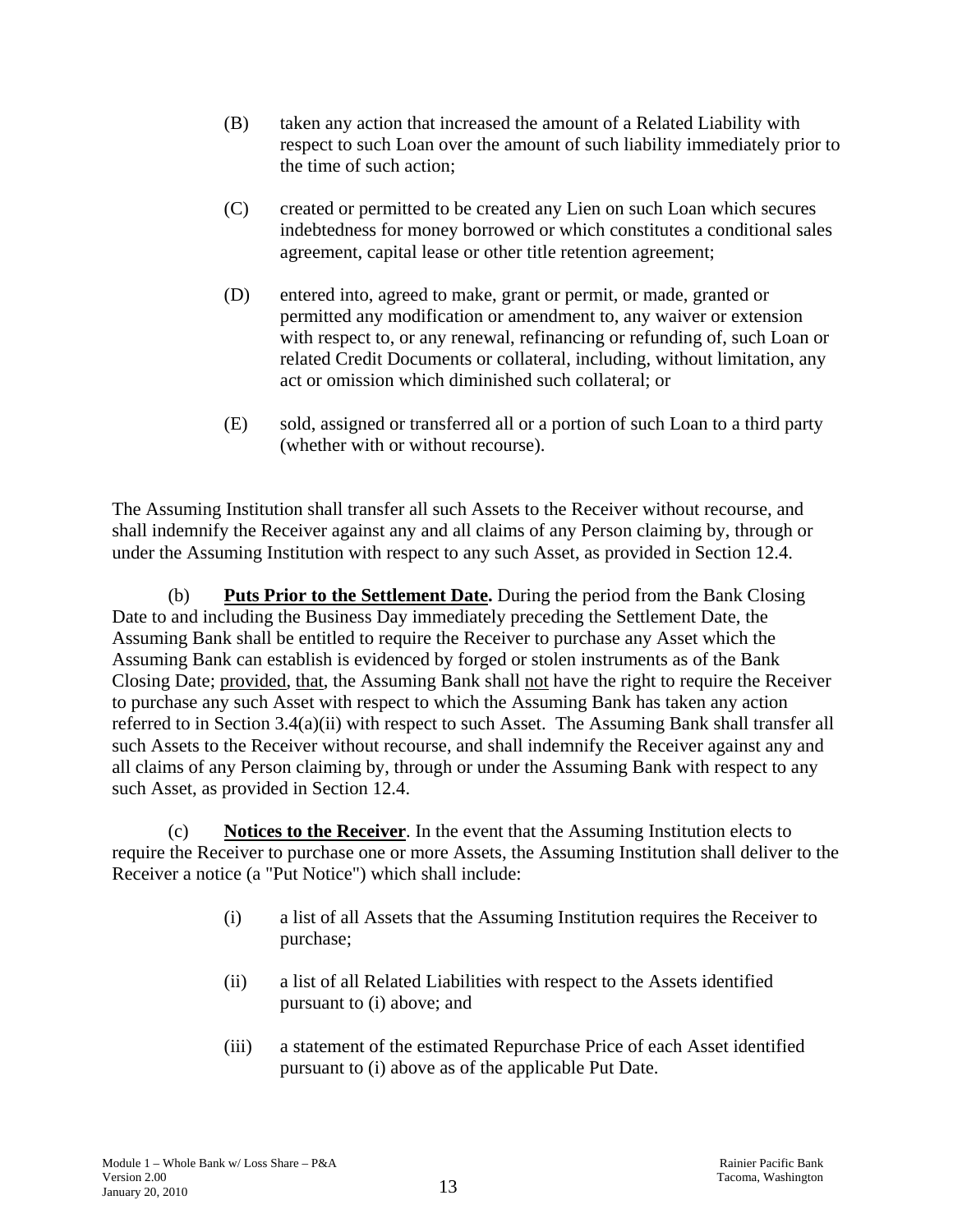(B) taken any action that increased the amount of a Related Liability with respect to such Loan over the amount of such liability immediately prior to the time of such action;

(C) created or permitted to be created any Lien on such Loan which secures indebtedness for money borrowed or which constitutes a conditional sales agreement, capital lease or other title retention agreement;

(D) entered into, agreed to make, grant or permit, or made, granted or permitted any modification or amendment to, any waiver or extension with respect to, or any renewal, refinancing or refunding of, such Loan or related Credit Documents or collateral, including, without limitation, any act or omission which diminished such collateral; or

(E) sold, assigned or transferred all or a portion of such Loan to a third party (whether with or without recourse).

The Assuming Institution shall transfer all such Assets to the Receiver without recourse, and shall indemnify the Receiver against any and all claims of any Person claiming by, through or under the Assuming Institution with respect to any such Asset, as provided in Section 12.4.

(b) **Puts Prior to the Settlement Date.** During the period from the Bank Closing Date to and including the Business Day immediately preceding the Settlement Date, the Assuming Bank shall be entitled to require the Receiver to purchase any Asset which the Assuming Bank can establish is evidenced by forged or stolen instruments as of the Bank Closing Date; provided, that, the Assuming Bank shall not have the right to require the Receiver to purchase any such Asset with respect to which the Assuming Bank has taken any action referred to in Section 3.4(a)(ii) with respect to such Asset. The Assuming Bank shall transfer all such Assets to the Receiver without recourse, and shall indemnify the Receiver against any and all claims of any Person claiming by, through or under the Assuming Bank with respect to any such Asset, as provided in Section 12.4.

(c) **Notices to the Receiver**. In the event that the Assuming Institution elects to require the Receiver to purchase one or more Assets, the Assuming Institution shall deliver to the Receiver a notice (a "Put Notice") which shall include:

(i) a list of all Assets that the Assuming Institution requires the Receiver to purchase;

(ii) a list of all Related Liabilities with respect to the Assets identified pursuant to (i) above; and

(iii) a statement of the estimated Repurchase Price of each Asset identified pursuant to (i) above as of the applicable Put Date.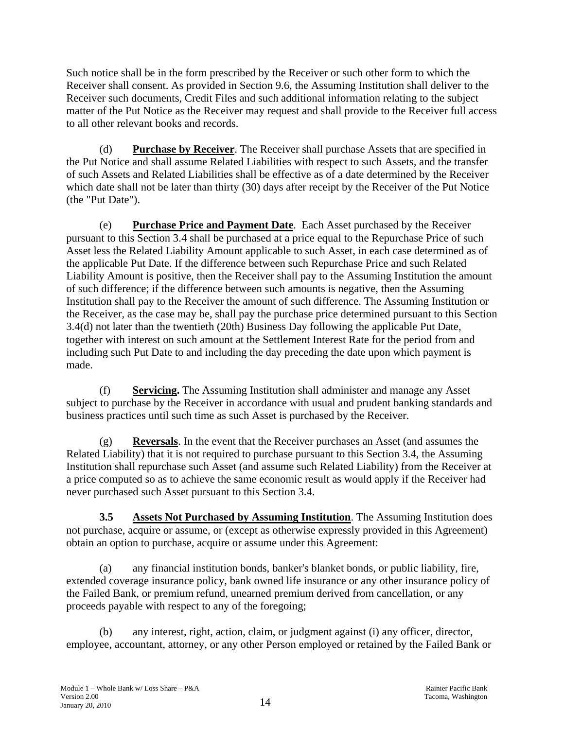Such notice shall be in the form prescribed by the Receiver or such other form to which the Receiver shall consent. As provided in Section 9.6, the Assuming Institution shall deliver to the Receiver such documents, Credit Files and such additional information relating to the subject matter of the Put Notice as the Receiver may request and shall provide to the Receiver full access to all other relevant books and records.

(d) **Purchase by Receiver**. The Receiver shall purchase Assets that are specified in the Put Notice and shall assume Related Liabilities with respect to such Assets, and the transfer of such Assets and Related Liabilities shall be effective as of a date determined by the Receiver which date shall not be later than thirty (30) days after receipt by the Receiver of the Put Notice (the "Put Date").

(e) **Purchase Price and Payment Date**. Each Asset purchased by the Receiver pursuant to this Section 3.4 shall be purchased at a price equal to the Repurchase Price of such Asset less the Related Liability Amount applicable to such Asset, in each case determined as of the applicable Put Date. If the difference between such Repurchase Price and such Related Liability Amount is positive, then the Receiver shall pay to the Assuming Institution the amount of such difference; if the difference between such amounts is negative, then the Assuming Institution shall pay to the Receiver the amount of such difference. The Assuming Institution or the Receiver, as the case may be, shall pay the purchase price determined pursuant to this Section 3.4(d) not later than the twentieth (20th) Business Day following the applicable Put Date, together with interest on such amount at the Settlement Interest Rate for the period from and including such Put Date to and including the day preceding the date upon which payment is made.

(f) **Servicing.** The Assuming Institution shall administer and manage any Asset subject to purchase by the Receiver in accordance with usual and prudent banking standards and business practices until such time as such Asset is purchased by the Receiver.

(g) **Reversals**. In the event that the Receiver purchases an Asset (and assumes the Related Liability) that it is not required to purchase pursuant to this Section 3.4, the Assuming Institution shall repurchase such Asset (and assume such Related Liability) from the Receiver at a price computed so as to achieve the same economic result as would apply if the Receiver had never purchased such Asset pursuant to this Section 3.4.

**3.5 Assets Not Purchased by Assuming Institution**. The Assuming Institution does not purchase, acquire or assume, or (except as otherwise expressly provided in this Agreement) obtain an option to purchase, acquire or assume under this Agreement:

(a) any financial institution bonds, banker's blanket bonds, or public liability, fire, extended coverage insurance policy, bank owned life insurance or any other insurance policy of the Failed Bank, or premium refund, unearned premium derived from cancellation, or any proceeds payable with respect to any of the foregoing;

(b) any interest, right, action, claim, or judgment against (i) any officer, director, employee, accountant, attorney, or any other Person employed or retained by the Failed Bank or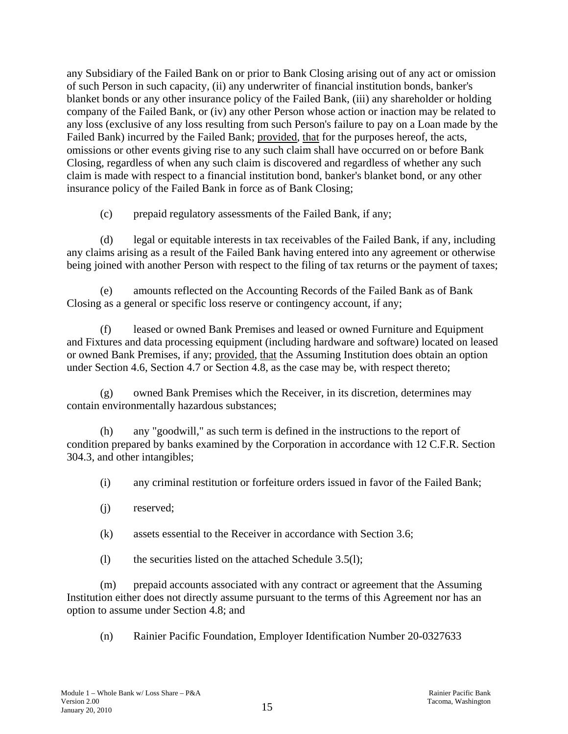any Subsidiary of the Failed Bank on or prior to Bank Closing arising out of any act or omission of such Person in such capacity, (ii) any underwriter of financial institution bonds, banker's blanket bonds or any other insurance policy of the Failed Bank, (iii) any shareholder or holding company of the Failed Bank, or (iv) any other Person whose action or inaction may be related to any loss (exclusive of any loss resulting from such Person's failure to pay on a Loan made by the Failed Bank) incurred by the Failed Bank; provided, that for the purposes hereof, the acts, omissions or other events giving rise to any such claim shall have occurred on or before Bank Closing, regardless of when any such claim is discovered and regardless of whether any such claim is made with respect to a financial institution bond, banker's blanket bond, or any other insurance policy of the Failed Bank in force as of Bank Closing;

(c) prepaid regulatory assessments of the Failed Bank, if any;

(d) legal or equitable interests in tax receivables of the Failed Bank, if any, including any claims arising as a result of the Failed Bank having entered into any agreement or otherwise being joined with another Person with respect to the filing of tax returns or the payment of taxes;

(e) amounts reflected on the Accounting Records of the Failed Bank as of Bank Closing as a general or specific loss reserve or contingency account, if any;

(f) leased or owned Bank Premises and leased or owned Furniture and Equipment and Fixtures and data processing equipment (including hardware and software) located on leased or owned Bank Premises, if any; provided, that the Assuming Institution does obtain an option under Section 4.6, Section 4.7 or Section 4.8, as the case may be, with respect thereto;

(g) owned Bank Premises which the Receiver, in its discretion, determines may contain environmentally hazardous substances;

(h) any "goodwill," as such term is defined in the instructions to the report of condition prepared by banks examined by the Corporation in accordance with 12 C.F.R. Section 304.3, and other intangibles;

(i) any criminal restitution or forfeiture orders issued in favor of the Failed Bank;

(j) reserved;

(k) assets essential to the Receiver in accordance with Section 3.6;

(l) the securities listed on the attached Schedule 3.5(l);

(m) prepaid accounts associated with any contract or agreement that the Assuming Institution either does not directly assume pursuant to the terms of this Agreement nor has an option to assume under Section 4.8; and

(n) Rainier Pacific Foundation, Employer Identification Number 20-0327633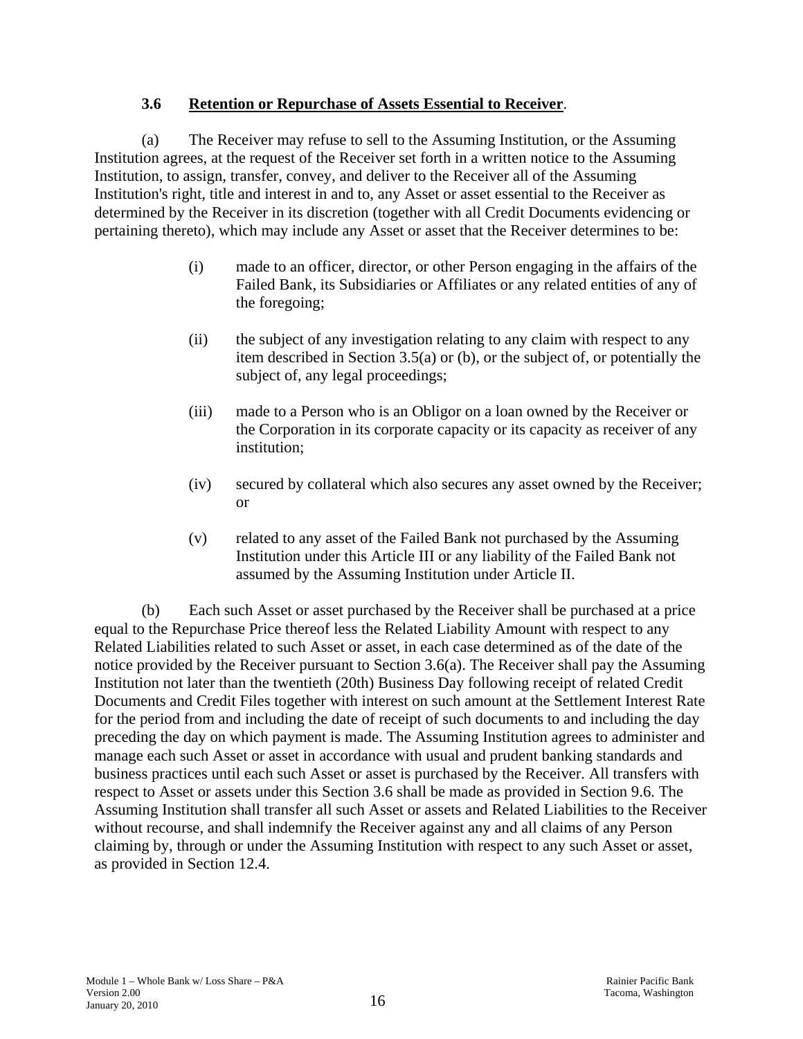### 3.6 Retention or Repurchase of Assets Essential to Receiver.

(a) The Receiver may refuse to sell to the Assuming Institution, or the Assuming Institution agrees, at the request of the Receiver set forth in a written notice to the Assuming Institution, to assign, transfer, convey, and deliver to the Receiver all of the Assuming Institution's right, title and interest in and to, any Asset or asset essential to the Receiver as determined by the Receiver in its discretion (together with all Credit Documents evidencing or pertaining thereto), which may include any Asset or asset that the Receiver determines to be:

(i) made to an officer, director, or other Person engaging in the affairs of the Failed Bank, its Subsidiaries or Affiliates or any related entities of any of the foregoing;

(ii) the subject of any investigation relating to any claim with respect to any item described in Section 3.5(a) or (b), or the subject of, or potentially the subject of, any legal proceedings;

(iii) made to a Person who is an Obligor on a loan owned by the Receiver or the Corporation in its corporate capacity or its capacity as receiver of any institution;

(iv) secured by collateral which also secures any asset owned by the Receiver; or

(v) related to any asset of the Failed Bank not purchased by the Assuming Institution under this Article III or any liability of the Failed Bank not assumed by the Assuming Institution under Article II.

(b) Each such Asset or asset purchased by the Receiver shall be purchased at a price equal to the Repurchase Price thereof less the Related Liability Amount with respect to any Related Liabilities related to such Asset or asset, in each case determined as of the date of the notice provided by the Receiver pursuant to Section 3.6(a). The Receiver shall pay the Assuming Institution not later than the twentieth (20th) Business Day following receipt of related Credit Documents and Credit Files together with interest on such amount at the Settlement Interest Rate for the period from and including the date of receipt of such documents to and including the day preceding the day on which payment is made. The Assuming Institution agrees to administer and manage each such Asset or asset in accordance with usual and prudent banking standards and business practices until each such Asset or asset is purchased by the Receiver. All transfers with respect to Asset or assets under this Section 3.6 shall be made as provided in Section 9.6. The Assuming Institution shall transfer all such Asset or assets and Related Liabilities to the Receiver without recourse, and shall indemnify the Receiver against any and all claims of any Person claiming by, through or under the Assuming Institution with respect to any such Asset or asset, as provided in Section 12.4.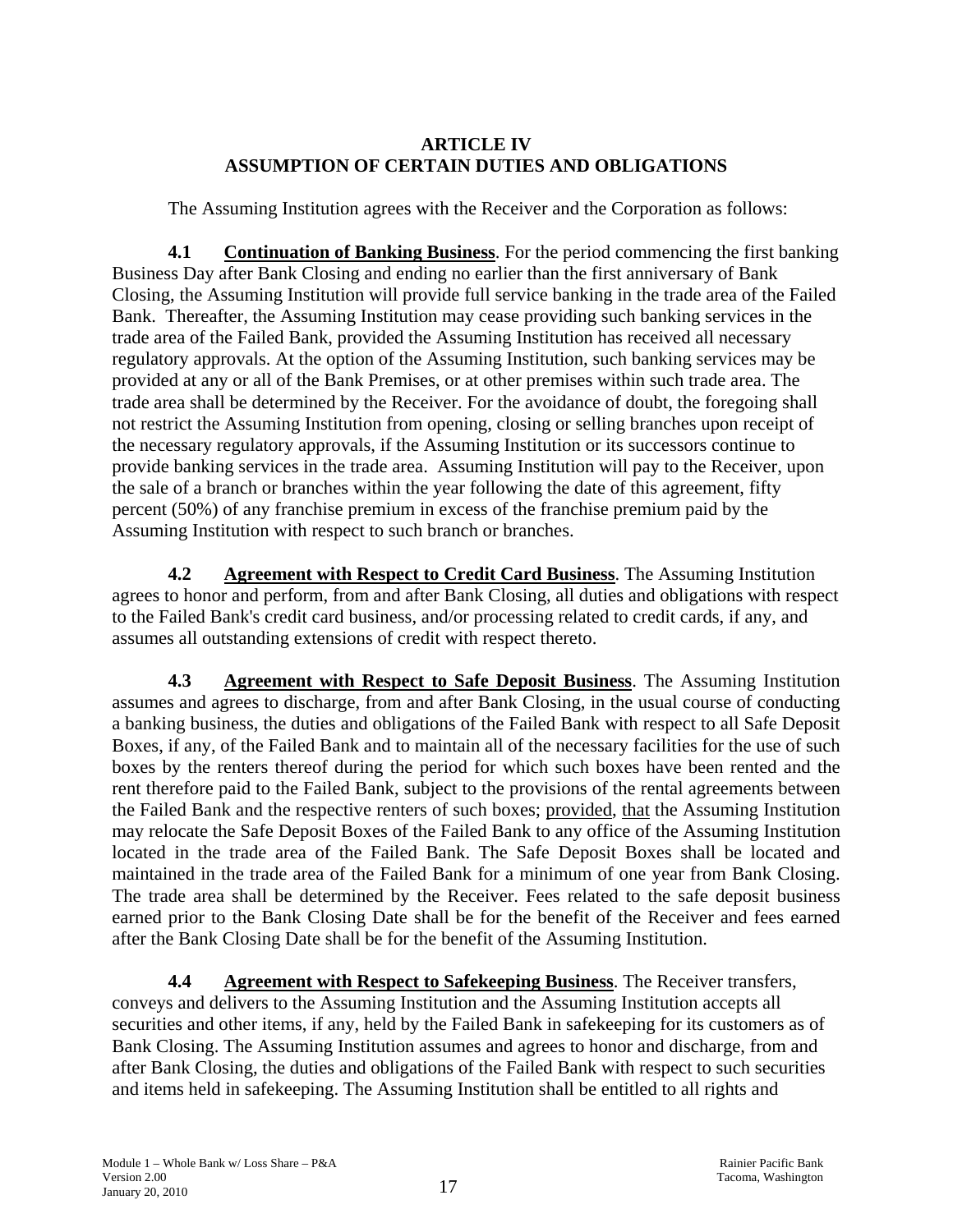# ARTICLE IV
# ASSUMPTION OF CERTAIN DUTIES AND OBLIGATIONS

The Assuming Institution agrees with the Receiver and the Corporation as follows:

**4.1** **Continuation of Banking Business**. For the period commencing the first banking Business Day after Bank Closing and ending no earlier than the first anniversary of Bank Closing, the Assuming Institution will provide full service banking in the trade area of the Failed Bank. Thereafter, the Assuming Institution may cease providing such banking services in the trade area of the Failed Bank, provided the Assuming Institution has received all necessary regulatory approvals. At the option of the Assuming Institution, such banking services may be provided at any or all of the Bank Premises, or at other premises within such trade area. The trade area shall be determined by the Receiver. For the avoidance of doubt, the foregoing shall not restrict the Assuming Institution from opening, closing or selling branches upon receipt of the necessary regulatory approvals, if the Assuming Institution or its successors continue to provide banking services in the trade area. Assuming Institution will pay to the Receiver, upon the sale of a branch or branches within the year following the date of this agreement, fifty percent (50%) of any franchise premium in excess of the franchise premium paid by the Assuming Institution with respect to such branch or branches.

**4.2** **Agreement with Respect to Credit Card Business**. The Assuming Institution agrees to honor and perform, from and after Bank Closing, all duties and obligations with respect to the Failed Bank's credit card business, and/or processing related to credit cards, if any, and assumes all outstanding extensions of credit with respect thereto.

**4.3** **Agreement with Respect to Safe Deposit Business**. The Assuming Institution assumes and agrees to discharge, from and after Bank Closing, in the usual course of conducting a banking business, the duties and obligations of the Failed Bank with respect to all Safe Deposit Boxes, if any, of the Failed Bank and to maintain all of the necessary facilities for the use of such boxes by the renters thereof during the period for which such boxes have been rented and the rent therefore paid to the Failed Bank, subject to the provisions of the rental agreements between the Failed Bank and the respective renters of such boxes; provided, that the Assuming Institution may relocate the Safe Deposit Boxes of the Failed Bank to any office of the Assuming Institution located in the trade area of the Failed Bank. The Safe Deposit Boxes shall be located and maintained in the trade area of the Failed Bank for a minimum of one year from Bank Closing. The trade area shall be determined by the Receiver. Fees related to the safe deposit business earned prior to the Bank Closing Date shall be for the benefit of the Receiver and fees earned after the Bank Closing Date shall be for the benefit of the Assuming Institution.

**4.4** **Agreement with Respect to Safekeeping Business**. The Receiver transfers, conveys and delivers to the Assuming Institution and the Assuming Institution accepts all securities and other items, if any, held by the Failed Bank in safekeeping for its customers as of Bank Closing. The Assuming Institution assumes and agrees to honor and discharge, from and after Bank Closing, the duties and obligations of the Failed Bank with respect to such securities and items held in safekeeping. The Assuming Institution shall be entitled to all rights and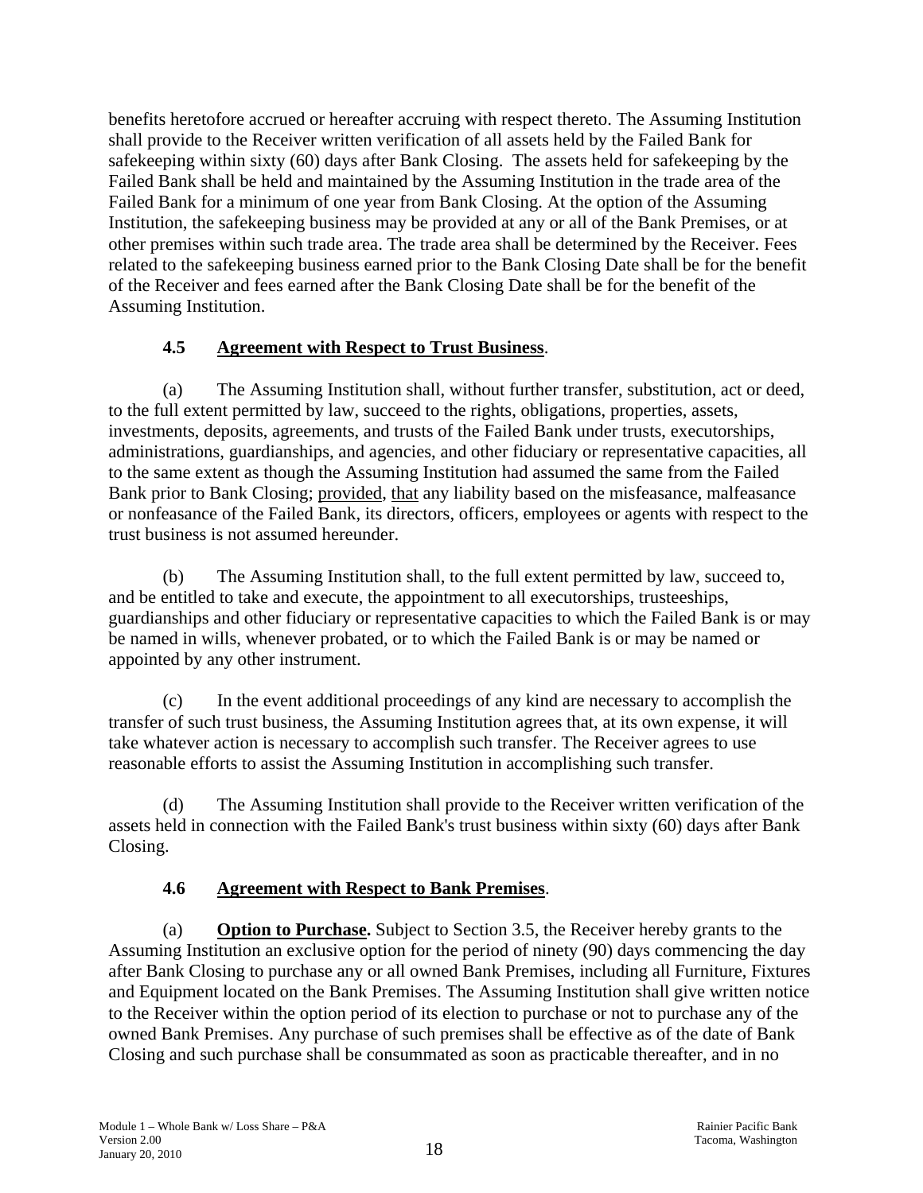benefits heretofore accrued or hereafter accruing with respect thereto. The Assuming Institution shall provide to the Receiver written verification of all assets held by the Failed Bank for safekeeping within sixty (60) days after Bank Closing. The assets held for safekeeping by the Failed Bank shall be held and maintained by the Assuming Institution in the trade area of the Failed Bank for a minimum of one year from Bank Closing. At the option of the Assuming Institution, the safekeeping business may be provided at any or all of the Bank Premises, or at other premises within such trade area. The trade area shall be determined by the Receiver. Fees related to the safekeeping business earned prior to the Bank Closing Date shall be for the benefit of the Receiver and fees earned after the Bank Closing Date shall be for the benefit of the Assuming Institution.

### 4.5 Agreement with Respect to Trust Business.

(a) The Assuming Institution shall, without further transfer, substitution, act or deed, to the full extent permitted by law, succeed to the rights, obligations, properties, assets, investments, deposits, agreements, and trusts of the Failed Bank under trusts, executorships, administrations, guardianships, and agencies, and other fiduciary or representative capacities, all to the same extent as though the Assuming Institution had assumed the same from the Failed Bank prior to Bank Closing; provided, that any liability based on the misfeasance, malfeasance or nonfeasance of the Failed Bank, its directors, officers, employees or agents with respect to the trust business is not assumed hereunder.

(b) The Assuming Institution shall, to the full extent permitted by law, succeed to, and be entitled to take and execute, the appointment to all executorships, trusteeships, guardianships and other fiduciary or representative capacities to which the Failed Bank is or may be named in wills, whenever probated, or to which the Failed Bank is or may be named or appointed by any other instrument.

(c) In the event additional proceedings of any kind are necessary to accomplish the transfer of such trust business, the Assuming Institution agrees that, at its own expense, it will take whatever action is necessary to accomplish such transfer. The Receiver agrees to use reasonable efforts to assist the Assuming Institution in accomplishing such transfer.

(d) The Assuming Institution shall provide to the Receiver written verification of the assets held in connection with the Failed Bank's trust business within sixty (60) days after Bank Closing.

### 4.6 Agreement with Respect to Bank Premises.

(a) **Option to Purchase.** Subject to Section 3.5, the Receiver hereby grants to the Assuming Institution an exclusive option for the period of ninety (90) days commencing the day after Bank Closing to purchase any or all owned Bank Premises, including all Furniture, Fixtures and Equipment located on the Bank Premises. The Assuming Institution shall give written notice to the Receiver within the option period of its election to purchase or not to purchase any of the owned Bank Premises. Any purchase of such premises shall be effective as of the date of Bank Closing and such purchase shall be consummated as soon as practicable thereafter, and in no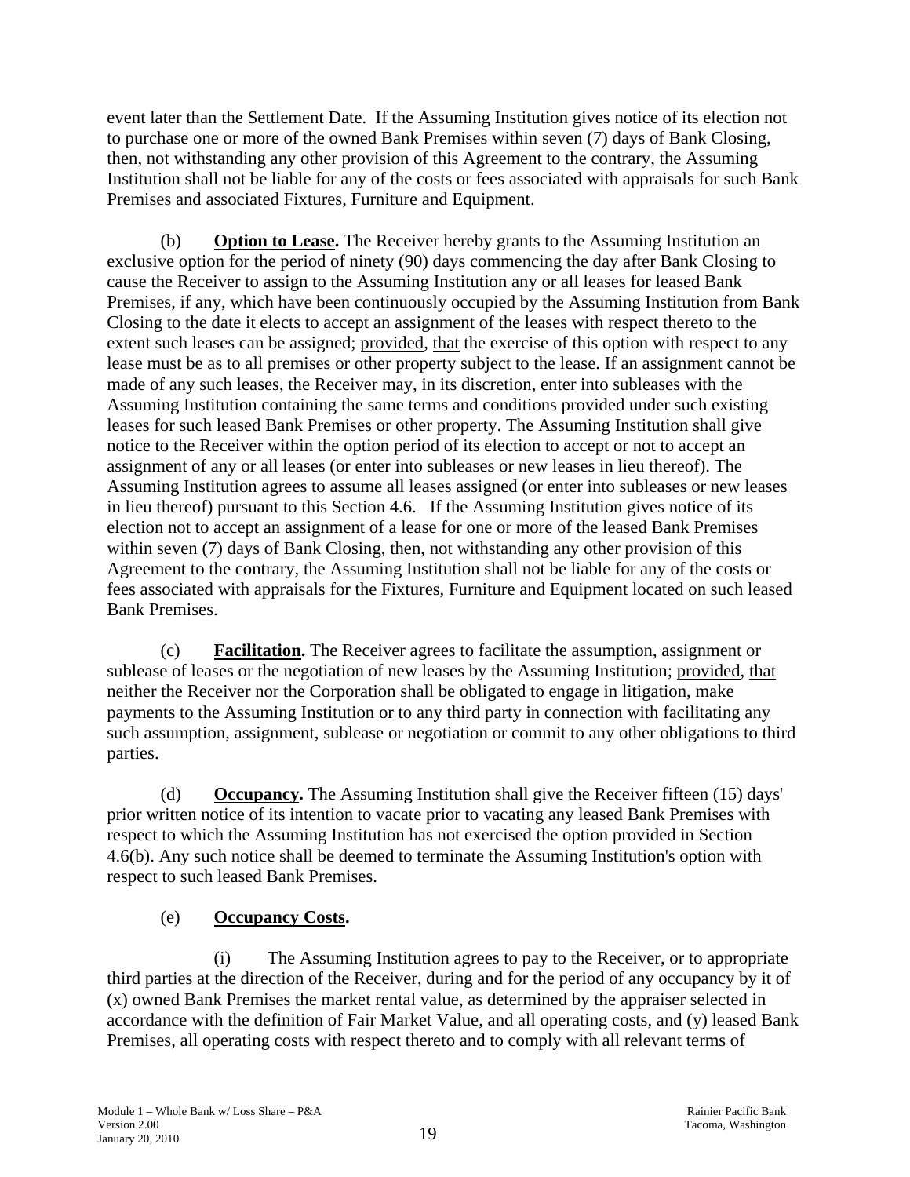event later than the Settlement Date. If the Assuming Institution gives notice of its election not to purchase one or more of the owned Bank Premises within seven (7) days of Bank Closing, then, not withstanding any other provision of this Agreement to the contrary, the Assuming Institution shall not be liable for any of the costs or fees associated with appraisals for such Bank Premises and associated Fixtures, Furniture and Equipment.

(b) **Option to Lease.** The Receiver hereby grants to the Assuming Institution an exclusive option for the period of ninety (90) days commencing the day after Bank Closing to cause the Receiver to assign to the Assuming Institution any or all leases for leased Bank Premises, if any, which have been continuously occupied by the Assuming Institution from Bank Closing to the date it elects to accept an assignment of the leases with respect thereto to the extent such leases can be assigned; provided, that the exercise of this option with respect to any lease must be as to all premises or other property subject to the lease. If an assignment cannot be made of any such leases, the Receiver may, in its discretion, enter into subleases with the Assuming Institution containing the same terms and conditions provided under such existing leases for such leased Bank Premises or other property. The Assuming Institution shall give notice to the Receiver within the option period of its election to accept or not to accept an assignment of any or all leases (or enter into subleases or new leases in lieu thereof). The Assuming Institution agrees to assume all leases assigned (or enter into subleases or new leases in lieu thereof) pursuant to this Section 4.6. If the Assuming Institution gives notice of its election not to accept an assignment of a lease for one or more of the leased Bank Premises within seven (7) days of Bank Closing, then, not withstanding any other provision of this Agreement to the contrary, the Assuming Institution shall not be liable for any of the costs or fees associated with appraisals for the Fixtures, Furniture and Equipment located on such leased Bank Premises.

(c) **Facilitation.** The Receiver agrees to facilitate the assumption, assignment or sublease of leases or the negotiation of new leases by the Assuming Institution; provided, that neither the Receiver nor the Corporation shall be obligated to engage in litigation, make payments to the Assuming Institution or to any third party in connection with facilitating any such assumption, assignment, sublease or negotiation or commit to any other obligations to third parties.

(d) **Occupancy.** The Assuming Institution shall give the Receiver fifteen (15) days' prior written notice of its intention to vacate prior to vacating any leased Bank Premises with respect to which the Assuming Institution has not exercised the option provided in Section 4.6(b). Any such notice shall be deemed to terminate the Assuming Institution's option with respect to such leased Bank Premises.

(e) **Occupancy Costs.**

(i) The Assuming Institution agrees to pay to the Receiver, or to appropriate third parties at the direction of the Receiver, during and for the period of any occupancy by it of (x) owned Bank Premises the market rental value, as determined by the appraiser selected in accordance with the definition of Fair Market Value, and all operating costs, and (y) leased Bank Premises, all operating costs with respect thereto and to comply with all relevant terms of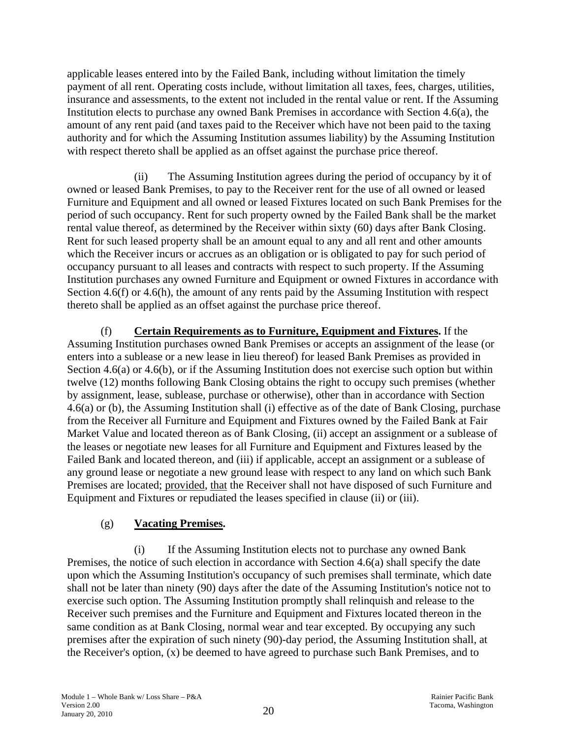applicable leases entered into by the Failed Bank, including without limitation the timely payment of all rent. Operating costs include, without limitation all taxes, fees, charges, utilities, insurance and assessments, to the extent not included in the rental value or rent. If the Assuming Institution elects to purchase any owned Bank Premises in accordance with Section 4.6(a), the amount of any rent paid (and taxes paid to the Receiver which have not been paid to the taxing authority and for which the Assuming Institution assumes liability) by the Assuming Institution with respect thereto shall be applied as an offset against the purchase price thereof.

(ii) The Assuming Institution agrees during the period of occupancy by it of owned or leased Bank Premises, to pay to the Receiver rent for the use of all owned or leased Furniture and Equipment and all owned or leased Fixtures located on such Bank Premises for the period of such occupancy. Rent for such property owned by the Failed Bank shall be the market rental value thereof, as determined by the Receiver within sixty (60) days after Bank Closing. Rent for such leased property shall be an amount equal to any and all rent and other amounts which the Receiver incurs or accrues as an obligation or is obligated to pay for such period of occupancy pursuant to all leases and contracts with respect to such property. If the Assuming Institution purchases any owned Furniture and Equipment or owned Fixtures in accordance with Section 4.6(f) or 4.6(h), the amount of any rents paid by the Assuming Institution with respect thereto shall be applied as an offset against the purchase price thereof.

(f) **Certain Requirements as to Furniture, Equipment and Fixtures.** If the Assuming Institution purchases owned Bank Premises or accepts an assignment of the lease (or enters into a sublease or a new lease in lieu thereof) for leased Bank Premises as provided in Section 4.6(a) or 4.6(b), or if the Assuming Institution does not exercise such option but within twelve (12) months following Bank Closing obtains the right to occupy such premises (whether by assignment, lease, sublease, purchase or otherwise), other than in accordance with Section 4.6(a) or (b), the Assuming Institution shall (i) effective as of the date of Bank Closing, purchase from the Receiver all Furniture and Equipment and Fixtures owned by the Failed Bank at Fair Market Value and located thereon as of Bank Closing, (ii) accept an assignment or a sublease of the leases or negotiate new leases for all Furniture and Equipment and Fixtures leased by the Failed Bank and located thereon, and (iii) if applicable, accept an assignment or a sublease of any ground lease or negotiate a new ground lease with respect to any land on which such Bank Premises are located; provided, that the Receiver shall not have disposed of such Furniture and Equipment and Fixtures or repudiated the leases specified in clause (ii) or (iii).

(g) **Vacating Premises.**

(i) If the Assuming Institution elects not to purchase any owned Bank Premises, the notice of such election in accordance with Section 4.6(a) shall specify the date upon which the Assuming Institution's occupancy of such premises shall terminate, which date shall not be later than ninety (90) days after the date of the Assuming Institution's notice not to exercise such option. The Assuming Institution promptly shall relinquish and release to the Receiver such premises and the Furniture and Equipment and Fixtures located thereon in the same condition as at Bank Closing, normal wear and tear excepted. By occupying any such premises after the expiration of such ninety (90)-day period, the Assuming Institution shall, at the Receiver's option, (x) be deemed to have agreed to purchase such Bank Premises, and to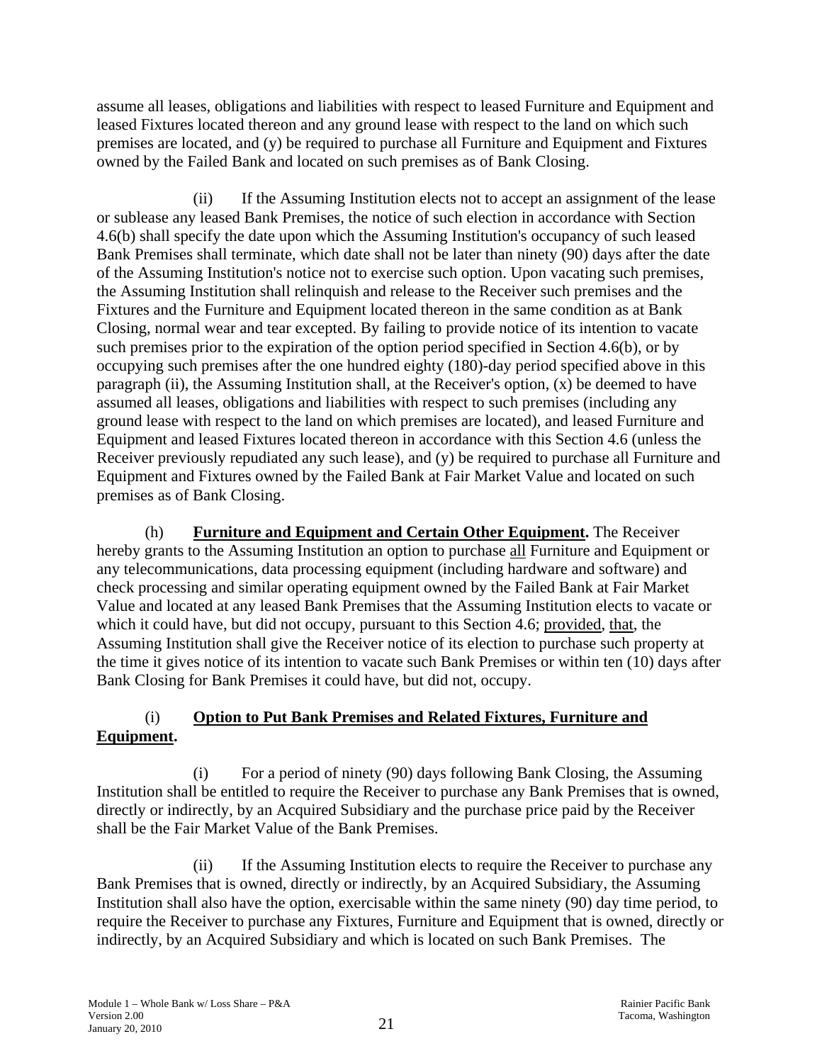assume all leases, obligations and liabilities with respect to leased Furniture and Equipment and leased Fixtures located thereon and any ground lease with respect to the land on which such premises are located, and (y) be required to purchase all Furniture and Equipment and Fixtures owned by the Failed Bank and located on such premises as of Bank Closing.

(ii) If the Assuming Institution elects not to accept an assignment of the lease or sublease any leased Bank Premises, the notice of such election in accordance with Section 4.6(b) shall specify the date upon which the Assuming Institution's occupancy of such leased Bank Premises shall terminate, which date shall not be later than ninety (90) days after the date of the Assuming Institution's notice not to exercise such option. Upon vacating such premises, the Assuming Institution shall relinquish and release to the Receiver such premises and the Fixtures and the Furniture and Equipment located thereon in the same condition as at Bank Closing, normal wear and tear excepted. By failing to provide notice of its intention to vacate such premises prior to the expiration of the option period specified in Section 4.6(b), or by occupying such premises after the one hundred eighty (180)-day period specified above in this paragraph (ii), the Assuming Institution shall, at the Receiver's option, (x) be deemed to have assumed all leases, obligations and liabilities with respect to such premises (including any ground lease with respect to the land on which premises are located), and leased Furniture and Equipment and leased Fixtures located thereon in accordance with this Section 4.6 (unless the Receiver previously repudiated any such lease), and (y) be required to purchase all Furniture and Equipment and Fixtures owned by the Failed Bank at Fair Market Value and located on such premises as of Bank Closing.

(h) **Furniture and Equipment and Certain Other Equipment.** The Receiver hereby grants to the Assuming Institution an option to purchase <u>all</u> Furniture and Equipment or any telecommunications, data processing equipment (including hardware and software) and check processing and similar operating equipment owned by the Failed Bank at Fair Market Value and located at any leased Bank Premises that the Assuming Institution elects to vacate or which it could have, but did not occupy, pursuant to this Section 4.6; <u>provided</u>, <u>that</u>, the Assuming Institution shall give the Receiver notice of its election to purchase such property at the time it gives notice of its intention to vacate such Bank Premises or within ten (10) days after Bank Closing for Bank Premises it could have, but did not, occupy.

(i) **<u>Option to Put Bank Premises and Related Fixtures, Furniture and Equipment</u>.**

(i) For a period of ninety (90) days following Bank Closing, the Assuming Institution shall be entitled to require the Receiver to purchase any Bank Premises that is owned, directly or indirectly, by an Acquired Subsidiary and the purchase price paid by the Receiver shall be the Fair Market Value of the Bank Premises.

(ii) If the Assuming Institution elects to require the Receiver to purchase any Bank Premises that is owned, directly or indirectly, by an Acquired Subsidiary, the Assuming Institution shall also have the option, exercisable within the same ninety (90) day time period, to require the Receiver to purchase any Fixtures, Furniture and Equipment that is owned, directly or indirectly, by an Acquired Subsidiary and which is located on such Bank Premises. The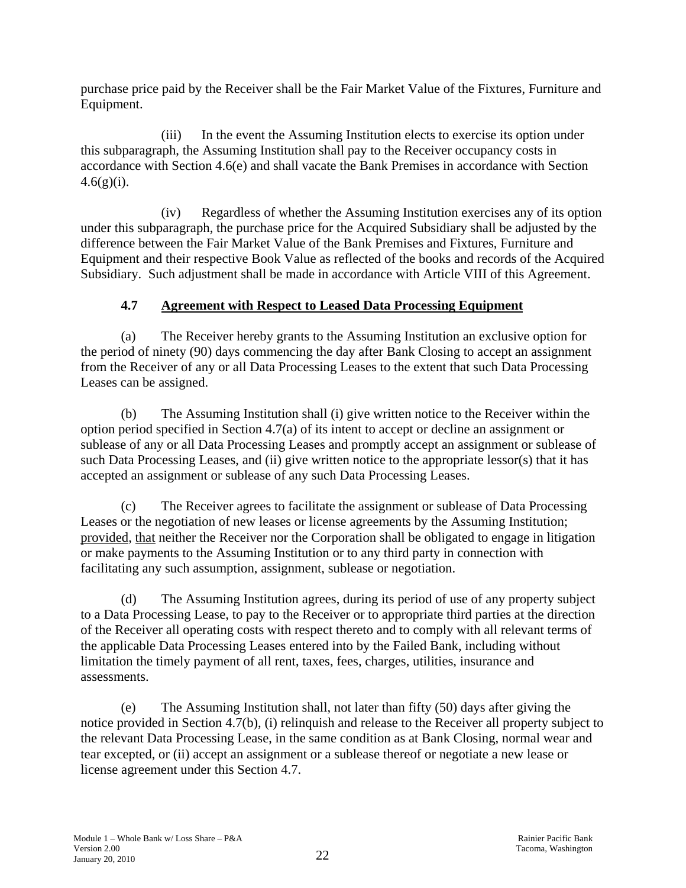purchase price paid by the Receiver shall be the Fair Market Value of the Fixtures, Furniture and Equipment.

(iii) In the event the Assuming Institution elects to exercise its option under this subparagraph, the Assuming Institution shall pay to the Receiver occupancy costs in accordance with Section 4.6(e) and shall vacate the Bank Premises in accordance with Section 4.6(g)(i).

(iv) Regardless of whether the Assuming Institution exercises any of its option under this subparagraph, the purchase price for the Acquired Subsidiary shall be adjusted by the difference between the Fair Market Value of the Bank Premises and Fixtures, Furniture and Equipment and their respective Book Value as reflected of the books and records of the Acquired Subsidiary. Such adjustment shall be made in accordance with Article VIII of this Agreement.

### 4.7 Agreement with Respect to Leased Data Processing Equipment

(a) The Receiver hereby grants to the Assuming Institution an exclusive option for the period of ninety (90) days commencing the day after Bank Closing to accept an assignment from the Receiver of any or all Data Processing Leases to the extent that such Data Processing Leases can be assigned.

(b) The Assuming Institution shall (i) give written notice to the Receiver within the option period specified in Section 4.7(a) of its intent to accept or decline an assignment or sublease of any or all Data Processing Leases and promptly accept an assignment or sublease of such Data Processing Leases, and (ii) give written notice to the appropriate lessor(s) that it has accepted an assignment or sublease of any such Data Processing Leases.

(c) The Receiver agrees to facilitate the assignment or sublease of Data Processing Leases or the negotiation of new leases or license agreements by the Assuming Institution; provided, that neither the Receiver nor the Corporation shall be obligated to engage in litigation or make payments to the Assuming Institution or to any third party in connection with facilitating any such assumption, assignment, sublease or negotiation.

(d) The Assuming Institution agrees, during its period of use of any property subject to a Data Processing Lease, to pay to the Receiver or to appropriate third parties at the direction of the Receiver all operating costs with respect thereto and to comply with all relevant terms of the applicable Data Processing Leases entered into by the Failed Bank, including without limitation the timely payment of all rent, taxes, fees, charges, utilities, insurance and assessments.

(e) The Assuming Institution shall, not later than fifty (50) days after giving the notice provided in Section 4.7(b), (i) relinquish and release to the Receiver all property subject to the relevant Data Processing Lease, in the same condition as at Bank Closing, normal wear and tear excepted, or (ii) accept an assignment or a sublease thereof or negotiate a new lease or license agreement under this Section 4.7.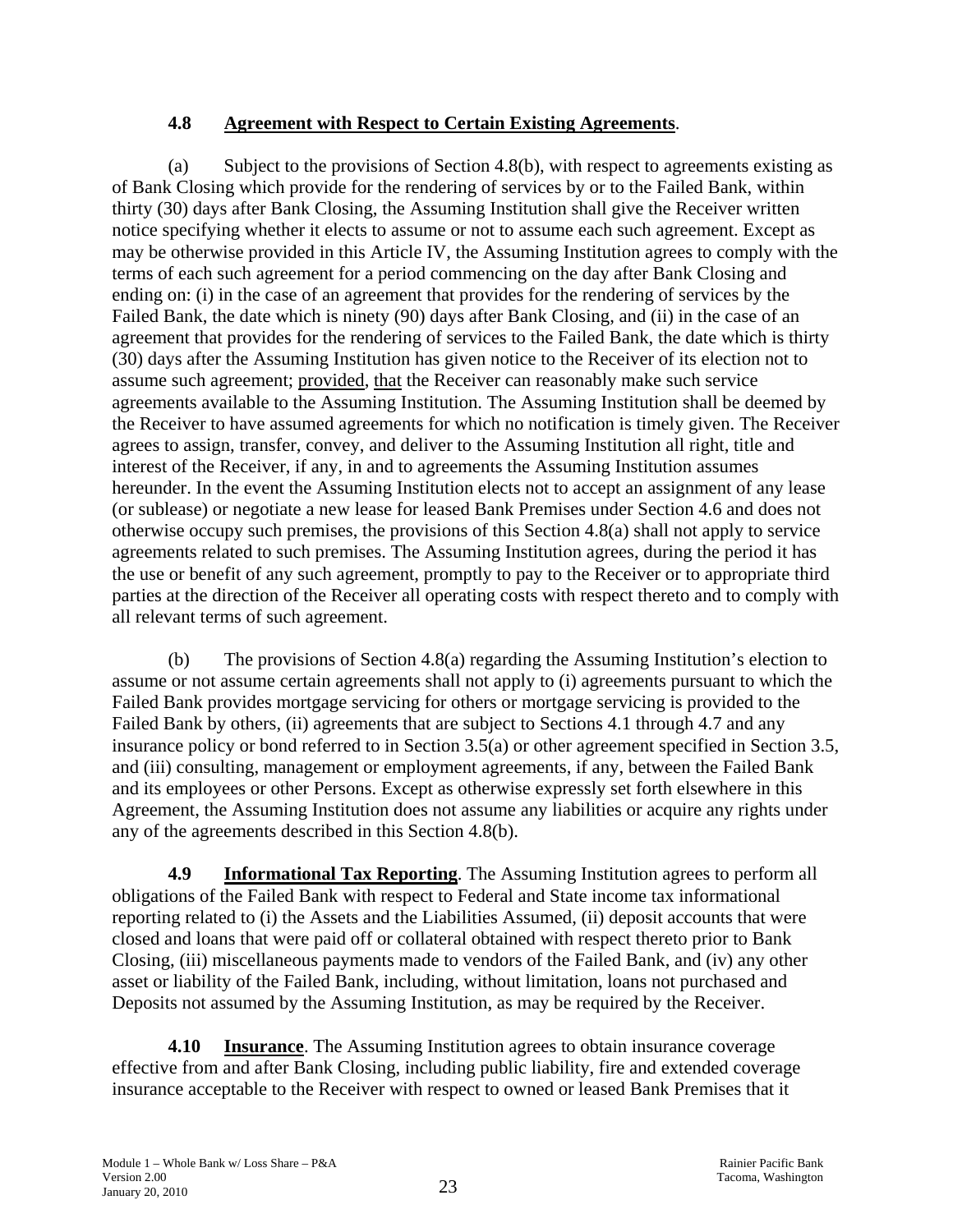**4.8 Agreement with Respect to Certain Existing Agreements**.

(a) Subject to the provisions of Section 4.8(b), with respect to agreements existing as of Bank Closing which provide for the rendering of services by or to the Failed Bank, within thirty (30) days after Bank Closing, the Assuming Institution shall give the Receiver written notice specifying whether it elects to assume or not to assume each such agreement. Except as may be otherwise provided in this Article IV, the Assuming Institution agrees to comply with the terms of each such agreement for a period commencing on the day after Bank Closing and ending on: (i) in the case of an agreement that provides for the rendering of services by the Failed Bank, the date which is ninety (90) days after Bank Closing, and (ii) in the case of an agreement that provides for the rendering of services to the Failed Bank, the date which is thirty (30) days after the Assuming Institution has given notice to the Receiver of its election not to assume such agreement; provided, that the Receiver can reasonably make such service agreements available to the Assuming Institution. The Assuming Institution shall be deemed by the Receiver to have assumed agreements for which no notification is timely given. The Receiver agrees to assign, transfer, convey, and deliver to the Assuming Institution all right, title and interest of the Receiver, if any, in and to agreements the Assuming Institution assumes hereunder. In the event the Assuming Institution elects not to accept an assignment of any lease (or sublease) or negotiate a new lease for leased Bank Premises under Section 4.6 and does not otherwise occupy such premises, the provisions of this Section 4.8(a) shall not apply to service agreements related to such premises. The Assuming Institution agrees, during the period it has the use or benefit of any such agreement, promptly to pay to the Receiver or to appropriate third parties at the direction of the Receiver all operating costs with respect thereto and to comply with all relevant terms of such agreement.

(b) The provisions of Section 4.8(a) regarding the Assuming Institution's election to assume or not assume certain agreements shall not apply to (i) agreements pursuant to which the Failed Bank provides mortgage servicing for others or mortgage servicing is provided to the Failed Bank by others, (ii) agreements that are subject to Sections 4.1 through 4.7 and any insurance policy or bond referred to in Section 3.5(a) or other agreement specified in Section 3.5, and (iii) consulting, management or employment agreements, if any, between the Failed Bank and its employees or other Persons. Except as otherwise expressly set forth elsewhere in this Agreement, the Assuming Institution does not assume any liabilities or acquire any rights under any of the agreements described in this Section 4.8(b).

**4.9 Informational Tax Reporting**. The Assuming Institution agrees to perform all obligations of the Failed Bank with respect to Federal and State income tax informational reporting related to (i) the Assets and the Liabilities Assumed, (ii) deposit accounts that were closed and loans that were paid off or collateral obtained with respect thereto prior to Bank Closing, (iii) miscellaneous payments made to vendors of the Failed Bank, and (iv) any other asset or liability of the Failed Bank, including, without limitation, loans not purchased and Deposits not assumed by the Assuming Institution, as may be required by the Receiver.

**4.10 Insurance**. The Assuming Institution agrees to obtain insurance coverage effective from and after Bank Closing, including public liability, fire and extended coverage insurance acceptable to the Receiver with respect to owned or leased Bank Premises that it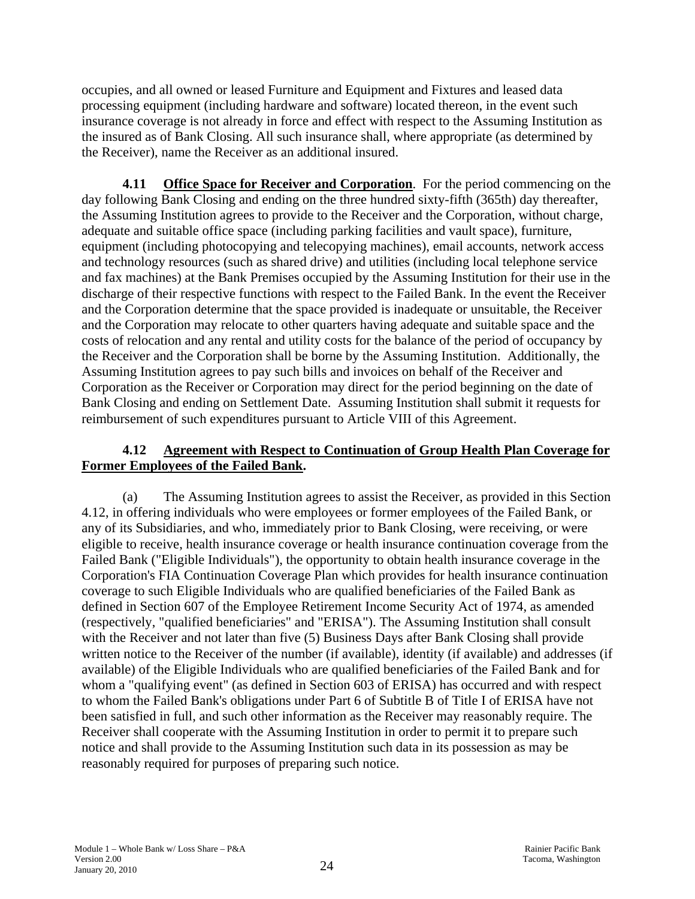occupies, and all owned or leased Furniture and Equipment and Fixtures and leased data processing equipment (including hardware and software) located thereon, in the event such insurance coverage is not already in force and effect with respect to the Assuming Institution as the insured as of Bank Closing. All such insurance shall, where appropriate (as determined by the Receiver), name the Receiver as an additional insured.

**4.11 Office Space for Receiver and Corporation**. For the period commencing on the day following Bank Closing and ending on the three hundred sixty-fifth (365th) day thereafter, the Assuming Institution agrees to provide to the Receiver and the Corporation, without charge, adequate and suitable office space (including parking facilities and vault space), furniture, equipment (including photocopying and telecopying machines), email accounts, network access and technology resources (such as shared drive) and utilities (including local telephone service and fax machines) at the Bank Premises occupied by the Assuming Institution for their use in the discharge of their respective functions with respect to the Failed Bank. In the event the Receiver and the Corporation determine that the space provided is inadequate or unsuitable, the Receiver and the Corporation may relocate to other quarters having adequate and suitable space and the costs of relocation and any rental and utility costs for the balance of the period of occupancy by the Receiver and the Corporation shall be borne by the Assuming Institution. Additionally, the Assuming Institution agrees to pay such bills and invoices on behalf of the Receiver and Corporation as the Receiver or Corporation may direct for the period beginning on the date of Bank Closing and ending on Settlement Date. Assuming Institution shall submit it requests for reimbursement of such expenditures pursuant to Article VIII of this Agreement.

**4.12 Agreement with Respect to Continuation of Group Health Plan Coverage for Former Employees of the Failed Bank.**

(a) The Assuming Institution agrees to assist the Receiver, as provided in this Section 4.12, in offering individuals who were employees or former employees of the Failed Bank, or any of its Subsidiaries, and who, immediately prior to Bank Closing, were receiving, or were eligible to receive, health insurance coverage or health insurance continuation coverage from the Failed Bank ("Eligible Individuals"), the opportunity to obtain health insurance coverage in the Corporation's FIA Continuation Coverage Plan which provides for health insurance continuation coverage to such Eligible Individuals who are qualified beneficiaries of the Failed Bank as defined in Section 607 of the Employee Retirement Income Security Act of 1974, as amended (respectively, "qualified beneficiaries" and "ERISA"). The Assuming Institution shall consult with the Receiver and not later than five (5) Business Days after Bank Closing shall provide written notice to the Receiver of the number (if available), identity (if available) and addresses (if available) of the Eligible Individuals who are qualified beneficiaries of the Failed Bank and for whom a "qualifying event" (as defined in Section 603 of ERISA) has occurred and with respect to whom the Failed Bank's obligations under Part 6 of Subtitle B of Title I of ERISA have not been satisfied in full, and such other information as the Receiver may reasonably require. The Receiver shall cooperate with the Assuming Institution in order to permit it to prepare such notice and shall provide to the Assuming Institution such data in its possession as may be reasonably required for purposes of preparing such notice.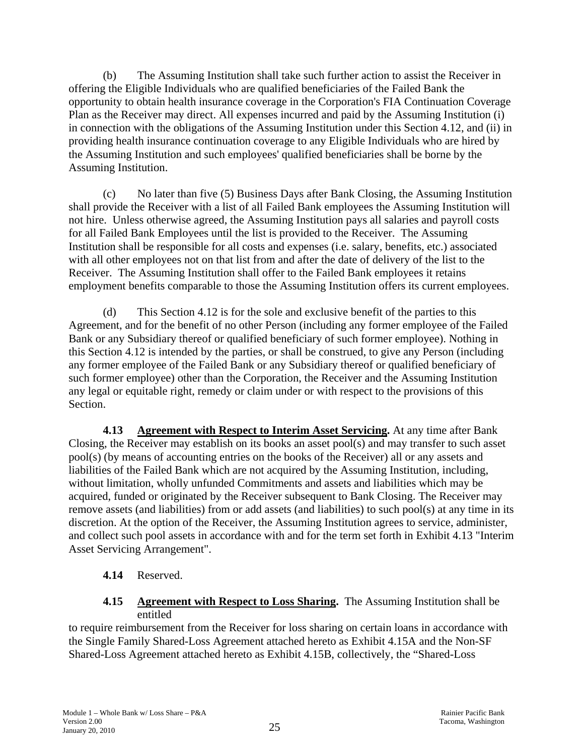(b) The Assuming Institution shall take such further action to assist the Receiver in offering the Eligible Individuals who are qualified beneficiaries of the Failed Bank the opportunity to obtain health insurance coverage in the Corporation's FIA Continuation Coverage Plan as the Receiver may direct. All expenses incurred and paid by the Assuming Institution (i) in connection with the obligations of the Assuming Institution under this Section 4.12, and (ii) in providing health insurance continuation coverage to any Eligible Individuals who are hired by the Assuming Institution and such employees' qualified beneficiaries shall be borne by the Assuming Institution.

(c) No later than five (5) Business Days after Bank Closing, the Assuming Institution shall provide the Receiver with a list of all Failed Bank employees the Assuming Institution will not hire. Unless otherwise agreed, the Assuming Institution pays all salaries and payroll costs for all Failed Bank Employees until the list is provided to the Receiver. The Assuming Institution shall be responsible for all costs and expenses (i.e. salary, benefits, etc.) associated with all other employees not on that list from and after the date of delivery of the list to the Receiver. The Assuming Institution shall offer to the Failed Bank employees it retains employment benefits comparable to those the Assuming Institution offers its current employees.

(d) This Section 4.12 is for the sole and exclusive benefit of the parties to this Agreement, and for the benefit of no other Person (including any former employee of the Failed Bank or any Subsidiary thereof or qualified beneficiary of such former employee). Nothing in this Section 4.12 is intended by the parties, or shall be construed, to give any Person (including any former employee of the Failed Bank or any Subsidiary thereof or qualified beneficiary of such former employee) other than the Corporation, the Receiver and the Assuming Institution any legal or equitable right, remedy or claim under or with respect to the provisions of this Section.

**4.13 Agreement with Respect to Interim Asset Servicing.** At any time after Bank Closing, the Receiver may establish on its books an asset pool(s) and may transfer to such asset pool(s) (by means of accounting entries on the books of the Receiver) all or any assets and liabilities of the Failed Bank which are not acquired by the Assuming Institution, including, without limitation, wholly unfunded Commitments and assets and liabilities which may be acquired, funded or originated by the Receiver subsequent to Bank Closing. The Receiver may remove assets (and liabilities) from or add assets (and liabilities) to such pool(s) at any time in its discretion. At the option of the Receiver, the Assuming Institution agrees to service, administer, and collect such pool assets in accordance with and for the term set forth in Exhibit 4.13 "Interim Asset Servicing Arrangement".

**4.14** Reserved.

**4.15 Agreement with Respect to Loss Sharing.** The Assuming Institution shall be entitled to require reimbursement from the Receiver for loss sharing on certain loans in accordance with the Single Family Shared-Loss Agreement attached hereto as Exhibit 4.15A and the Non-SF Shared-Loss Agreement attached hereto as Exhibit 4.15B, collectively, the "Shared-Loss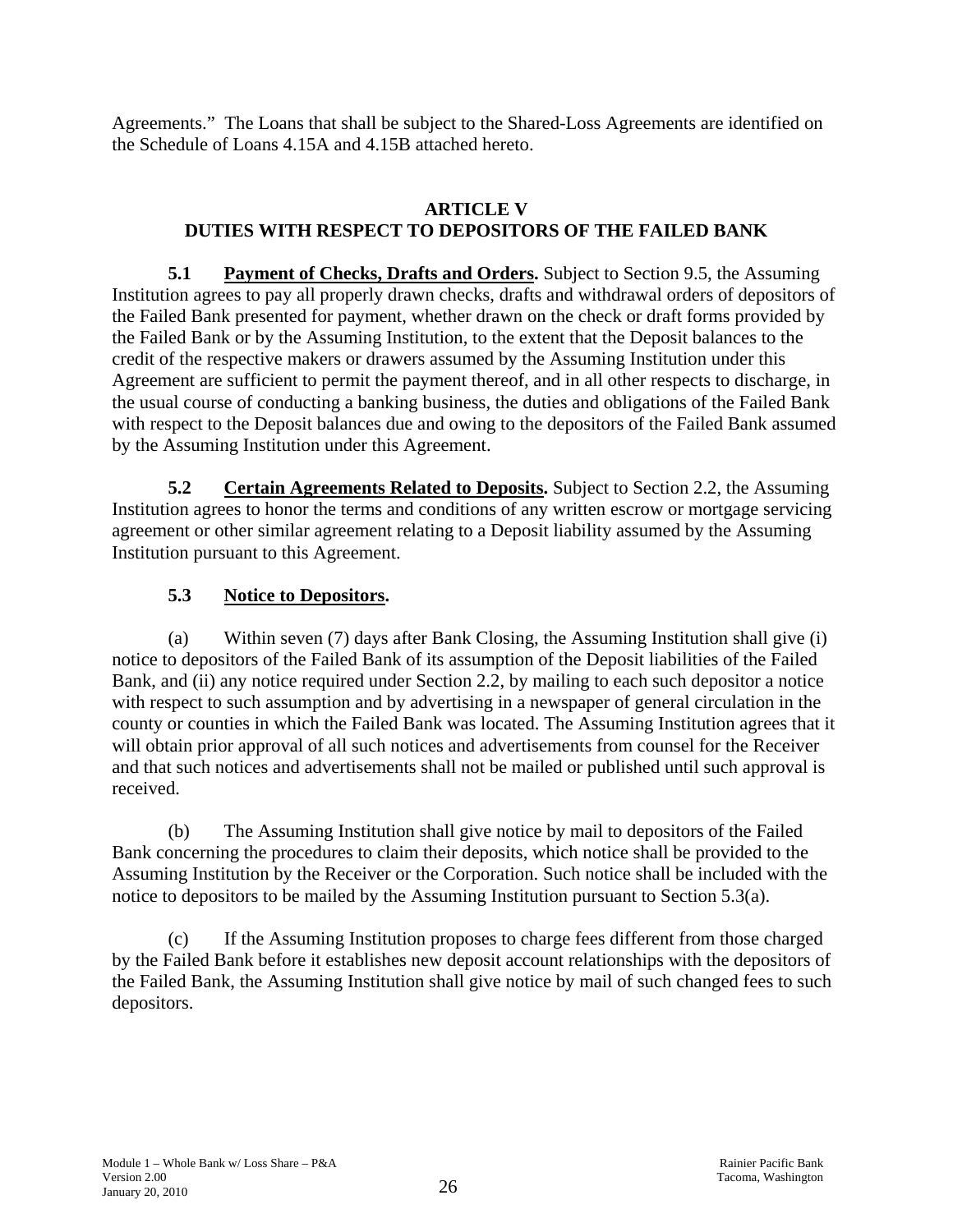Agreements." The Loans that shall be subject to the Shared-Loss Agreements are identified on the Schedule of Loans 4.15A and 4.15B attached hereto.

## ARTICLE V
## DUTIES WITH RESPECT TO DEPOSITORS OF THE FAILED BANK

**5.1 Payment of Checks, Drafts and Orders.** Subject to Section 9.5, the Assuming Institution agrees to pay all properly drawn checks, drafts and withdrawal orders of depositors of the Failed Bank presented for payment, whether drawn on the check or draft forms provided by the Failed Bank or by the Assuming Institution, to the extent that the Deposit balances to the credit of the respective makers or drawers assumed by the Assuming Institution under this Agreement are sufficient to permit the payment thereof, and in all other respects to discharge, in the usual course of conducting a banking business, the duties and obligations of the Failed Bank with respect to the Deposit balances due and owing to the depositors of the Failed Bank assumed by the Assuming Institution under this Agreement.

**5.2 Certain Agreements Related to Deposits.** Subject to Section 2.2, the Assuming Institution agrees to honor the terms and conditions of any written escrow or mortgage servicing agreement or other similar agreement relating to a Deposit liability assumed by the Assuming Institution pursuant to this Agreement.

**5.3 Notice to Depositors.**

(a) Within seven (7) days after Bank Closing, the Assuming Institution shall give (i) notice to depositors of the Failed Bank of its assumption of the Deposit liabilities of the Failed Bank, and (ii) any notice required under Section 2.2, by mailing to each such depositor a notice with respect to such assumption and by advertising in a newspaper of general circulation in the county or counties in which the Failed Bank was located. The Assuming Institution agrees that it will obtain prior approval of all such notices and advertisements from counsel for the Receiver and that such notices and advertisements shall not be mailed or published until such approval is received.

(b) The Assuming Institution shall give notice by mail to depositors of the Failed Bank concerning the procedures to claim their deposits, which notice shall be provided to the Assuming Institution by the Receiver or the Corporation. Such notice shall be included with the notice to depositors to be mailed by the Assuming Institution pursuant to Section 5.3(a).

(c) If the Assuming Institution proposes to charge fees different from those charged by the Failed Bank before it establishes new deposit account relationships with the depositors of the Failed Bank, the Assuming Institution shall give notice by mail of such changed fees to such depositors.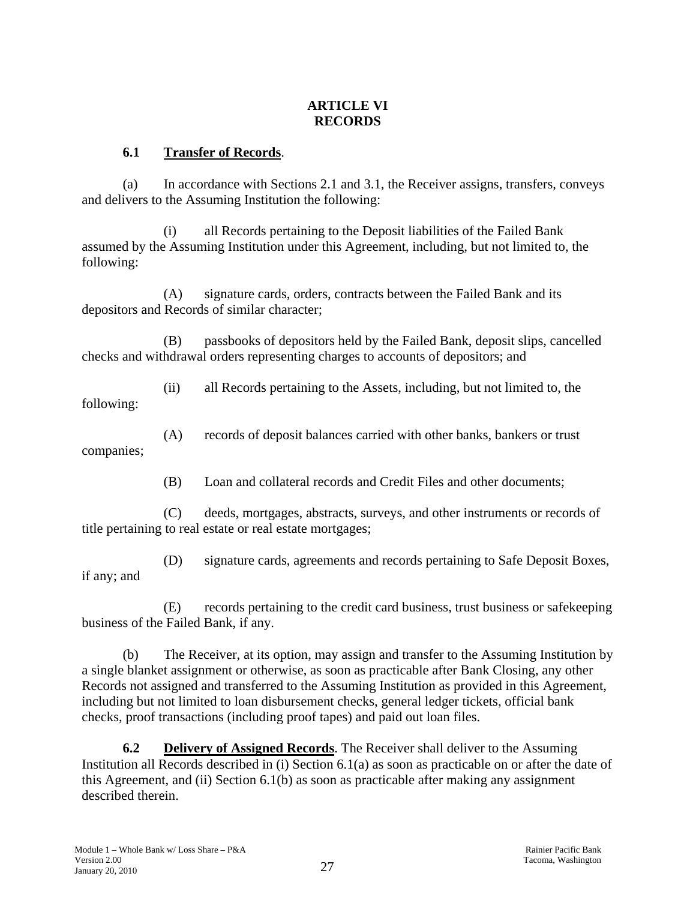# ARTICLE VI
# RECORDS

**6.1 Transfer of Records**.

(a) In accordance with Sections 2.1 and 3.1, the Receiver assigns, transfers, conveys and delivers to the Assuming Institution the following:

(i) all Records pertaining to the Deposit liabilities of the Failed Bank assumed by the Assuming Institution under this Agreement, including, but not limited to, the following:

(A) signature cards, orders, contracts between the Failed Bank and its depositors and Records of similar character;

(B) passbooks of depositors held by the Failed Bank, deposit slips, cancelled checks and withdrawal orders representing charges to accounts of depositors; and

(ii) all Records pertaining to the Assets, including, but not limited to, the following:

(A) records of deposit balances carried with other banks, bankers or trust companies;

(B) Loan and collateral records and Credit Files and other documents;

(C) deeds, mortgages, abstracts, surveys, and other instruments or records of title pertaining to real estate or real estate mortgages;

(D) signature cards, agreements and records pertaining to Safe Deposit Boxes, if any; and

(E) records pertaining to the credit card business, trust business or safekeeping business of the Failed Bank, if any.

(b) The Receiver, at its option, may assign and transfer to the Assuming Institution by a single blanket assignment or otherwise, as soon as practicable after Bank Closing, any other Records not assigned and transferred to the Assuming Institution as provided in this Agreement, including but not limited to loan disbursement checks, general ledger tickets, official bank checks, proof transactions (including proof tapes) and paid out loan files.

**6.2 Delivery of Assigned Records**. The Receiver shall deliver to the Assuming Institution all Records described in (i) Section 6.1(a) as soon as practicable on or after the date of this Agreement, and (ii) Section 6.1(b) as soon as practicable after making any assignment described therein.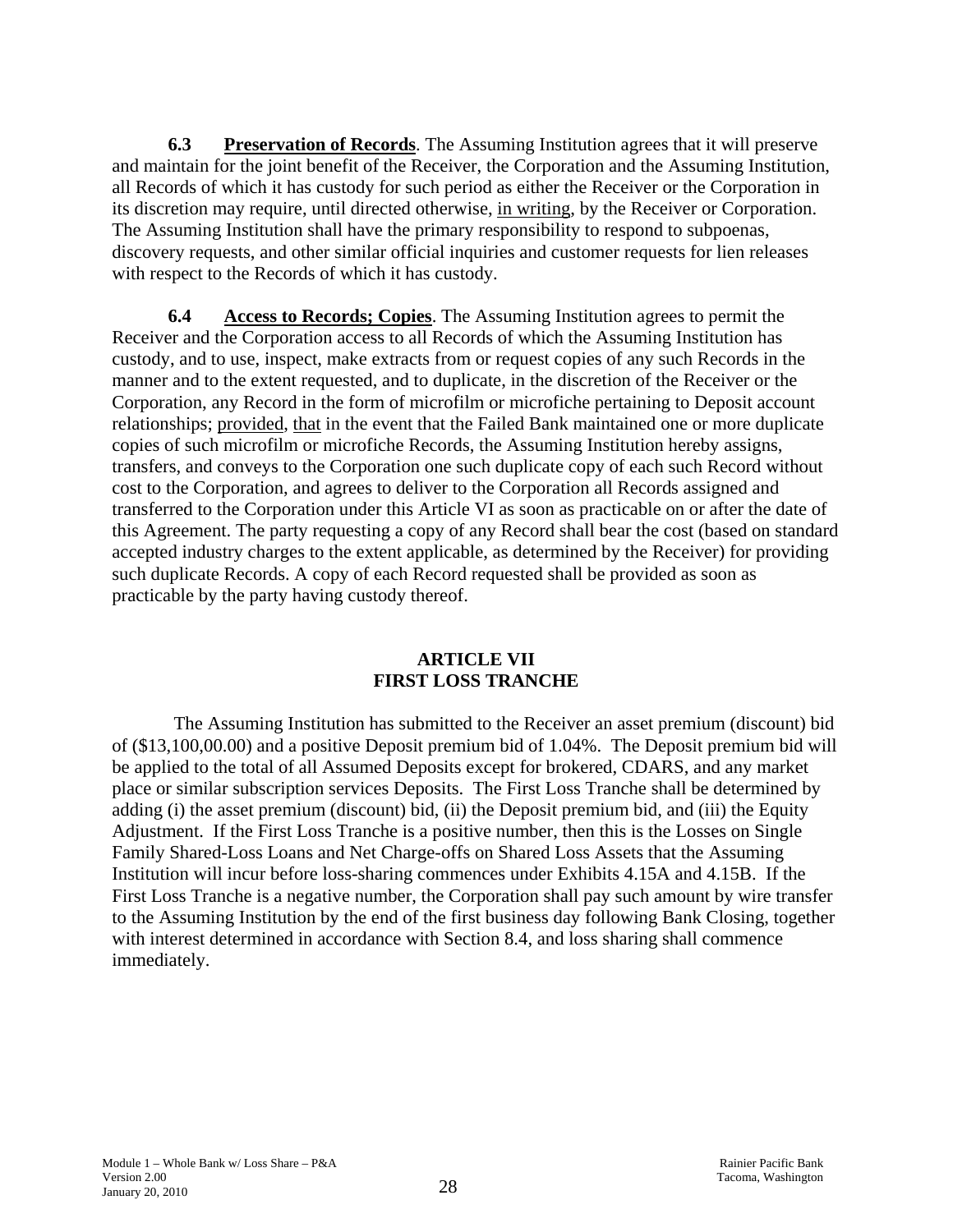**6.3 <u>Preservation of Records</u>**. The Assuming Institution agrees that it will preserve and maintain for the joint benefit of the Receiver, the Corporation and the Assuming Institution, all Records of which it has custody for such period as either the Receiver or the Corporation in its discretion may require, until directed otherwise, <u>in writing</u>, by the Receiver or Corporation. The Assuming Institution shall have the primary responsibility to respond to subpoenas, discovery requests, and other similar official inquiries and customer requests for lien releases with respect to the Records of which it has custody.

**6.4 <u>Access to Records; Copies</u>**. The Assuming Institution agrees to permit the Receiver and the Corporation access to all Records of which the Assuming Institution has custody, and to use, inspect, make extracts from or request copies of any such Records in the manner and to the extent requested, and to duplicate, in the discretion of the Receiver or the Corporation, any Record in the form of microfilm or microfiche pertaining to Deposit account relationships; <u>provided</u>, <u>that</u> in the event that the Failed Bank maintained one or more duplicate copies of such microfilm or microfiche Records, the Assuming Institution hereby assigns, transfers, and conveys to the Corporation one such duplicate copy of each such Record without cost to the Corporation, and agrees to deliver to the Corporation all Records assigned and transferred to the Corporation under this Article VI as soon as practicable on or after the date of this Agreement. The party requesting a copy of any Record shall bear the cost (based on standard accepted industry charges to the extent applicable, as determined by the Receiver) for providing such duplicate Records. A copy of each Record requested shall be provided as soon as practicable by the party having custody thereof.

## ARTICLE VII
## FIRST LOSS TRANCHE

The Assuming Institution has submitted to the Receiver an asset premium (discount) bid of ($13,100,00.00) and a positive Deposit premium bid of 1.04%. The Deposit premium bid will be applied to the total of all Assumed Deposits except for brokered, CDARS, and any market place or similar subscription services Deposits. The First Loss Tranche shall be determined by adding (i) the asset premium (discount) bid, (ii) the Deposit premium bid, and (iii) the Equity Adjustment. If the First Loss Tranche is a positive number, then this is the Losses on Single Family Shared-Loss Loans and Net Charge-offs on Shared Loss Assets that the Assuming Institution will incur before loss-sharing commences under Exhibits 4.15A and 4.15B. If the First Loss Tranche is a negative number, the Corporation shall pay such amount by wire transfer to the Assuming Institution by the end of the first business day following Bank Closing, together with interest determined in accordance with Section 8.4, and loss sharing shall commence immediately.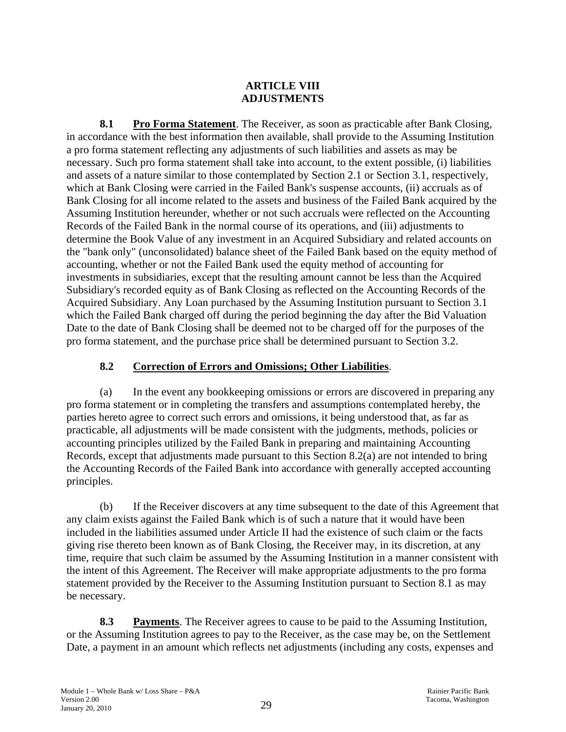# ARTICLE VIII
# ADJUSTMENTS

**8.1 Pro Forma Statement**. The Receiver, as soon as practicable after Bank Closing, in accordance with the best information then available, shall provide to the Assuming Institution a pro forma statement reflecting any adjustments of such liabilities and assets as may be necessary. Such pro forma statement shall take into account, to the extent possible, (i) liabilities and assets of a nature similar to those contemplated by Section 2.1 or Section 3.1, respectively, which at Bank Closing were carried in the Failed Bank's suspense accounts, (ii) accruals as of Bank Closing for all income related to the assets and business of the Failed Bank acquired by the Assuming Institution hereunder, whether or not such accruals were reflected on the Accounting Records of the Failed Bank in the normal course of its operations, and (iii) adjustments to determine the Book Value of any investment in an Acquired Subsidiary and related accounts on the "bank only" (unconsolidated) balance sheet of the Failed Bank based on the equity method of accounting, whether or not the Failed Bank used the equity method of accounting for investments in subsidiaries, except that the resulting amount cannot be less than the Acquired Subsidiary's recorded equity as of Bank Closing as reflected on the Accounting Records of the Acquired Subsidiary. Any Loan purchased by the Assuming Institution pursuant to Section 3.1 which the Failed Bank charged off during the period beginning the day after the Bid Valuation Date to the date of Bank Closing shall be deemed not to be charged off for the purposes of the pro forma statement, and the purchase price shall be determined pursuant to Section 3.2.

**8.2 Correction of Errors and Omissions; Other Liabilities**.

(a) In the event any bookkeeping omissions or errors are discovered in preparing any pro forma statement or in completing the transfers and assumptions contemplated hereby, the parties hereto agree to correct such errors and omissions, it being understood that, as far as practicable, all adjustments will be made consistent with the judgments, methods, policies or accounting principles utilized by the Failed Bank in preparing and maintaining Accounting Records, except that adjustments made pursuant to this Section 8.2(a) are not intended to bring the Accounting Records of the Failed Bank into accordance with generally accepted accounting principles.

(b) If the Receiver discovers at any time subsequent to the date of this Agreement that any claim exists against the Failed Bank which is of such a nature that it would have been included in the liabilities assumed under Article II had the existence of such claim or the facts giving rise thereto been known as of Bank Closing, the Receiver may, in its discretion, at any time, require that such claim be assumed by the Assuming Institution in a manner consistent with the intent of this Agreement. The Receiver will make appropriate adjustments to the pro forma statement provided by the Receiver to the Assuming Institution pursuant to Section 8.1 as may be necessary.

**8.3 Payments**. The Receiver agrees to cause to be paid to the Assuming Institution, or the Assuming Institution agrees to pay to the Receiver, as the case may be, on the Settlement Date, a payment in an amount which reflects net adjustments (including any costs, expenses and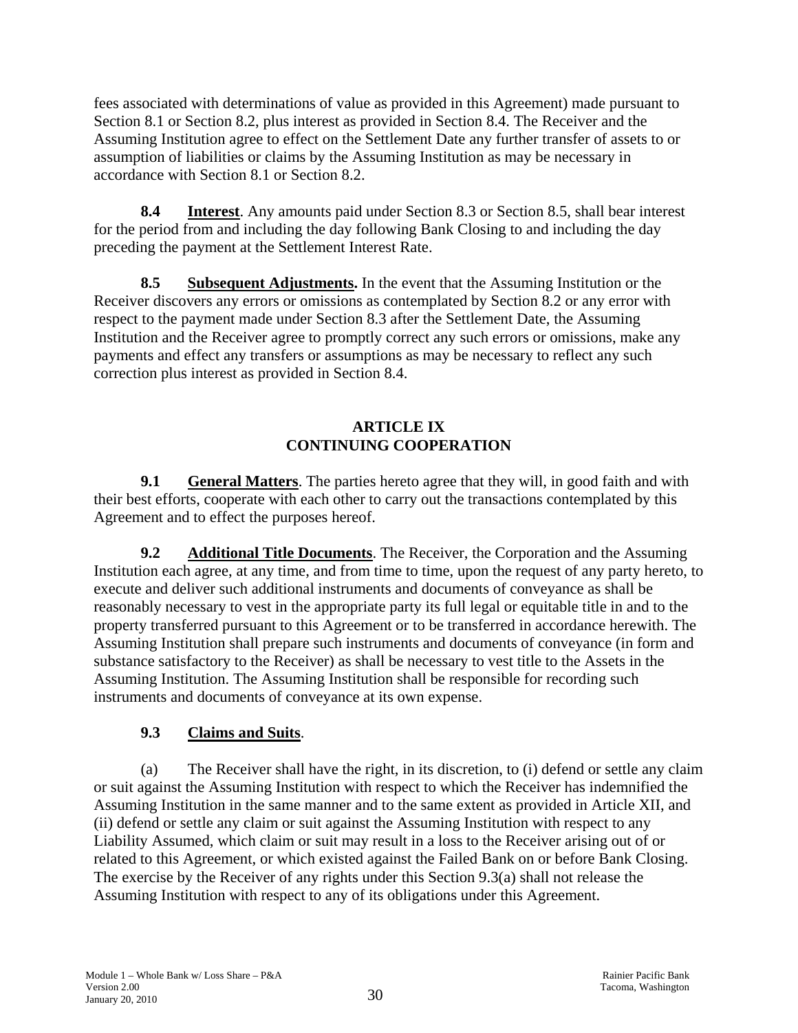fees associated with determinations of value as provided in this Agreement) made pursuant to Section 8.1 or Section 8.2, plus interest as provided in Section 8.4. The Receiver and the Assuming Institution agree to effect on the Settlement Date any further transfer of assets to or assumption of liabilities or claims by the Assuming Institution as may be necessary in accordance with Section 8.1 or Section 8.2.

**8.4 Interest**. Any amounts paid under Section 8.3 or Section 8.5, shall bear interest for the period from and including the day following Bank Closing to and including the day preceding the payment at the Settlement Interest Rate.

**8.5 Subsequent Adjustments.** In the event that the Assuming Institution or the Receiver discovers any errors or omissions as contemplated by Section 8.2 or any error with respect to the payment made under Section 8.3 after the Settlement Date, the Assuming Institution and the Receiver agree to promptly correct any such errors or omissions, make any payments and effect any transfers or assumptions as may be necessary to reflect any such correction plus interest as provided in Section 8.4.

## ARTICLE IX
## CONTINUING COOPERATION

**9.1 General Matters**. The parties hereto agree that they will, in good faith and with their best efforts, cooperate with each other to carry out the transactions contemplated by this Agreement and to effect the purposes hereof.

**9.2 Additional Title Documents**. The Receiver, the Corporation and the Assuming Institution each agree, at any time, and from time to time, upon the request of any party hereto, to execute and deliver such additional instruments and documents of conveyance as shall be reasonably necessary to vest in the appropriate party its full legal or equitable title in and to the property transferred pursuant to this Agreement or to be transferred in accordance herewith. The Assuming Institution shall prepare such instruments and documents of conveyance (in form and substance satisfactory to the Receiver) as shall be necessary to vest title to the Assets in the Assuming Institution. The Assuming Institution shall be responsible for recording such instruments and documents of conveyance at its own expense.

**9.3 Claims and Suits**.

(a) The Receiver shall have the right, in its discretion, to (i) defend or settle any claim or suit against the Assuming Institution with respect to which the Receiver has indemnified the Assuming Institution in the same manner and to the same extent as provided in Article XII, and (ii) defend or settle any claim or suit against the Assuming Institution with respect to any Liability Assumed, which claim or suit may result in a loss to the Receiver arising out of or related to this Agreement, or which existed against the Failed Bank on or before Bank Closing. The exercise by the Receiver of any rights under this Section 9.3(a) shall not release the Assuming Institution with respect to any of its obligations under this Agreement.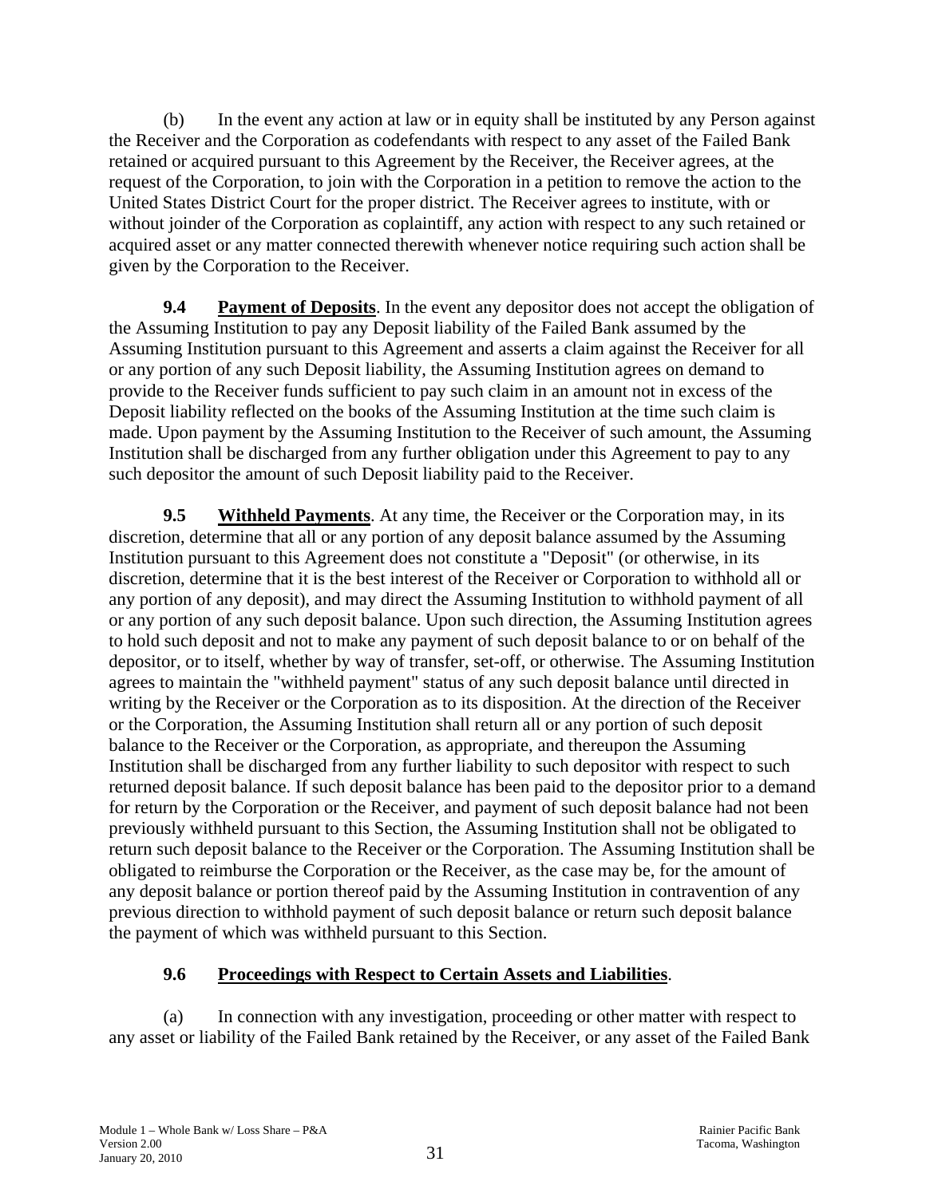(b) In the event any action at law or in equity shall be instituted by any Person against the Receiver and the Corporation as codefendants with respect to any asset of the Failed Bank retained or acquired pursuant to this Agreement by the Receiver, the Receiver agrees, at the request of the Corporation, to join with the Corporation in a petition to remove the action to the United States District Court for the proper district. The Receiver agrees to institute, with or without joinder of the Corporation as coplaintiff, any action with respect to any such retained or acquired asset or any matter connected therewith whenever notice requiring such action shall be given by the Corporation to the Receiver.

**9.4 Payment of Deposits**. In the event any depositor does not accept the obligation of the Assuming Institution to pay any Deposit liability of the Failed Bank assumed by the Assuming Institution pursuant to this Agreement and asserts a claim against the Receiver for all or any portion of any such Deposit liability, the Assuming Institution agrees on demand to provide to the Receiver funds sufficient to pay such claim in an amount not in excess of the Deposit liability reflected on the books of the Assuming Institution at the time such claim is made. Upon payment by the Assuming Institution to the Receiver of such amount, the Assuming Institution shall be discharged from any further obligation under this Agreement to pay to any such depositor the amount of such Deposit liability paid to the Receiver.

**9.5 Withheld Payments**. At any time, the Receiver or the Corporation may, in its discretion, determine that all or any portion of any deposit balance assumed by the Assuming Institution pursuant to this Agreement does not constitute a "Deposit" (or otherwise, in its discretion, determine that it is the best interest of the Receiver or Corporation to withhold all or any portion of any deposit), and may direct the Assuming Institution to withhold payment of all or any portion of any such deposit balance. Upon such direction, the Assuming Institution agrees to hold such deposit and not to make any payment of such deposit balance to or on behalf of the depositor, or to itself, whether by way of transfer, set-off, or otherwise. The Assuming Institution agrees to maintain the "withheld payment" status of any such deposit balance until directed in writing by the Receiver or the Corporation as to its disposition. At the direction of the Receiver or the Corporation, the Assuming Institution shall return all or any portion of such deposit balance to the Receiver or the Corporation, as appropriate, and thereupon the Assuming Institution shall be discharged from any further liability to such depositor with respect to such returned deposit balance. If such deposit balance has been paid to the depositor prior to a demand for return by the Corporation or the Receiver, and payment of such deposit balance had not been previously withheld pursuant to this Section, the Assuming Institution shall not be obligated to return such deposit balance to the Receiver or the Corporation. The Assuming Institution shall be obligated to reimburse the Corporation or the Receiver, as the case may be, for the amount of any deposit balance or portion thereof paid by the Assuming Institution in contravention of any previous direction to withhold payment of such deposit balance or return such deposit balance the payment of which was withheld pursuant to this Section.

**9.6 Proceedings with Respect to Certain Assets and Liabilities**.

(a) In connection with any investigation, proceeding or other matter with respect to any asset or liability of the Failed Bank retained by the Receiver, or any asset of the Failed Bank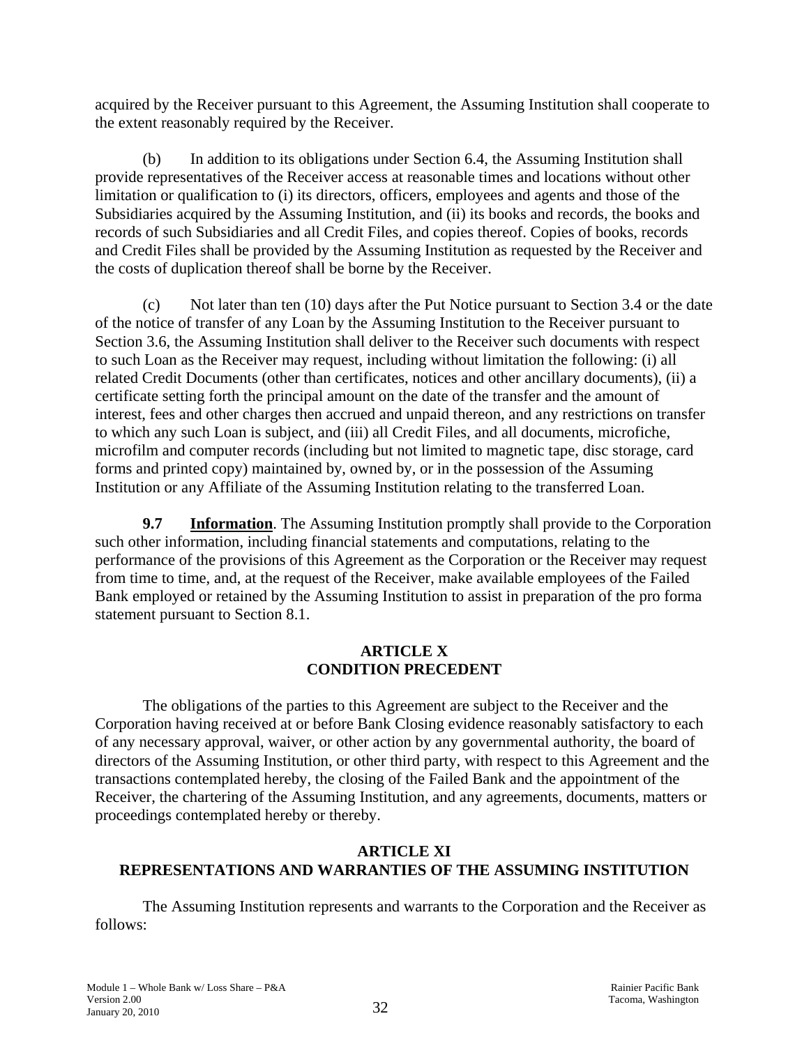acquired by the Receiver pursuant to this Agreement, the Assuming Institution shall cooperate to the extent reasonably required by the Receiver.

(b) In addition to its obligations under Section 6.4, the Assuming Institution shall provide representatives of the Receiver access at reasonable times and locations without other limitation or qualification to (i) its directors, officers, employees and agents and those of the Subsidiaries acquired by the Assuming Institution, and (ii) its books and records, the books and records of such Subsidiaries and all Credit Files, and copies thereof. Copies of books, records and Credit Files shall be provided by the Assuming Institution as requested by the Receiver and the costs of duplication thereof shall be borne by the Receiver.

(c) Not later than ten (10) days after the Put Notice pursuant to Section 3.4 or the date of the notice of transfer of any Loan by the Assuming Institution to the Receiver pursuant to Section 3.6, the Assuming Institution shall deliver to the Receiver such documents with respect to such Loan as the Receiver may request, including without limitation the following: (i) all related Credit Documents (other than certificates, notices and other ancillary documents), (ii) a certificate setting forth the principal amount on the date of the transfer and the amount of interest, fees and other charges then accrued and unpaid thereon, and any restrictions on transfer to which any such Loan is subject, and (iii) all Credit Files, and all documents, microfiche, microfilm and computer records (including but not limited to magnetic tape, disc storage, card forms and printed copy) maintained by, owned by, or in the possession of the Assuming Institution or any Affiliate of the Assuming Institution relating to the transferred Loan.

**9.7 Information**. The Assuming Institution promptly shall provide to the Corporation such other information, including financial statements and computations, relating to the performance of the provisions of this Agreement as the Corporation or the Receiver may request from time to time, and, at the request of the Receiver, make available employees of the Failed Bank employed or retained by the Assuming Institution to assist in preparation of the pro forma statement pursuant to Section 8.1.

## ARTICLE X
## CONDITION PRECEDENT

The obligations of the parties to this Agreement are subject to the Receiver and the Corporation having received at or before Bank Closing evidence reasonably satisfactory to each of any necessary approval, waiver, or other action by any governmental authority, the board of directors of the Assuming Institution, or other third party, with respect to this Agreement and the transactions contemplated hereby, the closing of the Failed Bank and the appointment of the Receiver, the chartering of the Assuming Institution, and any agreements, documents, matters or proceedings contemplated hereby or thereby.

## ARTICLE XI
## REPRESENTATIONS AND WARRANTIES OF THE ASSUMING INSTITUTION

The Assuming Institution represents and warrants to the Corporation and the Receiver as follows: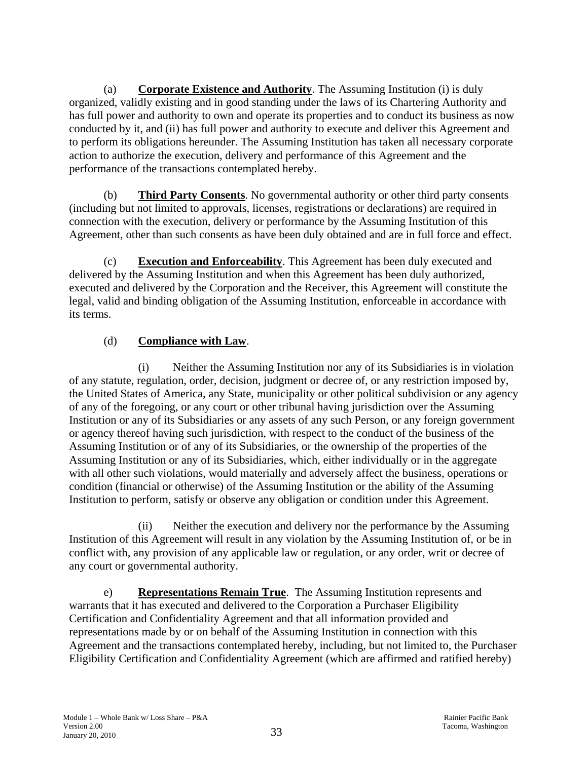(a) **Corporate Existence and Authority**. The Assuming Institution (i) is duly organized, validly existing and in good standing under the laws of its Chartering Authority and has full power and authority to own and operate its properties and to conduct its business as now conducted by it, and (ii) has full power and authority to execute and deliver this Agreement and to perform its obligations hereunder. The Assuming Institution has taken all necessary corporate action to authorize the execution, delivery and performance of this Agreement and the performance of the transactions contemplated hereby.

(b) **Third Party Consents**. No governmental authority or other third party consents (including but not limited to approvals, licenses, registrations or declarations) are required in connection with the execution, delivery or performance by the Assuming Institution of this Agreement, other than such consents as have been duly obtained and are in full force and effect.

(c) **Execution and Enforceability**. This Agreement has been duly executed and delivered by the Assuming Institution and when this Agreement has been duly authorized, executed and delivered by the Corporation and the Receiver, this Agreement will constitute the legal, valid and binding obligation of the Assuming Institution, enforceable in accordance with its terms.

(d) **Compliance with Law**.

(i) Neither the Assuming Institution nor any of its Subsidiaries is in violation of any statute, regulation, order, decision, judgment or decree of, or any restriction imposed by, the United States of America, any State, municipality or other political subdivision or any agency of any of the foregoing, or any court or other tribunal having jurisdiction over the Assuming Institution or any of its Subsidiaries or any assets of any such Person, or any foreign government or agency thereof having such jurisdiction, with respect to the conduct of the business of the Assuming Institution or of any of its Subsidiaries, or the ownership of the properties of the Assuming Institution or any of its Subsidiaries, which, either individually or in the aggregate with all other such violations, would materially and adversely affect the business, operations or condition (financial or otherwise) of the Assuming Institution or the ability of the Assuming Institution to perform, satisfy or observe any obligation or condition under this Agreement.

(ii) Neither the execution and delivery nor the performance by the Assuming Institution of this Agreement will result in any violation by the Assuming Institution of, or be in conflict with, any provision of any applicable law or regulation, or any order, writ or decree of any court or governmental authority.

e) **Representations Remain True**. The Assuming Institution represents and warrants that it has executed and delivered to the Corporation a Purchaser Eligibility Certification and Confidentiality Agreement and that all information provided and representations made by or on behalf of the Assuming Institution in connection with this Agreement and the transactions contemplated hereby, including, but not limited to, the Purchaser Eligibility Certification and Confidentiality Agreement (which are affirmed and ratified hereby)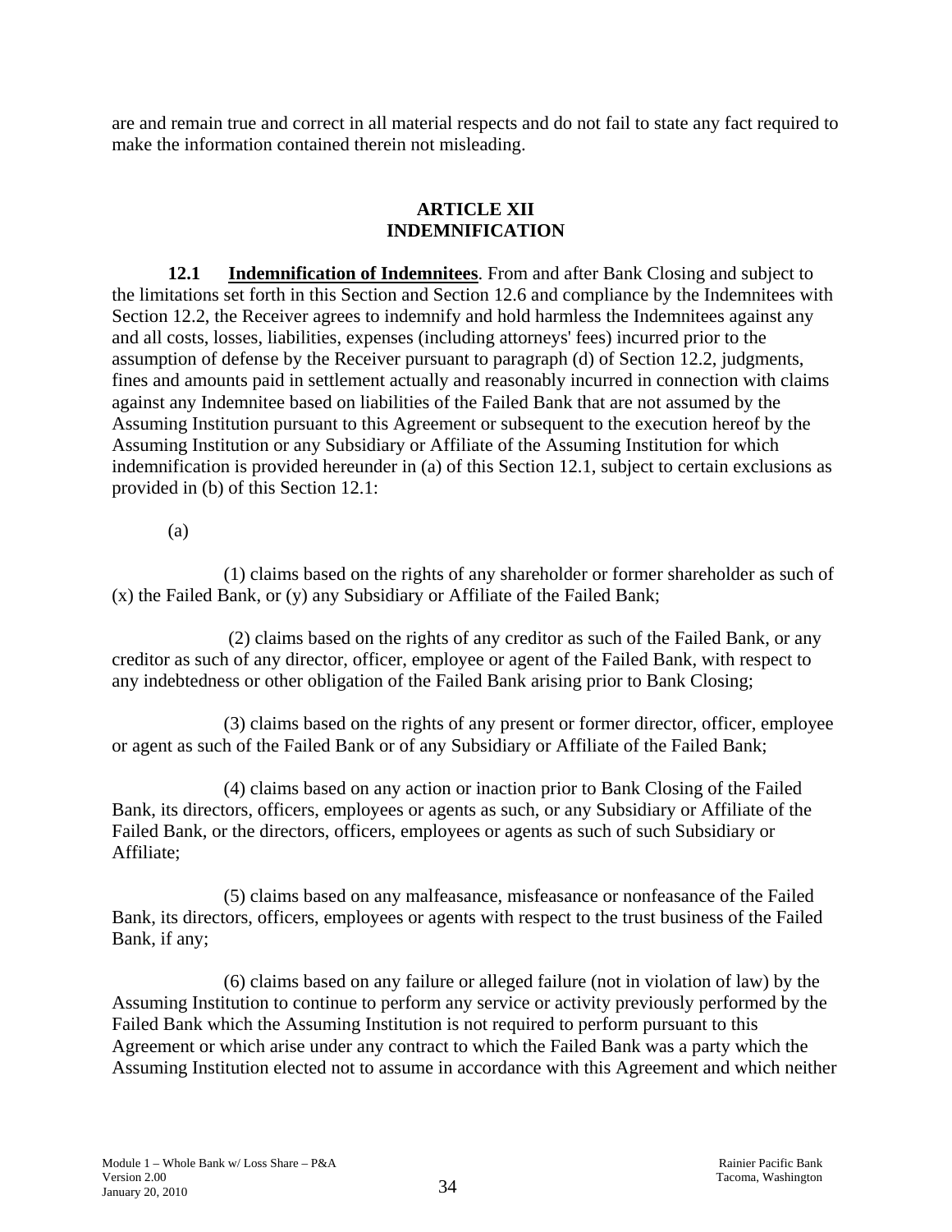are and remain true and correct in all material respects and do not fail to state any fact required to make the information contained therein not misleading.

## ARTICLE XII
## INDEMNIFICATION

**12.1 Indemnification of Indemnitees**. From and after Bank Closing and subject to the limitations set forth in this Section and Section 12.6 and compliance by the Indemnitees with Section 12.2, the Receiver agrees to indemnify and hold harmless the Indemnitees against any and all costs, losses, liabilities, expenses (including attorneys' fees) incurred prior to the assumption of defense by the Receiver pursuant to paragraph (d) of Section 12.2, judgments, fines and amounts paid in settlement actually and reasonably incurred in connection with claims against any Indemnitee based on liabilities of the Failed Bank that are not assumed by the Assuming Institution pursuant to this Agreement or subsequent to the execution hereof by the Assuming Institution or any Subsidiary or Affiliate of the Assuming Institution for which indemnification is provided hereunder in (a) of this Section 12.1, subject to certain exclusions as provided in (b) of this Section 12.1:

(a)

(1) claims based on the rights of any shareholder or former shareholder as such of (x) the Failed Bank, or (y) any Subsidiary or Affiliate of the Failed Bank;

(2) claims based on the rights of any creditor as such of the Failed Bank, or any creditor as such of any director, officer, employee or agent of the Failed Bank, with respect to any indebtedness or other obligation of the Failed Bank arising prior to Bank Closing;

(3) claims based on the rights of any present or former director, officer, employee or agent as such of the Failed Bank or of any Subsidiary or Affiliate of the Failed Bank;

(4) claims based on any action or inaction prior to Bank Closing of the Failed Bank, its directors, officers, employees or agents as such, or any Subsidiary or Affiliate of the Failed Bank, or the directors, officers, employees or agents as such of such Subsidiary or Affiliate;

(5) claims based on any malfeasance, misfeasance or nonfeasance of the Failed Bank, its directors, officers, employees or agents with respect to the trust business of the Failed Bank, if any;

(6) claims based on any failure or alleged failure (not in violation of law) by the Assuming Institution to continue to perform any service or activity previously performed by the Failed Bank which the Assuming Institution is not required to perform pursuant to this Agreement or which arise under any contract to which the Failed Bank was a party which the Assuming Institution elected not to assume in accordance with this Agreement and which neither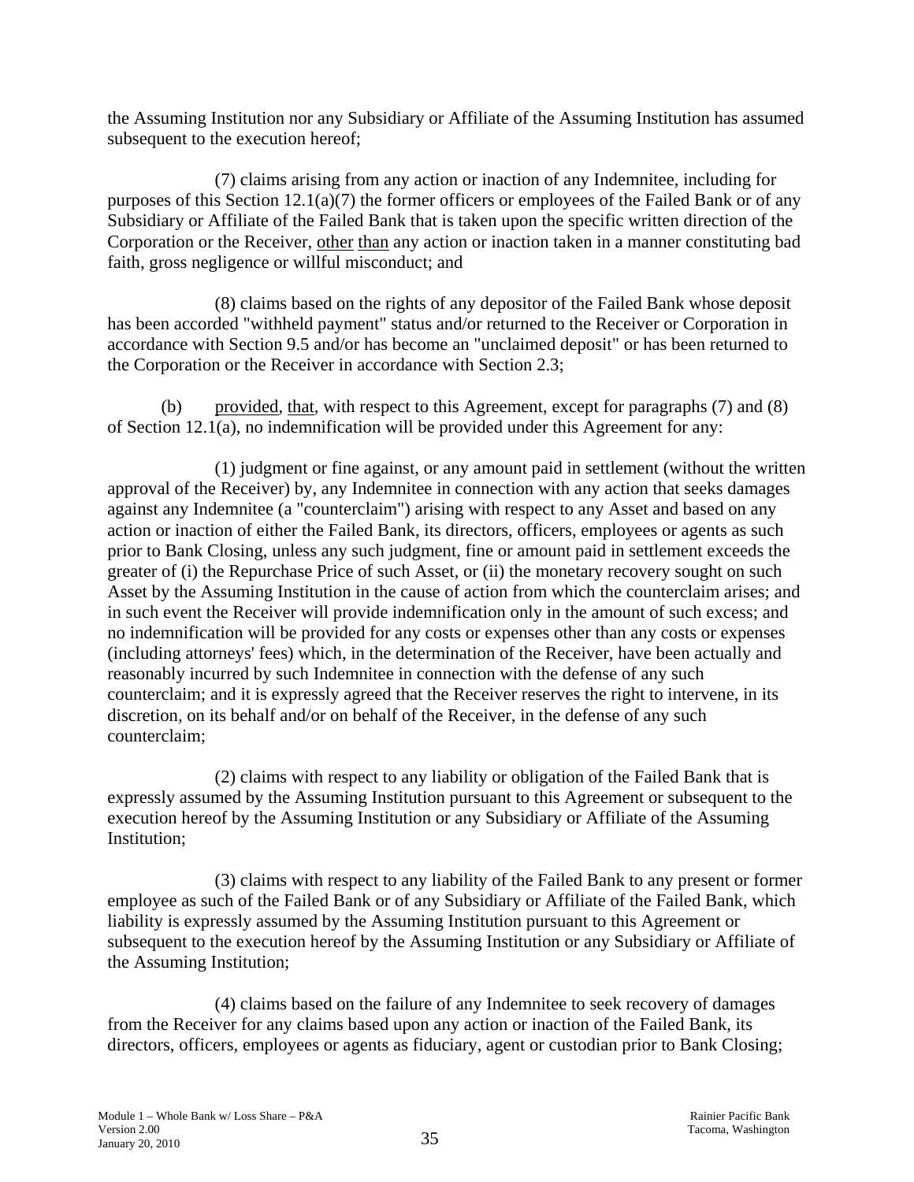the Assuming Institution nor any Subsidiary or Affiliate of the Assuming Institution has assumed subsequent to the execution hereof;

(7) claims arising from any action or inaction of any Indemnitee, including for purposes of this Section 12.1(a)(7) the former officers or employees of the Failed Bank or of any Subsidiary or Affiliate of the Failed Bank that is taken upon the specific written direction of the Corporation or the Receiver, other than any action or inaction taken in a manner constituting bad faith, gross negligence or willful misconduct; and

(8) claims based on the rights of any depositor of the Failed Bank whose deposit has been accorded "withheld payment" status and/or returned to the Receiver or Corporation in accordance with Section 9.5 and/or has become an "unclaimed deposit" or has been returned to the Corporation or the Receiver in accordance with Section 2.3;

(b) provided, that, with respect to this Agreement, except for paragraphs (7) and (8) of Section 12.1(a), no indemnification will be provided under this Agreement for any:

(1) judgment or fine against, or any amount paid in settlement (without the written approval of the Receiver) by, any Indemnitee in connection with any action that seeks damages against any Indemnitee (a "counterclaim") arising with respect to any Asset and based on any action or inaction of either the Failed Bank, its directors, officers, employees or agents as such prior to Bank Closing, unless any such judgment, fine or amount paid in settlement exceeds the greater of (i) the Repurchase Price of such Asset, or (ii) the monetary recovery sought on such Asset by the Assuming Institution in the cause of action from which the counterclaim arises; and in such event the Receiver will provide indemnification only in the amount of such excess; and no indemnification will be provided for any costs or expenses other than any costs or expenses (including attorneys' fees) which, in the determination of the Receiver, have been actually and reasonably incurred by such Indemnitee in connection with the defense of any such counterclaim; and it is expressly agreed that the Receiver reserves the right to intervene, in its discretion, on its behalf and/or on behalf of the Receiver, in the defense of any such counterclaim;

(2) claims with respect to any liability or obligation of the Failed Bank that is expressly assumed by the Assuming Institution pursuant to this Agreement or subsequent to the execution hereof by the Assuming Institution or any Subsidiary or Affiliate of the Assuming Institution;

(3) claims with respect to any liability of the Failed Bank to any present or former employee as such of the Failed Bank or of any Subsidiary or Affiliate of the Failed Bank, which liability is expressly assumed by the Assuming Institution pursuant to this Agreement or subsequent to the execution hereof by the Assuming Institution or any Subsidiary or Affiliate of the Assuming Institution;

(4) claims based on the failure of any Indemnitee to seek recovery of damages from the Receiver for any claims based upon any action or inaction of the Failed Bank, its directors, officers, employees or agents as fiduciary, agent or custodian prior to Bank Closing;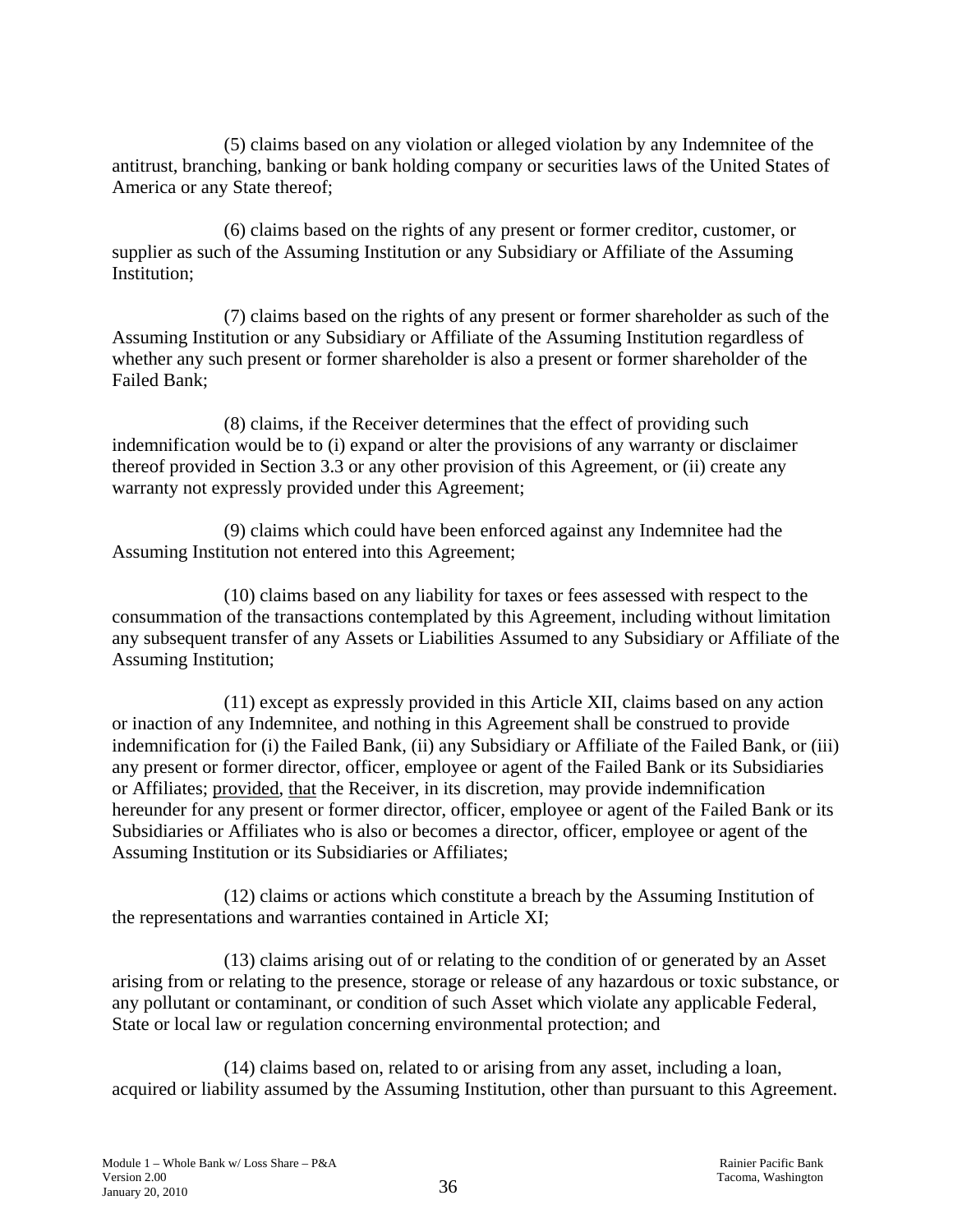(5) claims based on any violation or alleged violation by any Indemnitee of the antitrust, branching, banking or bank holding company or securities laws of the United States of America or any State thereof;

(6) claims based on the rights of any present or former creditor, customer, or supplier as such of the Assuming Institution or any Subsidiary or Affiliate of the Assuming Institution;

(7) claims based on the rights of any present or former shareholder as such of the Assuming Institution or any Subsidiary or Affiliate of the Assuming Institution regardless of whether any such present or former shareholder is also a present or former shareholder of the Failed Bank;

(8) claims, if the Receiver determines that the effect of providing such indemnification would be to (i) expand or alter the provisions of any warranty or disclaimer thereof provided in Section 3.3 or any other provision of this Agreement, or (ii) create any warranty not expressly provided under this Agreement;

(9) claims which could have been enforced against any Indemnitee had the Assuming Institution not entered into this Agreement;

(10) claims based on any liability for taxes or fees assessed with respect to the consummation of the transactions contemplated by this Agreement, including without limitation any subsequent transfer of any Assets or Liabilities Assumed to any Subsidiary or Affiliate of the Assuming Institution;

(11) except as expressly provided in this Article XII, claims based on any action or inaction of any Indemnitee, and nothing in this Agreement shall be construed to provide indemnification for (i) the Failed Bank, (ii) any Subsidiary or Affiliate of the Failed Bank, or (iii) any present or former director, officer, employee or agent of the Failed Bank or its Subsidiaries or Affiliates; provided, that the Receiver, in its discretion, may provide indemnification hereunder for any present or former director, officer, employee or agent of the Failed Bank or its Subsidiaries or Affiliates who is also or becomes a director, officer, employee or agent of the Assuming Institution or its Subsidiaries or Affiliates;

(12) claims or actions which constitute a breach by the Assuming Institution of the representations and warranties contained in Article XI;

(13) claims arising out of or relating to the condition of or generated by an Asset arising from or relating to the presence, storage or release of any hazardous or toxic substance, or any pollutant or contaminant, or condition of such Asset which violate any applicable Federal, State or local law or regulation concerning environmental protection; and

(14) claims based on, related to or arising from any asset, including a loan, acquired or liability assumed by the Assuming Institution, other than pursuant to this Agreement.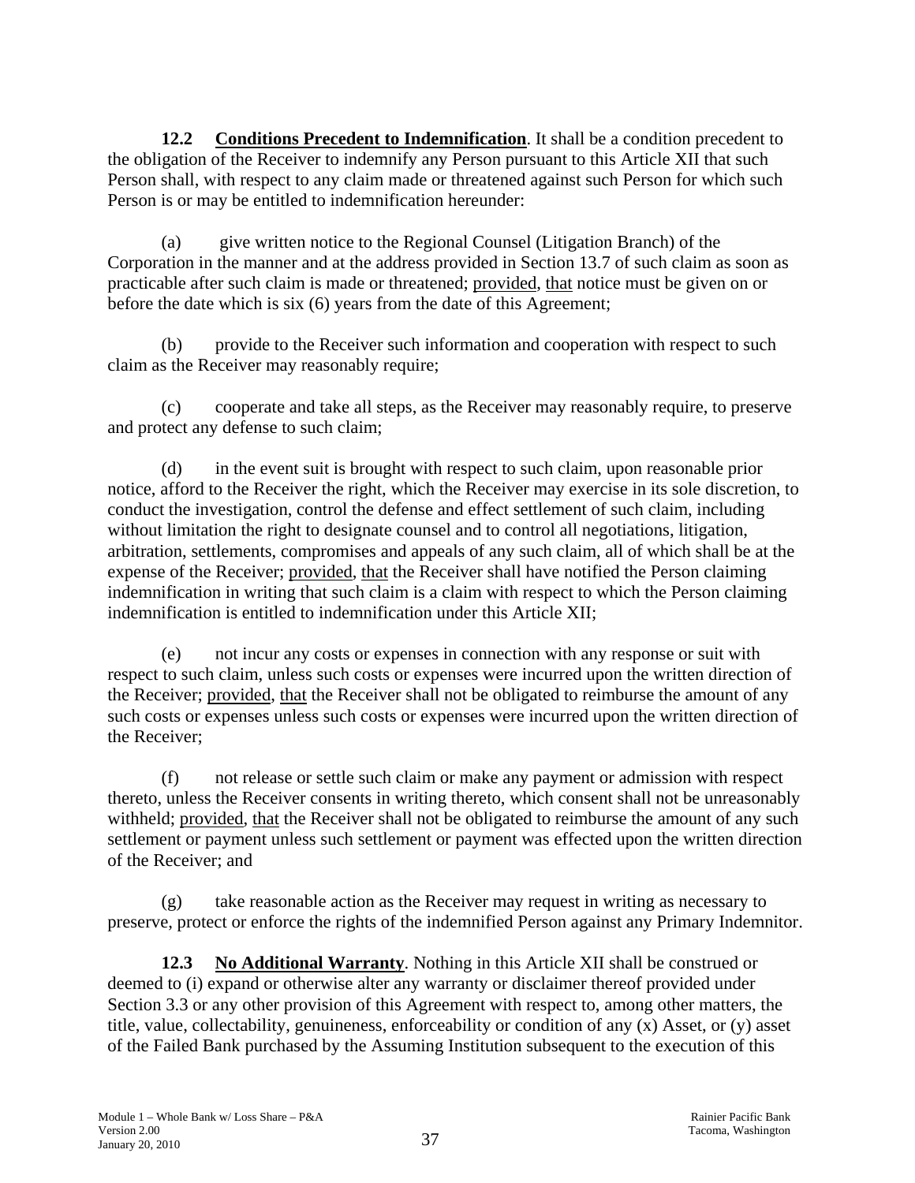**12.2 Conditions Precedent to Indemnification**. It shall be a condition precedent to the obligation of the Receiver to indemnify any Person pursuant to this Article XII that such Person shall, with respect to any claim made or threatened against such Person for which such Person is or may be entitled to indemnification hereunder:

(a) give written notice to the Regional Counsel (Litigation Branch) of the Corporation in the manner and at the address provided in Section 13.7 of such claim as soon as practicable after such claim is made or threatened; provided, that notice must be given on or before the date which is six (6) years from the date of this Agreement;

(b) provide to the Receiver such information and cooperation with respect to such claim as the Receiver may reasonably require;

(c) cooperate and take all steps, as the Receiver may reasonably require, to preserve and protect any defense to such claim;

(d) in the event suit is brought with respect to such claim, upon reasonable prior notice, afford to the Receiver the right, which the Receiver may exercise in its sole discretion, to conduct the investigation, control the defense and effect settlement of such claim, including without limitation the right to designate counsel and to control all negotiations, litigation, arbitration, settlements, compromises and appeals of any such claim, all of which shall be at the expense of the Receiver; provided, that the Receiver shall have notified the Person claiming indemnification in writing that such claim is a claim with respect to which the Person claiming indemnification is entitled to indemnification under this Article XII;

(e) not incur any costs or expenses in connection with any response or suit with respect to such claim, unless such costs or expenses were incurred upon the written direction of the Receiver; provided, that the Receiver shall not be obligated to reimburse the amount of any such costs or expenses unless such costs or expenses were incurred upon the written direction of the Receiver;

(f) not release or settle such claim or make any payment or admission with respect thereto, unless the Receiver consents in writing thereto, which consent shall not be unreasonably withheld; provided, that the Receiver shall not be obligated to reimburse the amount of any such settlement or payment unless such settlement or payment was effected upon the written direction of the Receiver; and

(g) take reasonable action as the Receiver may request in writing as necessary to preserve, protect or enforce the rights of the indemnified Person against any Primary Indemnitor.

**12.3 No Additional Warranty**. Nothing in this Article XII shall be construed or deemed to (i) expand or otherwise alter any warranty or disclaimer thereof provided under Section 3.3 or any other provision of this Agreement with respect to, among other matters, the title, value, collectability, genuineness, enforceability or condition of any (x) Asset, or (y) asset of the Failed Bank purchased by the Assuming Institution subsequent to the execution of this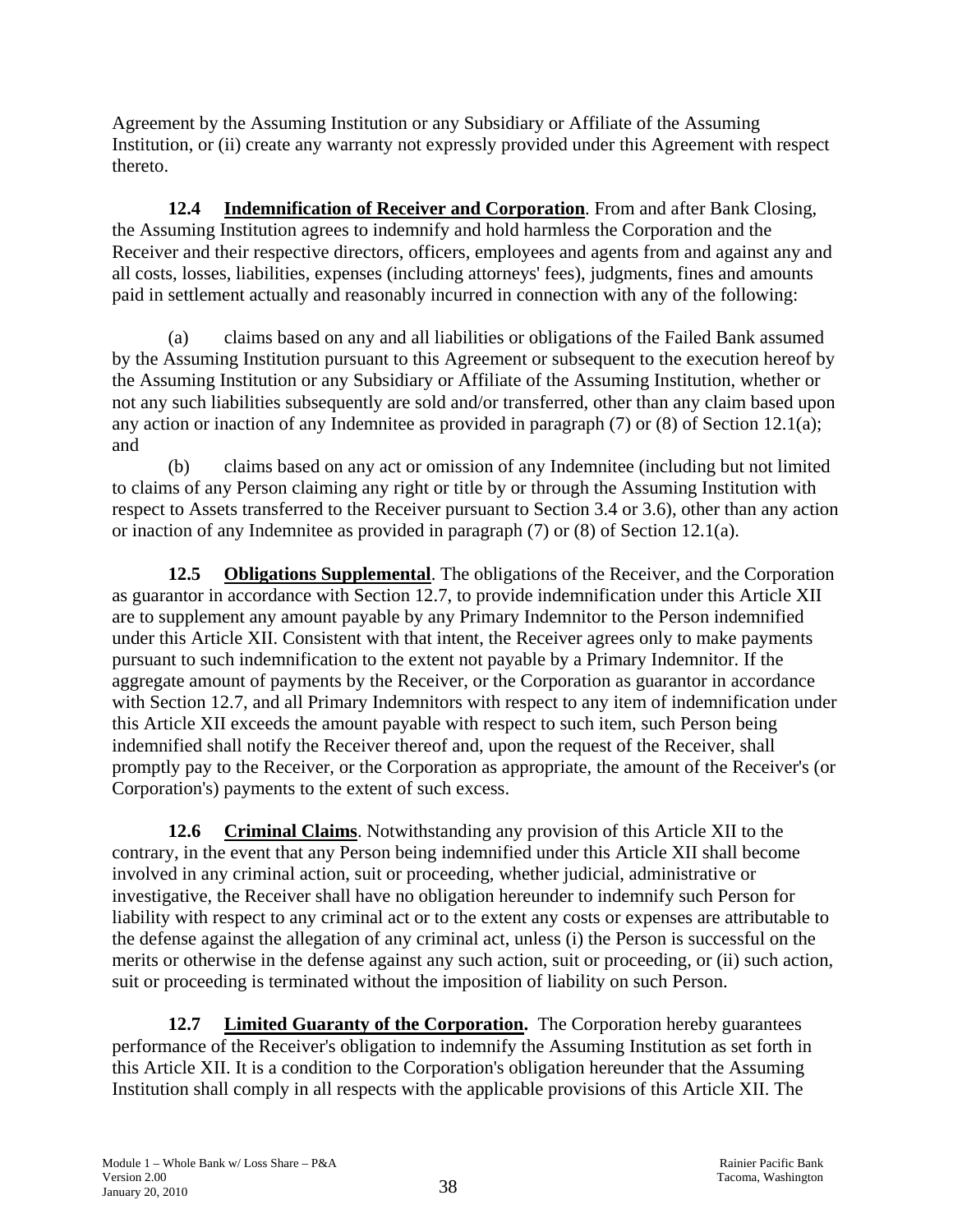Agreement by the Assuming Institution or any Subsidiary or Affiliate of the Assuming Institution, or (ii) create any warranty not expressly provided under this Agreement with respect thereto.

**12.4 Indemnification of Receiver and Corporation**. From and after Bank Closing, the Assuming Institution agrees to indemnify and hold harmless the Corporation and the Receiver and their respective directors, officers, employees and agents from and against any and all costs, losses, liabilities, expenses (including attorneys' fees), judgments, fines and amounts paid in settlement actually and reasonably incurred in connection with any of the following:

(a) claims based on any and all liabilities or obligations of the Failed Bank assumed by the Assuming Institution pursuant to this Agreement or subsequent to the execution hereof by the Assuming Institution or any Subsidiary or Affiliate of the Assuming Institution, whether or not any such liabilities subsequently are sold and/or transferred, other than any claim based upon any action or inaction of any Indemnitee as provided in paragraph (7) or (8) of Section 12.1(a); and

(b) claims based on any act or omission of any Indemnitee (including but not limited to claims of any Person claiming any right or title by or through the Assuming Institution with respect to Assets transferred to the Receiver pursuant to Section 3.4 or 3.6), other than any action or inaction of any Indemnitee as provided in paragraph (7) or (8) of Section 12.1(a).

**12.5 Obligations Supplemental**. The obligations of the Receiver, and the Corporation as guarantor in accordance with Section 12.7, to provide indemnification under this Article XII are to supplement any amount payable by any Primary Indemnitor to the Person indemnified under this Article XII. Consistent with that intent, the Receiver agrees only to make payments pursuant to such indemnification to the extent not payable by a Primary Indemnitor. If the aggregate amount of payments by the Receiver, or the Corporation as guarantor in accordance with Section 12.7, and all Primary Indemnitors with respect to any item of indemnification under this Article XII exceeds the amount payable with respect to such item, such Person being indemnified shall notify the Receiver thereof and, upon the request of the Receiver, shall promptly pay to the Receiver, or the Corporation as appropriate, the amount of the Receiver's (or Corporation's) payments to the extent of such excess.

**12.6 Criminal Claims**. Notwithstanding any provision of this Article XII to the contrary, in the event that any Person being indemnified under this Article XII shall become involved in any criminal action, suit or proceeding, whether judicial, administrative or investigative, the Receiver shall have no obligation hereunder to indemnify such Person for liability with respect to any criminal act or to the extent any costs or expenses are attributable to the defense against the allegation of any criminal act, unless (i) the Person is successful on the merits or otherwise in the defense against any such action, suit or proceeding, or (ii) such action, suit or proceeding is terminated without the imposition of liability on such Person.

**12.7 Limited Guaranty of the Corporation.** The Corporation hereby guarantees performance of the Receiver's obligation to indemnify the Assuming Institution as set forth in this Article XII. It is a condition to the Corporation's obligation hereunder that the Assuming Institution shall comply in all respects with the applicable provisions of this Article XII. The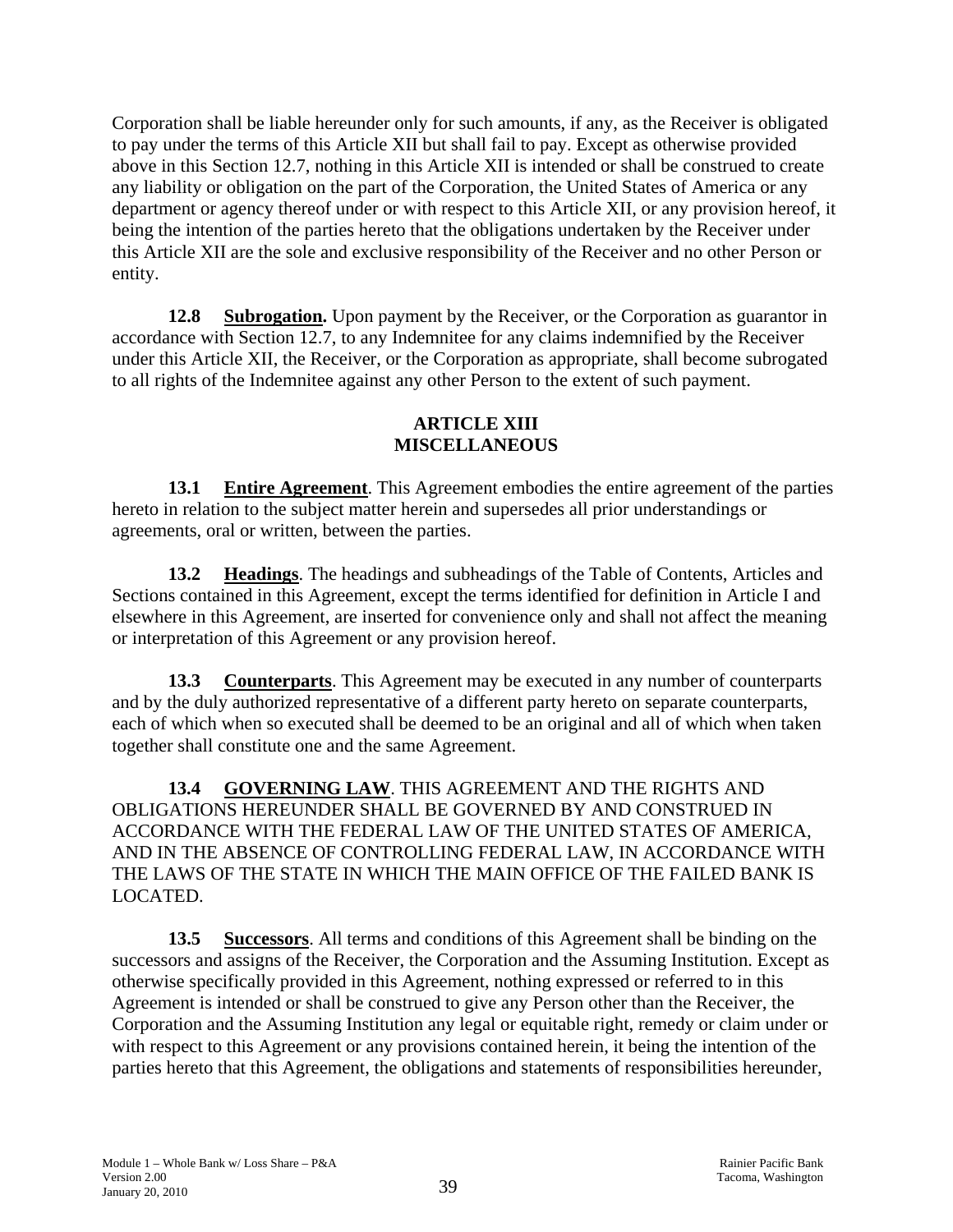Corporation shall be liable hereunder only for such amounts, if any, as the Receiver is obligated to pay under the terms of this Article XII but shall fail to pay. Except as otherwise provided above in this Section 12.7, nothing in this Article XII is intended or shall be construed to create any liability or obligation on the part of the Corporation, the United States of America or any department or agency thereof under or with respect to this Article XII, or any provision hereof, it being the intention of the parties hereto that the obligations undertaken by the Receiver under this Article XII are the sole and exclusive responsibility of the Receiver and no other Person or entity.

**12.8 <u>Subrogation.</u>** Upon payment by the Receiver, or the Corporation as guarantor in accordance with Section 12.7, to any Indemnitee for any claims indemnified by the Receiver under this Article XII, the Receiver, or the Corporation as appropriate, shall become subrogated to all rights of the Indemnitee against any other Person to the extent of such payment.

## ARTICLE XIII
## MISCELLANEOUS

**13.1 <u>Entire Agreement</u>**. This Agreement embodies the entire agreement of the parties hereto in relation to the subject matter herein and supersedes all prior understandings or agreements, oral or written, between the parties.

**13.2 <u>Headings</u>**. The headings and subheadings of the Table of Contents, Articles and Sections contained in this Agreement, except the terms identified for definition in Article I and elsewhere in this Agreement, are inserted for convenience only and shall not affect the meaning or interpretation of this Agreement or any provision hereof.

**13.3 <u>Counterparts</u>**. This Agreement may be executed in any number of counterparts and by the duly authorized representative of a different party hereto on separate counterparts, each of which when so executed shall be deemed to be an original and all of which when taken together shall constitute one and the same Agreement.

**13.4 <u>GOVERNING LAW</u>**. THIS AGREEMENT AND THE RIGHTS AND OBLIGATIONS HEREUNDER SHALL BE GOVERNED BY AND CONSTRUED IN ACCORDANCE WITH THE FEDERAL LAW OF THE UNITED STATES OF AMERICA, AND IN THE ABSENCE OF CONTROLLING FEDERAL LAW, IN ACCORDANCE WITH THE LAWS OF THE STATE IN WHICH THE MAIN OFFICE OF THE FAILED BANK IS LOCATED.

**13.5 <u>Successors</u>**. All terms and conditions of this Agreement shall be binding on the successors and assigns of the Receiver, the Corporation and the Assuming Institution. Except as otherwise specifically provided in this Agreement, nothing expressed or referred to in this Agreement is intended or shall be construed to give any Person other than the Receiver, the Corporation and the Assuming Institution any legal or equitable right, remedy or claim under or with respect to this Agreement or any provisions contained herein, it being the intention of the parties hereto that this Agreement, the obligations and statements of responsibilities hereunder,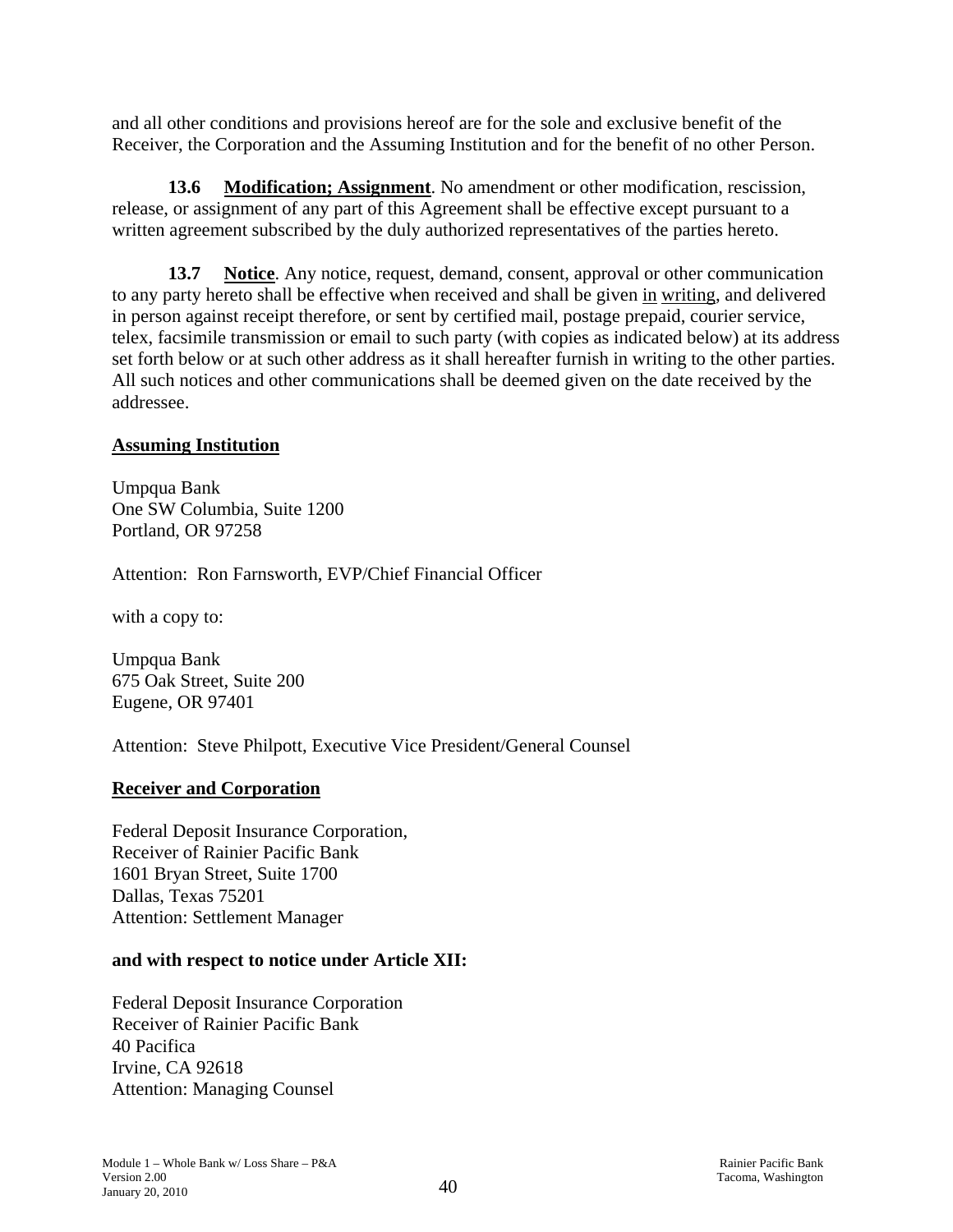and all other conditions and provisions hereof are for the sole and exclusive benefit of the Receiver, the Corporation and the Assuming Institution and for the benefit of no other Person.

**13.6 Modification; Assignment**. No amendment or other modification, rescission, release, or assignment of any part of this Agreement shall be effective except pursuant to a written agreement subscribed by the duly authorized representatives of the parties hereto.

**13.7 Notice**. Any notice, request, demand, consent, approval or other communication to any party hereto shall be effective when received and shall be given in writing, and delivered in person against receipt therefore, or sent by certified mail, postage prepaid, courier service, telex, facsimile transmission or email to such party (with copies as indicated below) at its address set forth below or at such other address as it shall hereafter furnish in writing to the other parties. All such notices and other communications shall be deemed given on the date received by the addressee.

**Assuming Institution**

Umpqua Bank
One SW Columbia, Suite 1200
Portland, OR 97258

Attention: Ron Farnsworth, EVP/Chief Financial Officer

with a copy to:

Umpqua Bank
675 Oak Street, Suite 200
Eugene, OR 97401

Attention: Steve Philpott, Executive Vice President/General Counsel

**Receiver and Corporation**

Federal Deposit Insurance Corporation,
Receiver of Rainier Pacific Bank
1601 Bryan Street, Suite 1700
Dallas, Texas 75201
Attention: Settlement Manager

**and with respect to notice under Article XII:**

Federal Deposit Insurance Corporation
Receiver of Rainier Pacific Bank
40 Pacifica
Irvine, CA 92618
Attention: Managing Counsel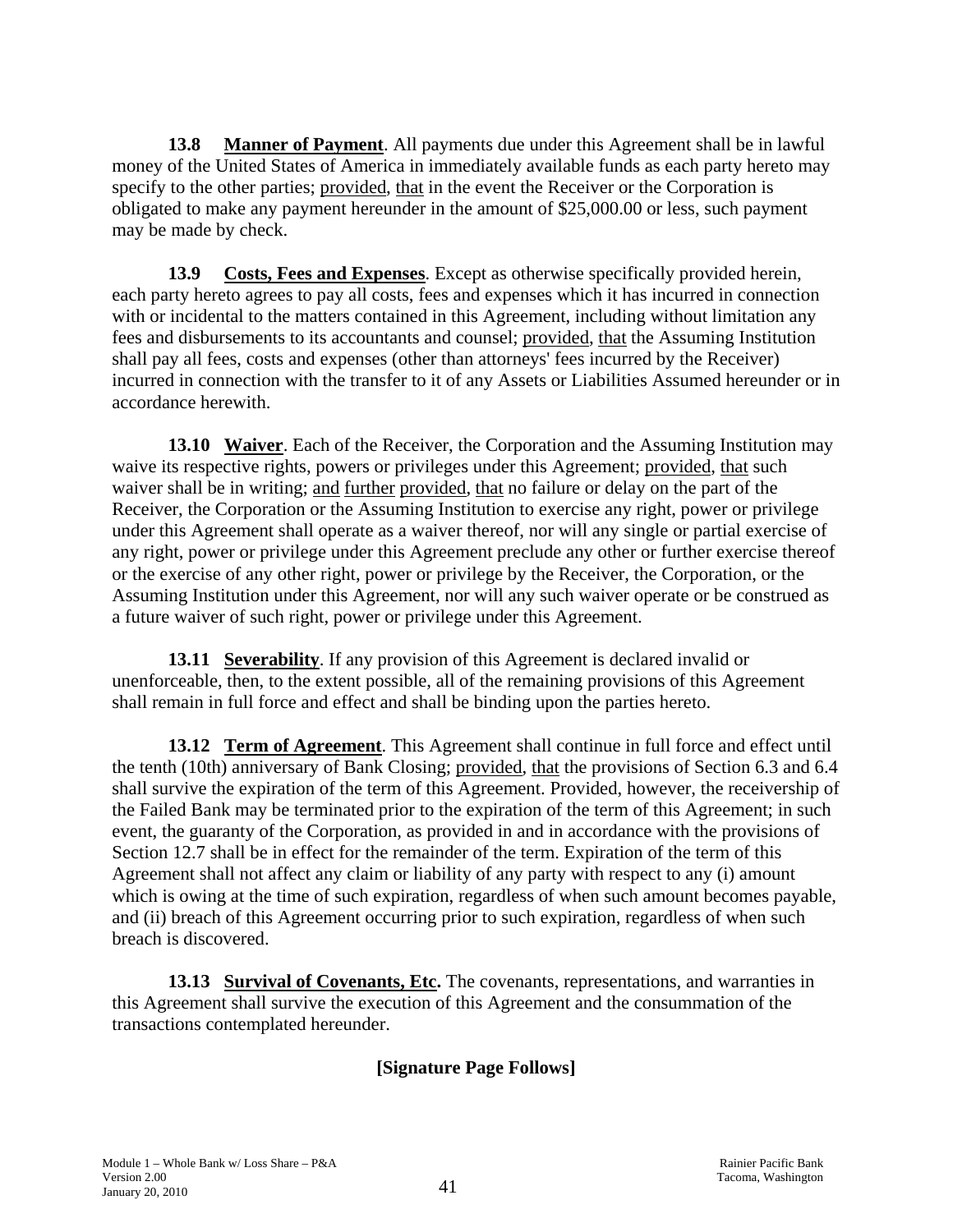**13.8 Manner of Payment**. All payments due under this Agreement shall be in lawful money of the United States of America in immediately available funds as each party hereto may specify to the other parties; provided, that in the event the Receiver or the Corporation is obligated to make any payment hereunder in the amount of $25,000.00 or less, such payment may be made by check.

**13.9 Costs, Fees and Expenses**. Except as otherwise specifically provided herein, each party hereto agrees to pay all costs, fees and expenses which it has incurred in connection with or incidental to the matters contained in this Agreement, including without limitation any fees and disbursements to its accountants and counsel; provided, that the Assuming Institution shall pay all fees, costs and expenses (other than attorneys' fees incurred by the Receiver) incurred in connection with the transfer to it of any Assets or Liabilities Assumed hereunder or in accordance herewith.

**13.10 Waiver**. Each of the Receiver, the Corporation and the Assuming Institution may waive its respective rights, powers or privileges under this Agreement; provided, that such waiver shall be in writing; and further provided, that no failure or delay on the part of the Receiver, the Corporation or the Assuming Institution to exercise any right, power or privilege under this Agreement shall operate as a waiver thereof, nor will any single or partial exercise of any right, power or privilege under this Agreement preclude any other or further exercise thereof or the exercise of any other right, power or privilege by the Receiver, the Corporation, or the Assuming Institution under this Agreement, nor will any such waiver operate or be construed as a future waiver of such right, power or privilege under this Agreement.

**13.11 Severability**. If any provision of this Agreement is declared invalid or unenforceable, then, to the extent possible, all of the remaining provisions of this Agreement shall remain in full force and effect and shall be binding upon the parties hereto.

**13.12 Term of Agreement**. This Agreement shall continue in full force and effect until the tenth (10th) anniversary of Bank Closing; provided, that the provisions of Section 6.3 and 6.4 shall survive the expiration of the term of this Agreement. Provided, however, the receivership of the Failed Bank may be terminated prior to the expiration of the term of this Agreement; in such event, the guaranty of the Corporation, as provided in and in accordance with the provisions of Section 12.7 shall be in effect for the remainder of the term. Expiration of the term of this Agreement shall not affect any claim or liability of any party with respect to any (i) amount which is owing at the time of such expiration, regardless of when such amount becomes payable, and (ii) breach of this Agreement occurring prior to such expiration, regardless of when such breach is discovered.

**13.13 Survival of Covenants, Etc.** The covenants, representations, and warranties in this Agreement shall survive the execution of this Agreement and the consummation of the transactions contemplated hereunder.

**[Signature Page Follows]**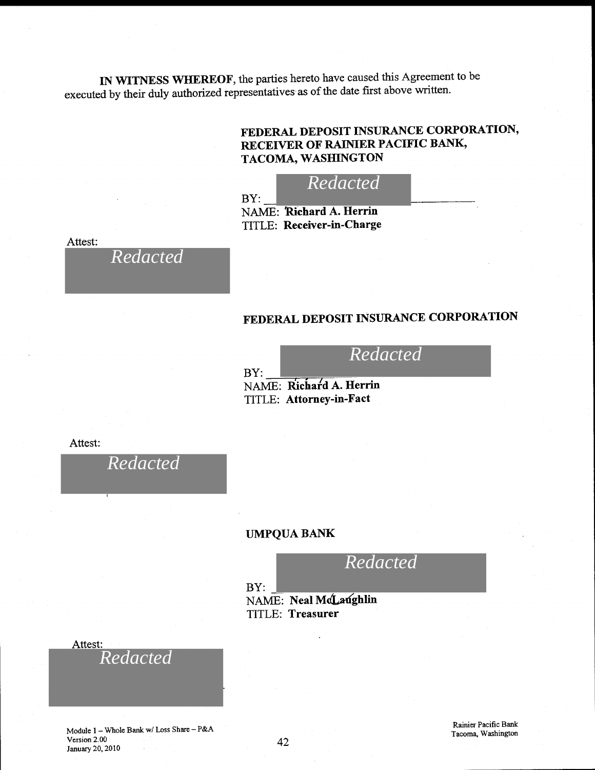**IN WITNESS WHEREOF**, the parties hereto have caused this Agreement to be executed by their duly authorized representatives as of the date first above written.

**FEDERAL DEPOSIT INSURANCE CORPORATION, RECEIVER OF RAINIER PACIFIC BANK, TACOMA, WASHINGTON**

BY: *Redacted*

NAME: **Richard A. Herrin**

TITLE: **Receiver-in-Charge**

Attest:

*Redacted*

**FEDERAL DEPOSIT INSURANCE CORPORATION**

BY: *Redacted*

NAME: **Richard A. Herrin**

TITLE: **Attorney-in-Fact**

Attest:

*Redacted*

**UMPQUA BANK**

BY: *Redacted*

NAME: **Neal McLaughlin**

TITLE: **Treasurer**

Attest:

*Redacted*

Module 1 – Whole Bank w/ Loss Share – P&A
Version 2.00
January 20, 2010

Rainier Pacific Bank
Tacoma, Washington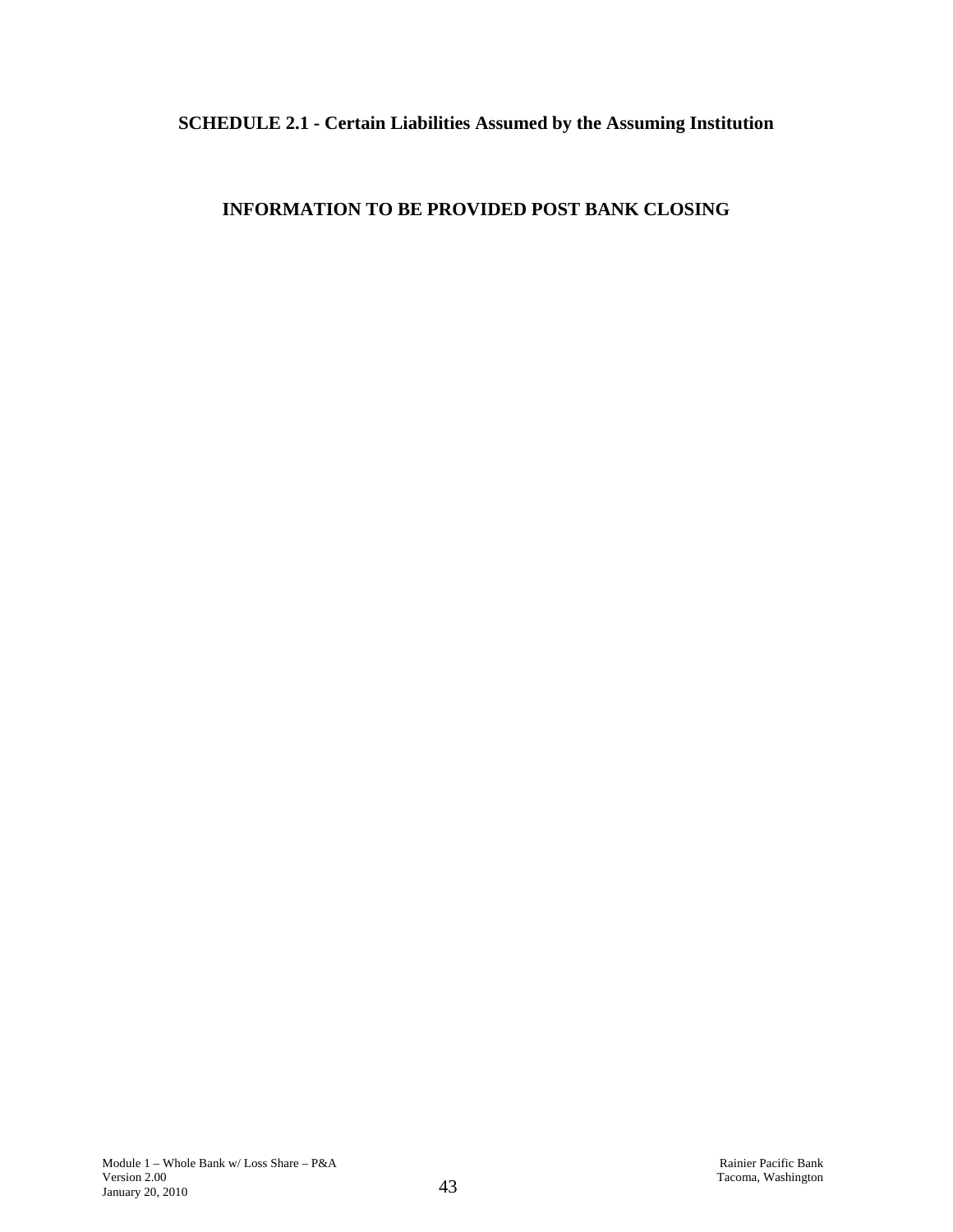## SCHEDULE 2.1 - Certain Liabilities Assumed by the Assuming Institution

## INFORMATION TO BE PROVIDED POST BANK CLOSING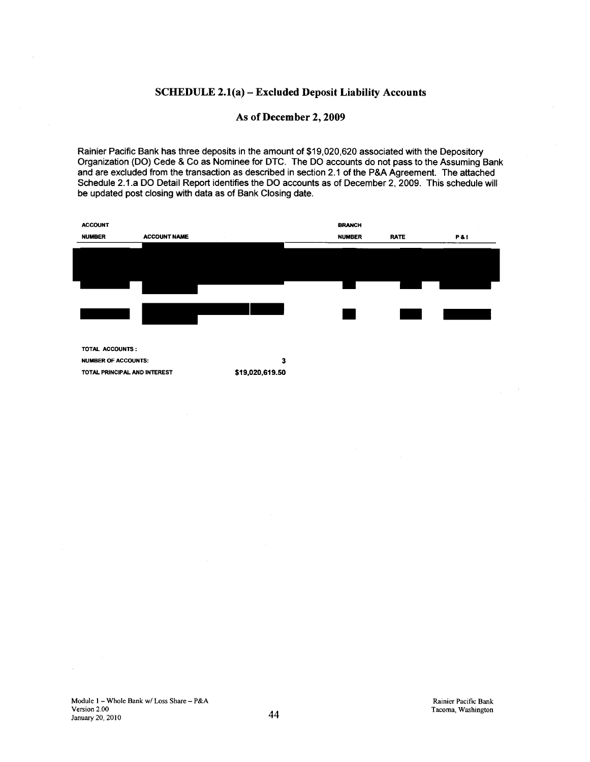## SCHEDULE 2.1(a) – Excluded Deposit Liability Accounts

### As of December 2, 2009

Rainier Pacific Bank has three deposits in the amount of $19,020,620 associated with the Depository Organization (DO) Cede & Co as Nominee for DTC. The DO accounts do not pass to the Assuming Bank and are excluded from the transaction as described in section 2.1 of the P&A Agreement. The attached Schedule 2.1.a DO Detail Report identifies the DO accounts as of December 2, 2009. This schedule will be updated post closing with data as of Bank Closing date.

| ACCOUNT NUMBER | ACCOUNT NAME | BRANCH NUMBER | RATE | P & I |
|---|---|---|---|---|
| | | | | |
| | | | | |
| | | | | |

TOTAL ACCOUNTS :

| | |
|---|---|
| NUMBER OF ACCOUNTS: | 3 |
| TOTAL PRINCIPAL AND INTEREST | $19,020,619.50 |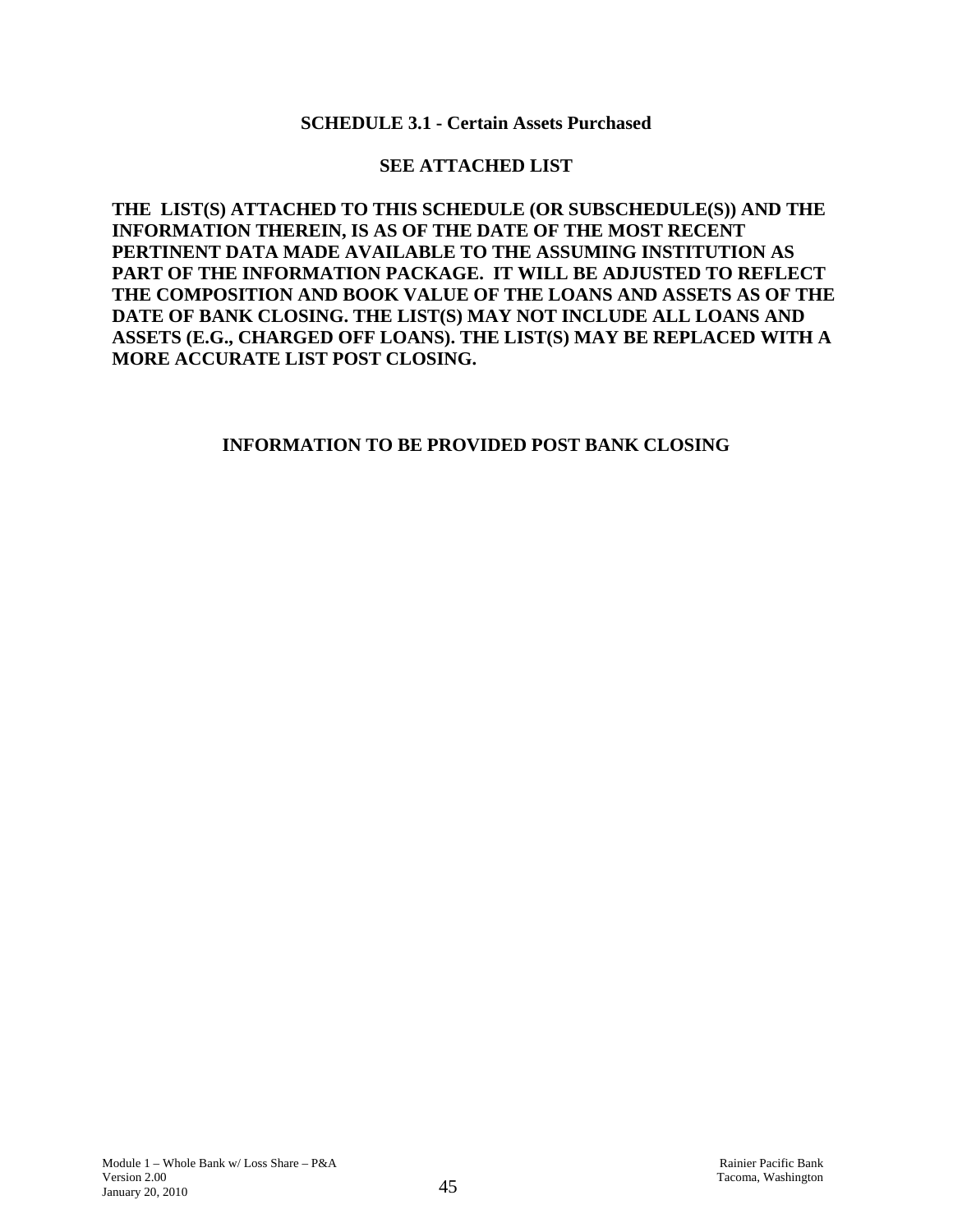## SCHEDULE 3.1 - Certain Assets Purchased

**SEE ATTACHED LIST**

**THE LIST(S) ATTACHED TO THIS SCHEDULE (OR SUBSCHEDULE(S)) AND THE INFORMATION THEREIN, IS AS OF THE DATE OF THE MOST RECENT PERTINENT DATA MADE AVAILABLE TO THE ASSUMING INSTITUTION AS PART OF THE INFORMATION PACKAGE. IT WILL BE ADJUSTED TO REFLECT THE COMPOSITION AND BOOK VALUE OF THE LOANS AND ASSETS AS OF THE DATE OF BANK CLOSING. THE LIST(S) MAY NOT INCLUDE ALL LOANS AND ASSETS (E.G., CHARGED OFF LOANS). THE LIST(S) MAY BE REPLACED WITH A MORE ACCURATE LIST POST CLOSING.**

**INFORMATION TO BE PROVIDED POST BANK CLOSING**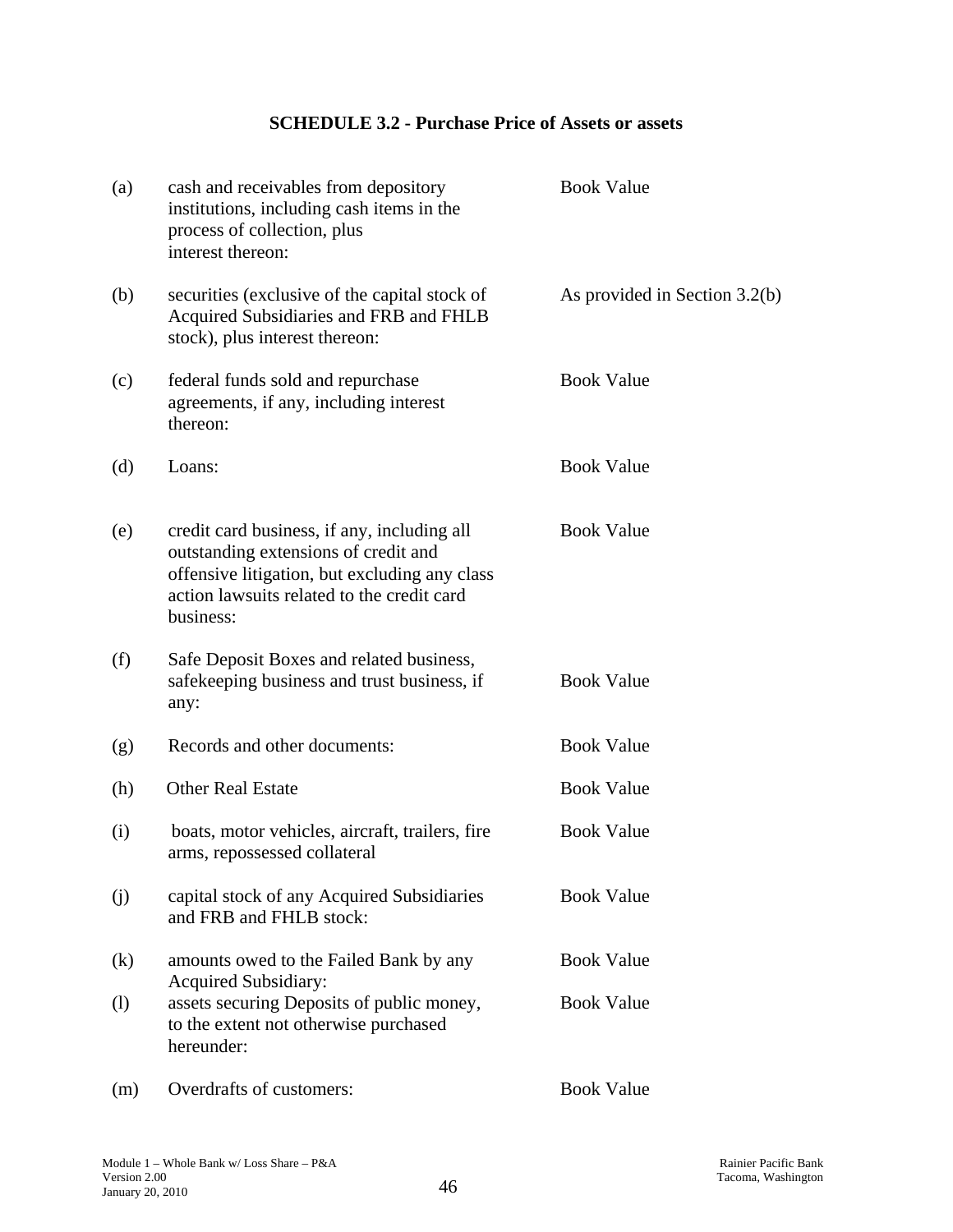## SCHEDULE 3.2 - Purchase Price of Assets or assets

| | | |
|---|---|---|
| (a) | cash and receivables from depository institutions, including cash items in the process of collection, plus interest thereon: | Book Value |
| (b) | securities (exclusive of the capital stock of Acquired Subsidiaries and FRB and FHLB stock), plus interest thereon: | As provided in Section 3.2(b) |
| (c) | federal funds sold and repurchase agreements, if any, including interest thereon: | Book Value |
| (d) | Loans: | Book Value |
| (e) | credit card business, if any, including all outstanding extensions of credit and offensive litigation, but excluding any class action lawsuits related to the credit card business: | Book Value |
| (f) | Safe Deposit Boxes and related business, safekeeping business and trust business, if any: | Book Value |
| (g) | Records and other documents: | Book Value |
| (h) | Other Real Estate | Book Value |
| (i) | boats, motor vehicles, aircraft, trailers, fire arms, repossessed collateral | Book Value |
| (j) | capital stock of any Acquired Subsidiaries and FRB and FHLB stock: | Book Value |
| (k) | amounts owed to the Failed Bank by any Acquired Subsidiary: | Book Value |
| (l) | assets securing Deposits of public money, to the extent not otherwise purchased hereunder: | Book Value |
| (m) | Overdrafts of customers: | Book Value |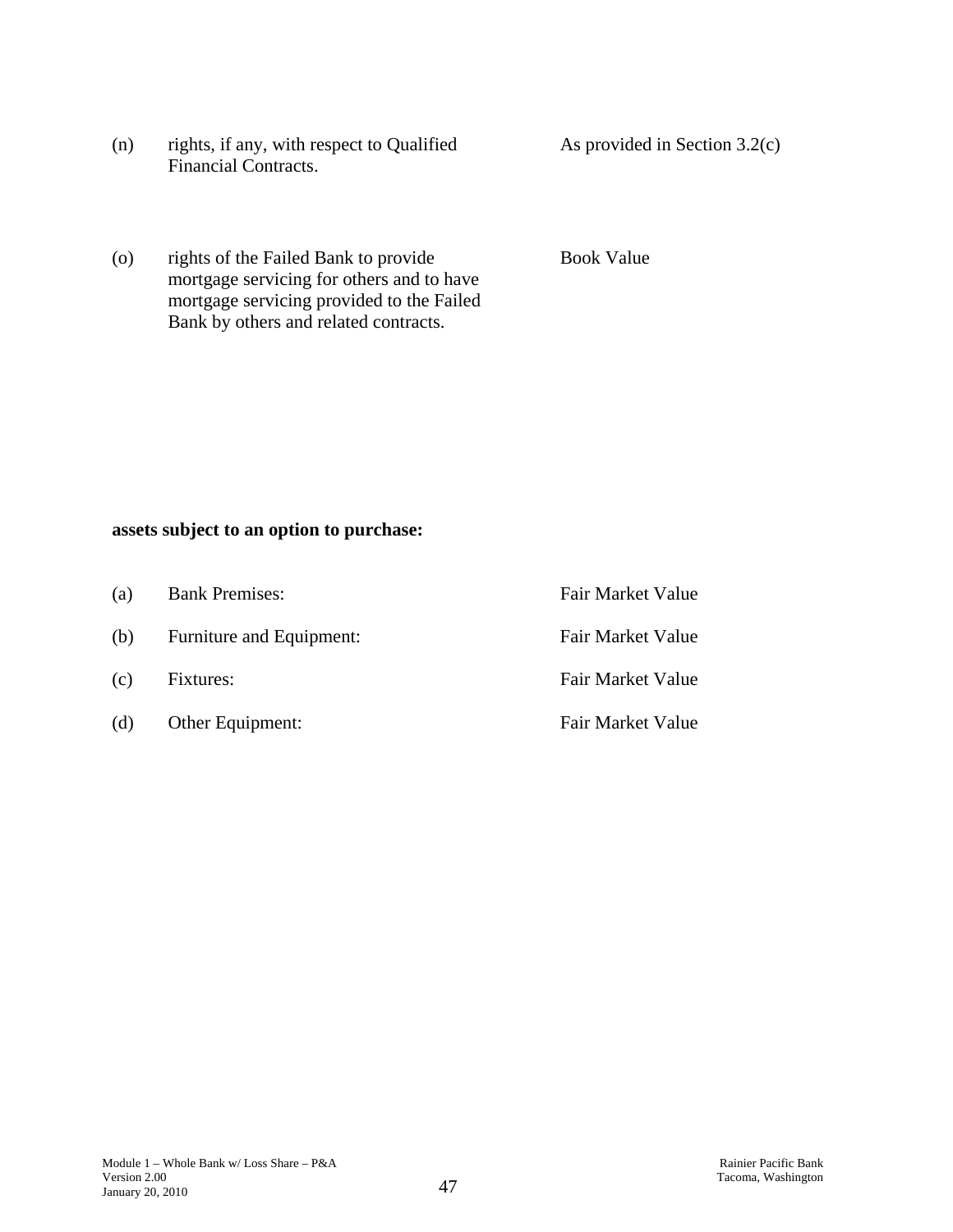| | | |
|---|---|---|
| (n) | rights, if any, with respect to Qualified Financial Contracts. | As provided in Section 3.2(c) |
| (o) | rights of the Failed Bank to provide mortgage servicing for others and to have mortgage servicing provided to the Failed Bank by others and related contracts. | Book Value |

**assets subject to an option to purchase:**

| | | |
|---|---|---|
| (a) | Bank Premises: | Fair Market Value |
| (b) | Furniture and Equipment: | Fair Market Value |
| (c) | Fixtures: | Fair Market Value |
| (d) | Other Equipment: | Fair Market Value |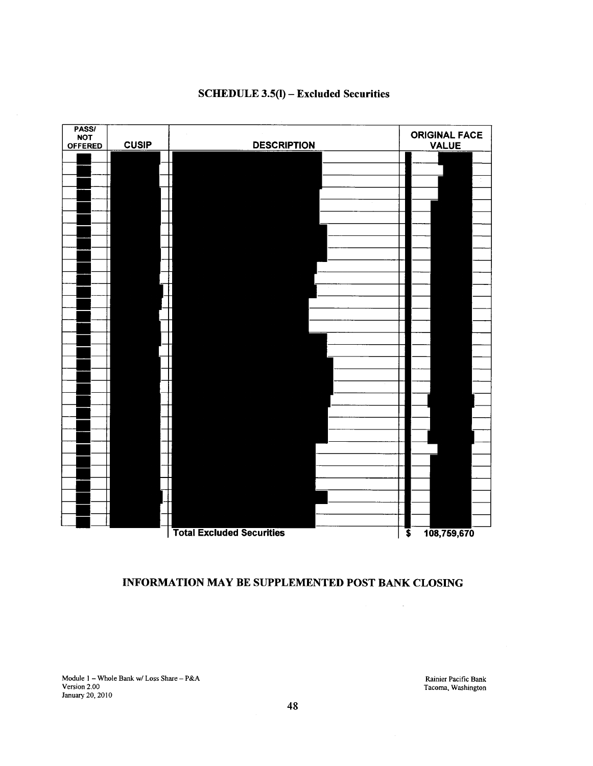## SCHEDULE 3.5(l) – Excluded Securities

| PASS/ NOT OFFERED | CUSIP | DESCRIPTION | ORIGINAL FACE VALUE |
|---|---|---|---|
| | | | |
| | | | |
| | | | |
| | | | |
| | | | |
| | | | |
| | | | |
| | | | |
| | | | |
| | | | |
| | | | |
| | | | |
| | | | |
| | | | |
| | | | |
| | | | |
| | | | |
| | | | |
| | | | |
| | | | |
| | | | |
| | | | |
| | | | |
| | | | |
| | | | |
| | | | |
| | | | |
| | | | |
| | | | |
| | | | |
| | | Total Excluded Securities | $ 108,759,670 |

**INFORMATION MAY BE SUPPLEMENTED POST BANK CLOSING**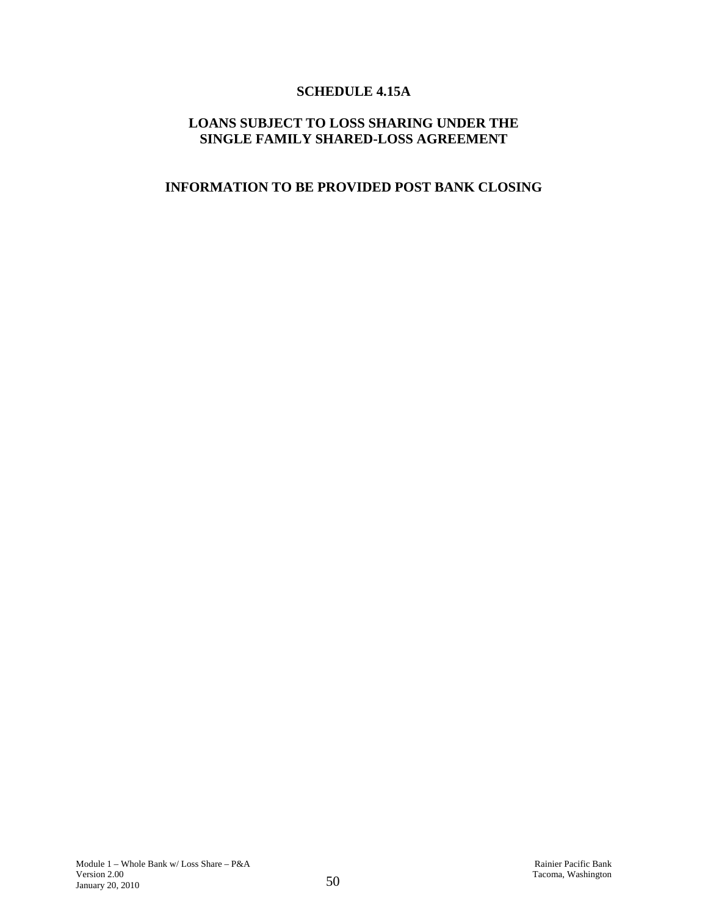# SCHEDULE 4.15A

## LOANS SUBJECT TO LOSS SHARING UNDER THE SINGLE FAMILY SHARED-LOSS AGREEMENT

## INFORMATION TO BE PROVIDED POST BANK CLOSING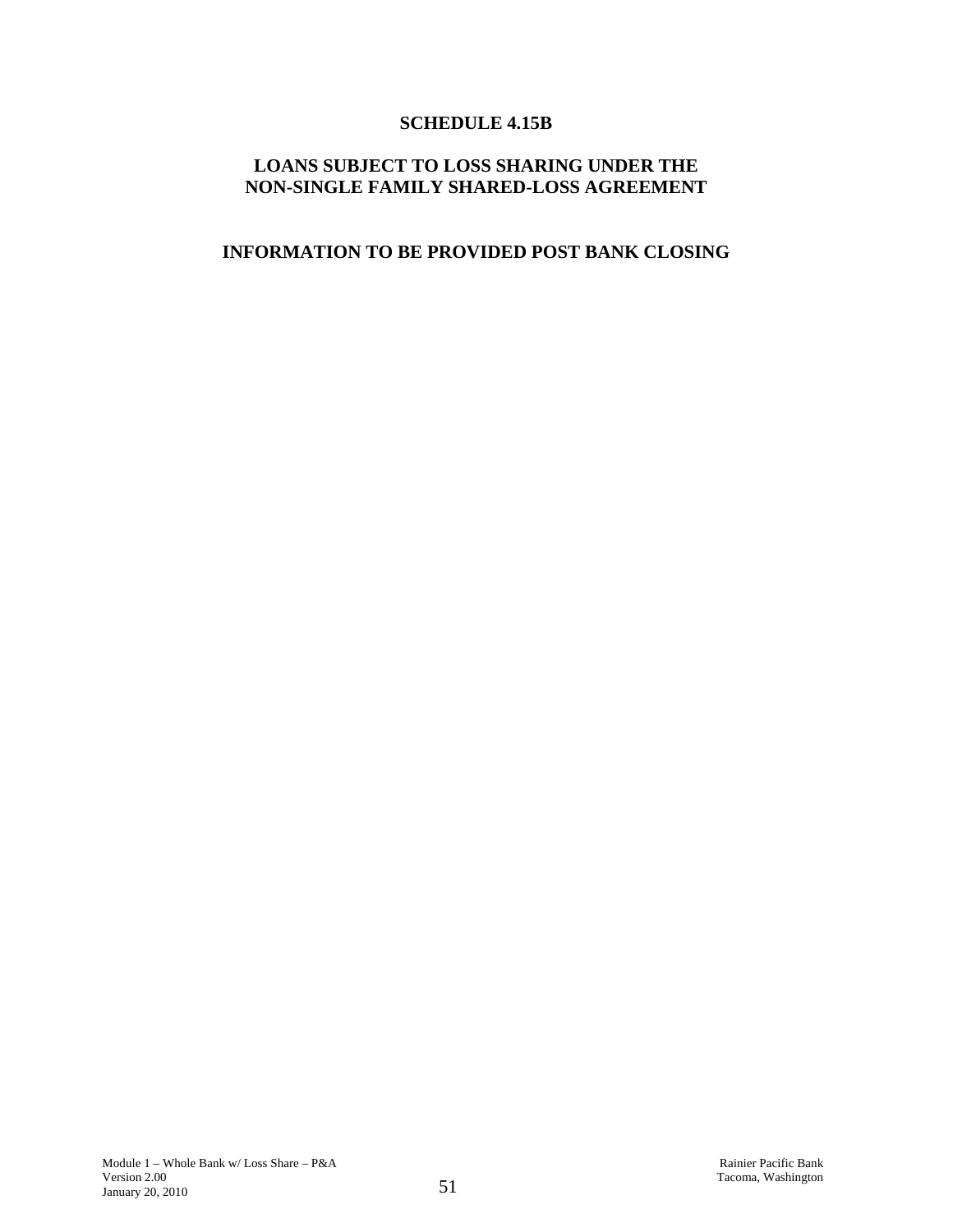# SCHEDULE 4.15B

## LOANS SUBJECT TO LOSS SHARING UNDER THE NON-SINGLE FAMILY SHARED-LOSS AGREEMENT

## INFORMATION TO BE PROVIDED POST BANK CLOSING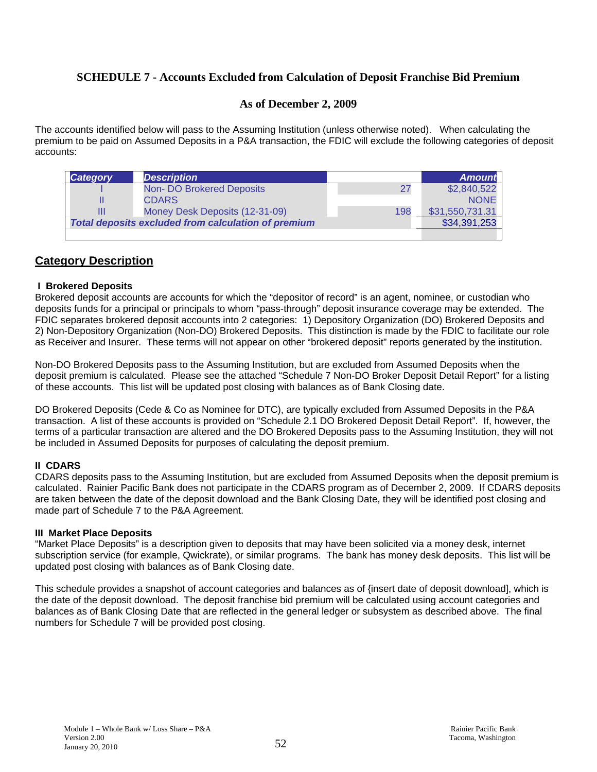## SCHEDULE 7 - Accounts Excluded from Calculation of Deposit Franchise Bid Premium

### As of December 2, 2009

The accounts identified below will pass to the Assuming Institution (unless otherwise noted). When calculating the premium to be paid on Assumed Deposits in a P&A transaction, the FDIC will exclude the following categories of deposit accounts:

| Category | Description | | Amount |
|---|---|---|---|
| I | Non- DO Brokered Deposits | 27 | $2,840,522 |
| II | CDARS | | NONE |
| III | Money Desk Deposits (12-31-09) | 198 | $31,550,731.31 |
| ***Total deposits excluded from calculation of premium*** | | | $34,391,253 |

## Category Description

**I Brokered Deposits**

Brokered deposit accounts are accounts for which the "depositor of record" is an agent, nominee, or custodian who deposits funds for a principal or principals to whom "pass-through" deposit insurance coverage may be extended. The FDIC separates brokered deposit accounts into 2 categories: 1) Depository Organization (DO) Brokered Deposits and 2) Non-Depository Organization (Non-DO) Brokered Deposits. This distinction is made by the FDIC to facilitate our role as Receiver and Insurer. These terms will not appear on other "brokered deposit" reports generated by the institution.

Non-DO Brokered Deposits pass to the Assuming Institution, but are excluded from Assumed Deposits when the deposit premium is calculated. Please see the attached "Schedule 7 Non-DO Broker Deposit Detail Report" for a listing of these accounts. This list will be updated post closing with balances as of Bank Closing date.

DO Brokered Deposits (Cede & Co as Nominee for DTC), are typically excluded from Assumed Deposits in the P&A transaction. A list of these accounts is provided on "Schedule 2.1 DO Brokered Deposit Detail Report". If, however, the terms of a particular transaction are altered and the DO Brokered Deposits pass to the Assuming Institution, they will not be included in Assumed Deposits for purposes of calculating the deposit premium.

**II CDARS**

CDARS deposits pass to the Assuming Institution, but are excluded from Assumed Deposits when the deposit premium is calculated. Rainier Pacific Bank does not participate in the CDARS program as of December 2, 2009. If CDARS deposits are taken between the date of the deposit download and the Bank Closing Date, they will be identified post closing and made part of Schedule 7 to the P&A Agreement.

**III Market Place Deposits**

"Market Place Deposits" is a description given to deposits that may have been solicited via a money desk, internet subscription service (for example, Qwickrate), or similar programs. The bank has money desk deposits. This list will be updated post closing with balances as of Bank Closing date.

This schedule provides a snapshot of account categories and balances as of {insert date of deposit download], which is the date of the deposit download. The deposit franchise bid premium will be calculated using account categories and balances as of Bank Closing Date that are reflected in the general ledger or subsystem as described above. The final numbers for Schedule 7 will be provided post closing.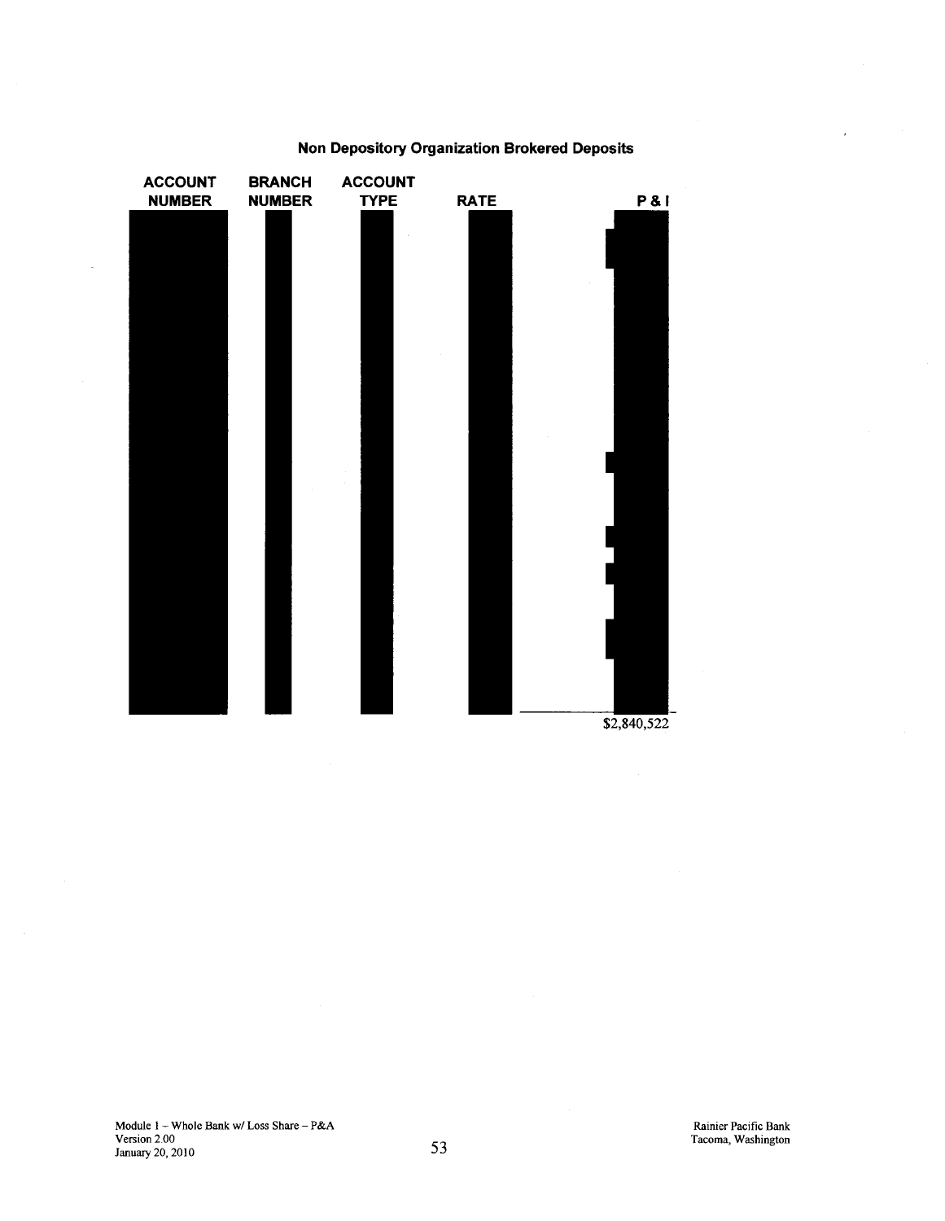## Non Depository Organization Brokered Deposits

| ACCOUNT NUMBER | BRANCH NUMBER | ACCOUNT TYPE | RATE | P & I |
|---|---|---|---|---|
| | | | | |
| | | | | $2,840,522 |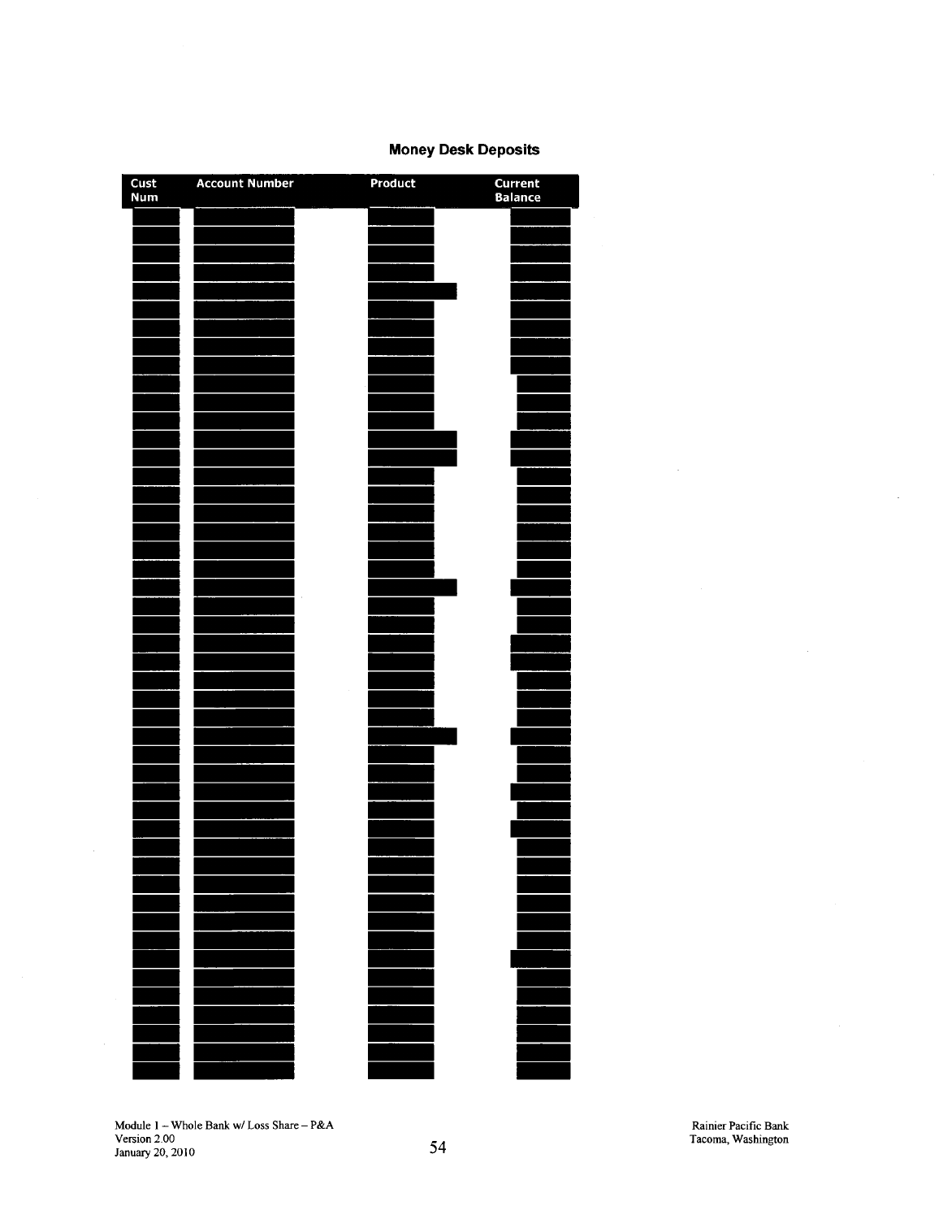## Money Desk Deposits

| Cust Num | Account Number | Product | Current Balance |
|---|---|---|---|
| | | | |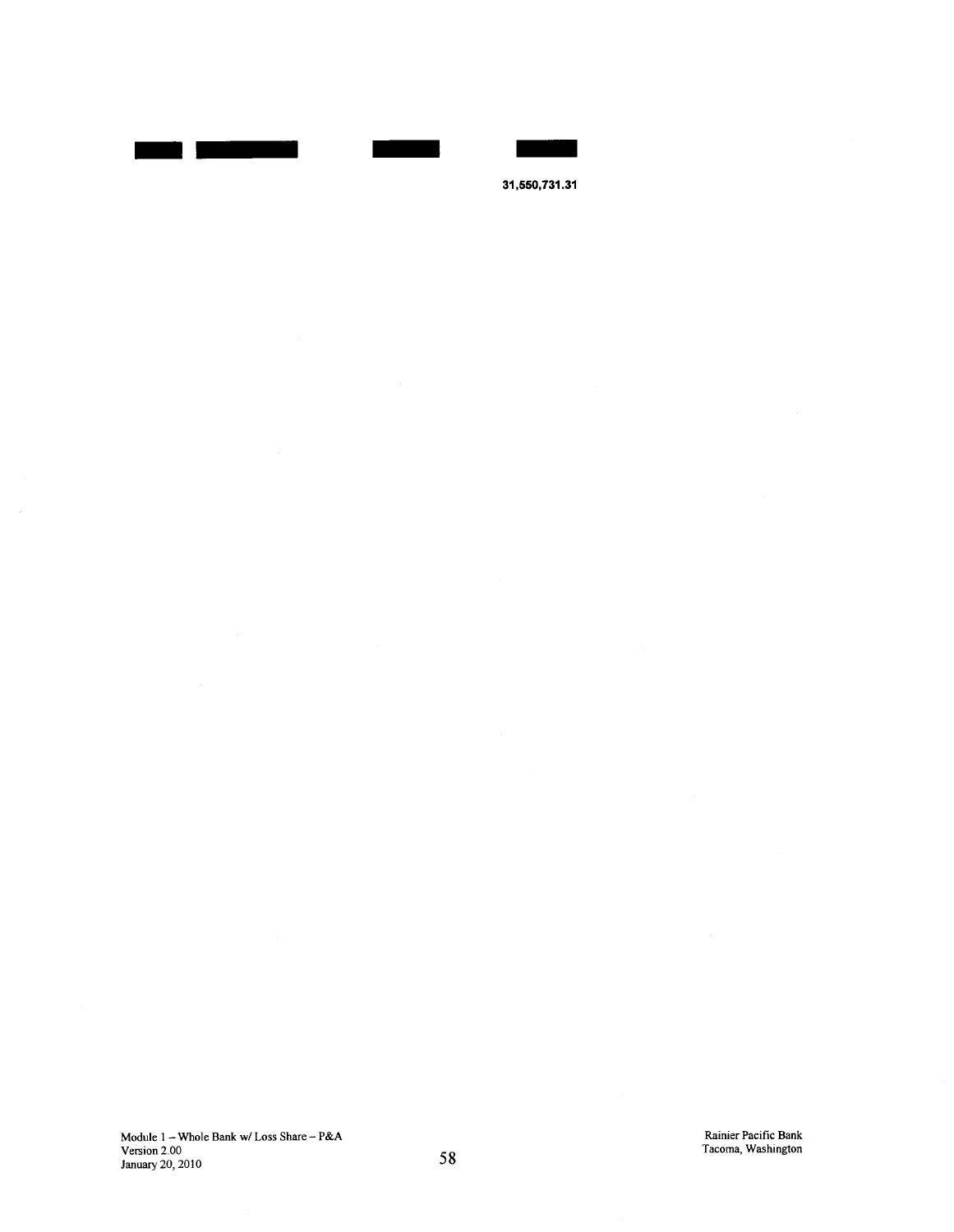31,550,731.31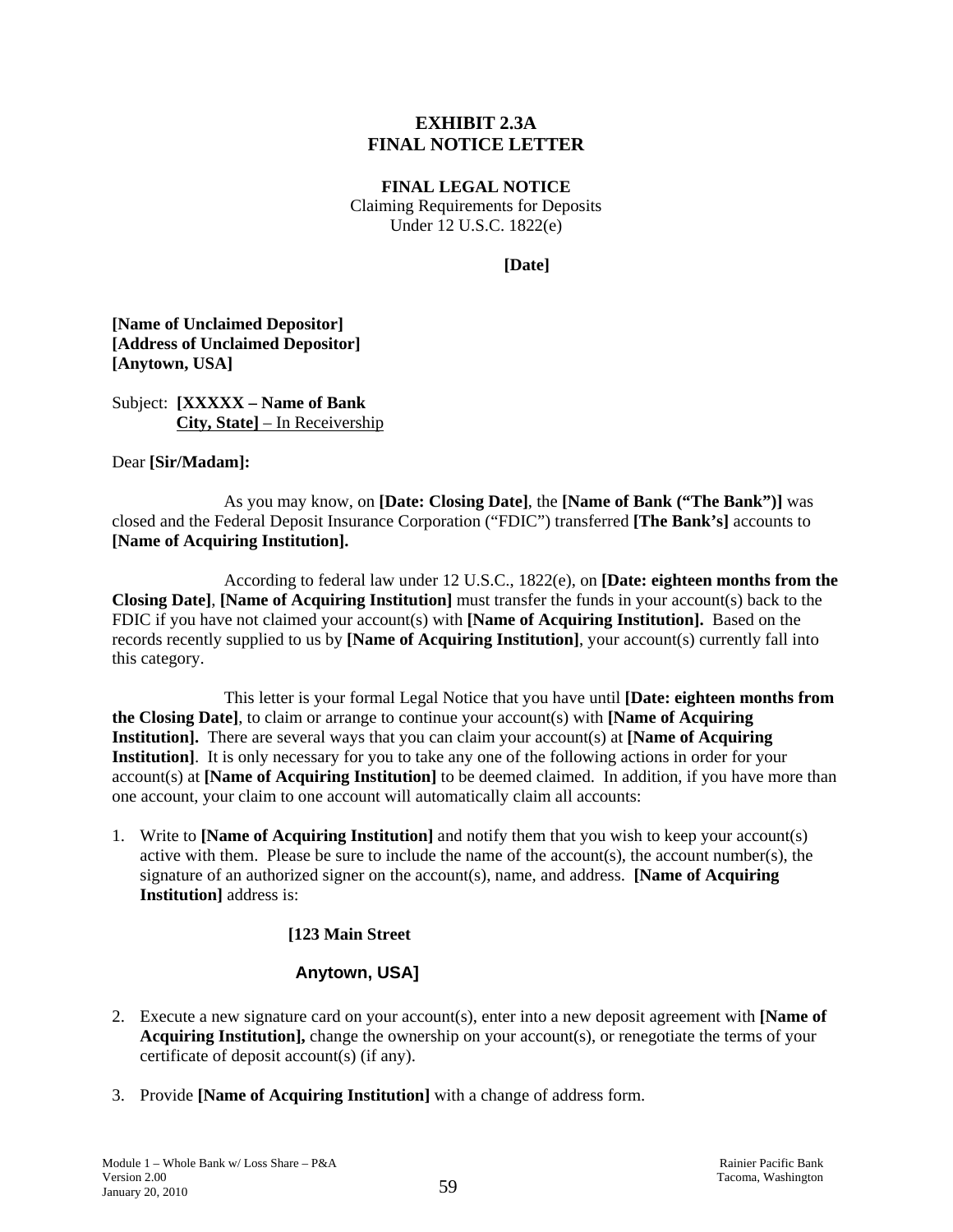# EXHIBIT 2.3A
# FINAL NOTICE LETTER

**FINAL LEGAL NOTICE**
Claiming Requirements for Deposits
Under 12 U.S.C. 1822(e)

**[Date]**

**[Name of Unclaimed Depositor]**
**[Address of Unclaimed Depositor]**
**[Anytown, USA]**

Subject: **[XXXXX – Name of Bank**
**City, State]** – In Receivership

Dear **[Sir/Madam]:**

As you may know, on **[Date: Closing Date]**, the **[Name of Bank ("The Bank")]** was closed and the Federal Deposit Insurance Corporation ("FDIC") transferred **[The Bank's]** accounts to **[Name of Acquiring Institution].**

According to federal law under 12 U.S.C., 1822(e), on **[Date: eighteen months from the Closing Date]**, **[Name of Acquiring Institution]** must transfer the funds in your account(s) back to the FDIC if you have not claimed your account(s) with **[Name of Acquiring Institution].** Based on the records recently supplied to us by **[Name of Acquiring Institution]**, your account(s) currently fall into this category.

This letter is your formal Legal Notice that you have until **[Date: eighteen months from the Closing Date]**, to claim or arrange to continue your account(s) with **[Name of Acquiring Institution].** There are several ways that you can claim your account(s) at **[Name of Acquiring Institution]**. It is only necessary for you to take any one of the following actions in order for your account(s) at **[Name of Acquiring Institution]** to be deemed claimed. In addition, if you have more than one account, your claim to one account will automatically claim all accounts:

1. Write to **[Name of Acquiring Institution]** and notify them that you wish to keep your account(s) active with them. Please be sure to include the name of the account(s), the account number(s), the signature of an authorized signer on the account(s), name, and address. **[Name of Acquiring Institution]** address is:

   **[123 Main Street**

   **Anytown, USA]**

2. Execute a new signature card on your account(s), enter into a new deposit agreement with **[Name of Acquiring Institution],** change the ownership on your account(s), or renegotiate the terms of your certificate of deposit account(s) (if any).

3. Provide **[Name of Acquiring Institution]** with a change of address form.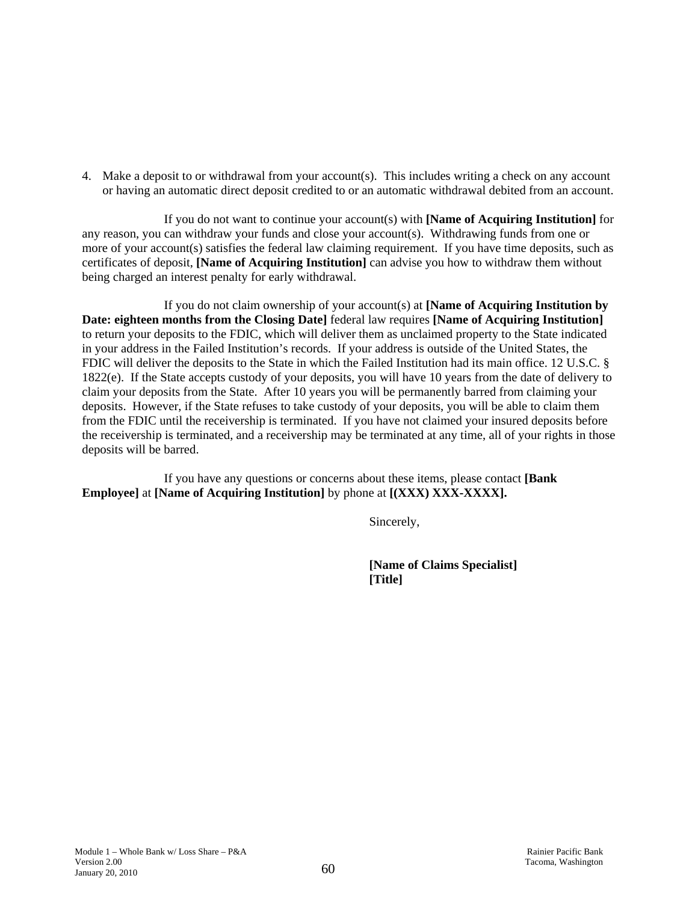4. Make a deposit to or withdrawal from your account(s). This includes writing a check on any account or having an automatic direct deposit credited to or an automatic withdrawal debited from an account.

If you do not want to continue your account(s) with **[Name of Acquiring Institution]** for any reason, you can withdraw your funds and close your account(s). Withdrawing funds from one or more of your account(s) satisfies the federal law claiming requirement. If you have time deposits, such as certificates of deposit, **[Name of Acquiring Institution]** can advise you how to withdraw them without being charged an interest penalty for early withdrawal.

If you do not claim ownership of your account(s) at **[Name of Acquiring Institution by Date: eighteen months from the Closing Date]** federal law requires **[Name of Acquiring Institution]** to return your deposits to the FDIC, which will deliver them as unclaimed property to the State indicated in your address in the Failed Institution's records. If your address is outside of the United States, the FDIC will deliver the deposits to the State in which the Failed Institution had its main office. 12 U.S.C. § 1822(e). If the State accepts custody of your deposits, you will have 10 years from the date of delivery to claim your deposits from the State. After 10 years you will be permanently barred from claiming your deposits. However, if the State refuses to take custody of your deposits, you will be able to claim them from the FDIC until the receivership is terminated. If you have not claimed your insured deposits before the receivership is terminated, and a receivership may be terminated at any time, all of your rights in those deposits will be barred.

If you have any questions or concerns about these items, please contact **[Bank Employee]** at **[Name of Acquiring Institution]** by phone at **[(XXX) XXX-XXXX].**

Sincerely,

**[Name of Claims Specialist]**
**[Title]**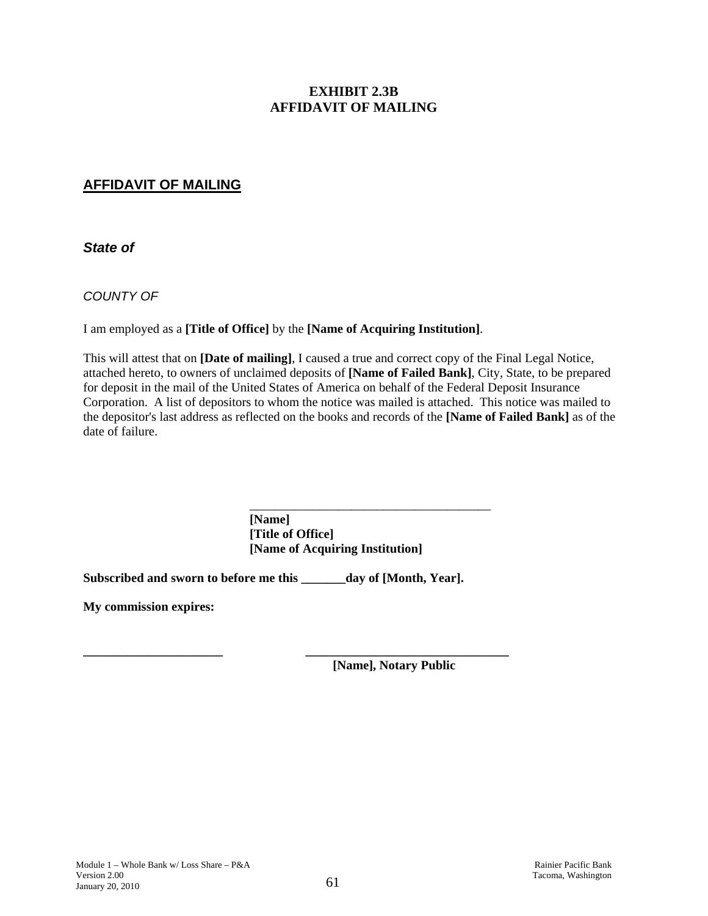# EXHIBIT 2.3B
# AFFIDAVIT OF MAILING

## AFFIDAVIT OF MAILING

***State of***

*COUNTY OF*

I am employed as a **[Title of Office]** by the **[Name of Acquiring Institution]**.

This will attest that on **[Date of mailing]**, I caused a true and correct copy of the Final Legal Notice, attached hereto, to owners of unclaimed deposits of **[Name of Failed Bank]**, City, State, to be prepared for deposit in the mail of the United States of America on behalf of the Federal Deposit Insurance Corporation. A list of depositors to whom the notice was mailed is attached. This notice was mailed to the depositor's last address as reflected on the books and records of the **[Name of Failed Bank]** as of the date of failure.

\_\_\_\_\_\_\_\_\_\_\_\_\_\_\_\_\_\_\_\_\_\_\_\_\_\_\_\_\_\_\_\_\_\_\_\_\_\_\_\_
**[Name]**
**[Title of Office]**
**[Name of Acquiring Institution]**

**Subscribed and sworn to before me this \_\_\_\_\_\_\_day of [Month, Year].**

**My commission expires:**

\_\_\_\_\_\_\_\_\_\_\_\_\_\_\_\_\_\_\_\_\_\_\_ \_\_\_\_\_\_\_\_\_\_\_\_\_\_\_\_\_\_\_\_\_\_\_\_\_\_\_\_\_\_\_\_\_
**[Name], Notary Public**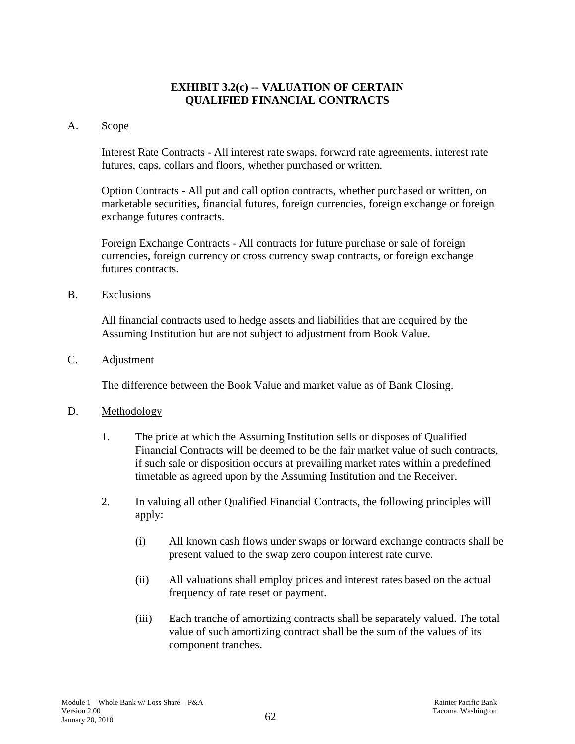# EXHIBIT 3.2(c) -- VALUATION OF CERTAIN QUALIFIED FINANCIAL CONTRACTS

A. Scope

Interest Rate Contracts - All interest rate swaps, forward rate agreements, interest rate futures, caps, collars and floors, whether purchased or written.

Option Contracts - All put and call option contracts, whether purchased or written, on marketable securities, financial futures, foreign currencies, foreign exchange or foreign exchange futures contracts.

Foreign Exchange Contracts - All contracts for future purchase or sale of foreign currencies, foreign currency or cross currency swap contracts, or foreign exchange futures contracts.

B. Exclusions

All financial contracts used to hedge assets and liabilities that are acquired by the Assuming Institution but are not subject to adjustment from Book Value.

C. Adjustment

The difference between the Book Value and market value as of Bank Closing.

D. Methodology

1. The price at which the Assuming Institution sells or disposes of Qualified Financial Contracts will be deemed to be the fair market value of such contracts, if such sale or disposition occurs at prevailing market rates within a predefined timetable as agreed upon by the Assuming Institution and the Receiver.

2. In valuing all other Qualified Financial Contracts, the following principles will apply:

   (i) All known cash flows under swaps or forward exchange contracts shall be present valued to the swap zero coupon interest rate curve.

   (ii) All valuations shall employ prices and interest rates based on the actual frequency of rate reset or payment.

   (iii) Each tranche of amortizing contracts shall be separately valued. The total value of such amortizing contract shall be the sum of the values of its component tranches.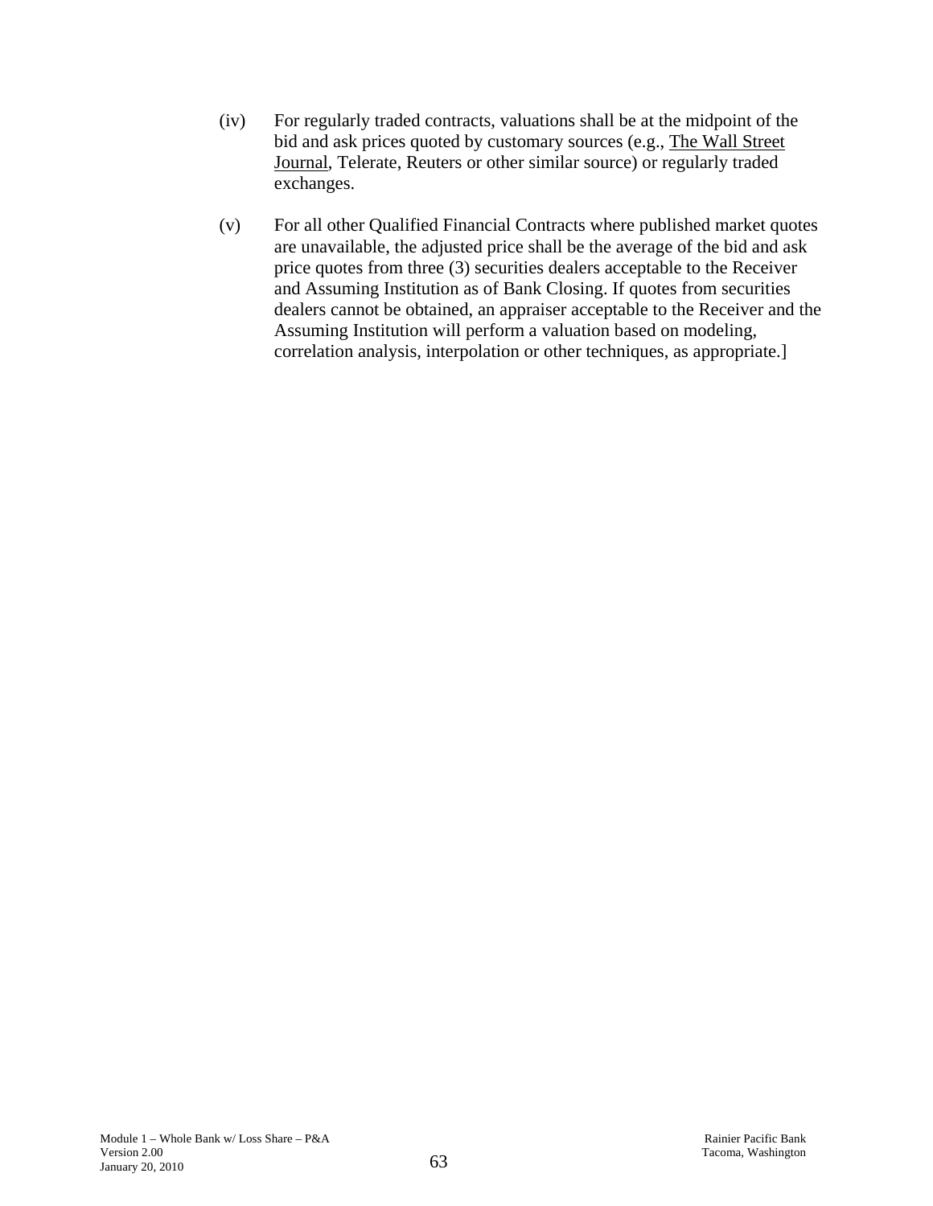(iv) For regularly traded contracts, valuations shall be at the midpoint of the bid and ask prices quoted by customary sources (e.g., The Wall Street Journal, Telerate, Reuters or other similar source) or regularly traded exchanges.

(v) For all other Qualified Financial Contracts where published market quotes are unavailable, the adjusted price shall be the average of the bid and ask price quotes from three (3) securities dealers acceptable to the Receiver and Assuming Institution as of Bank Closing. If quotes from securities dealers cannot be obtained, an appraiser acceptable to the Receiver and the Assuming Institution will perform a valuation based on modeling, correlation analysis, interpolation or other techniques, as appropriate.]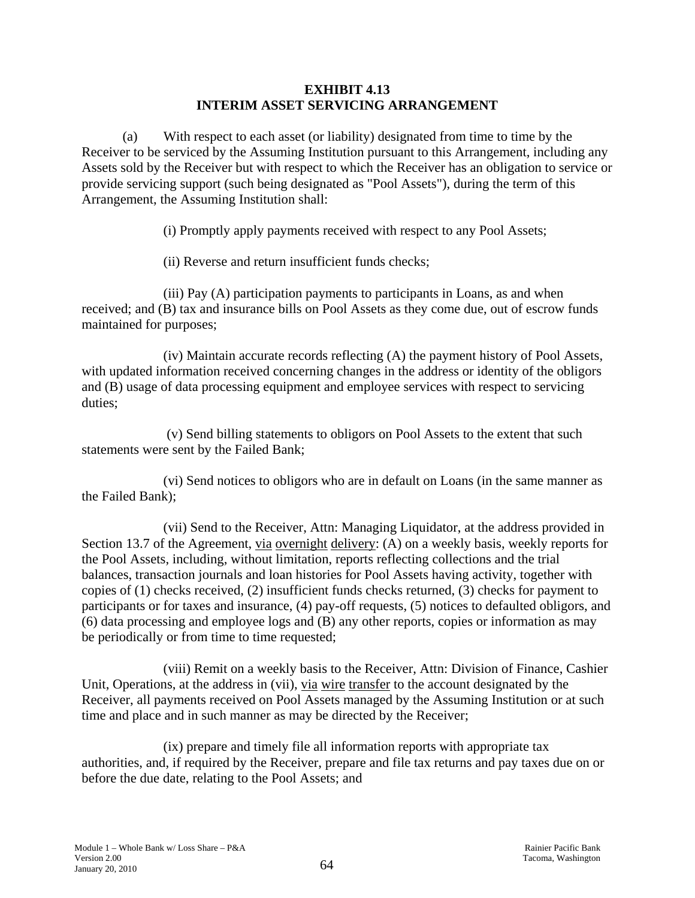# EXHIBIT 4.13
# INTERIM ASSET SERVICING ARRANGEMENT

(a) With respect to each asset (or liability) designated from time to time by the Receiver to be serviced by the Assuming Institution pursuant to this Arrangement, including any Assets sold by the Receiver but with respect to which the Receiver has an obligation to service or provide servicing support (such being designated as "Pool Assets"), during the term of this Arrangement, the Assuming Institution shall:

(i) Promptly apply payments received with respect to any Pool Assets;

(ii) Reverse and return insufficient funds checks;

(iii) Pay (A) participation payments to participants in Loans, as and when received; and (B) tax and insurance bills on Pool Assets as they come due, out of escrow funds maintained for purposes;

(iv) Maintain accurate records reflecting (A) the payment history of Pool Assets, with updated information received concerning changes in the address or identity of the obligors and (B) usage of data processing equipment and employee services with respect to servicing duties;

(v) Send billing statements to obligors on Pool Assets to the extent that such statements were sent by the Failed Bank;

(vi) Send notices to obligors who are in default on Loans (in the same manner as the Failed Bank);

(vii) Send to the Receiver, Attn: Managing Liquidator, at the address provided in Section 13.7 of the Agreement, via overnight delivery: (A) on a weekly basis, weekly reports for the Pool Assets, including, without limitation, reports reflecting collections and the trial balances, transaction journals and loan histories for Pool Assets having activity, together with copies of (1) checks received, (2) insufficient funds checks returned, (3) checks for payment to participants or for taxes and insurance, (4) pay-off requests, (5) notices to defaulted obligors, and (6) data processing and employee logs and (B) any other reports, copies or information as may be periodically or from time to time requested;

(viii) Remit on a weekly basis to the Receiver, Attn: Division of Finance, Cashier Unit, Operations, at the address in (vii), via wire transfer to the account designated by the Receiver, all payments received on Pool Assets managed by the Assuming Institution or at such time and place and in such manner as may be directed by the Receiver;

(ix) prepare and timely file all information reports with appropriate tax authorities, and, if required by the Receiver, prepare and file tax returns and pay taxes due on or before the due date, relating to the Pool Assets; and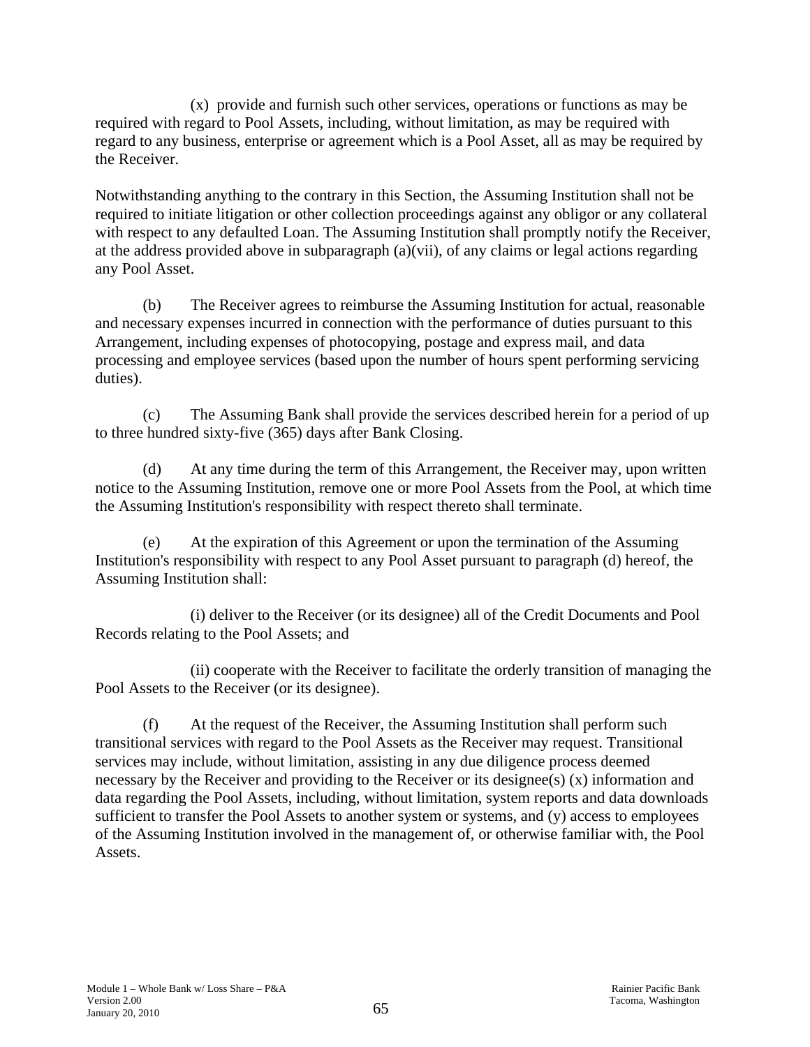(x) provide and furnish such other services, operations or functions as may be required with regard to Pool Assets, including, without limitation, as may be required with regard to any business, enterprise or agreement which is a Pool Asset, all as may be required by the Receiver.

Notwithstanding anything to the contrary in this Section, the Assuming Institution shall not be required to initiate litigation or other collection proceedings against any obligor or any collateral with respect to any defaulted Loan. The Assuming Institution shall promptly notify the Receiver, at the address provided above in subparagraph (a)(vii), of any claims or legal actions regarding any Pool Asset.

(b) The Receiver agrees to reimburse the Assuming Institution for actual, reasonable and necessary expenses incurred in connection with the performance of duties pursuant to this Arrangement, including expenses of photocopying, postage and express mail, and data processing and employee services (based upon the number of hours spent performing servicing duties).

(c) The Assuming Bank shall provide the services described herein for a period of up to three hundred sixty-five (365) days after Bank Closing.

(d) At any time during the term of this Arrangement, the Receiver may, upon written notice to the Assuming Institution, remove one or more Pool Assets from the Pool, at which time the Assuming Institution's responsibility with respect thereto shall terminate.

(e) At the expiration of this Agreement or upon the termination of the Assuming Institution's responsibility with respect to any Pool Asset pursuant to paragraph (d) hereof, the Assuming Institution shall:

(i) deliver to the Receiver (or its designee) all of the Credit Documents and Pool Records relating to the Pool Assets; and

(ii) cooperate with the Receiver to facilitate the orderly transition of managing the Pool Assets to the Receiver (or its designee).

(f) At the request of the Receiver, the Assuming Institution shall perform such transitional services with regard to the Pool Assets as the Receiver may request. Transitional services may include, without limitation, assisting in any due diligence process deemed necessary by the Receiver and providing to the Receiver or its designee(s) (x) information and data regarding the Pool Assets, including, without limitation, system reports and data downloads sufficient to transfer the Pool Assets to another system or systems, and (y) access to employees of the Assuming Institution involved in the management of, or otherwise familiar with, the Pool Assets.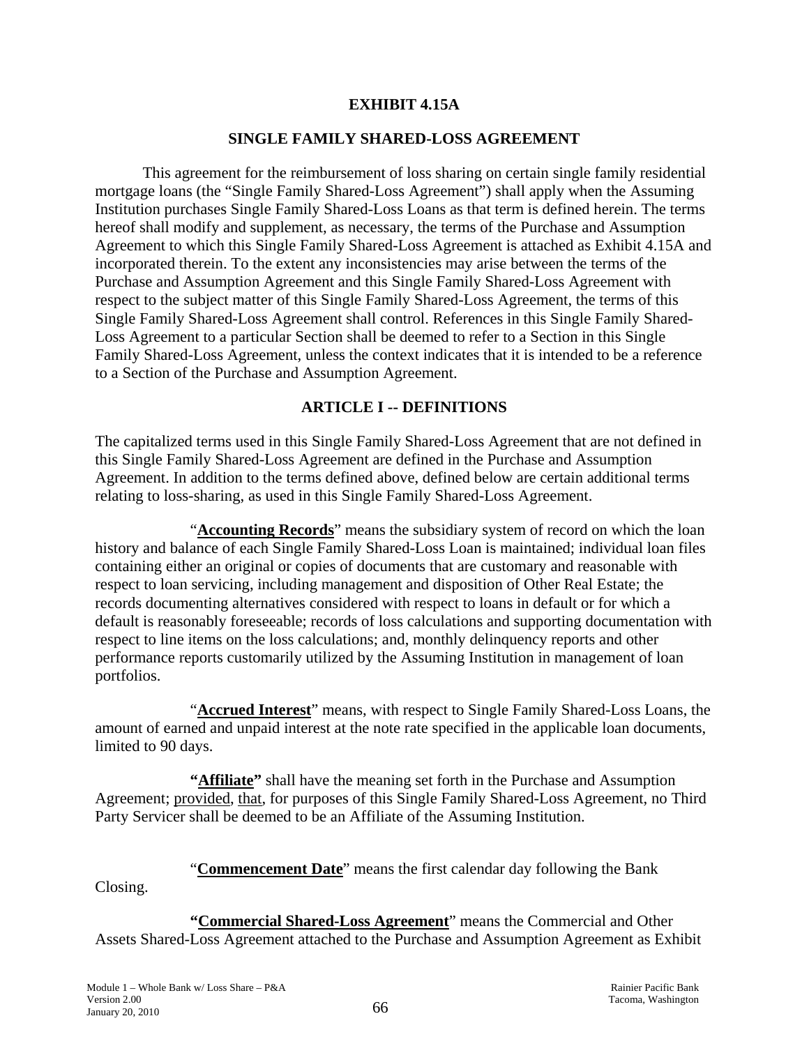# EXHIBIT 4.15A

## SINGLE FAMILY SHARED-LOSS AGREEMENT

This agreement for the reimbursement of loss sharing on certain single family residential mortgage loans (the "Single Family Shared-Loss Agreement") shall apply when the Assuming Institution purchases Single Family Shared-Loss Loans as that term is defined herein. The terms hereof shall modify and supplement, as necessary, the terms of the Purchase and Assumption Agreement to which this Single Family Shared-Loss Agreement is attached as Exhibit 4.15A and incorporated therein. To the extent any inconsistencies may arise between the terms of the Purchase and Assumption Agreement and this Single Family Shared-Loss Agreement with respect to the subject matter of this Single Family Shared-Loss Agreement, the terms of this Single Family Shared-Loss Agreement shall control. References in this Single Family Shared-Loss Agreement to a particular Section shall be deemed to refer to a Section in this Single Family Shared-Loss Agreement, unless the context indicates that it is intended to be a reference to a Section of the Purchase and Assumption Agreement.

## ARTICLE I -- DEFINITIONS

The capitalized terms used in this Single Family Shared-Loss Agreement that are not defined in this Single Family Shared-Loss Agreement are defined in the Purchase and Assumption Agreement. In addition to the terms defined above, defined below are certain additional terms relating to loss-sharing, as used in this Single Family Shared-Loss Agreement.

"**Accounting Records**" means the subsidiary system of record on which the loan history and balance of each Single Family Shared-Loss Loan is maintained; individual loan files containing either an original or copies of documents that are customary and reasonable with respect to loan servicing, including management and disposition of Other Real Estate; the records documenting alternatives considered with respect to loans in default or for which a default is reasonably foreseeable; records of loss calculations and supporting documentation with respect to line items on the loss calculations; and, monthly delinquency reports and other performance reports customarily utilized by the Assuming Institution in management of loan portfolios.

"**Accrued Interest**" means, with respect to Single Family Shared-Loss Loans, the amount of earned and unpaid interest at the note rate specified in the applicable loan documents, limited to 90 days.

**"Affiliate"** shall have the meaning set forth in the Purchase and Assumption Agreement; provided, that, for purposes of this Single Family Shared-Loss Agreement, no Third Party Servicer shall be deemed to be an Affiliate of the Assuming Institution.

"**Commencement Date**" means the first calendar day following the Bank Closing.

**"Commercial Shared-Loss Agreement**" means the Commercial and Other Assets Shared-Loss Agreement attached to the Purchase and Assumption Agreement as Exhibit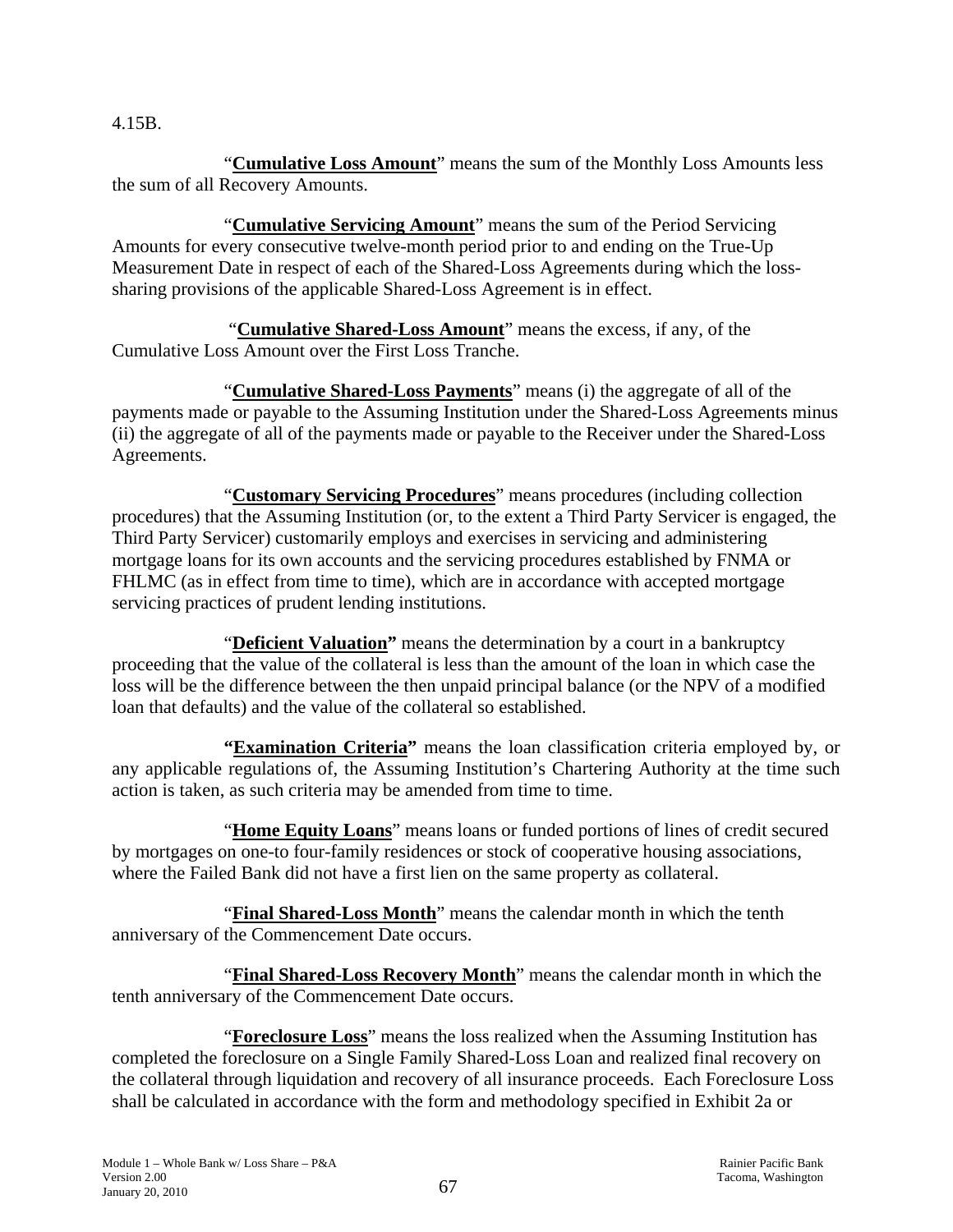4.15B.

"**Cumulative Loss Amount**" means the sum of the Monthly Loss Amounts less the sum of all Recovery Amounts.

"**Cumulative Servicing Amount**" means the sum of the Period Servicing Amounts for every consecutive twelve-month period prior to and ending on the True-Up Measurement Date in respect of each of the Shared-Loss Agreements during which the loss-sharing provisions of the applicable Shared-Loss Agreement is in effect.

"**Cumulative Shared-Loss Amount**" means the excess, if any, of the Cumulative Loss Amount over the First Loss Tranche.

"**Cumulative Shared-Loss Payments**" means (i) the aggregate of all of the payments made or payable to the Assuming Institution under the Shared-Loss Agreements minus (ii) the aggregate of all of the payments made or payable to the Receiver under the Shared-Loss Agreements.

"**Customary Servicing Procedures**" means procedures (including collection procedures) that the Assuming Institution (or, to the extent a Third Party Servicer is engaged, the Third Party Servicer) customarily employs and exercises in servicing and administering mortgage loans for its own accounts and the servicing procedures established by FNMA or FHLMC (as in effect from time to time), which are in accordance with accepted mortgage servicing practices of prudent lending institutions.

"**Deficient Valuation**" means the determination by a court in a bankruptcy proceeding that the value of the collateral is less than the amount of the loan in which case the loss will be the difference between the then unpaid principal balance (or the NPV of a modified loan that defaults) and the value of the collateral so established.

"**Examination Criteria**" means the loan classification criteria employed by, or any applicable regulations of, the Assuming Institution's Chartering Authority at the time such action is taken, as such criteria may be amended from time to time.

"**Home Equity Loans**" means loans or funded portions of lines of credit secured by mortgages on one-to four-family residences or stock of cooperative housing associations, where the Failed Bank did not have a first lien on the same property as collateral.

"**Final Shared-Loss Month**" means the calendar month in which the tenth anniversary of the Commencement Date occurs.

"**Final Shared-Loss Recovery Month**" means the calendar month in which the tenth anniversary of the Commencement Date occurs.

"**Foreclosure Loss**" means the loss realized when the Assuming Institution has completed the foreclosure on a Single Family Shared-Loss Loan and realized final recovery on the collateral through liquidation and recovery of all insurance proceeds. Each Foreclosure Loss shall be calculated in accordance with the form and methodology specified in Exhibit 2a or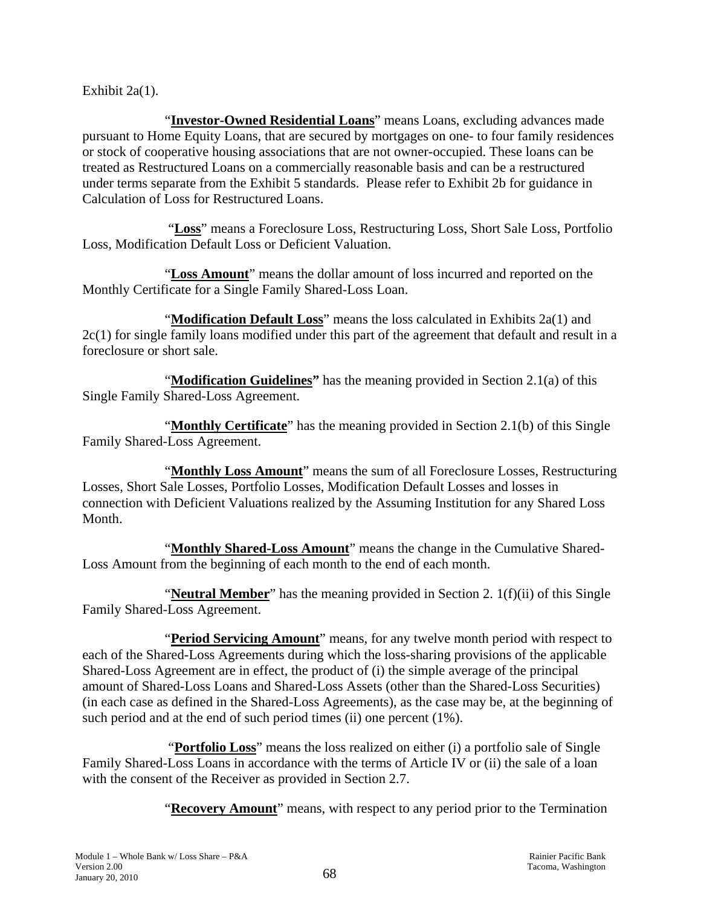Exhibit 2a(1).

"**Investor-Owned Residential Loans**" means Loans, excluding advances made pursuant to Home Equity Loans, that are secured by mortgages on one- to four family residences or stock of cooperative housing associations that are not owner-occupied. These loans can be treated as Restructured Loans on a commercially reasonable basis and can be a restructured under terms separate from the Exhibit 5 standards. Please refer to Exhibit 2b for guidance in Calculation of Loss for Restructured Loans.

"**Loss**" means a Foreclosure Loss, Restructuring Loss, Short Sale Loss, Portfolio Loss, Modification Default Loss or Deficient Valuation.

"**Loss Amount**" means the dollar amount of loss incurred and reported on the Monthly Certificate for a Single Family Shared-Loss Loan.

"**Modification Default Loss**" means the loss calculated in Exhibits 2a(1) and 2c(1) for single family loans modified under this part of the agreement that default and result in a foreclosure or short sale.

"**Modification Guidelines"** has the meaning provided in Section 2.1(a) of this Single Family Shared-Loss Agreement.

"**Monthly Certificate**" has the meaning provided in Section 2.1(b) of this Single Family Shared-Loss Agreement.

"**Monthly Loss Amount**" means the sum of all Foreclosure Losses, Restructuring Losses, Short Sale Losses, Portfolio Losses, Modification Default Losses and losses in connection with Deficient Valuations realized by the Assuming Institution for any Shared Loss Month.

"**Monthly Shared-Loss Amount**" means the change in the Cumulative Shared-Loss Amount from the beginning of each month to the end of each month.

"**Neutral Member**" has the meaning provided in Section 2. 1(f)(ii) of this Single Family Shared-Loss Agreement.

"**Period Servicing Amount**" means, for any twelve month period with respect to each of the Shared-Loss Agreements during which the loss-sharing provisions of the applicable Shared-Loss Agreement are in effect, the product of (i) the simple average of the principal amount of Shared-Loss Loans and Shared-Loss Assets (other than the Shared-Loss Securities) (in each case as defined in the Shared-Loss Agreements), as the case may be, at the beginning of such period and at the end of such period times (ii) one percent (1%).

"**Portfolio Loss**" means the loss realized on either (i) a portfolio sale of Single Family Shared-Loss Loans in accordance with the terms of Article IV or (ii) the sale of a loan with the consent of the Receiver as provided in Section 2.7.

"**Recovery Amount**" means, with respect to any period prior to the Termination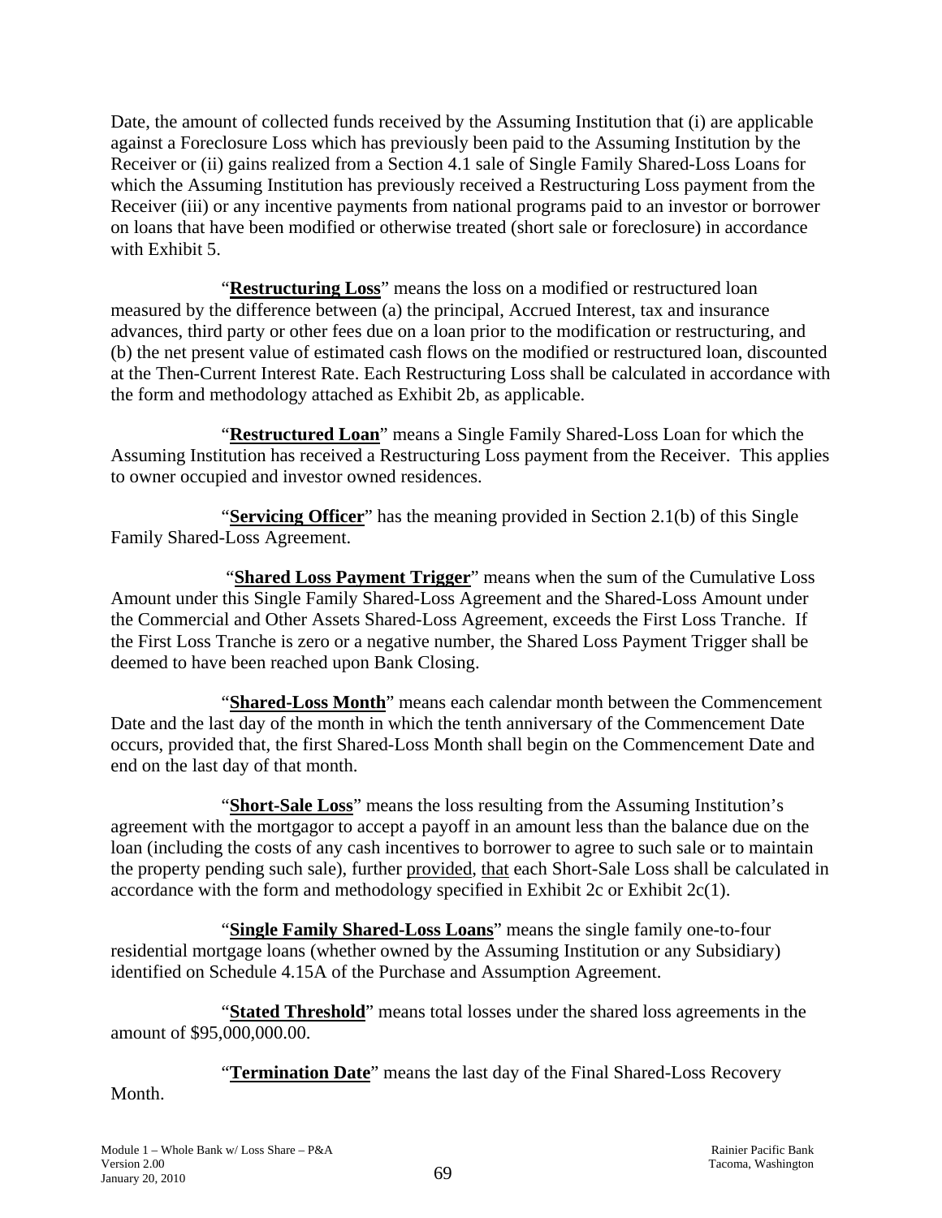Date, the amount of collected funds received by the Assuming Institution that (i) are applicable against a Foreclosure Loss which has previously been paid to the Assuming Institution by the Receiver or (ii) gains realized from a Section 4.1 sale of Single Family Shared-Loss Loans for which the Assuming Institution has previously received a Restructuring Loss payment from the Receiver (iii) or any incentive payments from national programs paid to an investor or borrower on loans that have been modified or otherwise treated (short sale or foreclosure) in accordance with Exhibit 5.

"**Restructuring Loss**" means the loss on a modified or restructured loan measured by the difference between (a) the principal, Accrued Interest, tax and insurance advances, third party or other fees due on a loan prior to the modification or restructuring, and (b) the net present value of estimated cash flows on the modified or restructured loan, discounted at the Then-Current Interest Rate. Each Restructuring Loss shall be calculated in accordance with the form and methodology attached as Exhibit 2b, as applicable.

"**Restructured Loan**" means a Single Family Shared-Loss Loan for which the Assuming Institution has received a Restructuring Loss payment from the Receiver. This applies to owner occupied and investor owned residences.

"**Servicing Officer**" has the meaning provided in Section 2.1(b) of this Single Family Shared-Loss Agreement.

"**Shared Loss Payment Trigger**" means when the sum of the Cumulative Loss Amount under this Single Family Shared-Loss Agreement and the Shared-Loss Amount under the Commercial and Other Assets Shared-Loss Agreement, exceeds the First Loss Tranche. If the First Loss Tranche is zero or a negative number, the Shared Loss Payment Trigger shall be deemed to have been reached upon Bank Closing.

"**Shared-Loss Month**" means each calendar month between the Commencement Date and the last day of the month in which the tenth anniversary of the Commencement Date occurs, provided that, the first Shared-Loss Month shall begin on the Commencement Date and end on the last day of that month.

"**Short-Sale Loss**" means the loss resulting from the Assuming Institution's agreement with the mortgagor to accept a payoff in an amount less than the balance due on the loan (including the costs of any cash incentives to borrower to agree to such sale or to maintain the property pending such sale), further provided, that each Short-Sale Loss shall be calculated in accordance with the form and methodology specified in Exhibit 2c or Exhibit 2c(1).

"**Single Family Shared-Loss Loans**" means the single family one-to-four residential mortgage loans (whether owned by the Assuming Institution or any Subsidiary) identified on Schedule 4.15A of the Purchase and Assumption Agreement.

"**Stated Threshold**" means total losses under the shared loss agreements in the amount of $95,000,000.00.

"**Termination Date**" means the last day of the Final Shared-Loss Recovery Month.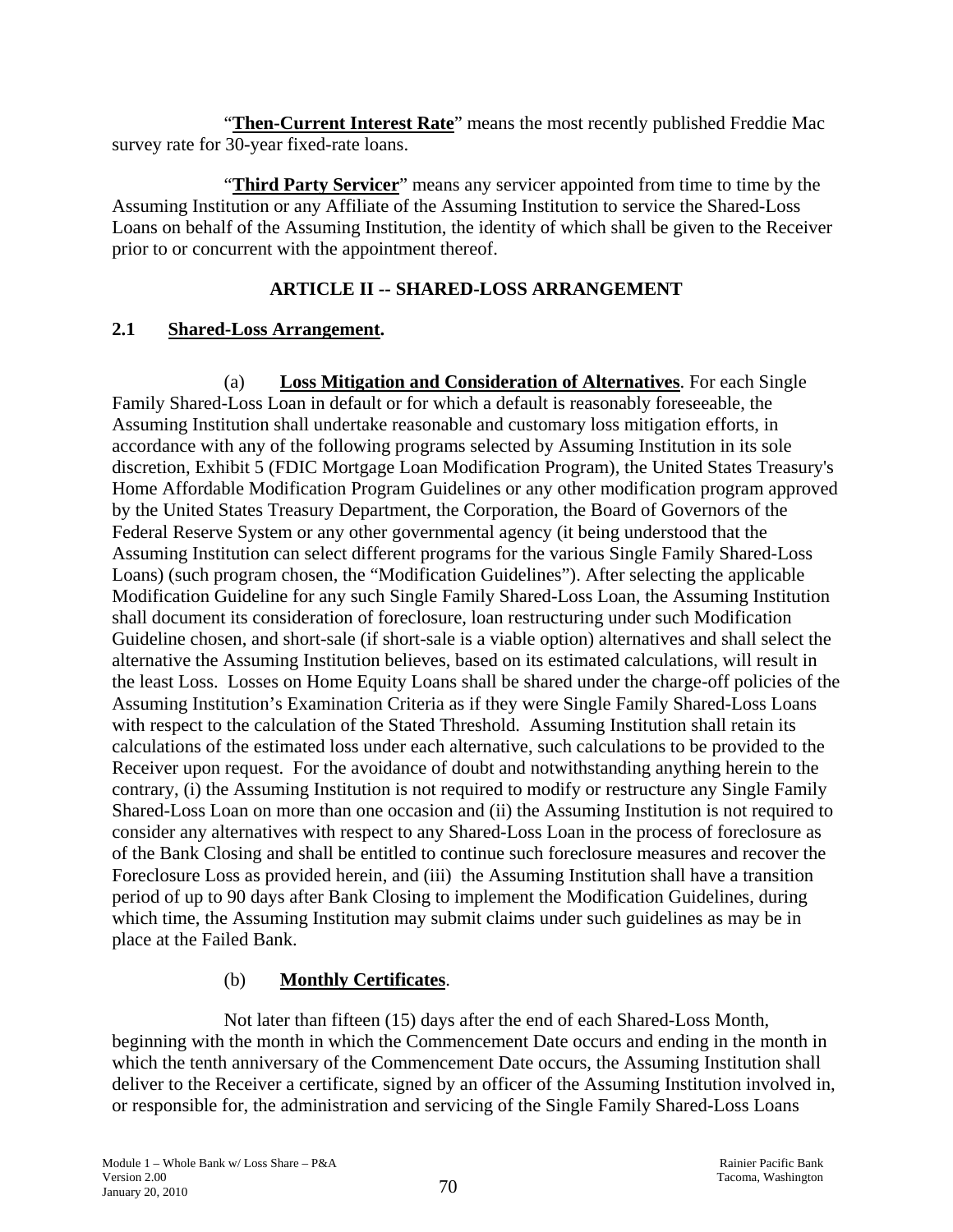"**Then-Current Interest Rate**" means the most recently published Freddie Mac survey rate for 30-year fixed-rate loans.

"**Third Party Servicer**" means any servicer appointed from time to time by the Assuming Institution or any Affiliate of the Assuming Institution to service the Shared-Loss Loans on behalf of the Assuming Institution, the identity of which shall be given to the Receiver prior to or concurrent with the appointment thereof.

## ARTICLE II -- SHARED-LOSS ARRANGEMENT

### 2.1 Shared-Loss Arrangement.

(a) **Loss Mitigation and Consideration of Alternatives**. For each Single Family Shared-Loss Loan in default or for which a default is reasonably foreseeable, the Assuming Institution shall undertake reasonable and customary loss mitigation efforts, in accordance with any of the following programs selected by Assuming Institution in its sole discretion, Exhibit 5 (FDIC Mortgage Loan Modification Program), the United States Treasury's Home Affordable Modification Program Guidelines or any other modification program approved by the United States Treasury Department, the Corporation, the Board of Governors of the Federal Reserve System or any other governmental agency (it being understood that the Assuming Institution can select different programs for the various Single Family Shared-Loss Loans) (such program chosen, the "Modification Guidelines"). After selecting the applicable Modification Guideline for any such Single Family Shared-Loss Loan, the Assuming Institution shall document its consideration of foreclosure, loan restructuring under such Modification Guideline chosen, and short-sale (if short-sale is a viable option) alternatives and shall select the alternative the Assuming Institution believes, based on its estimated calculations, will result in the least Loss. Losses on Home Equity Loans shall be shared under the charge-off policies of the Assuming Institution's Examination Criteria as if they were Single Family Shared-Loss Loans with respect to the calculation of the Stated Threshold. Assuming Institution shall retain its calculations of the estimated loss under each alternative, such calculations to be provided to the Receiver upon request. For the avoidance of doubt and notwithstanding anything herein to the contrary, (i) the Assuming Institution is not required to modify or restructure any Single Family Shared-Loss Loan on more than one occasion and (ii) the Assuming Institution is not required to consider any alternatives with respect to any Shared-Loss Loan in the process of foreclosure as of the Bank Closing and shall be entitled to continue such foreclosure measures and recover the Foreclosure Loss as provided herein, and (iii) the Assuming Institution shall have a transition period of up to 90 days after Bank Closing to implement the Modification Guidelines, during which time, the Assuming Institution may submit claims under such guidelines as may be in place at the Failed Bank.

(b) **Monthly Certificates**.

Not later than fifteen (15) days after the end of each Shared-Loss Month, beginning with the month in which the Commencement Date occurs and ending in the month in which the tenth anniversary of the Commencement Date occurs, the Assuming Institution shall deliver to the Receiver a certificate, signed by an officer of the Assuming Institution involved in, or responsible for, the administration and servicing of the Single Family Shared-Loss Loans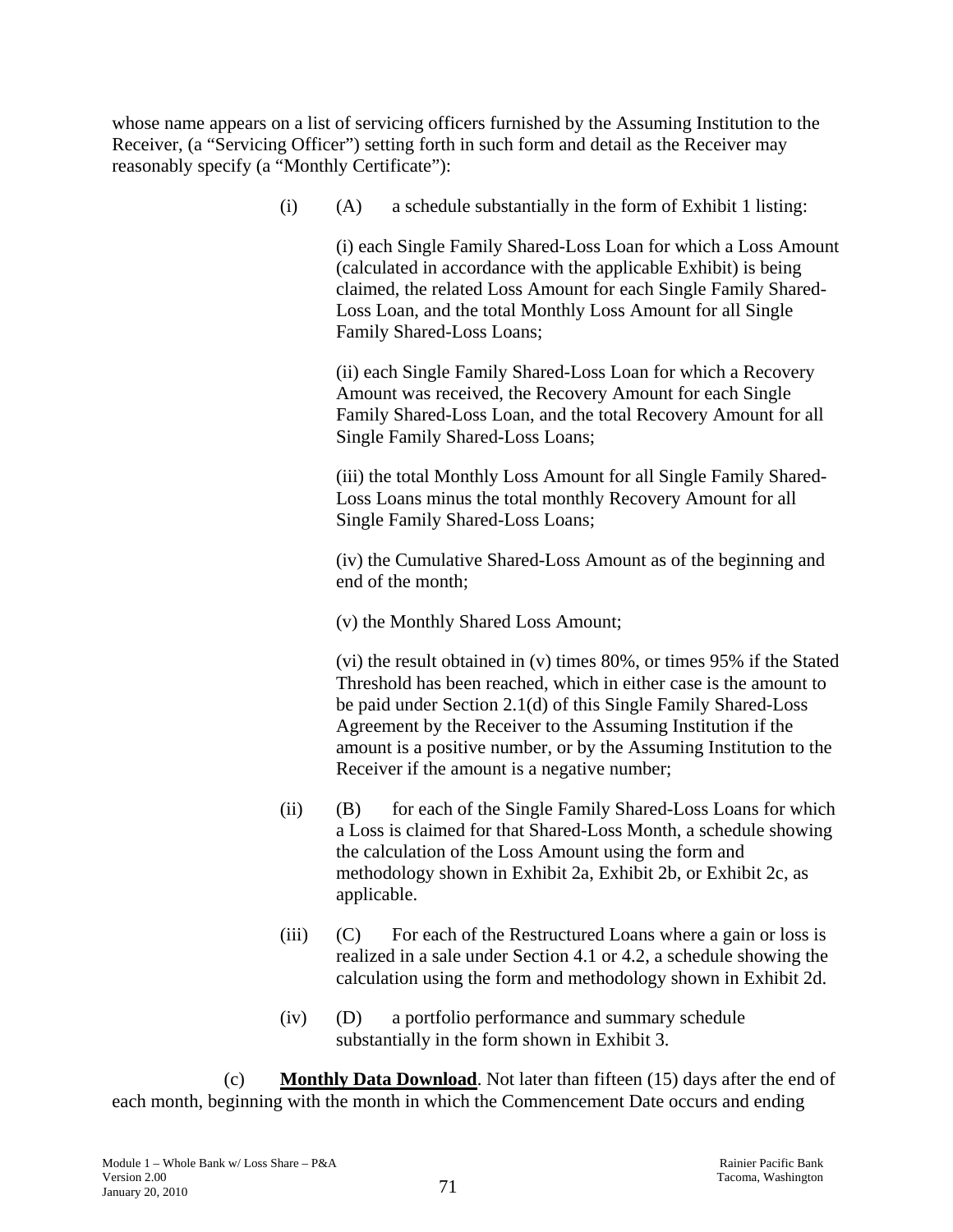whose name appears on a list of servicing officers furnished by the Assuming Institution to the Receiver, (a "Servicing Officer") setting forth in such form and detail as the Receiver may reasonably specify (a "Monthly Certificate"):

(i) (A) a schedule substantially in the form of Exhibit 1 listing:

(i) each Single Family Shared-Loss Loan for which a Loss Amount (calculated in accordance with the applicable Exhibit) is being claimed, the related Loss Amount for each Single Family Shared-Loss Loan, and the total Monthly Loss Amount for all Single Family Shared-Loss Loans;

(ii) each Single Family Shared-Loss Loan for which a Recovery Amount was received, the Recovery Amount for each Single Family Shared-Loss Loan, and the total Recovery Amount for all Single Family Shared-Loss Loans;

(iii) the total Monthly Loss Amount for all Single Family Shared-Loss Loans minus the total monthly Recovery Amount for all Single Family Shared-Loss Loans;

(iv) the Cumulative Shared-Loss Amount as of the beginning and end of the month;

(v) the Monthly Shared Loss Amount;

(vi) the result obtained in (v) times 80%, or times 95% if the Stated Threshold has been reached, which in either case is the amount to be paid under Section 2.1(d) of this Single Family Shared-Loss Agreement by the Receiver to the Assuming Institution if the amount is a positive number, or by the Assuming Institution to the Receiver if the amount is a negative number;

(ii) (B) for each of the Single Family Shared-Loss Loans for which a Loss is claimed for that Shared-Loss Month, a schedule showing the calculation of the Loss Amount using the form and methodology shown in Exhibit 2a, Exhibit 2b, or Exhibit 2c, as applicable.

(iii) (C) For each of the Restructured Loans where a gain or loss is realized in a sale under Section 4.1 or 4.2, a schedule showing the calculation using the form and methodology shown in Exhibit 2d.

(iv) (D) a portfolio performance and summary schedule substantially in the form shown in Exhibit 3.

(c) **Monthly Data Download**. Not later than fifteen (15) days after the end of each month, beginning with the month in which the Commencement Date occurs and ending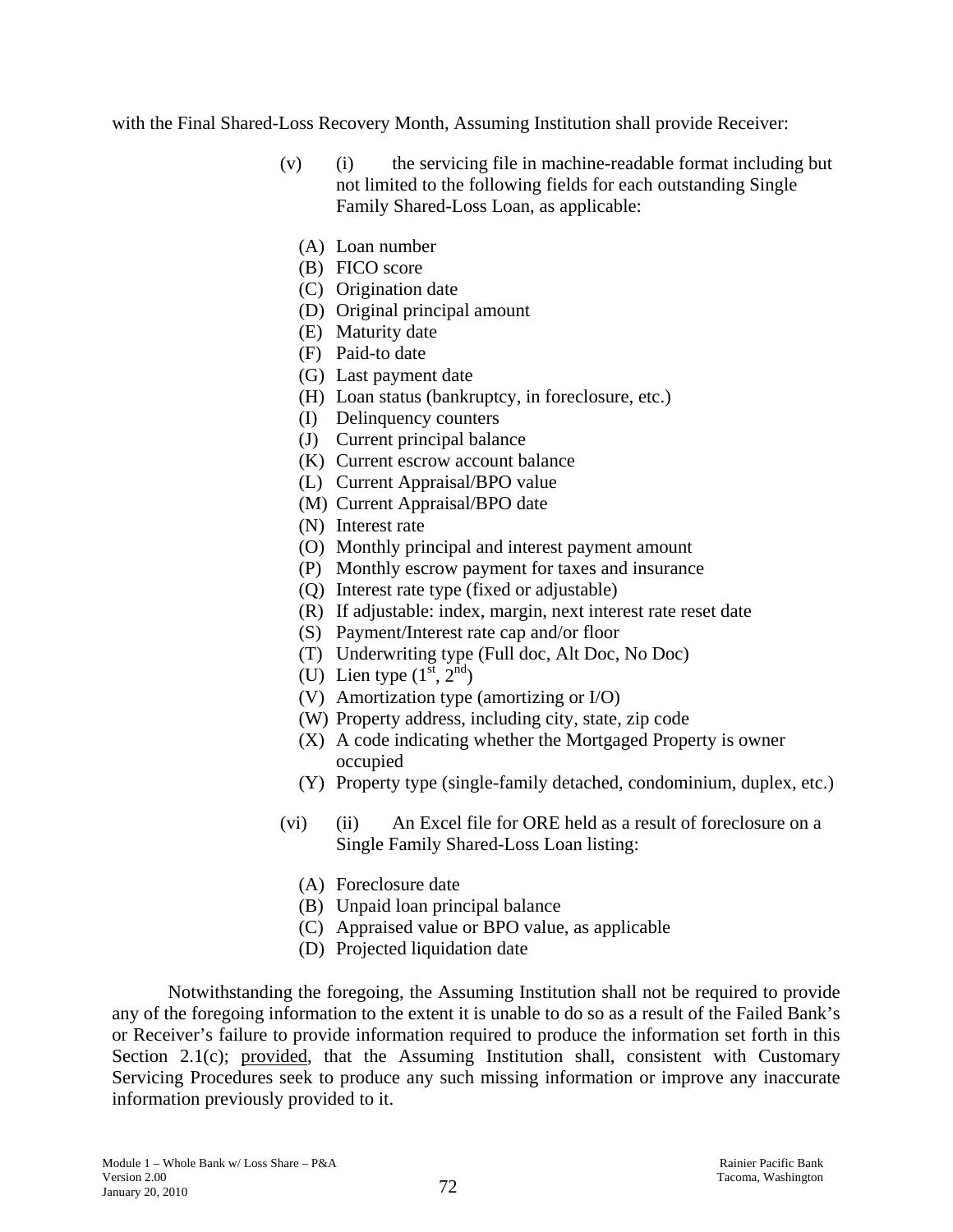with the Final Shared-Loss Recovery Month, Assuming Institution shall provide Receiver:

(v) (i) the servicing file in machine-readable format including but not limited to the following fields for each outstanding Single Family Shared-Loss Loan, as applicable:

(A) Loan number
(B) FICO score
(C) Origination date
(D) Original principal amount
(E) Maturity date
(F) Paid-to date
(G) Last payment date
(H) Loan status (bankruptcy, in foreclosure, etc.)
(I) Delinquency counters
(J) Current principal balance
(K) Current escrow account balance
(L) Current Appraisal/BPO value
(M) Current Appraisal/BPO date
(N) Interest rate
(O) Monthly principal and interest payment amount
(P) Monthly escrow payment for taxes and insurance
(Q) Interest rate type (fixed or adjustable)
(R) If adjustable: index, margin, next interest rate reset date
(S) Payment/Interest rate cap and/or floor
(T) Underwriting type (Full doc, Alt Doc, No Doc)
(U) Lien type (1st, 2nd)
(V) Amortization type (amortizing or I/O)
(W) Property address, including city, state, zip code
(X) A code indicating whether the Mortgaged Property is owner occupied
(Y) Property type (single-family detached, condominium, duplex, etc.)

(vi) (ii) An Excel file for ORE held as a result of foreclosure on a Single Family Shared-Loss Loan listing:

(A) Foreclosure date
(B) Unpaid loan principal balance
(C) Appraised value or BPO value, as applicable
(D) Projected liquidation date

Notwithstanding the foregoing, the Assuming Institution shall not be required to provide any of the foregoing information to the extent it is unable to do so as a result of the Failed Bank's or Receiver's failure to provide information required to produce the information set forth in this Section 2.1(c); provided, that the Assuming Institution shall, consistent with Customary Servicing Procedures seek to produce any such missing information or improve any inaccurate information previously provided to it.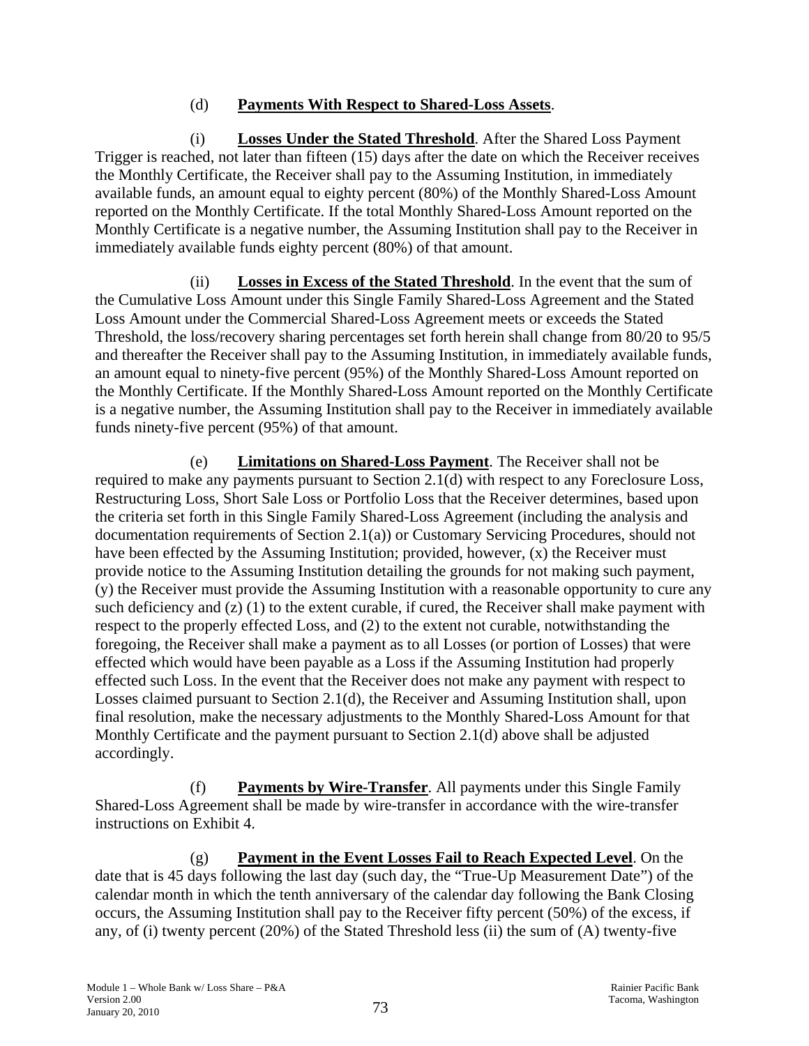(d) **Payments With Respect to Shared-Loss Assets**.

(i) **Losses Under the Stated Threshold**. After the Shared Loss Payment Trigger is reached, not later than fifteen (15) days after the date on which the Receiver receives the Monthly Certificate, the Receiver shall pay to the Assuming Institution, in immediately available funds, an amount equal to eighty percent (80%) of the Monthly Shared-Loss Amount reported on the Monthly Certificate. If the total Monthly Shared-Loss Amount reported on the Monthly Certificate is a negative number, the Assuming Institution shall pay to the Receiver in immediately available funds eighty percent (80%) of that amount.

(ii) **Losses in Excess of the Stated Threshold**. In the event that the sum of the Cumulative Loss Amount under this Single Family Shared-Loss Agreement and the Stated Loss Amount under the Commercial Shared-Loss Agreement meets or exceeds the Stated Threshold, the loss/recovery sharing percentages set forth herein shall change from 80/20 to 95/5 and thereafter the Receiver shall pay to the Assuming Institution, in immediately available funds, an amount equal to ninety-five percent (95%) of the Monthly Shared-Loss Amount reported on the Monthly Certificate. If the Monthly Shared-Loss Amount reported on the Monthly Certificate is a negative number, the Assuming Institution shall pay to the Receiver in immediately available funds ninety-five percent (95%) of that amount.

(e) **Limitations on Shared-Loss Payment**. The Receiver shall not be required to make any payments pursuant to Section 2.1(d) with respect to any Foreclosure Loss, Restructuring Loss, Short Sale Loss or Portfolio Loss that the Receiver determines, based upon the criteria set forth in this Single Family Shared-Loss Agreement (including the analysis and documentation requirements of Section 2.1(a)) or Customary Servicing Procedures, should not have been effected by the Assuming Institution; provided, however, (x) the Receiver must provide notice to the Assuming Institution detailing the grounds for not making such payment, (y) the Receiver must provide the Assuming Institution with a reasonable opportunity to cure any such deficiency and (z) (1) to the extent curable, if cured, the Receiver shall make payment with respect to the properly effected Loss, and (2) to the extent not curable, notwithstanding the foregoing, the Receiver shall make a payment as to all Losses (or portion of Losses) that were effected which would have been payable as a Loss if the Assuming Institution had properly effected such Loss. In the event that the Receiver does not make any payment with respect to Losses claimed pursuant to Section 2.1(d), the Receiver and Assuming Institution shall, upon final resolution, make the necessary adjustments to the Monthly Shared-Loss Amount for that Monthly Certificate and the payment pursuant to Section 2.1(d) above shall be adjusted accordingly.

(f) **Payments by Wire-Transfer**. All payments under this Single Family Shared-Loss Agreement shall be made by wire-transfer in accordance with the wire-transfer instructions on Exhibit 4.

(g) **Payment in the Event Losses Fail to Reach Expected Level**. On the date that is 45 days following the last day (such day, the "True-Up Measurement Date") of the calendar month in which the tenth anniversary of the calendar day following the Bank Closing occurs, the Assuming Institution shall pay to the Receiver fifty percent (50%) of the excess, if any, of (i) twenty percent (20%) of the Stated Threshold less (ii) the sum of (A) twenty-five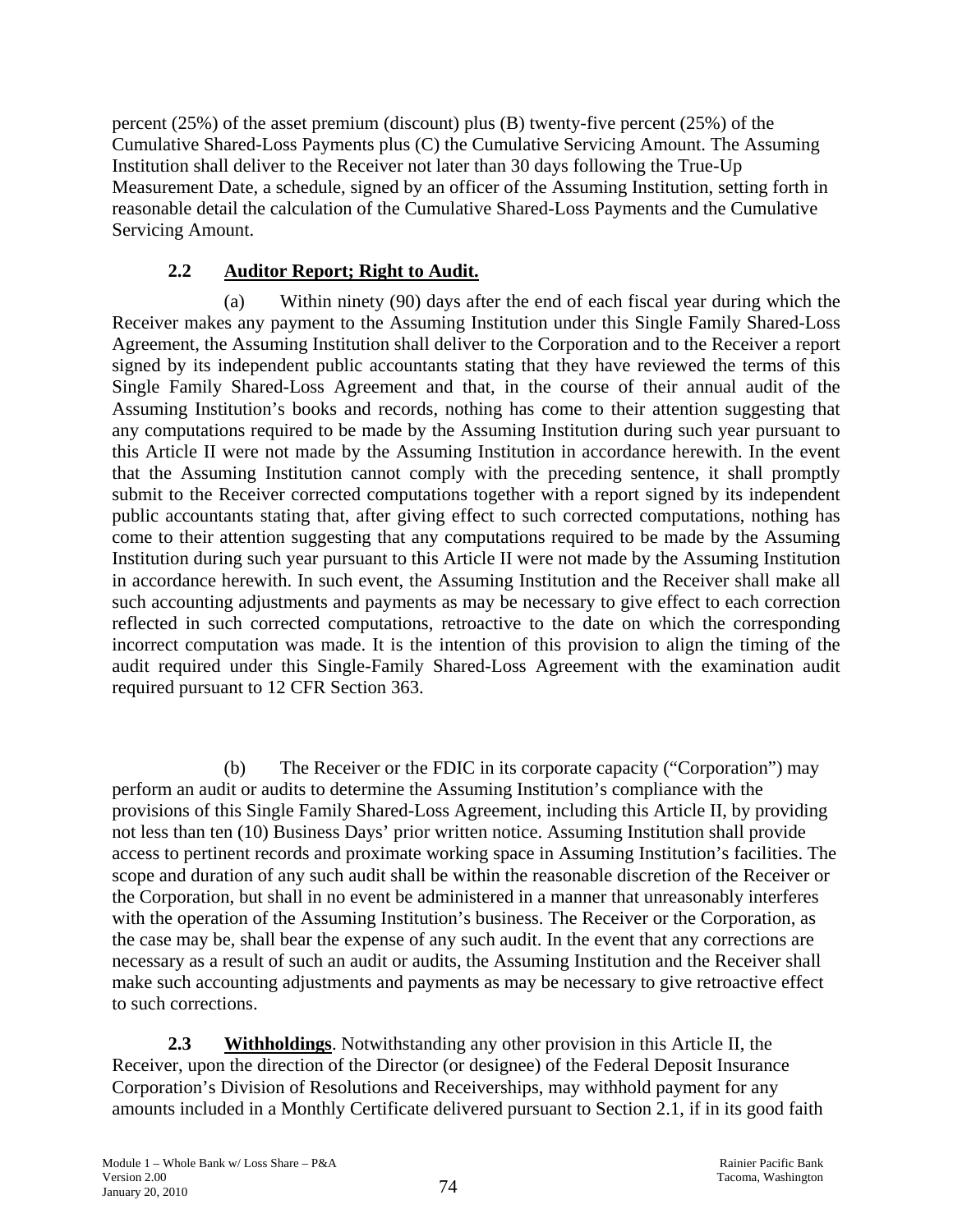percent (25%) of the asset premium (discount) plus (B) twenty-five percent (25%) of the Cumulative Shared-Loss Payments plus (C) the Cumulative Servicing Amount. The Assuming Institution shall deliver to the Receiver not later than 30 days following the True-Up Measurement Date, a schedule, signed by an officer of the Assuming Institution, setting forth in reasonable detail the calculation of the Cumulative Shared-Loss Payments and the Cumulative Servicing Amount.

**2.2 Auditor Report; Right to Audit.**

(a) Within ninety (90) days after the end of each fiscal year during which the Receiver makes any payment to the Assuming Institution under this Single Family Shared-Loss Agreement, the Assuming Institution shall deliver to the Corporation and to the Receiver a report signed by its independent public accountants stating that they have reviewed the terms of this Single Family Shared-Loss Agreement and that, in the course of their annual audit of the Assuming Institution's books and records, nothing has come to their attention suggesting that any computations required to be made by the Assuming Institution during such year pursuant to this Article II were not made by the Assuming Institution in accordance herewith. In the event that the Assuming Institution cannot comply with the preceding sentence, it shall promptly submit to the Receiver corrected computations together with a report signed by its independent public accountants stating that, after giving effect to such corrected computations, nothing has come to their attention suggesting that any computations required to be made by the Assuming Institution during such year pursuant to this Article II were not made by the Assuming Institution in accordance herewith. In such event, the Assuming Institution and the Receiver shall make all such accounting adjustments and payments as may be necessary to give effect to each correction reflected in such corrected computations, retroactive to the date on which the corresponding incorrect computation was made. It is the intention of this provision to align the timing of the audit required under this Single-Family Shared-Loss Agreement with the examination audit required pursuant to 12 CFR Section 363.

(b) The Receiver or the FDIC in its corporate capacity ("Corporation") may perform an audit or audits to determine the Assuming Institution's compliance with the provisions of this Single Family Shared-Loss Agreement, including this Article II, by providing not less than ten (10) Business Days' prior written notice. Assuming Institution shall provide access to pertinent records and proximate working space in Assuming Institution's facilities. The scope and duration of any such audit shall be within the reasonable discretion of the Receiver or the Corporation, but shall in no event be administered in a manner that unreasonably interferes with the operation of the Assuming Institution's business. The Receiver or the Corporation, as the case may be, shall bear the expense of any such audit. In the event that any corrections are necessary as a result of such an audit or audits, the Assuming Institution and the Receiver shall make such accounting adjustments and payments as may be necessary to give retroactive effect to such corrections.

**2.3 Withholdings**. Notwithstanding any other provision in this Article II, the Receiver, upon the direction of the Director (or designee) of the Federal Deposit Insurance Corporation's Division of Resolutions and Receiverships, may withhold payment for any amounts included in a Monthly Certificate delivered pursuant to Section 2.1, if in its good faith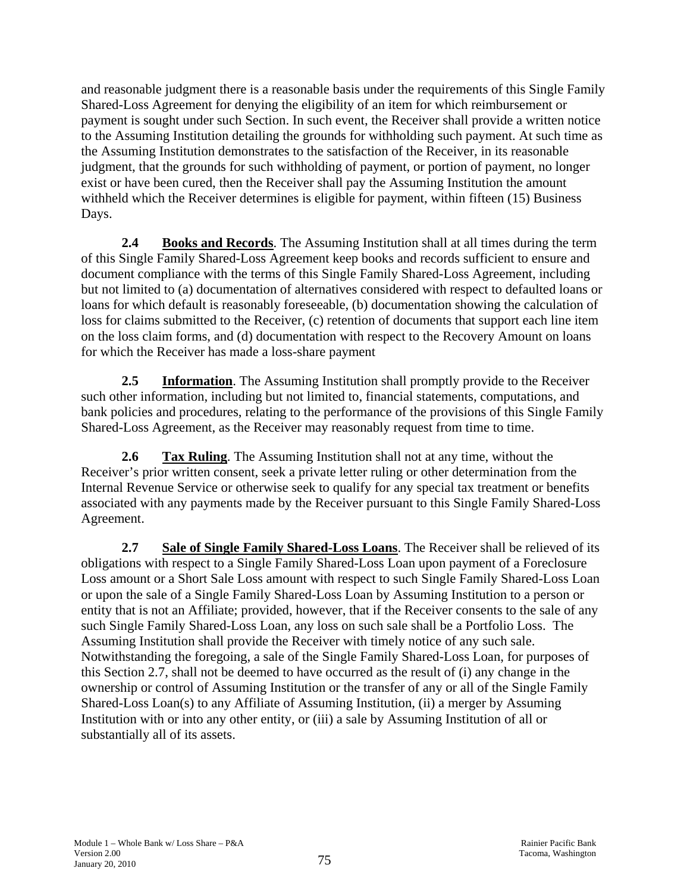and reasonable judgment there is a reasonable basis under the requirements of this Single Family Shared-Loss Agreement for denying the eligibility of an item for which reimbursement or payment is sought under such Section. In such event, the Receiver shall provide a written notice to the Assuming Institution detailing the grounds for withholding such payment. At such time as the Assuming Institution demonstrates to the satisfaction of the Receiver, in its reasonable judgment, that the grounds for such withholding of payment, or portion of payment, no longer exist or have been cured, then the Receiver shall pay the Assuming Institution the amount withheld which the Receiver determines is eligible for payment, within fifteen (15) Business Days.

**2.4 Books and Records**. The Assuming Institution shall at all times during the term of this Single Family Shared-Loss Agreement keep books and records sufficient to ensure and document compliance with the terms of this Single Family Shared-Loss Agreement, including but not limited to (a) documentation of alternatives considered with respect to defaulted loans or loans for which default is reasonably foreseeable, (b) documentation showing the calculation of loss for claims submitted to the Receiver, (c) retention of documents that support each line item on the loss claim forms, and (d) documentation with respect to the Recovery Amount on loans for which the Receiver has made a loss-share payment

**2.5 Information**. The Assuming Institution shall promptly provide to the Receiver such other information, including but not limited to, financial statements, computations, and bank policies and procedures, relating to the performance of the provisions of this Single Family Shared-Loss Agreement, as the Receiver may reasonably request from time to time.

**2.6 Tax Ruling**. The Assuming Institution shall not at any time, without the Receiver's prior written consent, seek a private letter ruling or other determination from the Internal Revenue Service or otherwise seek to qualify for any special tax treatment or benefits associated with any payments made by the Receiver pursuant to this Single Family Shared-Loss Agreement.

**2.7 Sale of Single Family Shared-Loss Loans**. The Receiver shall be relieved of its obligations with respect to a Single Family Shared-Loss Loan upon payment of a Foreclosure Loss amount or a Short Sale Loss amount with respect to such Single Family Shared-Loss Loan or upon the sale of a Single Family Shared-Loss Loan by Assuming Institution to a person or entity that is not an Affiliate; provided, however, that if the Receiver consents to the sale of any such Single Family Shared-Loss Loan, any loss on such sale shall be a Portfolio Loss. The Assuming Institution shall provide the Receiver with timely notice of any such sale. Notwithstanding the foregoing, a sale of the Single Family Shared-Loss Loan, for purposes of this Section 2.7, shall not be deemed to have occurred as the result of (i) any change in the ownership or control of Assuming Institution or the transfer of any or all of the Single Family Shared-Loss Loan(s) to any Affiliate of Assuming Institution, (ii) a merger by Assuming Institution with or into any other entity, or (iii) a sale by Assuming Institution of all or substantially all of its assets.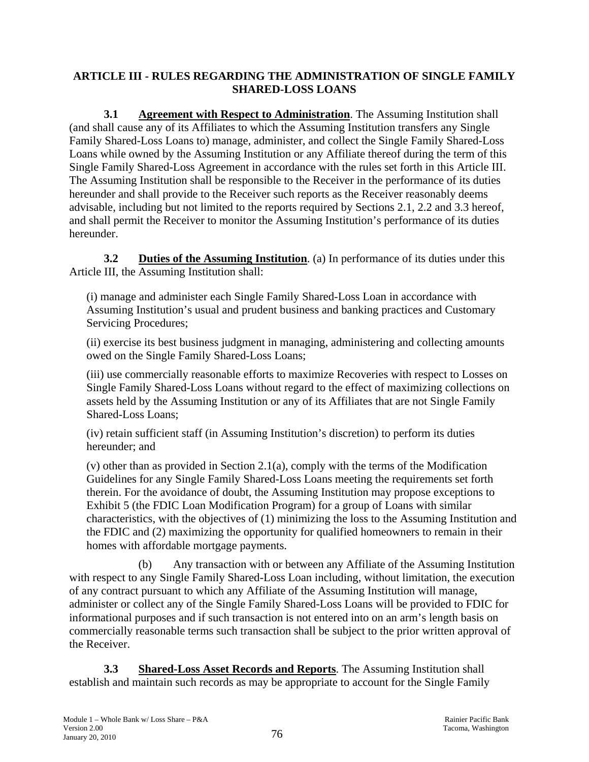## ARTICLE III - RULES REGARDING THE ADMINISTRATION OF SINGLE FAMILY SHARED-LOSS LOANS

**3.1 Agreement with Respect to Administration**. The Assuming Institution shall (and shall cause any of its Affiliates to which the Assuming Institution transfers any Single Family Shared-Loss Loans to) manage, administer, and collect the Single Family Shared-Loss Loans while owned by the Assuming Institution or any Affiliate thereof during the term of this Single Family Shared-Loss Agreement in accordance with the rules set forth in this Article III. The Assuming Institution shall be responsible to the Receiver in the performance of its duties hereunder and shall provide to the Receiver such reports as the Receiver reasonably deems advisable, including but not limited to the reports required by Sections 2.1, 2.2 and 3.3 hereof, and shall permit the Receiver to monitor the Assuming Institution's performance of its duties hereunder.

**3.2 Duties of the Assuming Institution**. (a) In performance of its duties under this Article III, the Assuming Institution shall:

(i) manage and administer each Single Family Shared-Loss Loan in accordance with Assuming Institution's usual and prudent business and banking practices and Customary Servicing Procedures;

(ii) exercise its best business judgment in managing, administering and collecting amounts owed on the Single Family Shared-Loss Loans;

(iii) use commercially reasonable efforts to maximize Recoveries with respect to Losses on Single Family Shared-Loss Loans without regard to the effect of maximizing collections on assets held by the Assuming Institution or any of its Affiliates that are not Single Family Shared-Loss Loans;

(iv) retain sufficient staff (in Assuming Institution's discretion) to perform its duties hereunder; and

(v) other than as provided in Section 2.1(a), comply with the terms of the Modification Guidelines for any Single Family Shared-Loss Loans meeting the requirements set forth therein. For the avoidance of doubt, the Assuming Institution may propose exceptions to Exhibit 5 (the FDIC Loan Modification Program) for a group of Loans with similar characteristics, with the objectives of (1) minimizing the loss to the Assuming Institution and the FDIC and (2) maximizing the opportunity for qualified homeowners to remain in their homes with affordable mortgage payments.

(b) Any transaction with or between any Affiliate of the Assuming Institution with respect to any Single Family Shared-Loss Loan including, without limitation, the execution of any contract pursuant to which any Affiliate of the Assuming Institution will manage, administer or collect any of the Single Family Shared-Loss Loans will be provided to FDIC for informational purposes and if such transaction is not entered into on an arm's length basis on commercially reasonable terms such transaction shall be subject to the prior written approval of the Receiver.

**3.3 Shared-Loss Asset Records and Reports**. The Assuming Institution shall establish and maintain such records as may be appropriate to account for the Single Family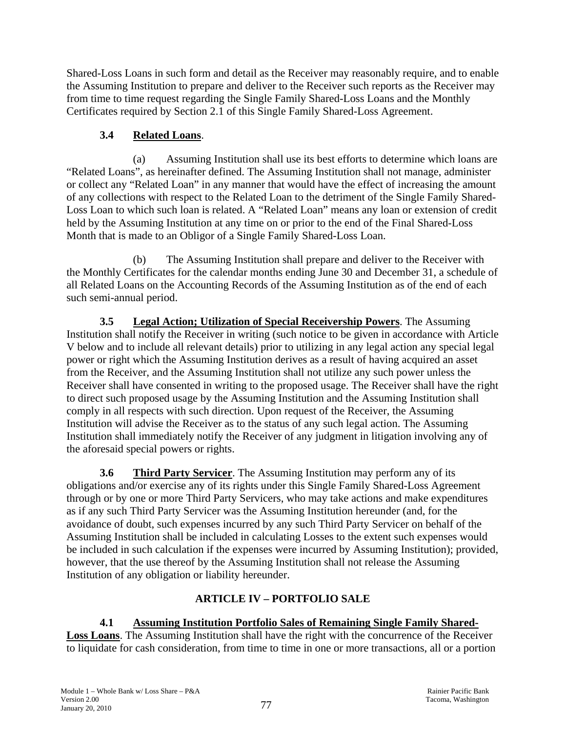Shared-Loss Loans in such form and detail as the Receiver may reasonably require, and to enable the Assuming Institution to prepare and deliver to the Receiver such reports as the Receiver may from time to time request regarding the Single Family Shared-Loss Loans and the Monthly Certificates required by Section 2.1 of this Single Family Shared-Loss Agreement.

**3.4 Related Loans**.

(a) Assuming Institution shall use its best efforts to determine which loans are "Related Loans", as hereinafter defined. The Assuming Institution shall not manage, administer or collect any "Related Loan" in any manner that would have the effect of increasing the amount of any collections with respect to the Related Loan to the detriment of the Single Family Shared-Loss Loan to which such loan is related. A "Related Loan" means any loan or extension of credit held by the Assuming Institution at any time on or prior to the end of the Final Shared-Loss Month that is made to an Obligor of a Single Family Shared-Loss Loan.

(b) The Assuming Institution shall prepare and deliver to the Receiver with the Monthly Certificates for the calendar months ending June 30 and December 31, a schedule of all Related Loans on the Accounting Records of the Assuming Institution as of the end of each such semi-annual period.

**3.5 Legal Action; Utilization of Special Receivership Powers**. The Assuming Institution shall notify the Receiver in writing (such notice to be given in accordance with Article V below and to include all relevant details) prior to utilizing in any legal action any special legal power or right which the Assuming Institution derives as a result of having acquired an asset from the Receiver, and the Assuming Institution shall not utilize any such power unless the Receiver shall have consented in writing to the proposed usage. The Receiver shall have the right to direct such proposed usage by the Assuming Institution and the Assuming Institution shall comply in all respects with such direction. Upon request of the Receiver, the Assuming Institution will advise the Receiver as to the status of any such legal action. The Assuming Institution shall immediately notify the Receiver of any judgment in litigation involving any of the aforesaid special powers or rights.

**3.6 Third Party Servicer**. The Assuming Institution may perform any of its obligations and/or exercise any of its rights under this Single Family Shared-Loss Agreement through or by one or more Third Party Servicers, who may take actions and make expenditures as if any such Third Party Servicer was the Assuming Institution hereunder (and, for the avoidance of doubt, such expenses incurred by any such Third Party Servicer on behalf of the Assuming Institution shall be included in calculating Losses to the extent such expenses would be included in such calculation if the expenses were incurred by Assuming Institution); provided, however, that the use thereof by the Assuming Institution shall not release the Assuming Institution of any obligation or liability hereunder.

## ARTICLE IV – PORTFOLIO SALE

**4.1 Assuming Institution Portfolio Sales of Remaining Single Family Shared-Loss Loans**. The Assuming Institution shall have the right with the concurrence of the Receiver to liquidate for cash consideration, from time to time in one or more transactions, all or a portion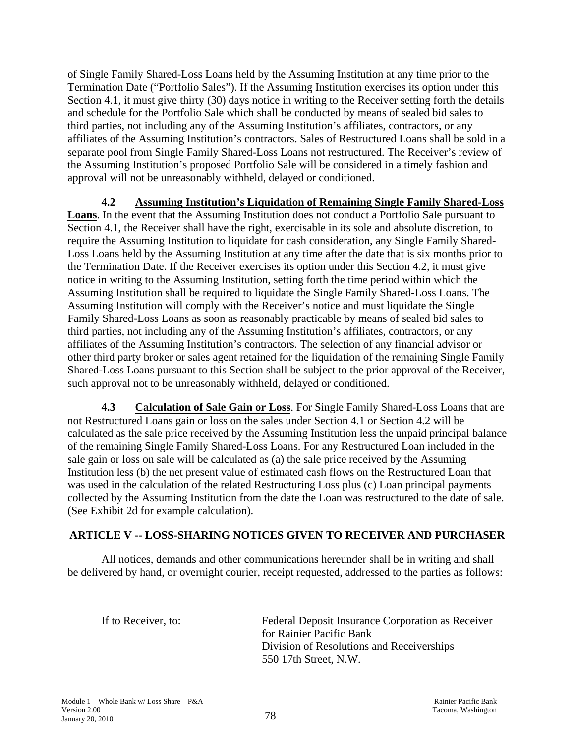of Single Family Shared-Loss Loans held by the Assuming Institution at any time prior to the Termination Date ("Portfolio Sales"). If the Assuming Institution exercises its option under this Section 4.1, it must give thirty (30) days notice in writing to the Receiver setting forth the details and schedule for the Portfolio Sale which shall be conducted by means of sealed bid sales to third parties, not including any of the Assuming Institution's affiliates, contractors, or any affiliates of the Assuming Institution's contractors. Sales of Restructured Loans shall be sold in a separate pool from Single Family Shared-Loss Loans not restructured. The Receiver's review of the Assuming Institution's proposed Portfolio Sale will be considered in a timely fashion and approval will not be unreasonably withheld, delayed or conditioned.

**4.2 Assuming Institution's Liquidation of Remaining Single Family Shared-Loss Loans**. In the event that the Assuming Institution does not conduct a Portfolio Sale pursuant to Section 4.1, the Receiver shall have the right, exercisable in its sole and absolute discretion, to require the Assuming Institution to liquidate for cash consideration, any Single Family Shared-Loss Loans held by the Assuming Institution at any time after the date that is six months prior to the Termination Date. If the Receiver exercises its option under this Section 4.2, it must give notice in writing to the Assuming Institution, setting forth the time period within which the Assuming Institution shall be required to liquidate the Single Family Shared-Loss Loans. The Assuming Institution will comply with the Receiver's notice and must liquidate the Single Family Shared-Loss Loans as soon as reasonably practicable by means of sealed bid sales to third parties, not including any of the Assuming Institution's affiliates, contractors, or any affiliates of the Assuming Institution's contractors. The selection of any financial advisor or other third party broker or sales agent retained for the liquidation of the remaining Single Family Shared-Loss Loans pursuant to this Section shall be subject to the prior approval of the Receiver, such approval not to be unreasonably withheld, delayed or conditioned.

**4.3 Calculation of Sale Gain or Loss**. For Single Family Shared-Loss Loans that are not Restructured Loans gain or loss on the sales under Section 4.1 or Section 4.2 will be calculated as the sale price received by the Assuming Institution less the unpaid principal balance of the remaining Single Family Shared-Loss Loans. For any Restructured Loan included in the sale gain or loss on sale will be calculated as (a) the sale price received by the Assuming Institution less (b) the net present value of estimated cash flows on the Restructured Loan that was used in the calculation of the related Restructuring Loss plus (c) Loan principal payments collected by the Assuming Institution from the date the Loan was restructured to the date of sale. (See Exhibit 2d for example calculation).

## ARTICLE V -- LOSS-SHARING NOTICES GIVEN TO RECEIVER AND PURCHASER

All notices, demands and other communications hereunder shall be in writing and shall be delivered by hand, or overnight courier, receipt requested, addressed to the parties as follows:

If to Receiver, to:

Federal Deposit Insurance Corporation as Receiver
for Rainier Pacific Bank
Division of Resolutions and Receiverships
550 17th Street, N.W.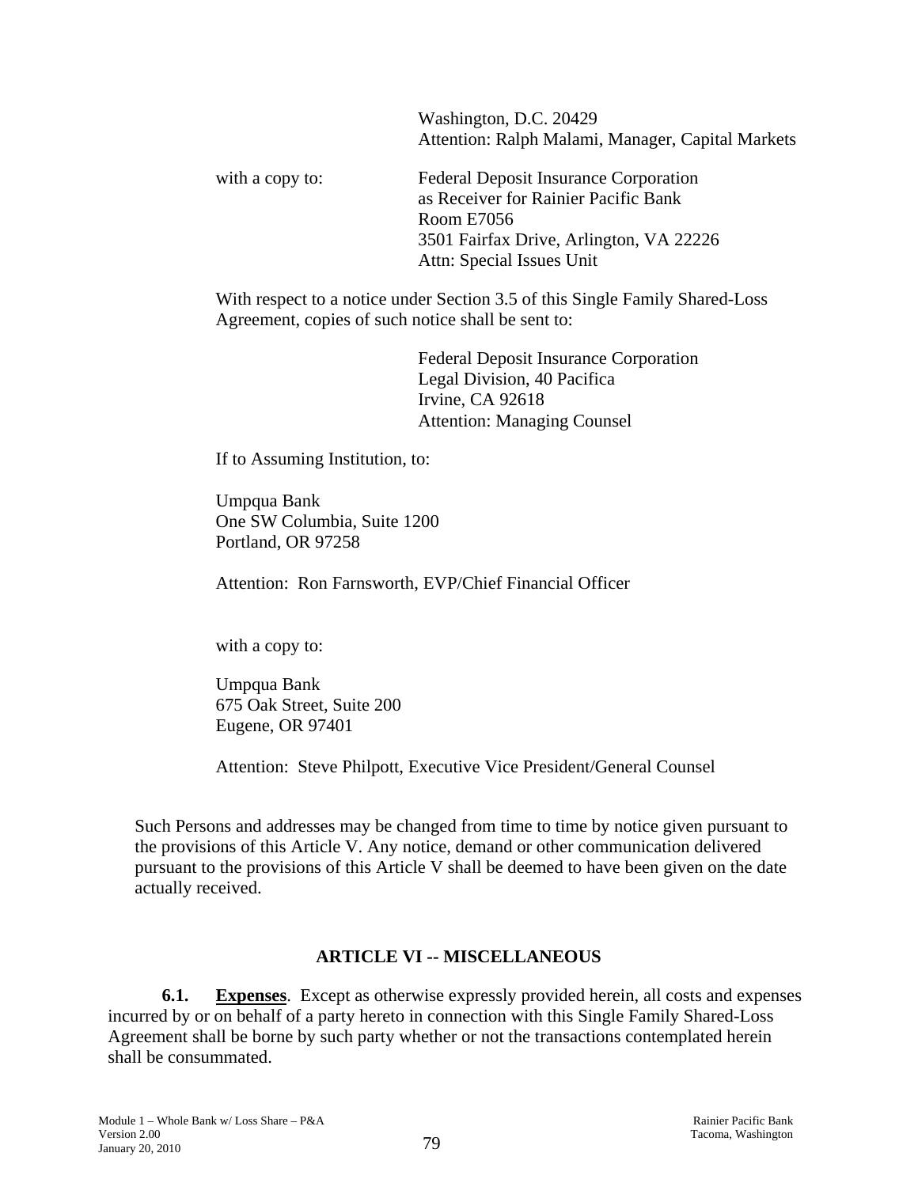Washington, D.C. 20429
Attention: Ralph Malami, Manager, Capital Markets

with a copy to: Federal Deposit Insurance Corporation
as Receiver for Rainier Pacific Bank
Room E7056
3501 Fairfax Drive, Arlington, VA 22226
Attn: Special Issues Unit

With respect to a notice under Section 3.5 of this Single Family Shared-Loss Agreement, copies of such notice shall be sent to:

Federal Deposit Insurance Corporation
Legal Division, 40 Pacifica
Irvine, CA 92618
Attention: Managing Counsel

If to Assuming Institution, to:

Umpqua Bank
One SW Columbia, Suite 1200
Portland, OR 97258

Attention: Ron Farnsworth, EVP/Chief Financial Officer

with a copy to:

Umpqua Bank
675 Oak Street, Suite 200
Eugene, OR 97401

Attention: Steve Philpott, Executive Vice President/General Counsel

Such Persons and addresses may be changed from time to time by notice given pursuant to the provisions of this Article V. Any notice, demand or other communication delivered pursuant to the provisions of this Article V shall be deemed to have been given on the date actually received.

## ARTICLE VI -- MISCELLANEOUS

**6.1. Expenses**. Except as otherwise expressly provided herein, all costs and expenses incurred by or on behalf of a party hereto in connection with this Single Family Shared-Loss Agreement shall be borne by such party whether or not the transactions contemplated herein shall be consummated.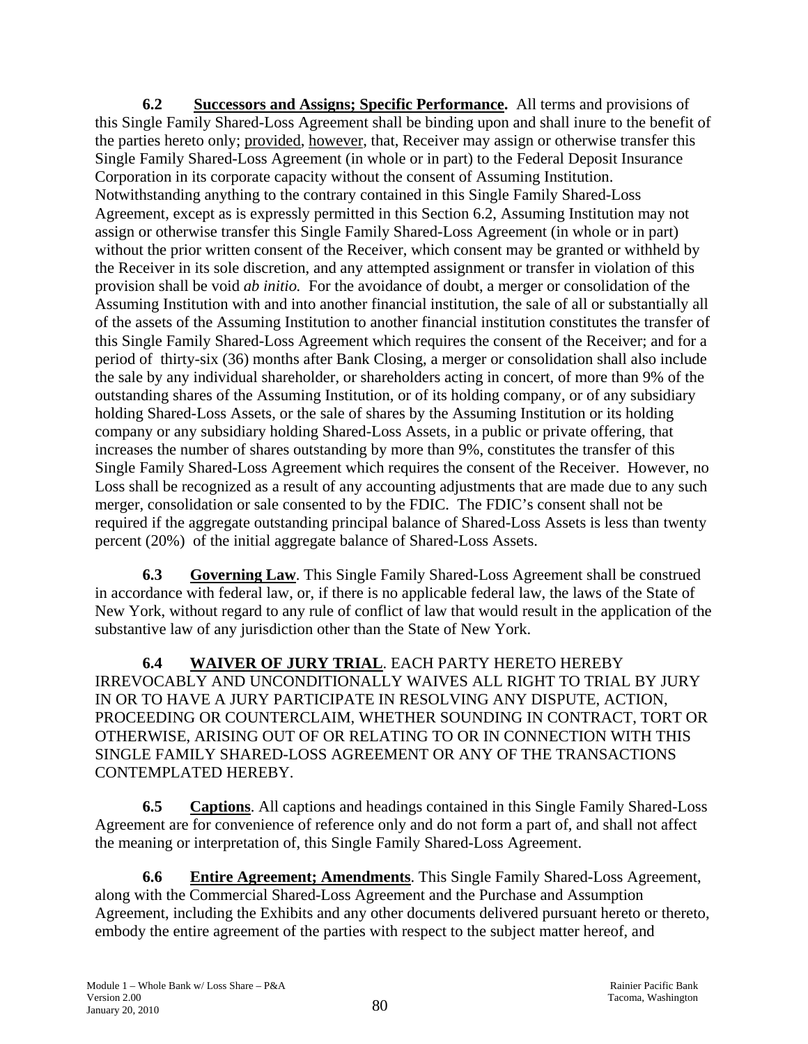**6.2 Successors and Assigns; Specific Performance.** All terms and provisions of this Single Family Shared-Loss Agreement shall be binding upon and shall inure to the benefit of the parties hereto only; provided, however, that, Receiver may assign or otherwise transfer this Single Family Shared-Loss Agreement (in whole or in part) to the Federal Deposit Insurance Corporation in its corporate capacity without the consent of Assuming Institution. Notwithstanding anything to the contrary contained in this Single Family Shared-Loss Agreement, except as is expressly permitted in this Section 6.2, Assuming Institution may not assign or otherwise transfer this Single Family Shared-Loss Agreement (in whole or in part) without the prior written consent of the Receiver, which consent may be granted or withheld by the Receiver in its sole discretion, and any attempted assignment or transfer in violation of this provision shall be void *ab initio.* For the avoidance of doubt, a merger or consolidation of the Assuming Institution with and into another financial institution, the sale of all or substantially all of the assets of the Assuming Institution to another financial institution constitutes the transfer of this Single Family Shared-Loss Agreement which requires the consent of the Receiver; and for a period of thirty-six (36) months after Bank Closing, a merger or consolidation shall also include the sale by any individual shareholder, or shareholders acting in concert, of more than 9% of the outstanding shares of the Assuming Institution, or of its holding company, or of any subsidiary holding Shared-Loss Assets, or the sale of shares by the Assuming Institution or its holding company or any subsidiary holding Shared-Loss Assets, in a public or private offering, that increases the number of shares outstanding by more than 9%, constitutes the transfer of this Single Family Shared-Loss Agreement which requires the consent of the Receiver. However, no Loss shall be recognized as a result of any accounting adjustments that are made due to any such merger, consolidation or sale consented to by the FDIC. The FDIC's consent shall not be required if the aggregate outstanding principal balance of Shared-Loss Assets is less than twenty percent (20%) of the initial aggregate balance of Shared-Loss Assets.

**6.3 Governing Law**. This Single Family Shared-Loss Agreement shall be construed in accordance with federal law, or, if there is no applicable federal law, the laws of the State of New York, without regard to any rule of conflict of law that would result in the application of the substantive law of any jurisdiction other than the State of New York.

**6.4 WAIVER OF JURY TRIAL**. EACH PARTY HERETO HEREBY IRREVOCABLY AND UNCONDITIONALLY WAIVES ALL RIGHT TO TRIAL BY JURY IN OR TO HAVE A JURY PARTICIPATE IN RESOLVING ANY DISPUTE, ACTION, PROCEEDING OR COUNTERCLAIM, WHETHER SOUNDING IN CONTRACT, TORT OR OTHERWISE, ARISING OUT OF OR RELATING TO OR IN CONNECTION WITH THIS SINGLE FAMILY SHARED-LOSS AGREEMENT OR ANY OF THE TRANSACTIONS CONTEMPLATED HEREBY.

**6.5 Captions**. All captions and headings contained in this Single Family Shared-Loss Agreement are for convenience of reference only and do not form a part of, and shall not affect the meaning or interpretation of, this Single Family Shared-Loss Agreement.

**6.6 Entire Agreement; Amendments**. This Single Family Shared-Loss Agreement, along with the Commercial Shared-Loss Agreement and the Purchase and Assumption Agreement, including the Exhibits and any other documents delivered pursuant hereto or thereto, embody the entire agreement of the parties with respect to the subject matter hereof, and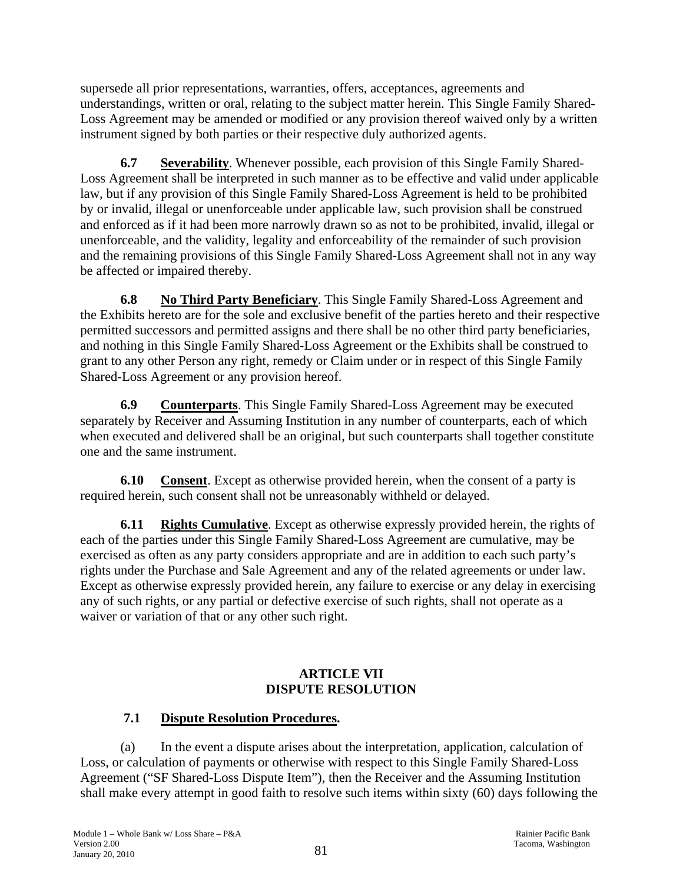supersede all prior representations, warranties, offers, acceptances, agreements and understandings, written or oral, relating to the subject matter herein. This Single Family Shared-Loss Agreement may be amended or modified or any provision thereof waived only by a written instrument signed by both parties or their respective duly authorized agents.

**6.7** **Severability**. Whenever possible, each provision of this Single Family Shared-Loss Agreement shall be interpreted in such manner as to be effective and valid under applicable law, but if any provision of this Single Family Shared-Loss Agreement is held to be prohibited by or invalid, illegal or unenforceable under applicable law, such provision shall be construed and enforced as if it had been more narrowly drawn so as not to be prohibited, invalid, illegal or unenforceable, and the validity, legality and enforceability of the remainder of such provision and the remaining provisions of this Single Family Shared-Loss Agreement shall not in any way be affected or impaired thereby.

**6.8** **No Third Party Beneficiary**. This Single Family Shared-Loss Agreement and the Exhibits hereto are for the sole and exclusive benefit of the parties hereto and their respective permitted successors and permitted assigns and there shall be no other third party beneficiaries, and nothing in this Single Family Shared-Loss Agreement or the Exhibits shall be construed to grant to any other Person any right, remedy or Claim under or in respect of this Single Family Shared-Loss Agreement or any provision hereof.

**6.9** **Counterparts**. This Single Family Shared-Loss Agreement may be executed separately by Receiver and Assuming Institution in any number of counterparts, each of which when executed and delivered shall be an original, but such counterparts shall together constitute one and the same instrument.

**6.10** **Consent**. Except as otherwise provided herein, when the consent of a party is required herein, such consent shall not be unreasonably withheld or delayed.

**6.11** **Rights Cumulative**. Except as otherwise expressly provided herein, the rights of each of the parties under this Single Family Shared-Loss Agreement are cumulative, may be exercised as often as any party considers appropriate and are in addition to each such party's rights under the Purchase and Sale Agreement and any of the related agreements or under law. Except as otherwise expressly provided herein, any failure to exercise or any delay in exercising any of such rights, or any partial or defective exercise of such rights, shall not operate as a waiver or variation of that or any other such right.

## ARTICLE VII
## DISPUTE RESOLUTION

**7.1** **Dispute Resolution Procedures.**

(a) In the event a dispute arises about the interpretation, application, calculation of Loss, or calculation of payments or otherwise with respect to this Single Family Shared-Loss Agreement ("SF Shared-Loss Dispute Item"), then the Receiver and the Assuming Institution shall make every attempt in good faith to resolve such items within sixty (60) days following the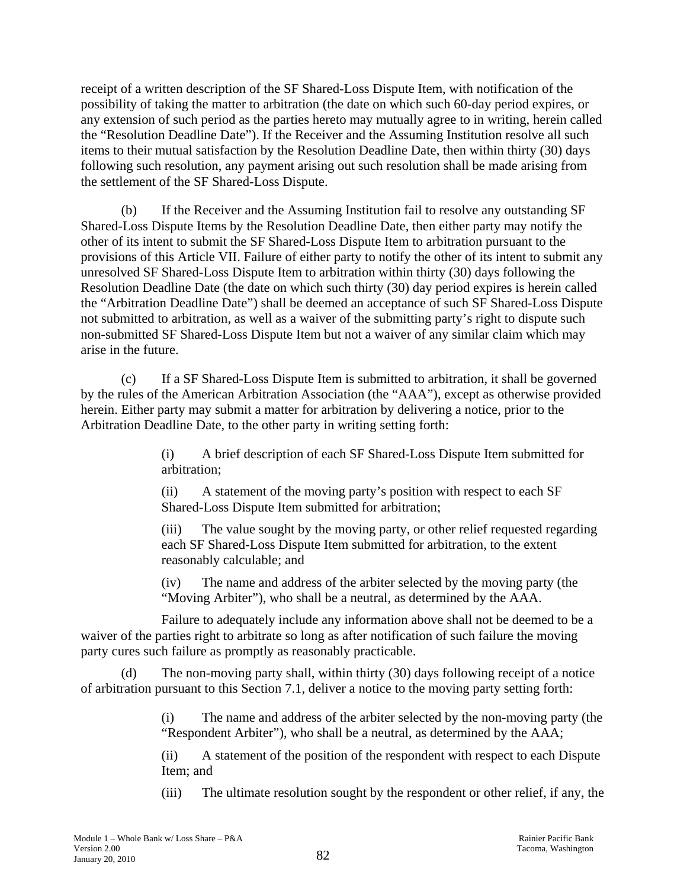receipt of a written description of the SF Shared-Loss Dispute Item, with notification of the possibility of taking the matter to arbitration (the date on which such 60-day period expires, or any extension of such period as the parties hereto may mutually agree to in writing, herein called the "Resolution Deadline Date"). If the Receiver and the Assuming Institution resolve all such items to their mutual satisfaction by the Resolution Deadline Date, then within thirty (30) days following such resolution, any payment arising out such resolution shall be made arising from the settlement of the SF Shared-Loss Dispute.

(b) If the Receiver and the Assuming Institution fail to resolve any outstanding SF Shared-Loss Dispute Items by the Resolution Deadline Date, then either party may notify the other of its intent to submit the SF Shared-Loss Dispute Item to arbitration pursuant to the provisions of this Article VII. Failure of either party to notify the other of its intent to submit any unresolved SF Shared-Loss Dispute Item to arbitration within thirty (30) days following the Resolution Deadline Date (the date on which such thirty (30) day period expires is herein called the "Arbitration Deadline Date") shall be deemed an acceptance of such SF Shared-Loss Dispute not submitted to arbitration, as well as a waiver of the submitting party's right to dispute such non-submitted SF Shared-Loss Dispute Item but not a waiver of any similar claim which may arise in the future.

(c) If a SF Shared-Loss Dispute Item is submitted to arbitration, it shall be governed by the rules of the American Arbitration Association (the "AAA"), except as otherwise provided herein. Either party may submit a matter for arbitration by delivering a notice, prior to the Arbitration Deadline Date, to the other party in writing setting forth:

> (i) A brief description of each SF Shared-Loss Dispute Item submitted for arbitration;
>
> (ii) A statement of the moving party's position with respect to each SF Shared-Loss Dispute Item submitted for arbitration;
>
> (iii) The value sought by the moving party, or other relief requested regarding each SF Shared-Loss Dispute Item submitted for arbitration, to the extent reasonably calculable; and
>
> (iv) The name and address of the arbiter selected by the moving party (the "Moving Arbiter"), who shall be a neutral, as determined by the AAA.

Failure to adequately include any information above shall not be deemed to be a waiver of the parties right to arbitrate so long as after notification of such failure the moving party cures such failure as promptly as reasonably practicable.

(d) The non-moving party shall, within thirty (30) days following receipt of a notice of arbitration pursuant to this Section 7.1, deliver a notice to the moving party setting forth:

> (i) The name and address of the arbiter selected by the non-moving party (the "Respondent Arbiter"), who shall be a neutral, as determined by the AAA;
>
> (ii) A statement of the position of the respondent with respect to each Dispute Item; and
>
> (iii) The ultimate resolution sought by the respondent or other relief, if any, the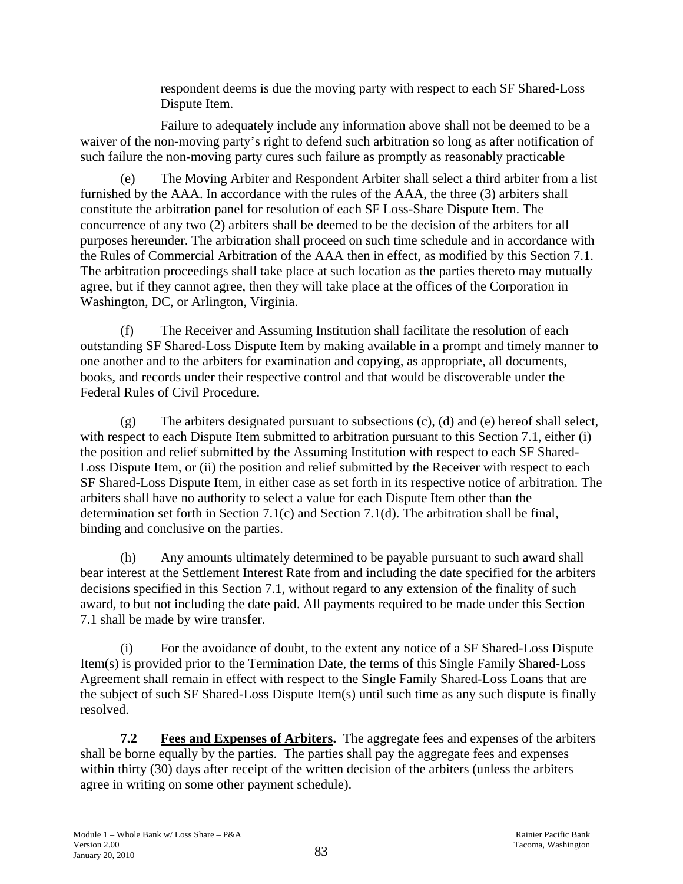respondent deems is due the moving party with respect to each SF Shared-Loss Dispute Item.

Failure to adequately include any information above shall not be deemed to be a waiver of the non-moving party's right to defend such arbitration so long as after notification of such failure the non-moving party cures such failure as promptly as reasonably practicable

(e) The Moving Arbiter and Respondent Arbiter shall select a third arbiter from a list furnished by the AAA. In accordance with the rules of the AAA, the three (3) arbiters shall constitute the arbitration panel for resolution of each SF Loss-Share Dispute Item. The concurrence of any two (2) arbiters shall be deemed to be the decision of the arbiters for all purposes hereunder. The arbitration shall proceed on such time schedule and in accordance with the Rules of Commercial Arbitration of the AAA then in effect, as modified by this Section 7.1. The arbitration proceedings shall take place at such location as the parties thereto may mutually agree, but if they cannot agree, then they will take place at the offices of the Corporation in Washington, DC, or Arlington, Virginia.

(f) The Receiver and Assuming Institution shall facilitate the resolution of each outstanding SF Shared-Loss Dispute Item by making available in a prompt and timely manner to one another and to the arbiters for examination and copying, as appropriate, all documents, books, and records under their respective control and that would be discoverable under the Federal Rules of Civil Procedure.

(g) The arbiters designated pursuant to subsections (c), (d) and (e) hereof shall select, with respect to each Dispute Item submitted to arbitration pursuant to this Section 7.1, either (i) the position and relief submitted by the Assuming Institution with respect to each SF Shared-Loss Dispute Item, or (ii) the position and relief submitted by the Receiver with respect to each SF Shared-Loss Dispute Item, in either case as set forth in its respective notice of arbitration. The arbiters shall have no authority to select a value for each Dispute Item other than the determination set forth in Section 7.1(c) and Section 7.1(d). The arbitration shall be final, binding and conclusive on the parties.

(h) Any amounts ultimately determined to be payable pursuant to such award shall bear interest at the Settlement Interest Rate from and including the date specified for the arbiters decisions specified in this Section 7.1, without regard to any extension of the finality of such award, to but not including the date paid. All payments required to be made under this Section 7.1 shall be made by wire transfer.

(i) For the avoidance of doubt, to the extent any notice of a SF Shared-Loss Dispute Item(s) is provided prior to the Termination Date, the terms of this Single Family Shared-Loss Agreement shall remain in effect with respect to the Single Family Shared-Loss Loans that are the subject of such SF Shared-Loss Dispute Item(s) until such time as any such dispute is finally resolved.

**7.2 <u>Fees and Expenses of Arbiters</u>.** The aggregate fees and expenses of the arbiters shall be borne equally by the parties. The parties shall pay the aggregate fees and expenses within thirty (30) days after receipt of the written decision of the arbiters (unless the arbiters agree in writing on some other payment schedule).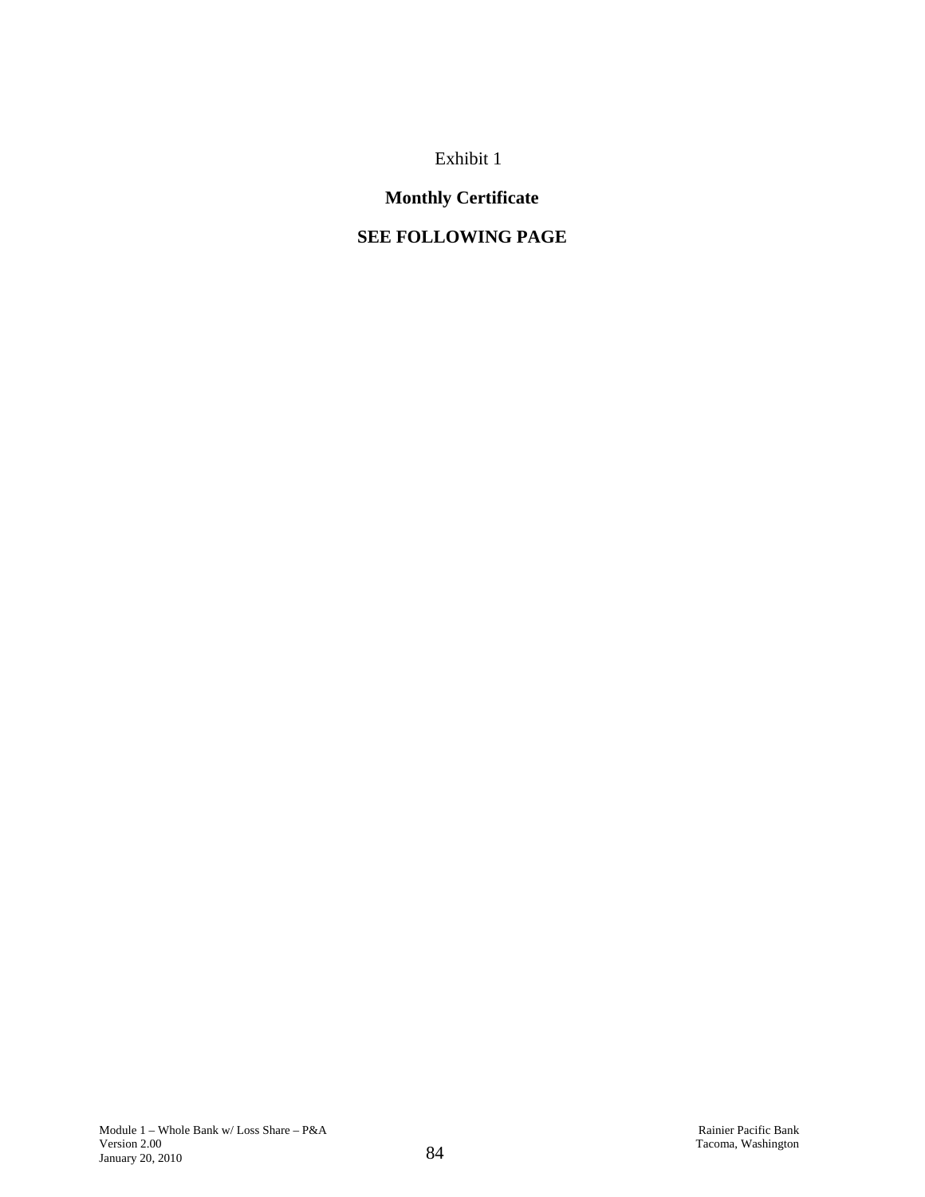Exhibit 1

**Monthly Certificate**

**SEE FOLLOWING PAGE**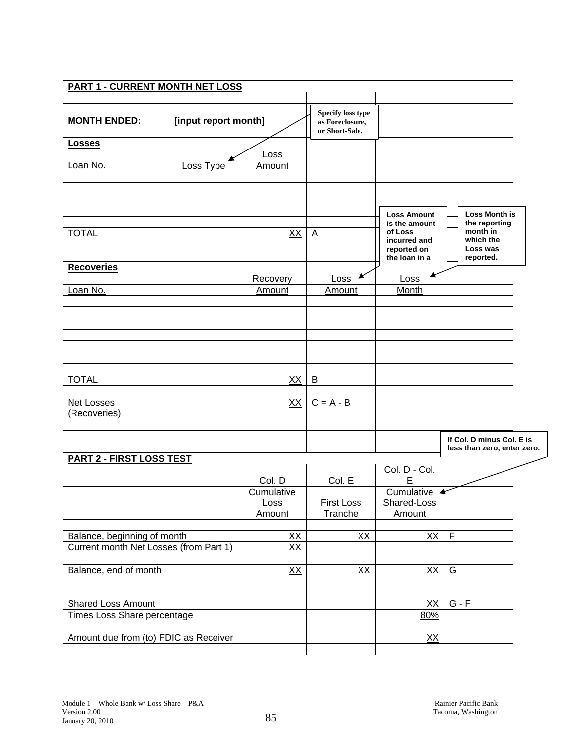## PART 1 - CURRENT MONTH NET LOSS

| | | | | | |
|---|---|---|---|---|---|
| **MONTH ENDED:** | **[input report month]** | | | | |
| **Losses** | | | | | |
| | | Loss | | | |
| Loan No. | Loss Type | Amount | | | |
| | | | | | |
| | | | | | |
| | | | | | |
| | | | | | |
| TOTAL | | XX | A | | |
| | | | | | |
| **Recoveries** | | | | | |
| | | Recovery | Loss | Loss | |
| Loan No. | | Amount | Amount | Month | |
| | | | | | |
| | | | | | |
| | | | | | |
| | | | | | |
| | | | | | |
| | | | | | |
| TOTAL | | XX | B | | |
| | | | | | |
| Net Losses (Recoveries) | | XX | C = A - B | | |

Specify loss type as Foreclosure, or Short-Sale.

Loss Amount is the amount of Loss incurred and reported on the loan in a

Loss Month is the reporting month in which the Loss was reported.

If Col. D minus Col. E is less than zero, enter zero.

## PART 2 - FIRST LOSS TEST

| | Col. D | Col. E | Col. D - Col. E | |
|---|---|---|---|---|
| | Cumulative Loss Amount | First Loss Tranche | Cumulative Shared-Loss Amount | |
| | | | | |
| Balance, beginning of month | XX | XX | XX | F |
| Current month Net Losses (from Part 1) | XX | | | |
| | | | | |
| Balance, end of month | XX | XX | XX | G |
| | | | | |
| Shared Loss Amount | | | XX | G - F |
| Times Loss Share percentage | | | 80% | |
| | | | | |
| Amount due from (to) FDIC as Receiver | | | XX | |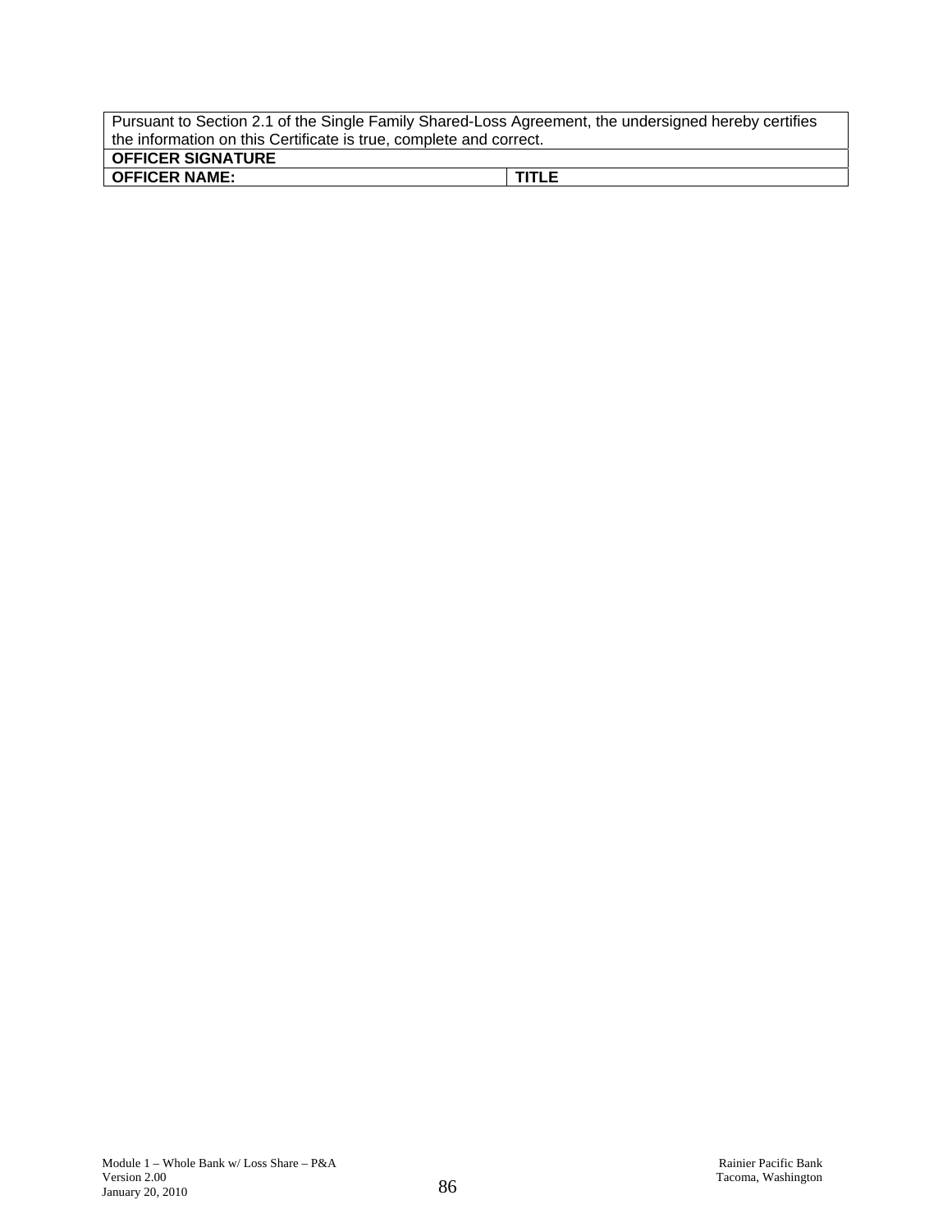| Pursuant to Section 2.1 of the Single Family Shared-Loss Agreement, the undersigned hereby certifies the information on this Certificate is true, complete and correct. | |
|---|---|
| **OFFICER SIGNATURE** | |
| **OFFICER NAME:** | **TITLE** |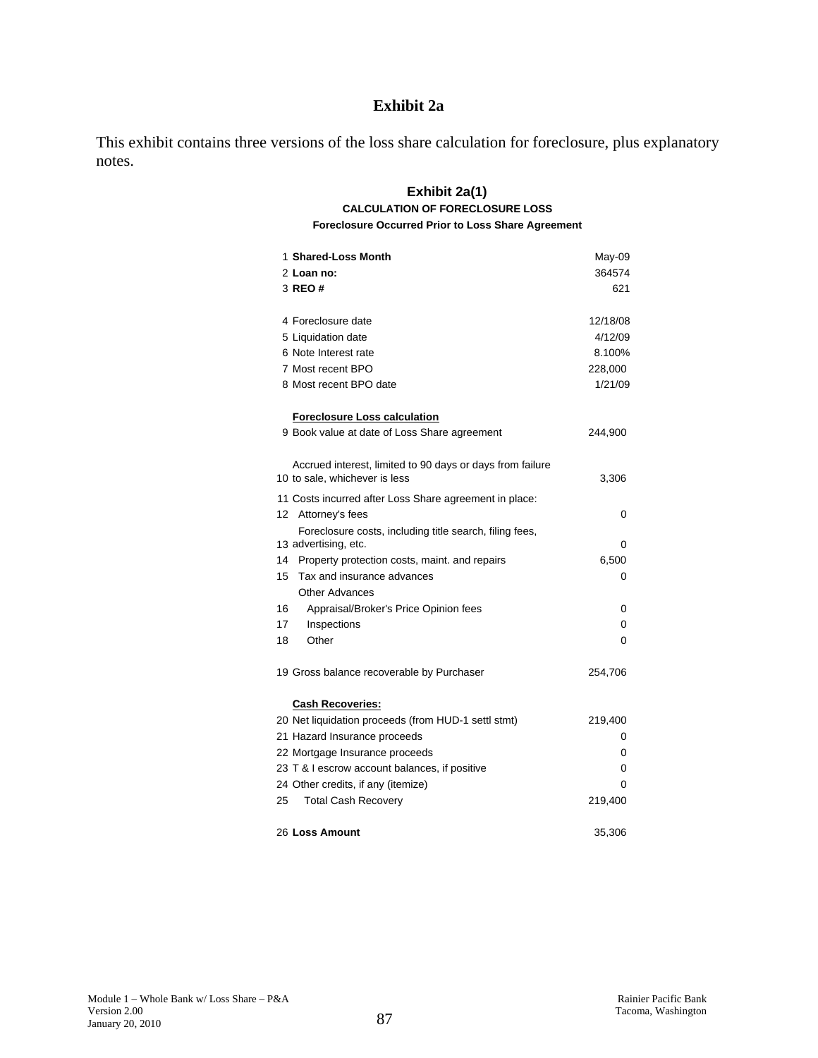# Exhibit 2a

This exhibit contains three versions of the loss share calculation for foreclosure, plus explanatory notes.

## Exhibit 2a(1)

### CALCULATION OF FORECLOSURE LOSS

#### Foreclosure Occurred Prior to Loss Share Agreement

| | | |
|---|---|---|
| 1 | **Shared-Loss Month** | May-09 |
| 2 | **Loan no:** | 364574 |
| 3 | **REO #** | 621 |
| | | |
| 4 | Foreclosure date | 12/18/08 |
| 5 | Liquidation date | 4/12/09 |
| 6 | Note Interest rate | 8.100% |
| 7 | Most recent BPO | 228,000 |
| 8 | Most recent BPO date | 1/21/09 |
| | | |
| | **Foreclosure Loss calculation** | |
| 9 | Book value at date of Loss Share agreement | 244,900 |
| | | |
| 10 | Accrued interest, limited to 90 days or days from failure to sale, whichever is less | 3,306 |
| 11 | Costs incurred after Loss Share agreement in place: | |
| 12 | Attorney's fees | 0 |
| 13 | Foreclosure costs, including title search, filing fees, advertising, etc. | 0 |
| 14 | Property protection costs, maint. and repairs | 6,500 |
| 15 | Tax and insurance advances | 0 |
| | Other Advances | |
| 16 | Appraisal/Broker's Price Opinion fees | 0 |
| 17 | Inspections | 0 |
| 18 | Other | 0 |
| | | |
| 19 | Gross balance recoverable by Purchaser | 254,706 |
| | | |
| | **Cash Recoveries:** | |
| 20 | Net liquidation proceeds (from HUD-1 settl stmt) | 219,400 |
| 21 | Hazard Insurance proceeds | 0 |
| 22 | Mortgage Insurance proceeds | 0 |
| 23 | T & I escrow account balances, if positive | 0 |
| 24 | Other credits, if any (itemize) | 0 |
| 25 | Total Cash Recovery | 219,400 |
| | | |
| 26 | **Loss Amount** | 35,306 |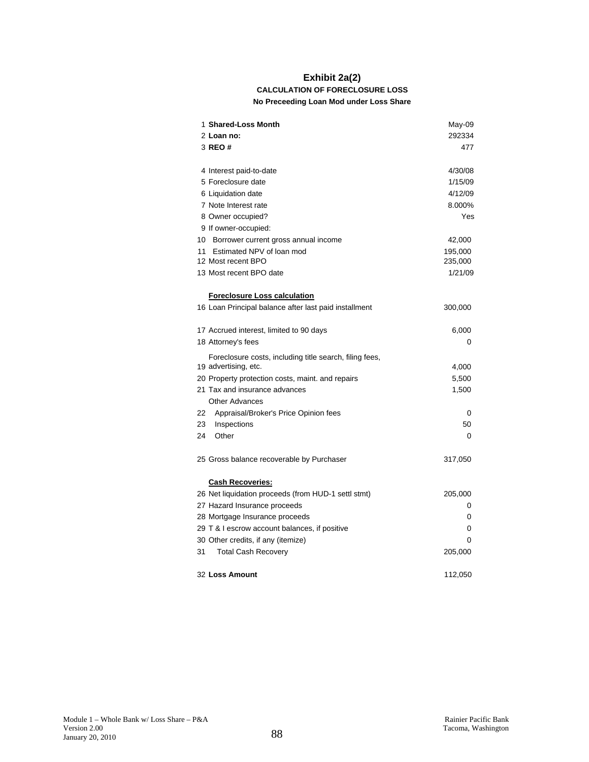# Exhibit 2a(2)

**CALCULATION OF FORECLOSURE LOSS**

**No Preceeding Loan Mod under Loss Share**

| # | Item | Value |
|---|---|---|
| 1 | **Shared-Loss Month** | May-09 |
| 2 | **Loan no:** | 292334 |
| 3 | **REO #** | 477 |
| | | |
| 4 | Interest paid-to-date | 4/30/08 |
| 5 | Foreclosure date | 1/15/09 |
| 6 | Liquidation date | 4/12/09 |
| 7 | Note Interest rate | 8.000% |
| 8 | Owner occupied? | Yes |
| 9 | If owner-occupied: | |
| 10 | Borrower current gross annual income | 42,000 |
| 11 | Estimated NPV of loan mod | 195,000 |
| 12 | Most recent BPO | 235,000 |
| 13 | Most recent BPO date | 1/21/09 |
| | | |
| | **Foreclosure Loss calculation** | |
| 16 | Loan Principal balance after last paid installment | 300,000 |
| | | |
| 17 | Accrued interest, limited to 90 days | 6,000 |
| 18 | Attorney's fees | 0 |
| 19 | Foreclosure costs, including title search, filing fees, advertising, etc. | 4,000 |
| 20 | Property protection costs, maint. and repairs | 5,500 |
| 21 | Tax and insurance advances | 1,500 |
| | Other Advances | |
| 22 | Appraisal/Broker's Price Opinion fees | 0 |
| 23 | Inspections | 50 |
| 24 | Other | 0 |
| | | |
| 25 | Gross balance recoverable by Purchaser | 317,050 |
| | | |
| | **Cash Recoveries:** | |
| 26 | Net liquidation proceeds (from HUD-1 settl stmt) | 205,000 |
| 27 | Hazard Insurance proceeds | 0 |
| 28 | Mortgage Insurance proceeds | 0 |
| 29 | T & I escrow account balances, if positive | 0 |
| 30 | Other credits, if any (itemize) | 0 |
| 31 | Total Cash Recovery | 205,000 |
| | | |
| 32 | **Loss Amount** | 112,050 |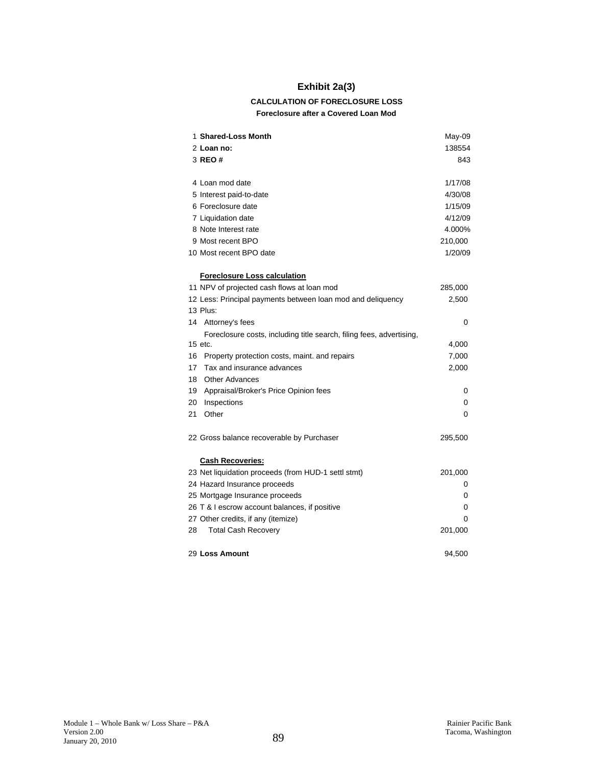# Exhibit 2a(3)

**CALCULATION OF FORECLOSURE LOSS**

**Foreclosure after a Covered Loan Mod**

| | | |
|---|---|---|
| 1 | **Shared-Loss Month** | May-09 |
| 2 | **Loan no:** | 138554 |
| 3 | **REO #** | 843 |
| | | |
| 4 | Loan mod date | 1/17/08 |
| 5 | Interest paid-to-date | 4/30/08 |
| 6 | Foreclosure date | 1/15/09 |
| 7 | Liquidation date | 4/12/09 |
| 8 | Note Interest rate | 4.000% |
| 9 | Most recent BPO | 210,000 |
| 10 | Most recent BPO date | 1/20/09 |
| | | |
| | **Foreclosure Loss calculation** | |
| 11 | NPV of projected cash flows at loan mod | 285,000 |
| 12 | Less: Principal payments between loan mod and deliquency | 2,500 |
| 13 | Plus: | |
| 14 | Attorney's fees | 0 |
| 15 | Foreclosure costs, including title search, filing fees, advertising, etc. | 4,000 |
| 16 | Property protection costs, maint. and repairs | 7,000 |
| 17 | Tax and insurance advances | 2,000 |
| 18 | Other Advances | |
| 19 | Appraisal/Broker's Price Opinion fees | 0 |
| 20 | Inspections | 0 |
| 21 | Other | 0 |
| | | |
| 22 | Gross balance recoverable by Purchaser | 295,500 |
| | | |
| | **Cash Recoveries:** | |
| 23 | Net liquidation proceeds (from HUD-1 settl stmt) | 201,000 |
| 24 | Hazard Insurance proceeds | 0 |
| 25 | Mortgage Insurance proceeds | 0 |
| 26 | T & I escrow account balances, if positive | 0 |
| 27 | Other credits, if any (itemize) | 0 |
| 28 | Total Cash Recovery | 201,000 |
| | | |
| 29 | **Loss Amount** | 94,500 |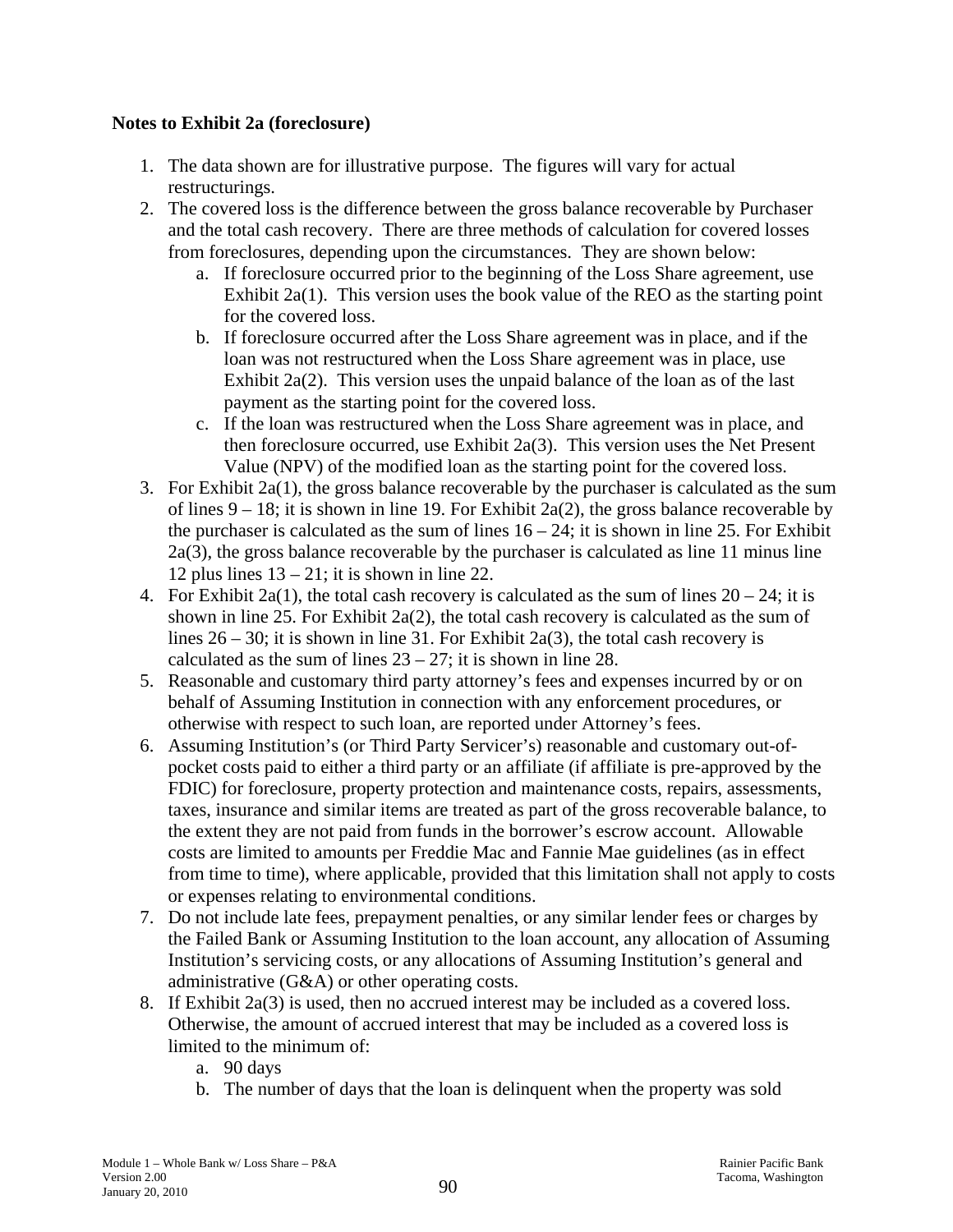**Notes to Exhibit 2a (foreclosure)**

1. The data shown are for illustrative purpose. The figures will vary for actual restructurings.
2. The covered loss is the difference between the gross balance recoverable by Purchaser and the total cash recovery. There are three methods of calculation for covered losses from foreclosures, depending upon the circumstances. They are shown below:
   a. If foreclosure occurred prior to the beginning of the Loss Share agreement, use Exhibit 2a(1). This version uses the book value of the REO as the starting point for the covered loss.
   b. If foreclosure occurred after the Loss Share agreement was in place, and if the loan was not restructured when the Loss Share agreement was in place, use Exhibit 2a(2). This version uses the unpaid balance of the loan as of the last payment as the starting point for the covered loss.
   c. If the loan was restructured when the Loss Share agreement was in place, and then foreclosure occurred, use Exhibit 2a(3). This version uses the Net Present Value (NPV) of the modified loan as the starting point for the covered loss.
3. For Exhibit 2a(1), the gross balance recoverable by the purchaser is calculated as the sum of lines 9 – 18; it is shown in line 19. For Exhibit 2a(2), the gross balance recoverable by the purchaser is calculated as the sum of lines 16 – 24; it is shown in line 25. For Exhibit 2a(3), the gross balance recoverable by the purchaser is calculated as line 11 minus line 12 plus lines 13 – 21; it is shown in line 22.
4. For Exhibit 2a(1), the total cash recovery is calculated as the sum of lines 20 – 24; it is shown in line 25. For Exhibit 2a(2), the total cash recovery is calculated as the sum of lines 26 – 30; it is shown in line 31. For Exhibit 2a(3), the total cash recovery is calculated as the sum of lines 23 – 27; it is shown in line 28.
5. Reasonable and customary third party attorney's fees and expenses incurred by or on behalf of Assuming Institution in connection with any enforcement procedures, or otherwise with respect to such loan, are reported under Attorney's fees.
6. Assuming Institution's (or Third Party Servicer's) reasonable and customary out-of-pocket costs paid to either a third party or an affiliate (if affiliate is pre-approved by the FDIC) for foreclosure, property protection and maintenance costs, repairs, assessments, taxes, insurance and similar items are treated as part of the gross recoverable balance, to the extent they are not paid from funds in the borrower's escrow account. Allowable costs are limited to amounts per Freddie Mac and Fannie Mae guidelines (as in effect from time to time), where applicable, provided that this limitation shall not apply to costs or expenses relating to environmental conditions.
7. Do not include late fees, prepayment penalties, or any similar lender fees or charges by the Failed Bank or Assuming Institution to the loan account, any allocation of Assuming Institution's servicing costs, or any allocations of Assuming Institution's general and administrative (G&A) or other operating costs.
8. If Exhibit 2a(3) is used, then no accrued interest may be included as a covered loss. Otherwise, the amount of accrued interest that may be included as a covered loss is limited to the minimum of:
   a. 90 days
   b. The number of days that the loan is delinquent when the property was sold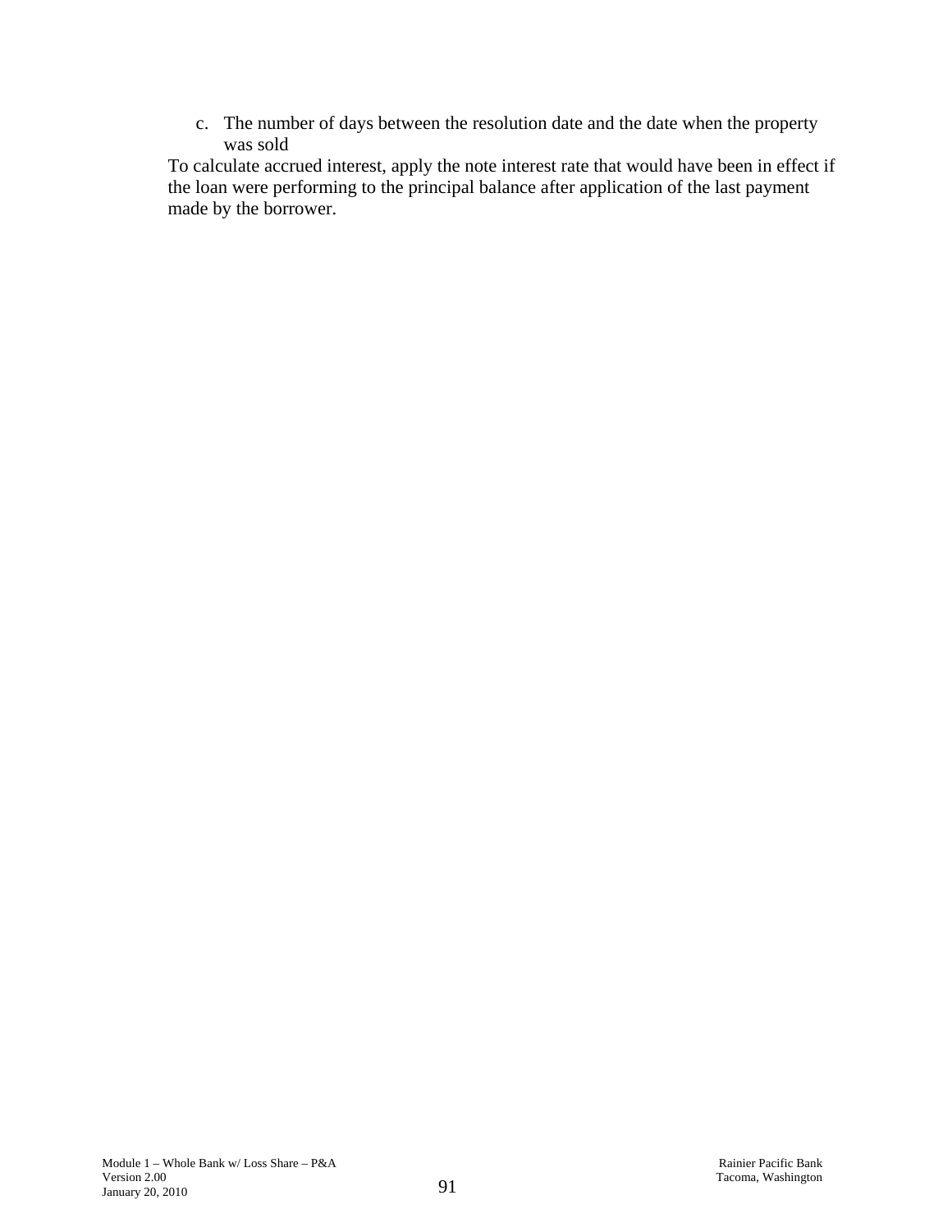c. The number of days between the resolution date and the date when the property was sold

To calculate accrued interest, apply the note interest rate that would have been in effect if the loan were performing to the principal balance after application of the last payment made by the borrower.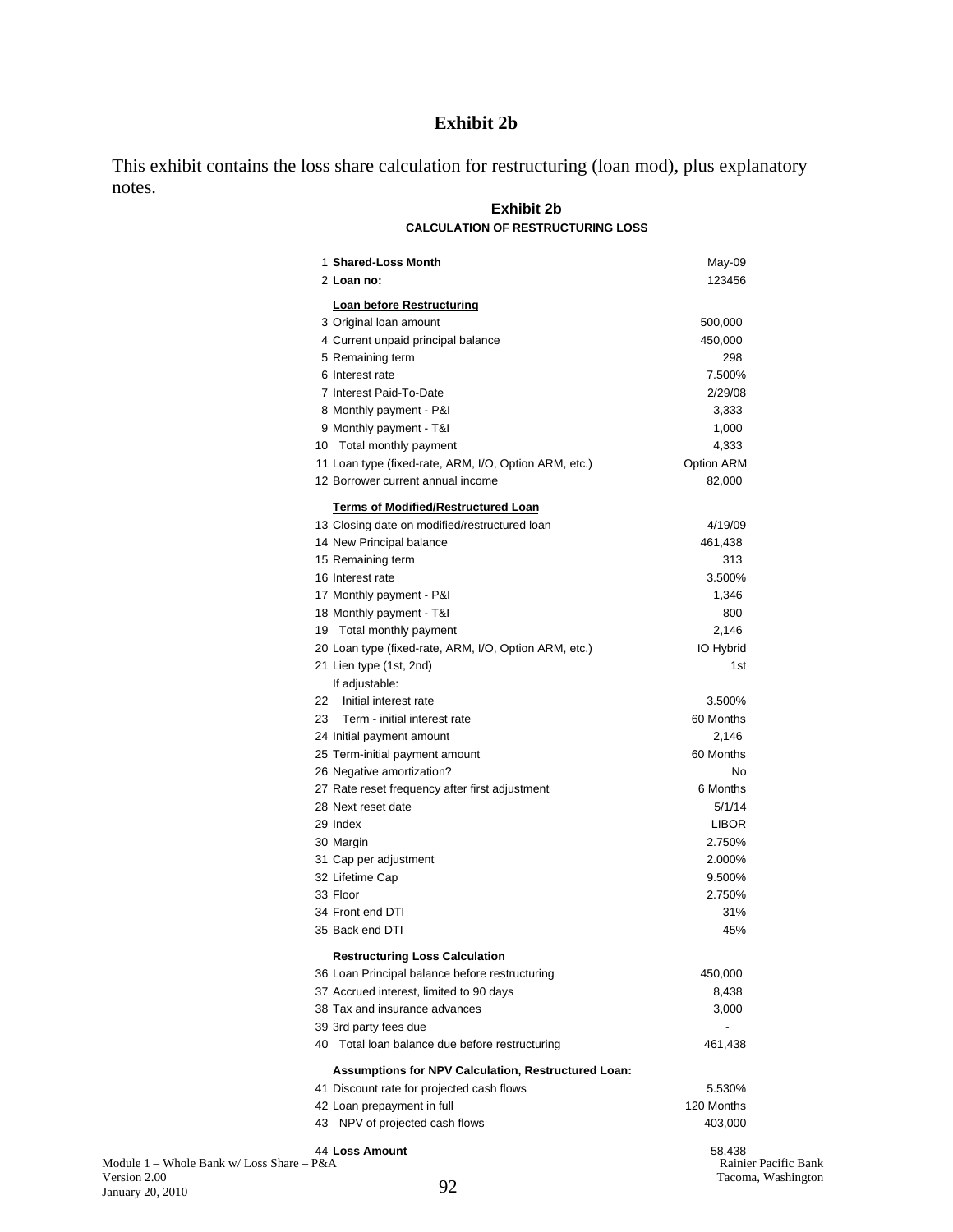# Exhibit 2b

This exhibit contains the loss share calculation for restructuring (loan mod), plus explanatory notes.

## Exhibit 2b

### CALCULATION OF RESTRUCTURING LOSS

| # | Item | Value |
|---|---|---|
| 1 | **Shared-Loss Month** | May-09 |
| 2 | **Loan no:** | 123456 |
| | **Loan before Restructuring** | |
| 3 | Original loan amount | 500,000 |
| 4 | Current unpaid principal balance | 450,000 |
| 5 | Remaining term | 298 |
| 6 | Interest rate | 7.500% |
| 7 | Interest Paid-To-Date | 2/29/08 |
| 8 | Monthly payment - P&I | 3,333 |
| 9 | Monthly payment - T&I | 1,000 |
| 10 | Total monthly payment | 4,333 |
| 11 | Loan type (fixed-rate, ARM, I/O, Option ARM, etc.) | Option ARM |
| 12 | Borrower current annual income | 82,000 |
| | **Terms of Modified/Restructured Loan** | |
| 13 | Closing date on modified/restructured loan | 4/19/09 |
| 14 | New Principal balance | 461,438 |
| 15 | Remaining term | 313 |
| 16 | Interest rate | 3.500% |
| 17 | Monthly payment - P&I | 1,346 |
| 18 | Monthly payment - T&I | 800 |
| 19 | Total monthly payment | 2,146 |
| 20 | Loan type (fixed-rate, ARM, I/O, Option ARM, etc.) | IO Hybrid |
| 21 | Lien type (1st, 2nd) | 1st |
| | If adjustable: | |
| 22 | Initial interest rate | 3.500% |
| 23 | Term - initial interest rate | 60 Months |
| 24 | Initial payment amount | 2,146 |
| 25 | Term-initial payment amount | 60 Months |
| 26 | Negative amortization? | No |
| 27 | Rate reset frequency after first adjustment | 6 Months |
| 28 | Next reset date | 5/1/14 |
| 29 | Index | LIBOR |
| 30 | Margin | 2.750% |
| 31 | Cap per adjustment | 2.000% |
| 32 | Lifetime Cap | 9.500% |
| 33 | Floor | 2.750% |
| 34 | Front end DTI | 31% |
| 35 | Back end DTI | 45% |
| | **Restructuring Loss Calculation** | |
| 36 | Loan Principal balance before restructuring | 450,000 |
| 37 | Accrued interest, limited to 90 days | 8,438 |
| 38 | Tax and insurance advances | 3,000 |
| 39 | 3rd party fees due | - |
| 40 | Total loan balance due before restructuring | 461,438 |
| | **Assumptions for NPV Calculation, Restructured Loan:** | |
| 41 | Discount rate for projected cash flows | 5.530% |
| 42 | Loan prepayment in full | 120 Months |
| 43 | NPV of projected cash flows | 403,000 |
| 44 | **Loss Amount** | 58,438 |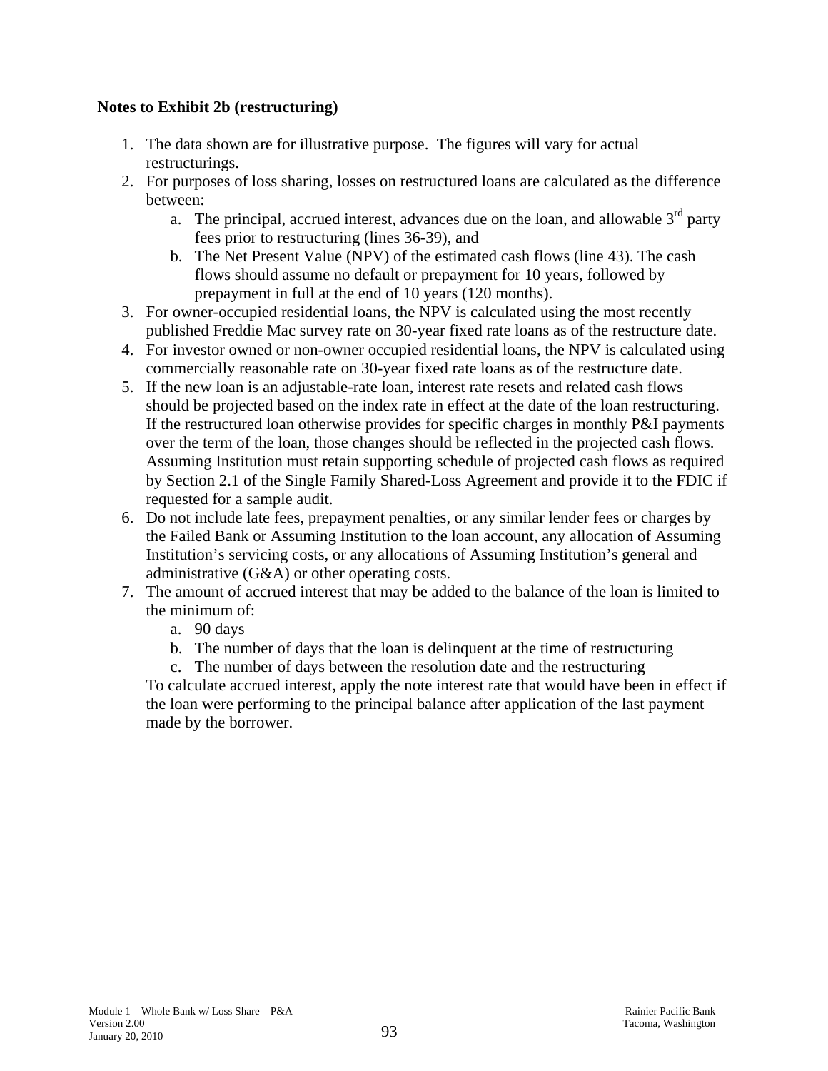**Notes to Exhibit 2b (restructuring)**

1. The data shown are for illustrative purpose. The figures will vary for actual restructurings.
2. For purposes of loss sharing, losses on restructured loans are calculated as the difference between:
   a. The principal, accrued interest, advances due on the loan, and allowable 3rd party fees prior to restructuring (lines 36-39), and
   b. The Net Present Value (NPV) of the estimated cash flows (line 43). The cash flows should assume no default or prepayment for 10 years, followed by prepayment in full at the end of 10 years (120 months).
3. For owner-occupied residential loans, the NPV is calculated using the most recently published Freddie Mac survey rate on 30-year fixed rate loans as of the restructure date.
4. For investor owned or non-owner occupied residential loans, the NPV is calculated using commercially reasonable rate on 30-year fixed rate loans as of the restructure date.
5. If the new loan is an adjustable-rate loan, interest rate resets and related cash flows should be projected based on the index rate in effect at the date of the loan restructuring. If the restructured loan otherwise provides for specific charges in monthly P&I payments over the term of the loan, those changes should be reflected in the projected cash flows. Assuming Institution must retain supporting schedule of projected cash flows as required by Section 2.1 of the Single Family Shared-Loss Agreement and provide it to the FDIC if requested for a sample audit.
6. Do not include late fees, prepayment penalties, or any similar lender fees or charges by the Failed Bank or Assuming Institution to the loan account, any allocation of Assuming Institution's servicing costs, or any allocations of Assuming Institution's general and administrative (G&A) or other operating costs.
7. The amount of accrued interest that may be added to the balance of the loan is limited to the minimum of:
   a. 90 days
   b. The number of days that the loan is delinquent at the time of restructuring
   c. The number of days between the resolution date and the restructuring

   To calculate accrued interest, apply the note interest rate that would have been in effect if the loan were performing to the principal balance after application of the last payment made by the borrower.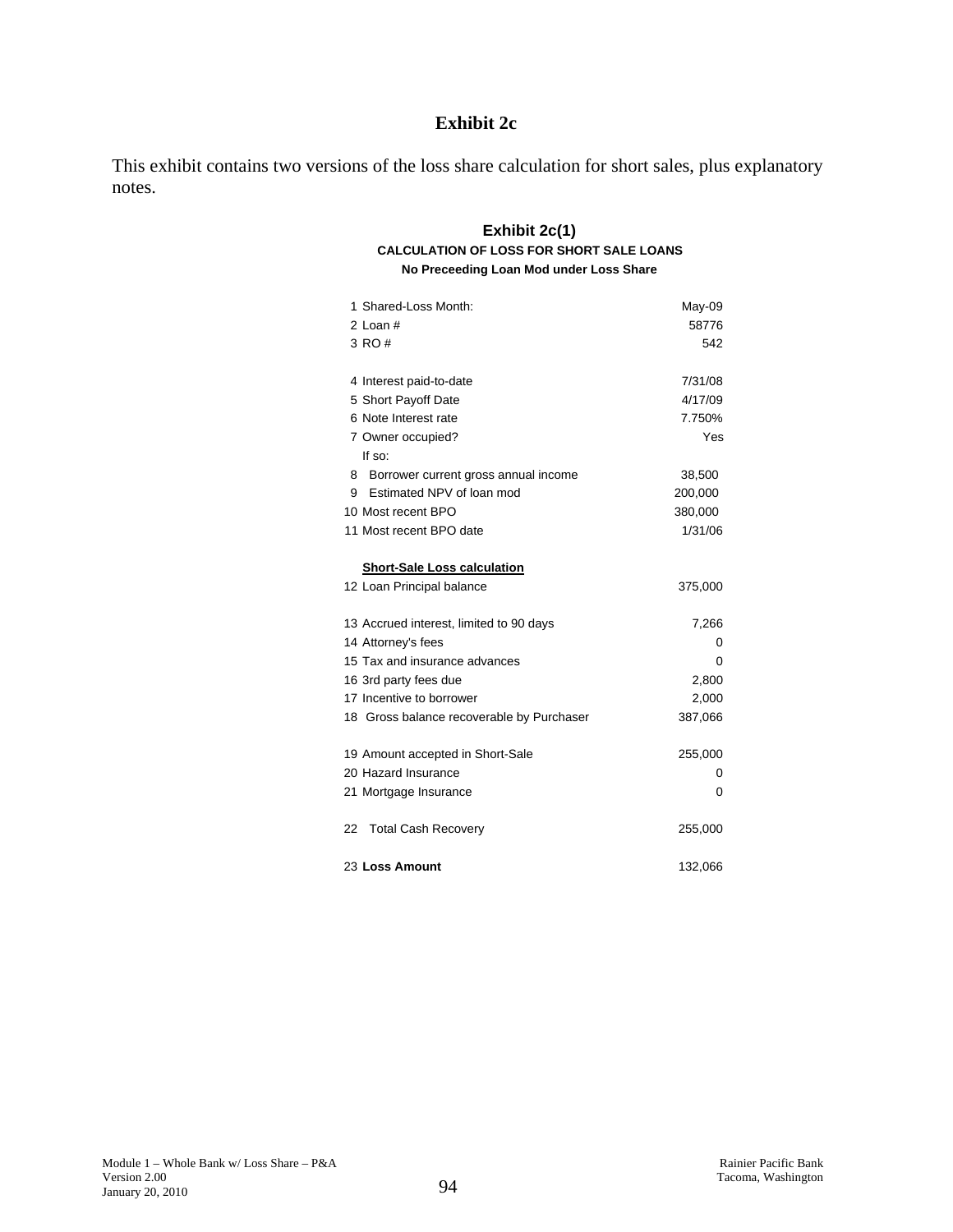# Exhibit 2c

This exhibit contains two versions of the loss share calculation for short sales, plus explanatory notes.

## Exhibit 2c(1)

**CALCULATION OF LOSS FOR SHORT SALE LOANS**

**No Preceeding Loan Mod under Loss Share**

| | | |
|---|---|---|
| 1 | Shared-Loss Month: | May-09 |
| 2 | Loan # | 58776 |
| 3 | RO # | 542 |
| | | |
| 4 | Interest paid-to-date | 7/31/08 |
| 5 | Short Payoff Date | 4/17/09 |
| 6 | Note Interest rate | 7.750% |
| 7 | Owner occupied? | Yes |
| | If so: | |
| 8 | Borrower current gross annual income | 38,500 |
| 9 | Estimated NPV of loan mod | 200,000 |
| 10 | Most recent BPO | 380,000 |
| 11 | Most recent BPO date | 1/31/06 |
| | | |
| | **Short-Sale Loss calculation** | |
| 12 | Loan Principal balance | 375,000 |
| | | |
| 13 | Accrued interest, limited to 90 days | 7,266 |
| 14 | Attorney's fees | 0 |
| 15 | Tax and insurance advances | 0 |
| 16 | 3rd party fees due | 2,800 |
| 17 | Incentive to borrower | 2,000 |
| 18 | Gross balance recoverable by Purchaser | 387,066 |
| | | |
| 19 | Amount accepted in Short-Sale | 255,000 |
| 20 | Hazard Insurance | 0 |
| 21 | Mortgage Insurance | 0 |
| | | |
| 22 | Total Cash Recovery | 255,000 |
| | | |
| 23 | **Loss Amount** | 132,066 |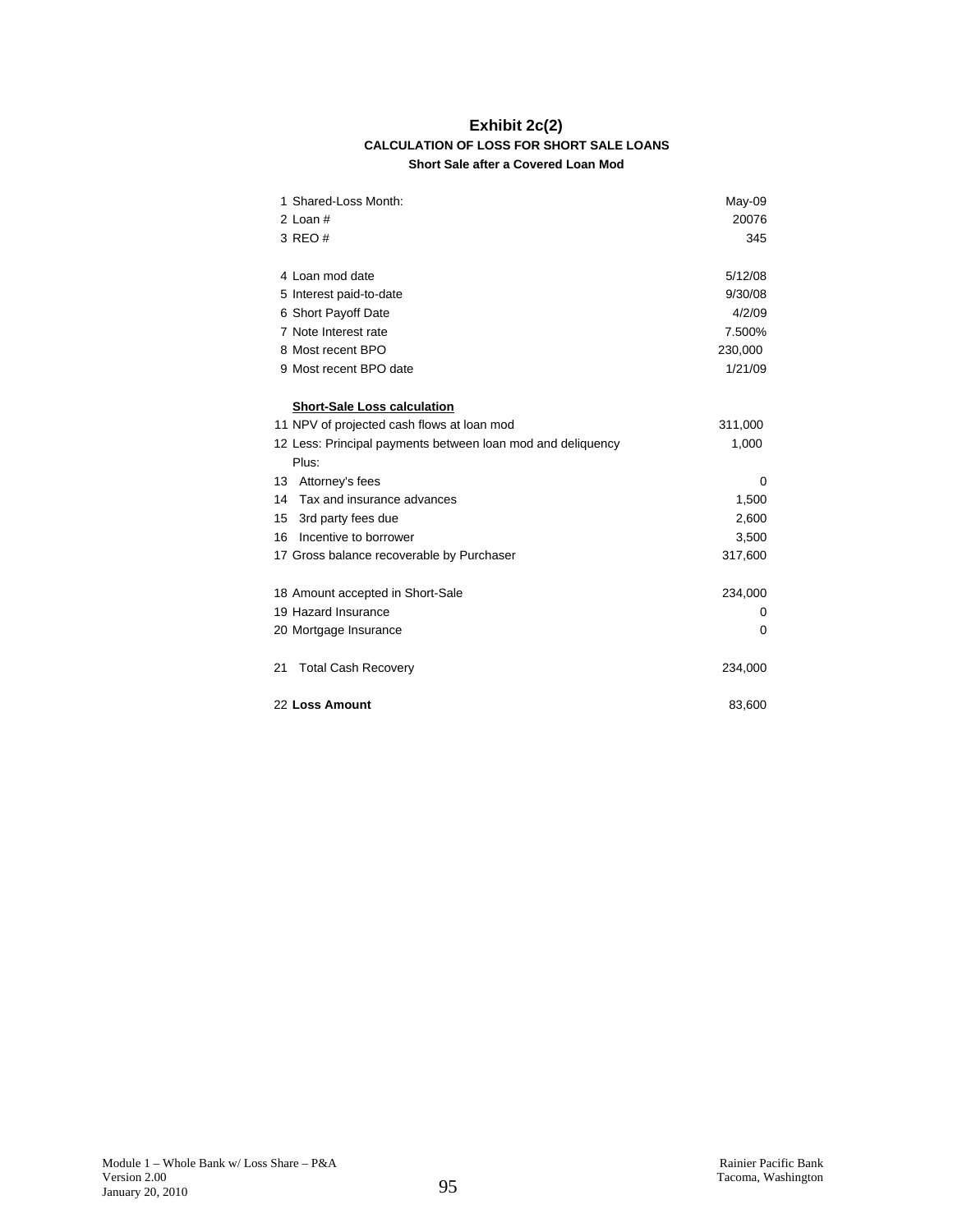# Exhibit 2c(2)

### CALCULATION OF LOSS FOR SHORT SALE LOANS

#### Short Sale after a Covered Loan Mod

| | | |
|---|---|---|
| 1 | Shared-Loss Month: | May-09 |
| 2 | Loan # | 20076 |
| 3 | REO # | 345 |
| | | |
| 4 | Loan mod date | 5/12/08 |
| 5 | Interest paid-to-date | 9/30/08 |
| 6 | Short Payoff Date | 4/2/09 |
| 7 | Note Interest rate | 7.500% |
| 8 | Most recent BPO | 230,000 |
| 9 | Most recent BPO date | 1/21/09 |
| | | |
| | **Short-Sale Loss calculation** | |
| 11 | NPV of projected cash flows at loan mod | 311,000 |
| 12 | Less: Principal payments between loan mod and deliquency | 1,000 |
| | Plus: | |
| 13 | Attorney's fees | 0 |
| 14 | Tax and insurance advances | 1,500 |
| 15 | 3rd party fees due | 2,600 |
| 16 | Incentive to borrower | 3,500 |
| 17 | Gross balance recoverable by Purchaser | 317,600 |
| | | |
| 18 | Amount accepted in Short-Sale | 234,000 |
| 19 | Hazard Insurance | 0 |
| 20 | Mortgage Insurance | 0 |
| | | |
| 21 | Total Cash Recovery | 234,000 |
| | | |
| 22 | **Loss Amount** | 83,600 |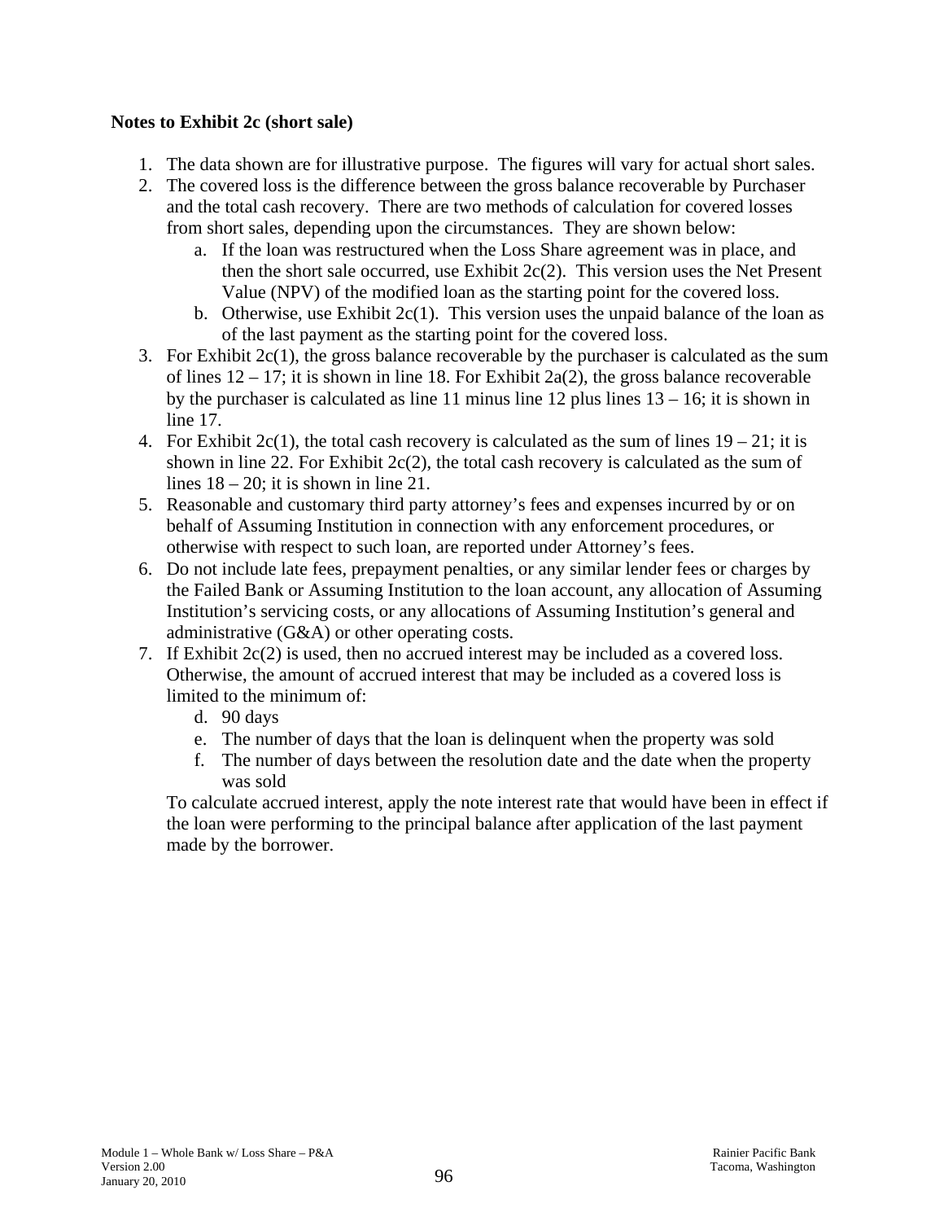**Notes to Exhibit 2c (short sale)**

1. The data shown are for illustrative purpose. The figures will vary for actual short sales.
2. The covered loss is the difference between the gross balance recoverable by Purchaser and the total cash recovery. There are two methods of calculation for covered losses from short sales, depending upon the circumstances. They are shown below:
   a. If the loan was restructured when the Loss Share agreement was in place, and then the short sale occurred, use Exhibit 2c(2). This version uses the Net Present Value (NPV) of the modified loan as the starting point for the covered loss.
   b. Otherwise, use Exhibit 2c(1). This version uses the unpaid balance of the loan as of the last payment as the starting point for the covered loss.
3. For Exhibit 2c(1), the gross balance recoverable by the purchaser is calculated as the sum of lines 12 – 17; it is shown in line 18. For Exhibit 2a(2), the gross balance recoverable by the purchaser is calculated as line 11 minus line 12 plus lines 13 – 16; it is shown in line 17.
4. For Exhibit 2c(1), the total cash recovery is calculated as the sum of lines 19 – 21; it is shown in line 22. For Exhibit 2c(2), the total cash recovery is calculated as the sum of lines 18 – 20; it is shown in line 21.
5. Reasonable and customary third party attorney's fees and expenses incurred by or on behalf of Assuming Institution in connection with any enforcement procedures, or otherwise with respect to such loan, are reported under Attorney's fees.
6. Do not include late fees, prepayment penalties, or any similar lender fees or charges by the Failed Bank or Assuming Institution to the loan account, any allocation of Assuming Institution's servicing costs, or any allocations of Assuming Institution's general and administrative (G&A) or other operating costs.
7. If Exhibit 2c(2) is used, then no accrued interest may be included as a covered loss. Otherwise, the amount of accrued interest that may be included as a covered loss is limited to the minimum of:
   d. 90 days
   e. The number of days that the loan is delinquent when the property was sold
   f. The number of days between the resolution date and the date when the property was sold

   To calculate accrued interest, apply the note interest rate that would have been in effect if the loan were performing to the principal balance after application of the last payment made by the borrower.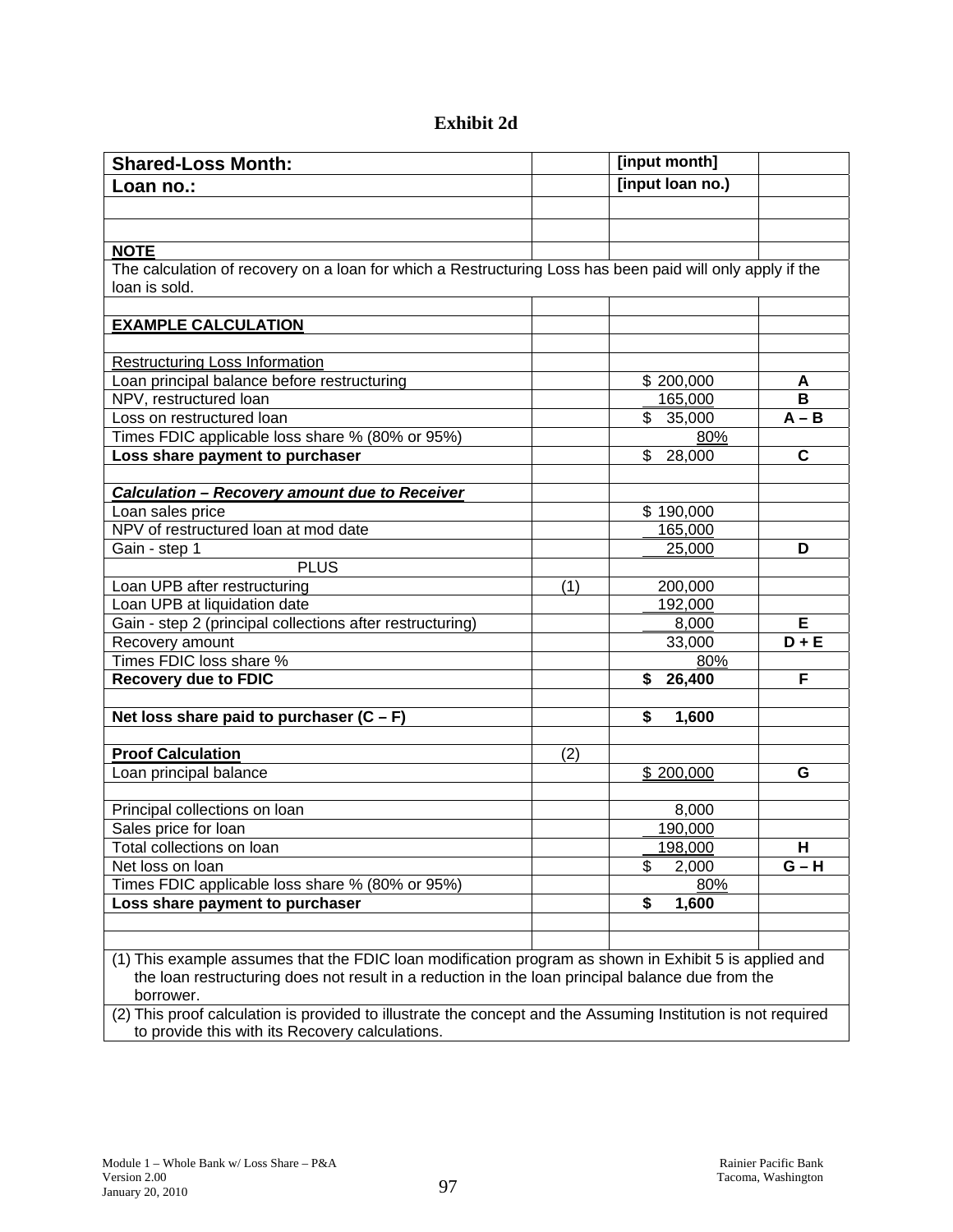# Exhibit 2d

| **Shared-Loss Month:** | | **[input month]** | |
|---|---|---|---|
| **Loan no.:** | | **[input loan no.)** | |
| | | | |
| | | | |
| **NOTE** | | | |
| The calculation of recovery on a loan for which a Restructuring Loss has been paid will only apply if the loan is sold. | | | |
| | | | |
| **EXAMPLE CALCULATION** | | | |
| | | | |
| Restructuring Loss Information | | | |
| Loan principal balance before restructuring | | $ 200,000 | **A** |
| NPV, restructured loan | | 165,000 | **B** |
| Loss on restructured loan | | $ 35,000 | **A – B** |
| Times FDIC applicable loss share % (80% or 95%) | | 80% | |
| **Loss share payment to purchaser** | | $ 28,000 | **C** |
| | | | |
| ***Calculation – Recovery amount due to Receiver*** | | | |
| Loan sales price | | $ 190,000 | |
| NPV of restructured loan at mod date | | 165,000 | |
| Gain - step 1 | | 25,000 | **D** |
| PLUS | | | |
| Loan UPB after restructuring | (1) | 200,000 | |
| Loan UPB at liquidation date | | 192,000 | |
| Gain - step 2 (principal collections after restructuring) | | 8,000 | **E** |
| Recovery amount | | 33,000 | **D + E** |
| Times FDIC loss share % | | 80% | |
| **Recovery due to FDIC** | | **$ 26,400** | **F** |
| | | | |
| **Net loss share paid to purchaser (C – F)** | | **$ 1,600** | |
| | | | |
| **Proof Calculation** | (2) | | |
| Loan principal balance | | $ 200,000 | **G** |
| | | | |
| Principal collections on loan | | 8,000 | |
| Sales price for loan | | 190,000 | |
| Total collections on loan | | 198,000 | **H** |
| Net loss on loan | | $ 2,000 | **G – H** |
| Times FDIC applicable loss share % (80% or 95%) | | 80% | |
| **Loss share payment to purchaser** | | **$ 1,600** | |
| | | | |
| | | | |
| (1) This example assumes that the FDIC loan modification program as shown in Exhibit 5 is applied and the loan restructuring does not result in a reduction in the loan principal balance due from the borrower. | | | |
| (2) This proof calculation is provided to illustrate the concept and the Assuming Institution is not required to provide this with its Recovery calculations. | | | |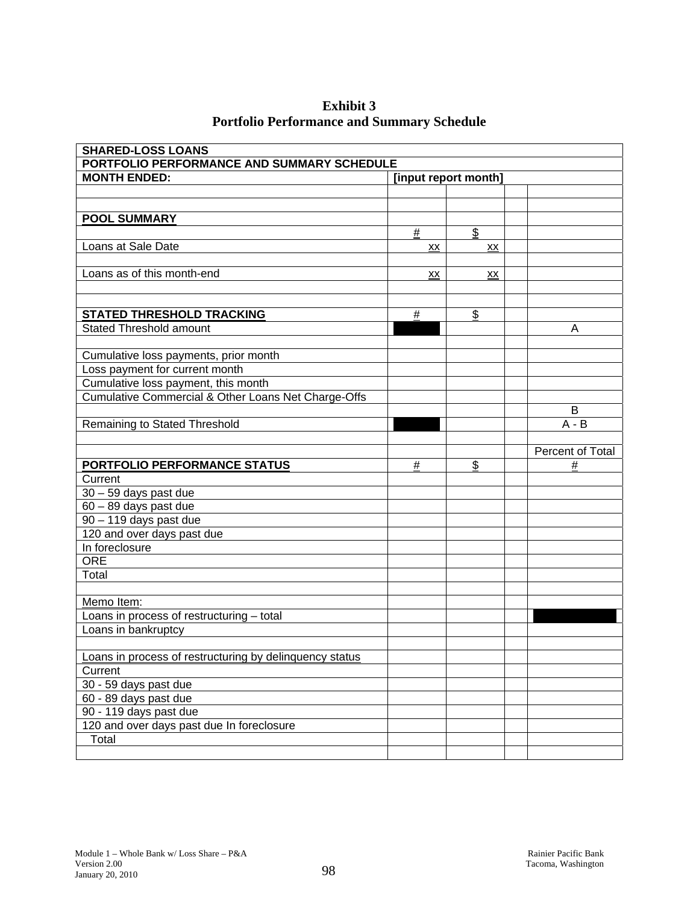**Exhibit 3**
**Portfolio Performance and Summary Schedule**

| **SHARED-LOSS LOANS** | | | | |
|---|---|---|---|---|
| **PORTFOLIO PERFORMANCE AND SUMMARY SCHEDULE** | | | | |
| **MONTH ENDED:** | **[input report month]** | | | |
| | | | | |
| | | | | |
| **POOL SUMMARY** | | | | |
| | # | $ | | |
| Loans at Sale Date | xx | xx | | |
| | | | | |
| Loans as of this month-end | xx | xx | | |
| | | | | |
| | | | | |
| **STATED THRESHOLD TRACKING** | # | $ | | |
| Stated Threshold amount | | | | A |
| | | | | |
| Cumulative loss payments, prior month | | | | |
| Loss payment for current month | | | | |
| Cumulative loss payment, this month | | | | |
| Cumulative Commercial & Other Loans Net Charge-Offs | | | | |
| | | | | B |
| Remaining to Stated Threshold | | | | A - B |
| | | | | |
| | | | | Percent of Total |
| **PORTFOLIO PERFORMANCE STATUS** | # | $ | | # |
| Current | | | | |
| 30 – 59 days past due | | | | |
| 60 – 89 days past due | | | | |
| 90 – 119 days past due | | | | |
| 120 and over days past due | | | | |
| In foreclosure | | | | |
| ORE | | | | |
| Total | | | | |
| | | | | |
| Memo Item: | | | | |
| Loans in process of restructuring – total | | | | |
| Loans in bankruptcy | | | | |
| | | | | |
| Loans in process of restructuring by delinquency status | | | | |
| Current | | | | |
| 30 - 59 days past due | | | | |
| 60 - 89 days past due | | | | |
| 90 - 119 days past due | | | | |
| 120 and over days past due In foreclosure | | | | |
| Total | | | | |
| | | | | |

Module 1 – Whole Bank w/ Loss Share – P&A
Version 2.00
January 20, 2010

Rainier Pacific Bank
Tacoma, Washington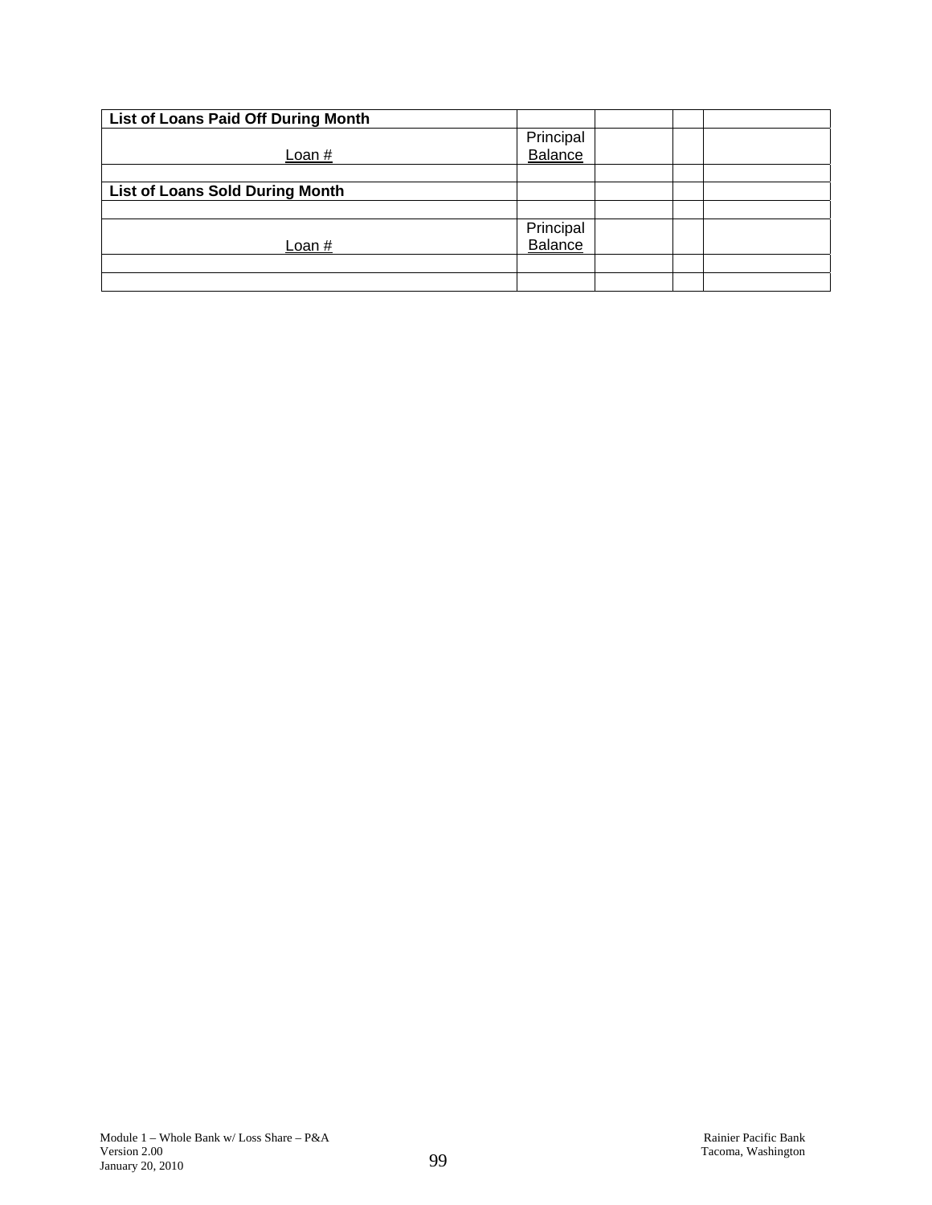| List of Loans Paid Off During Month | | | | |
|---|---|---|---|---|
| Loan # | Principal Balance | | | |
| | | | | |
| **List of Loans Sold During Month** | | | | |
| | | | | |
| Loan # | Principal Balance | | | |
| | | | | |
| | | | | |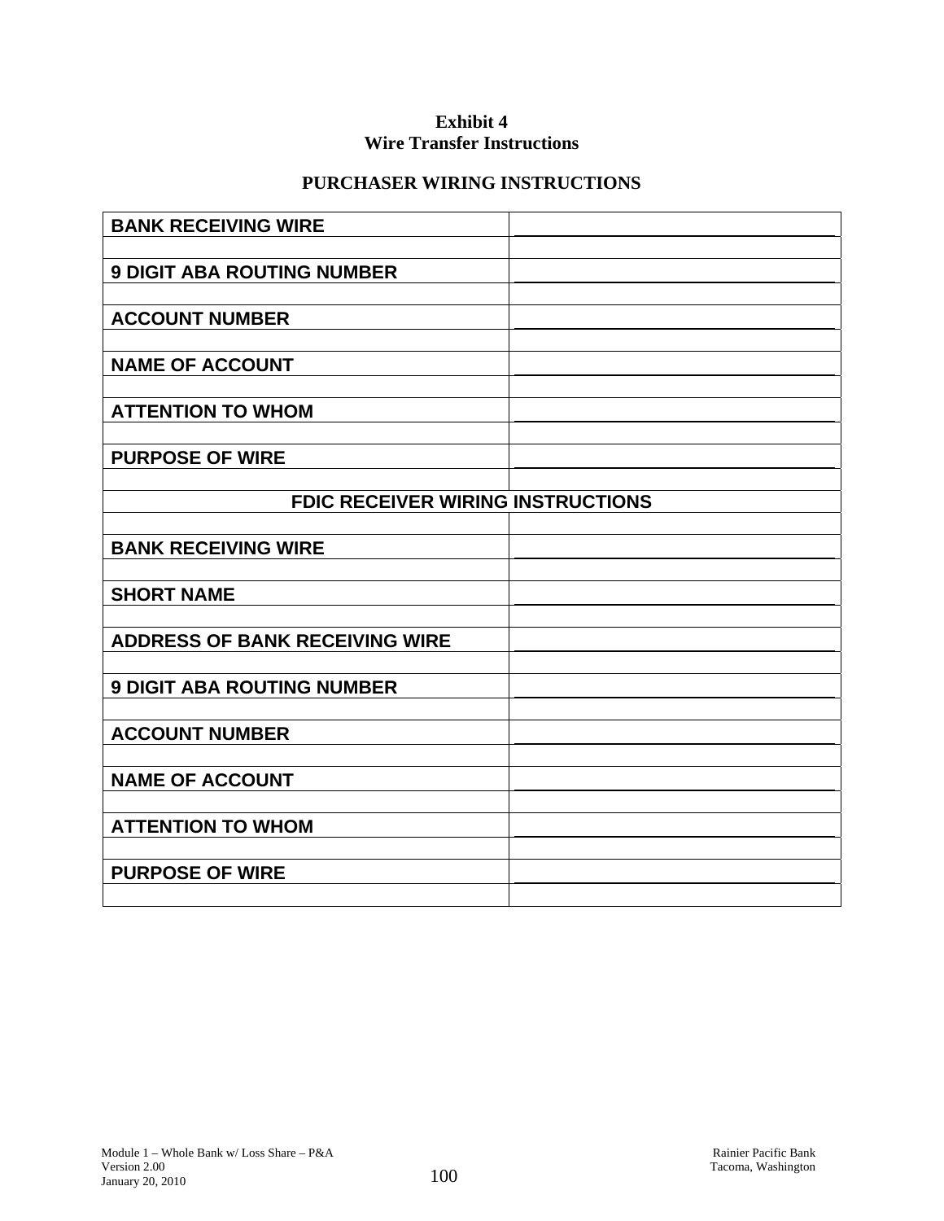**Exhibit 4**
**Wire Transfer Instructions**

**PURCHASER WIRING INSTRUCTIONS**

| | |
|---|---|
| **BANK RECEIVING WIRE** | ______________________________ |
| | |
| **9 DIGIT ABA ROUTING NUMBER** | ______________________________ |
| | |
| **ACCOUNT NUMBER** | ______________________________ |
| | |
| **NAME OF ACCOUNT** | ______________________________ |
| | |
| **ATTENTION TO WHOM** | ______________________________ |
| | |
| **PURPOSE OF WIRE** | ______________________________ |
| | |
| **FDIC RECEIVER WIRING INSTRUCTIONS** | |
| | |
| **BANK RECEIVING WIRE** | ______________________________ |
| | |
| **SHORT NAME** | ______________________________ |
| | |
| **ADDRESS OF BANK RECEIVING WIRE** | ______________________________ |
| | |
| **9 DIGIT ABA ROUTING NUMBER** | ______________________________ |
| | |
| **ACCOUNT NUMBER** | ______________________________ |
| | |
| **NAME OF ACCOUNT** | ______________________________ |
| | |
| **ATTENTION TO WHOM** | ______________________________ |
| | |
| **PURPOSE OF WIRE** | ______________________________ |
| | |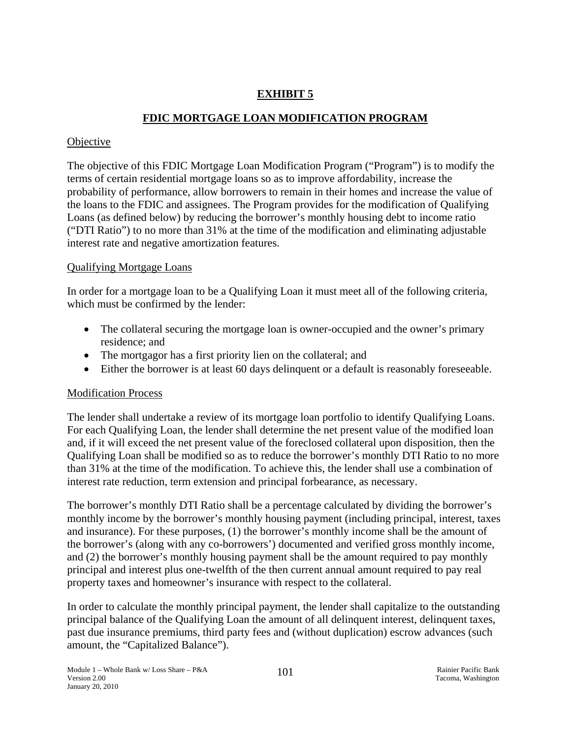## EXHIBIT 5

## FDIC MORTGAGE LOAN MODIFICATION PROGRAM

### Objective

The objective of this FDIC Mortgage Loan Modification Program ("Program") is to modify the terms of certain residential mortgage loans so as to improve affordability, increase the probability of performance, allow borrowers to remain in their homes and increase the value of the loans to the FDIC and assignees. The Program provides for the modification of Qualifying Loans (as defined below) by reducing the borrower's monthly housing debt to income ratio ("DTI Ratio") to no more than 31% at the time of the modification and eliminating adjustable interest rate and negative amortization features.

### Qualifying Mortgage Loans

In order for a mortgage loan to be a Qualifying Loan it must meet all of the following criteria, which must be confirmed by the lender:

- The collateral securing the mortgage loan is owner-occupied and the owner's primary residence; and
- The mortgagor has a first priority lien on the collateral; and
- Either the borrower is at least 60 days delinquent or a default is reasonably foreseeable.

### Modification Process

The lender shall undertake a review of its mortgage loan portfolio to identify Qualifying Loans. For each Qualifying Loan, the lender shall determine the net present value of the modified loan and, if it will exceed the net present value of the foreclosed collateral upon disposition, then the Qualifying Loan shall be modified so as to reduce the borrower's monthly DTI Ratio to no more than 31% at the time of the modification. To achieve this, the lender shall use a combination of interest rate reduction, term extension and principal forbearance, as necessary.

The borrower's monthly DTI Ratio shall be a percentage calculated by dividing the borrower's monthly income by the borrower's monthly housing payment (including principal, interest, taxes and insurance). For these purposes, (1) the borrower's monthly income shall be the amount of the borrower's (along with any co-borrowers') documented and verified gross monthly income, and (2) the borrower's monthly housing payment shall be the amount required to pay monthly principal and interest plus one-twelfth of the then current annual amount required to pay real property taxes and homeowner's insurance with respect to the collateral.

In order to calculate the monthly principal payment, the lender shall capitalize to the outstanding principal balance of the Qualifying Loan the amount of all delinquent interest, delinquent taxes, past due insurance premiums, third party fees and (without duplication) escrow advances (such amount, the "Capitalized Balance").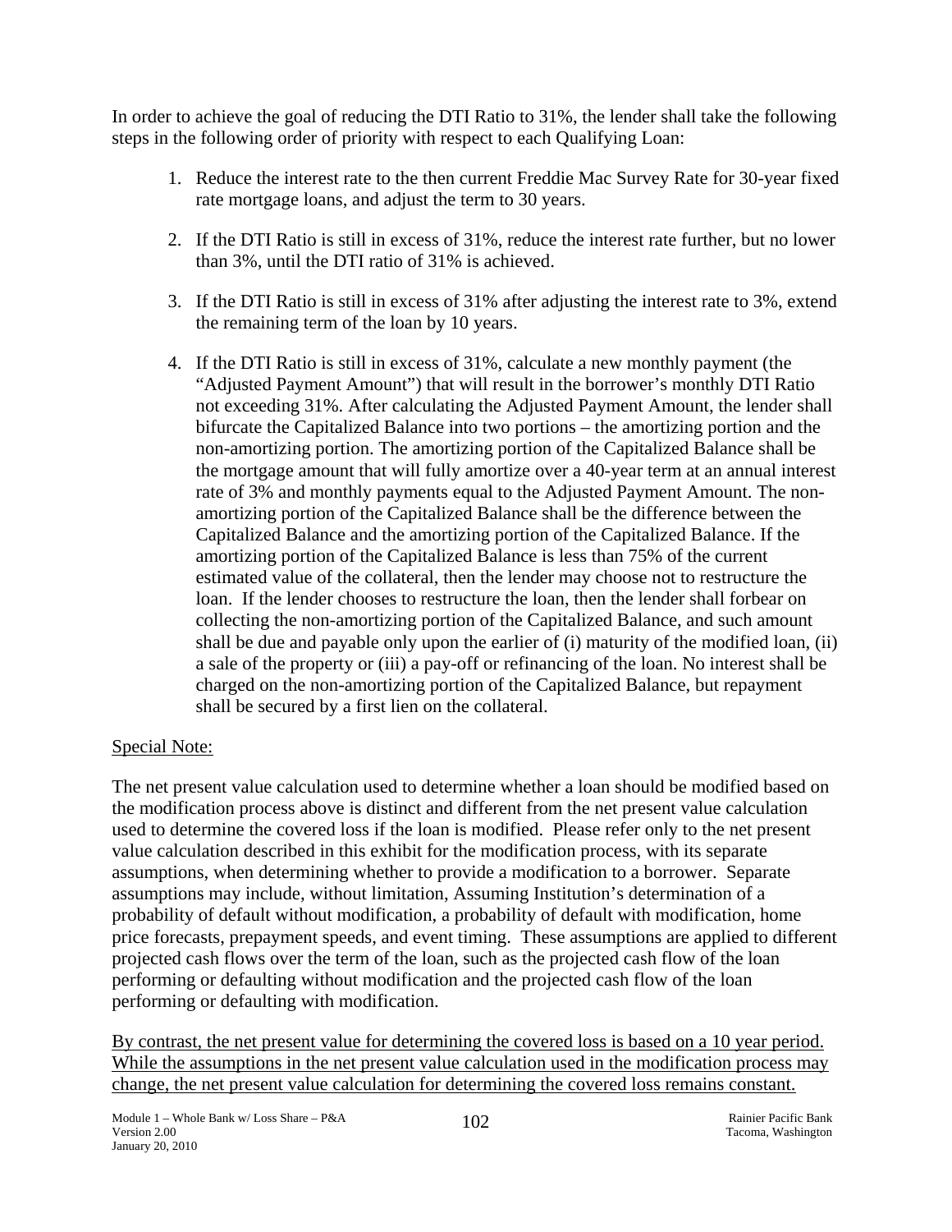In order to achieve the goal of reducing the DTI Ratio to 31%, the lender shall take the following steps in the following order of priority with respect to each Qualifying Loan:

1. Reduce the interest rate to the then current Freddie Mac Survey Rate for 30-year fixed rate mortgage loans, and adjust the term to 30 years.

2. If the DTI Ratio is still in excess of 31%, reduce the interest rate further, but no lower than 3%, until the DTI ratio of 31% is achieved.

3. If the DTI Ratio is still in excess of 31% after adjusting the interest rate to 3%, extend the remaining term of the loan by 10 years.

4. If the DTI Ratio is still in excess of 31%, calculate a new monthly payment (the "Adjusted Payment Amount") that will result in the borrower's monthly DTI Ratio not exceeding 31%. After calculating the Adjusted Payment Amount, the lender shall bifurcate the Capitalized Balance into two portions – the amortizing portion and the non-amortizing portion. The amortizing portion of the Capitalized Balance shall be the mortgage amount that will fully amortize over a 40-year term at an annual interest rate of 3% and monthly payments equal to the Adjusted Payment Amount. The non-amortizing portion of the Capitalized Balance shall be the difference between the Capitalized Balance and the amortizing portion of the Capitalized Balance. If the amortizing portion of the Capitalized Balance is less than 75% of the current estimated value of the collateral, then the lender may choose not to restructure the loan. If the lender chooses to restructure the loan, then the lender shall forbear on collecting the non-amortizing portion of the Capitalized Balance, and such amount shall be due and payable only upon the earlier of (i) maturity of the modified loan, (ii) a sale of the property or (iii) a pay-off or refinancing of the loan. No interest shall be charged on the non-amortizing portion of the Capitalized Balance, but repayment shall be secured by a first lien on the collateral.

Special Note:

The net present value calculation used to determine whether a loan should be modified based on the modification process above is distinct and different from the net present value calculation used to determine the covered loss if the loan is modified. Please refer only to the net present value calculation described in this exhibit for the modification process, with its separate assumptions, when determining whether to provide a modification to a borrower. Separate assumptions may include, without limitation, Assuming Institution's determination of a probability of default without modification, a probability of default with modification, home price forecasts, prepayment speeds, and event timing. These assumptions are applied to different projected cash flows over the term of the loan, such as the projected cash flow of the loan performing or defaulting without modification and the projected cash flow of the loan performing or defaulting with modification.

By contrast, the net present value for determining the covered loss is based on a 10 year period. While the assumptions in the net present value calculation used in the modification process may change, the net present value calculation for determining the covered loss remains constant.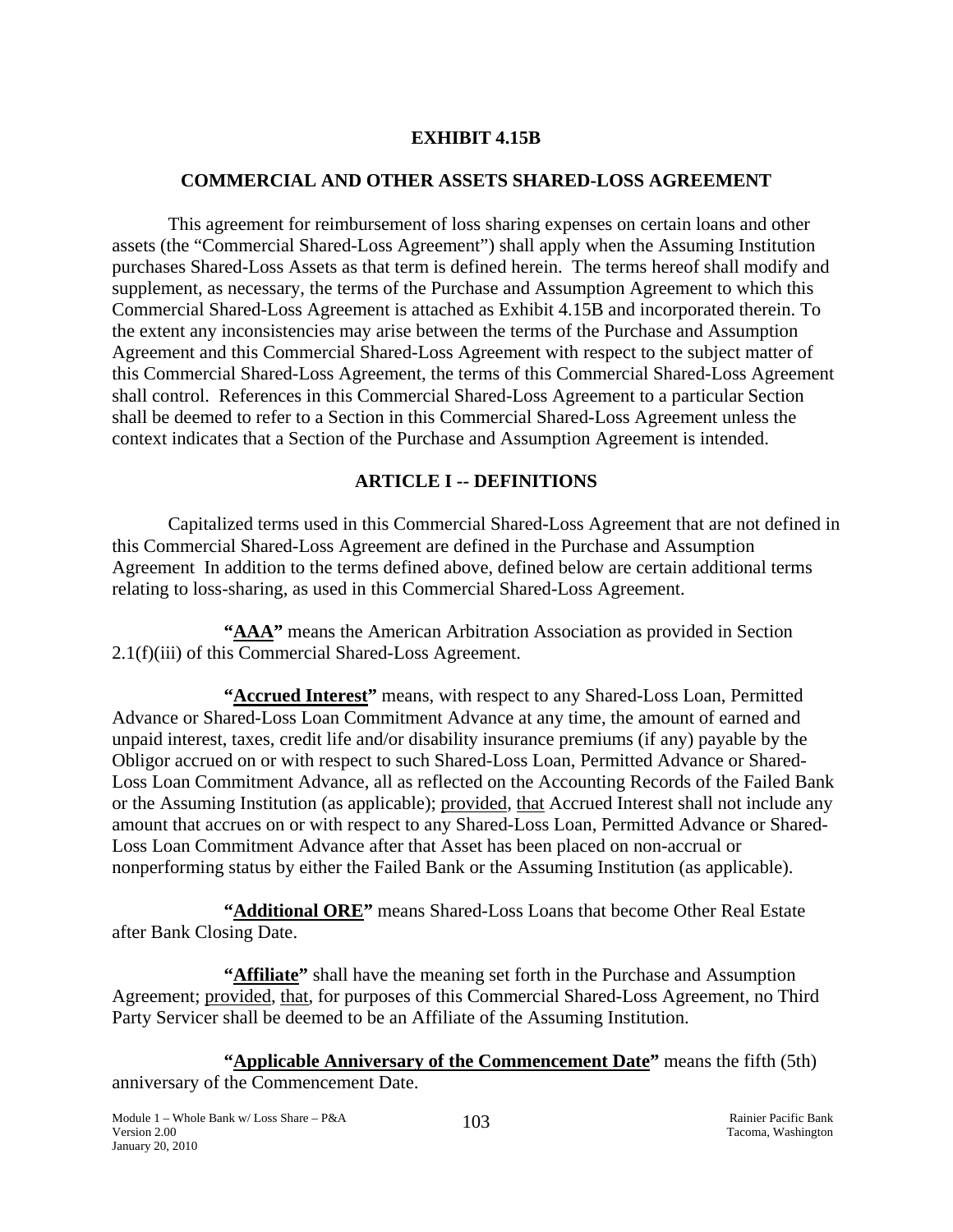# EXHIBIT 4.15B

## COMMERCIAL AND OTHER ASSETS SHARED-LOSS AGREEMENT

This agreement for reimbursement of loss sharing expenses on certain loans and other assets (the "Commercial Shared-Loss Agreement") shall apply when the Assuming Institution purchases Shared-Loss Assets as that term is defined herein. The terms hereof shall modify and supplement, as necessary, the terms of the Purchase and Assumption Agreement to which this Commercial Shared-Loss Agreement is attached as Exhibit 4.15B and incorporated therein. To the extent any inconsistencies may arise between the terms of the Purchase and Assumption Agreement and this Commercial Shared-Loss Agreement with respect to the subject matter of this Commercial Shared-Loss Agreement, the terms of this Commercial Shared-Loss Agreement shall control. References in this Commercial Shared-Loss Agreement to a particular Section shall be deemed to refer to a Section in this Commercial Shared-Loss Agreement unless the context indicates that a Section of the Purchase and Assumption Agreement is intended.

## ARTICLE I -- DEFINITIONS

Capitalized terms used in this Commercial Shared-Loss Agreement that are not defined in this Commercial Shared-Loss Agreement are defined in the Purchase and Assumption Agreement In addition to the terms defined above, defined below are certain additional terms relating to loss-sharing, as used in this Commercial Shared-Loss Agreement.

**"AAA"** means the American Arbitration Association as provided in Section 2.1(f)(iii) of this Commercial Shared-Loss Agreement.

**"Accrued Interest"** means, with respect to any Shared-Loss Loan, Permitted Advance or Shared-Loss Loan Commitment Advance at any time, the amount of earned and unpaid interest, taxes, credit life and/or disability insurance premiums (if any) payable by the Obligor accrued on or with respect to such Shared-Loss Loan, Permitted Advance or Shared-Loss Loan Commitment Advance, all as reflected on the Accounting Records of the Failed Bank or the Assuming Institution (as applicable); provided, that Accrued Interest shall not include any amount that accrues on or with respect to any Shared-Loss Loan, Permitted Advance or Shared-Loss Loan Commitment Advance after that Asset has been placed on non-accrual or nonperforming status by either the Failed Bank or the Assuming Institution (as applicable).

**"Additional ORE"** means Shared-Loss Loans that become Other Real Estate after Bank Closing Date.

**"Affiliate"** shall have the meaning set forth in the Purchase and Assumption Agreement; provided, that, for purposes of this Commercial Shared-Loss Agreement, no Third Party Servicer shall be deemed to be an Affiliate of the Assuming Institution.

**"Applicable Anniversary of the Commencement Date"** means the fifth (5th) anniversary of the Commencement Date.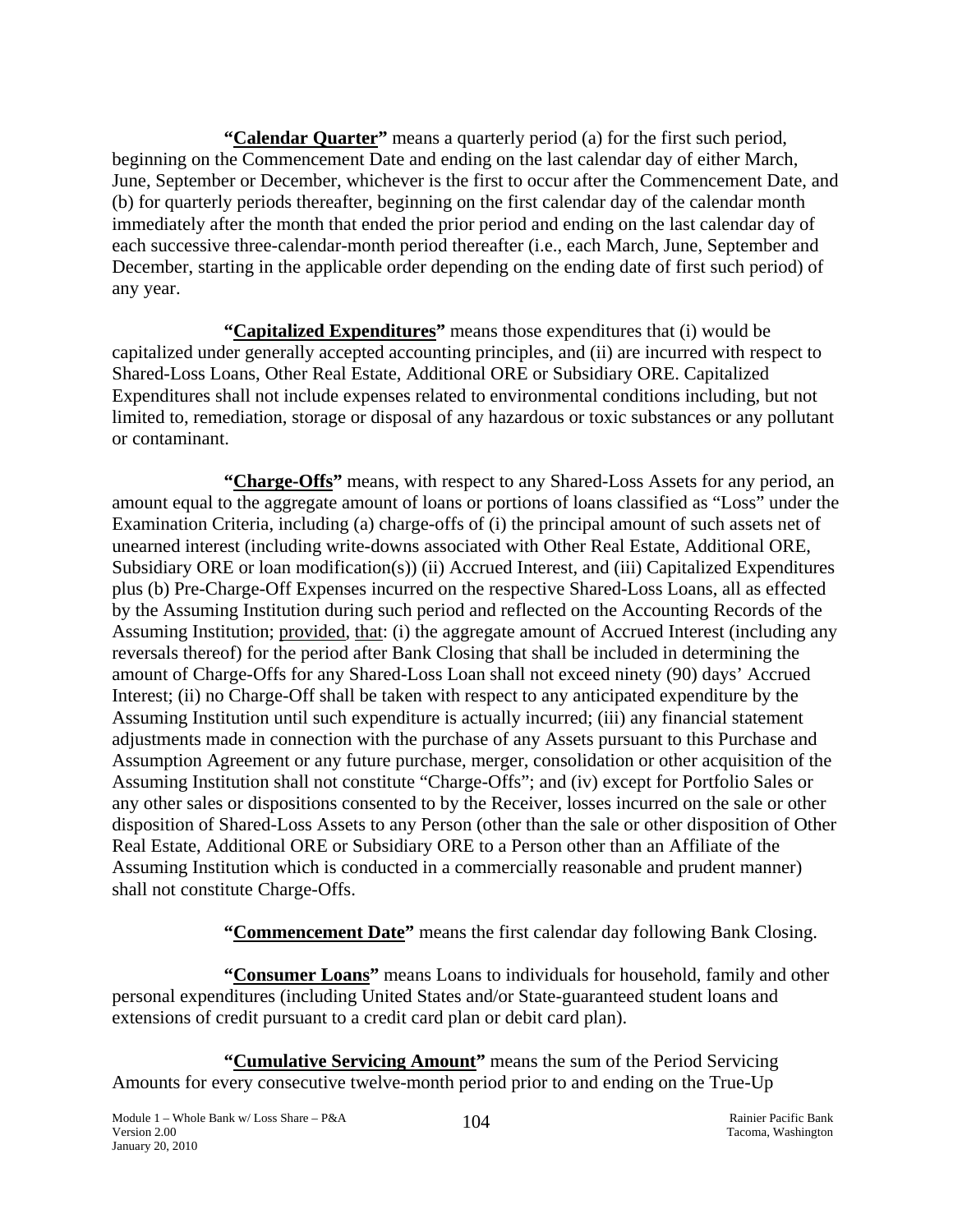**"Calendar Quarter"** means a quarterly period (a) for the first such period, beginning on the Commencement Date and ending on the last calendar day of either March, June, September or December, whichever is the first to occur after the Commencement Date, and (b) for quarterly periods thereafter, beginning on the first calendar day of the calendar month immediately after the month that ended the prior period and ending on the last calendar day of each successive three-calendar-month period thereafter (i.e., each March, June, September and December, starting in the applicable order depending on the ending date of first such period) of any year.

**"Capitalized Expenditures"** means those expenditures that (i) would be capitalized under generally accepted accounting principles, and (ii) are incurred with respect to Shared-Loss Loans, Other Real Estate, Additional ORE or Subsidiary ORE. Capitalized Expenditures shall not include expenses related to environmental conditions including, but not limited to, remediation, storage or disposal of any hazardous or toxic substances or any pollutant or contaminant.

**"Charge-Offs"** means, with respect to any Shared-Loss Assets for any period, an amount equal to the aggregate amount of loans or portions of loans classified as "Loss" under the Examination Criteria, including (a) charge-offs of (i) the principal amount of such assets net of unearned interest (including write-downs associated with Other Real Estate, Additional ORE, Subsidiary ORE or loan modification(s)) (ii) Accrued Interest, and (iii) Capitalized Expenditures plus (b) Pre-Charge-Off Expenses incurred on the respective Shared-Loss Loans, all as effected by the Assuming Institution during such period and reflected on the Accounting Records of the Assuming Institution; provided, that: (i) the aggregate amount of Accrued Interest (including any reversals thereof) for the period after Bank Closing that shall be included in determining the amount of Charge-Offs for any Shared-Loss Loan shall not exceed ninety (90) days' Accrued Interest; (ii) no Charge-Off shall be taken with respect to any anticipated expenditure by the Assuming Institution until such expenditure is actually incurred; (iii) any financial statement adjustments made in connection with the purchase of any Assets pursuant to this Purchase and Assumption Agreement or any future purchase, merger, consolidation or other acquisition of the Assuming Institution shall not constitute "Charge-Offs"; and (iv) except for Portfolio Sales or any other sales or dispositions consented to by the Receiver, losses incurred on the sale or other disposition of Shared-Loss Assets to any Person (other than the sale or other disposition of Other Real Estate, Additional ORE or Subsidiary ORE to a Person other than an Affiliate of the Assuming Institution which is conducted in a commercially reasonable and prudent manner) shall not constitute Charge-Offs.

**"Commencement Date"** means the first calendar day following Bank Closing.

**"Consumer Loans"** means Loans to individuals for household, family and other personal expenditures (including United States and/or State-guaranteed student loans and extensions of credit pursuant to a credit card plan or debit card plan).

**"Cumulative Servicing Amount"** means the sum of the Period Servicing Amounts for every consecutive twelve-month period prior to and ending on the True-Up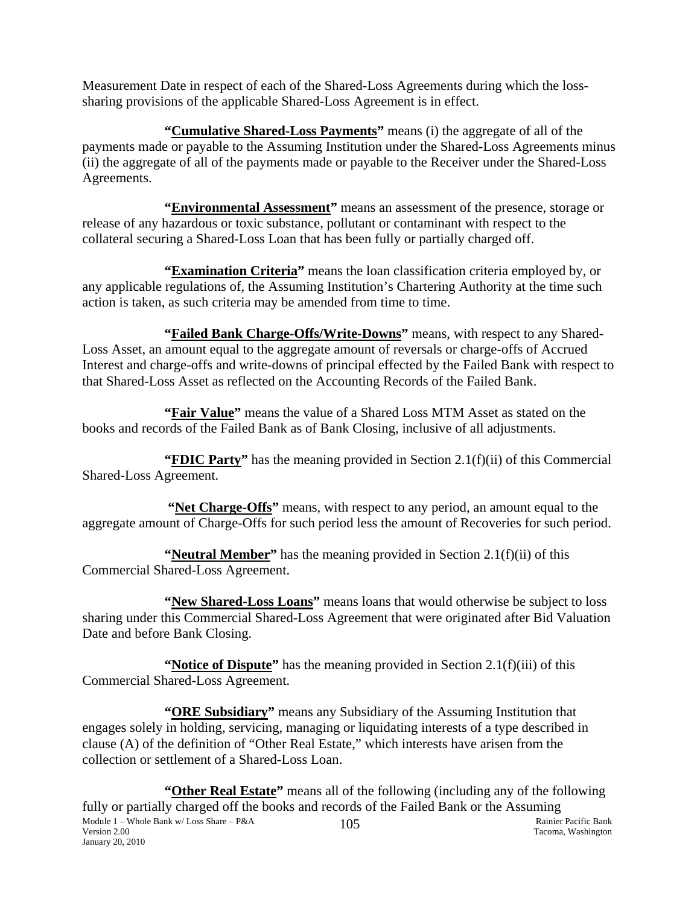Measurement Date in respect of each of the Shared-Loss Agreements during which the loss-sharing provisions of the applicable Shared-Loss Agreement is in effect.

**"Cumulative Shared-Loss Payments"** means (i) the aggregate of all of the payments made or payable to the Assuming Institution under the Shared-Loss Agreements minus (ii) the aggregate of all of the payments made or payable to the Receiver under the Shared-Loss Agreements.

**"Environmental Assessment"** means an assessment of the presence, storage or release of any hazardous or toxic substance, pollutant or contaminant with respect to the collateral securing a Shared-Loss Loan that has been fully or partially charged off.

**"Examination Criteria"** means the loan classification criteria employed by, or any applicable regulations of, the Assuming Institution's Chartering Authority at the time such action is taken, as such criteria may be amended from time to time.

**"Failed Bank Charge-Offs/Write-Downs"** means, with respect to any Shared-Loss Asset, an amount equal to the aggregate amount of reversals or charge-offs of Accrued Interest and charge-offs and write-downs of principal effected by the Failed Bank with respect to that Shared-Loss Asset as reflected on the Accounting Records of the Failed Bank.

**"Fair Value"** means the value of a Shared Loss MTM Asset as stated on the books and records of the Failed Bank as of Bank Closing, inclusive of all adjustments.

**"FDIC Party"** has the meaning provided in Section 2.1(f)(ii) of this Commercial Shared-Loss Agreement.

**"Net Charge-Offs"** means, with respect to any period, an amount equal to the aggregate amount of Charge-Offs for such period less the amount of Recoveries for such period.

**"Neutral Member"** has the meaning provided in Section 2.1(f)(ii) of this Commercial Shared-Loss Agreement.

**"New Shared-Loss Loans"** means loans that would otherwise be subject to loss sharing under this Commercial Shared-Loss Agreement that were originated after Bid Valuation Date and before Bank Closing.

**"Notice of Dispute"** has the meaning provided in Section 2.1(f)(iii) of this Commercial Shared-Loss Agreement.

**"ORE Subsidiary"** means any Subsidiary of the Assuming Institution that engages solely in holding, servicing, managing or liquidating interests of a type described in clause (A) of the definition of "Other Real Estate," which interests have arisen from the collection or settlement of a Shared-Loss Loan.

**"Other Real Estate"** means all of the following (including any of the following fully or partially charged off the books and records of the Failed Bank or the Assuming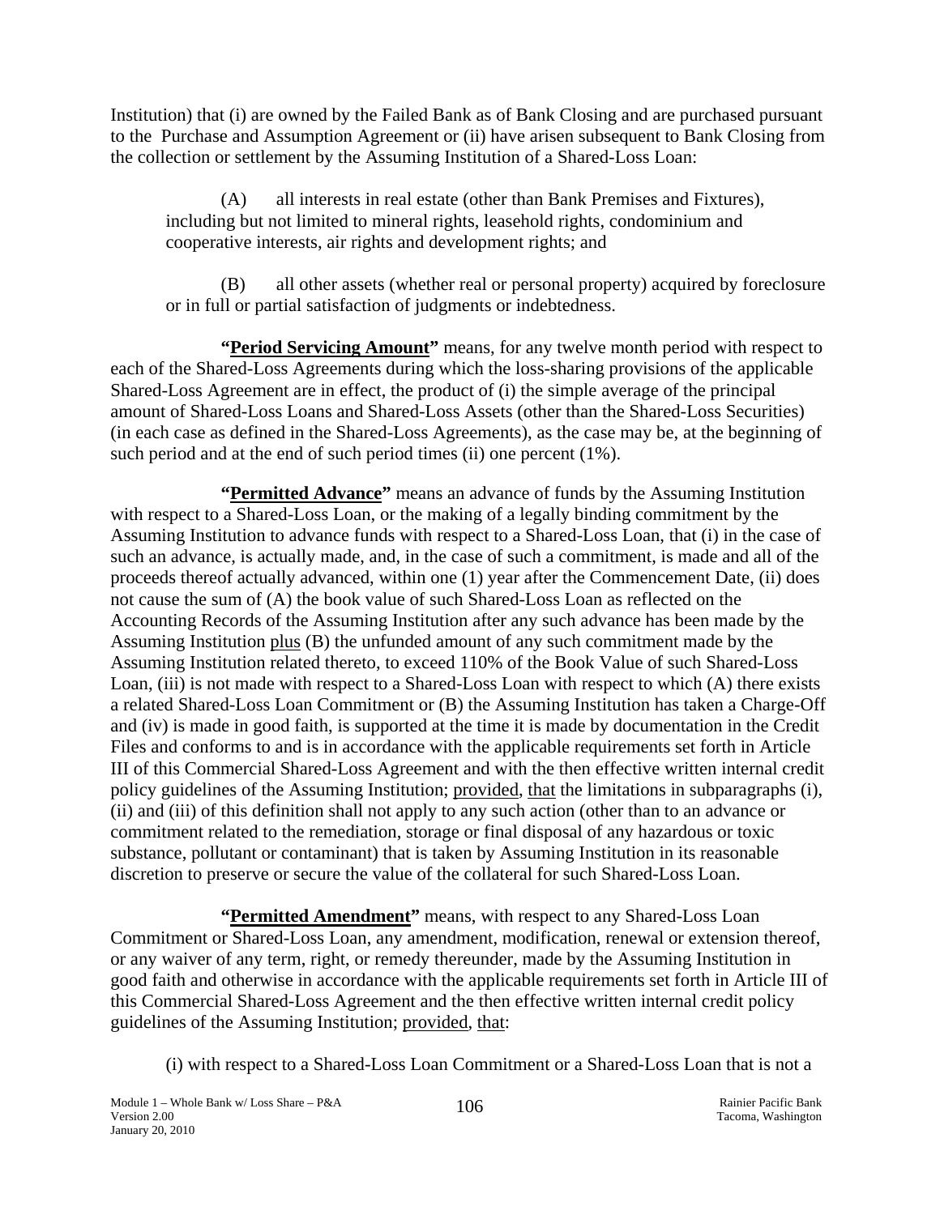Institution) that (i) are owned by the Failed Bank as of Bank Closing and are purchased pursuant to the Purchase and Assumption Agreement or (ii) have arisen subsequent to Bank Closing from the collection or settlement by the Assuming Institution of a Shared-Loss Loan:

(A) all interests in real estate (other than Bank Premises and Fixtures), including but not limited to mineral rights, leasehold rights, condominium and cooperative interests, air rights and development rights; and

(B) all other assets (whether real or personal property) acquired by foreclosure or in full or partial satisfaction of judgments or indebtedness.

**"Period Servicing Amount"** means, for any twelve month period with respect to each of the Shared-Loss Agreements during which the loss-sharing provisions of the applicable Shared-Loss Agreement are in effect, the product of (i) the simple average of the principal amount of Shared-Loss Loans and Shared-Loss Assets (other than the Shared-Loss Securities) (in each case as defined in the Shared-Loss Agreements), as the case may be, at the beginning of such period and at the end of such period times (ii) one percent (1%).

**"Permitted Advance"** means an advance of funds by the Assuming Institution with respect to a Shared-Loss Loan, or the making of a legally binding commitment by the Assuming Institution to advance funds with respect to a Shared-Loss Loan, that (i) in the case of such an advance, is actually made, and, in the case of such a commitment, is made and all of the proceeds thereof actually advanced, within one (1) year after the Commencement Date, (ii) does not cause the sum of (A) the book value of such Shared-Loss Loan as reflected on the Accounting Records of the Assuming Institution after any such advance has been made by the Assuming Institution plus (B) the unfunded amount of any such commitment made by the Assuming Institution related thereto, to exceed 110% of the Book Value of such Shared-Loss Loan, (iii) is not made with respect to a Shared-Loss Loan with respect to which (A) there exists a related Shared-Loss Loan Commitment or (B) the Assuming Institution has taken a Charge-Off and (iv) is made in good faith, is supported at the time it is made by documentation in the Credit Files and conforms to and is in accordance with the applicable requirements set forth in Article III of this Commercial Shared-Loss Agreement and with the then effective written internal credit policy guidelines of the Assuming Institution; provided, that the limitations in subparagraphs (i), (ii) and (iii) of this definition shall not apply to any such action (other than to an advance or commitment related to the remediation, storage or final disposal of any hazardous or toxic substance, pollutant or contaminant) that is taken by Assuming Institution in its reasonable discretion to preserve or secure the value of the collateral for such Shared-Loss Loan.

**"Permitted Amendment"** means, with respect to any Shared-Loss Loan Commitment or Shared-Loss Loan, any amendment, modification, renewal or extension thereof, or any waiver of any term, right, or remedy thereunder, made by the Assuming Institution in good faith and otherwise in accordance with the applicable requirements set forth in Article III of this Commercial Shared-Loss Agreement and the then effective written internal credit policy guidelines of the Assuming Institution; provided, that:

(i) with respect to a Shared-Loss Loan Commitment or a Shared-Loss Loan that is not a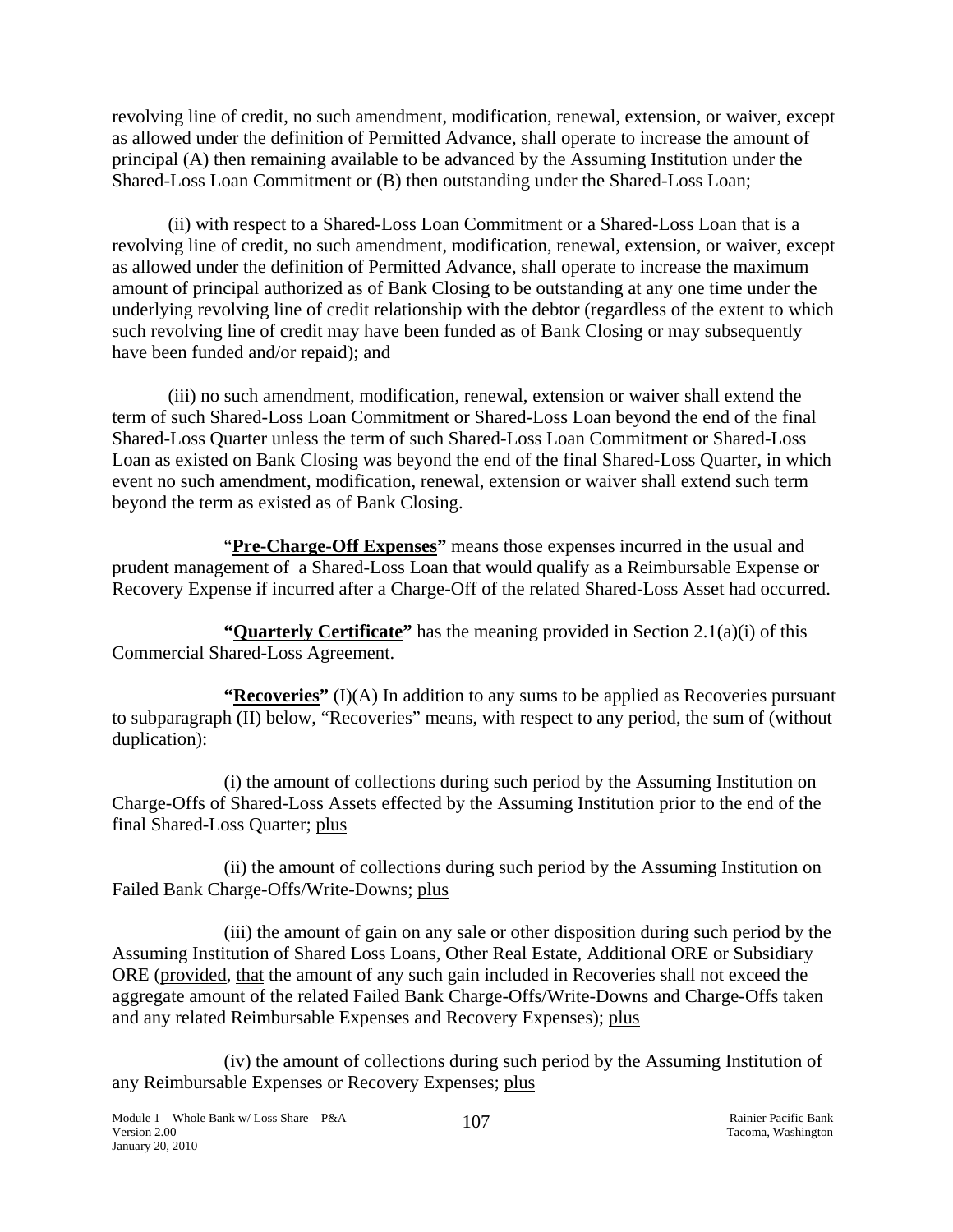revolving line of credit, no such amendment, modification, renewal, extension, or waiver, except as allowed under the definition of Permitted Advance, shall operate to increase the amount of principal (A) then remaining available to be advanced by the Assuming Institution under the Shared-Loss Loan Commitment or (B) then outstanding under the Shared-Loss Loan;

(ii) with respect to a Shared-Loss Loan Commitment or a Shared-Loss Loan that is a revolving line of credit, no such amendment, modification, renewal, extension, or waiver, except as allowed under the definition of Permitted Advance, shall operate to increase the maximum amount of principal authorized as of Bank Closing to be outstanding at any one time under the underlying revolving line of credit relationship with the debtor (regardless of the extent to which such revolving line of credit may have been funded as of Bank Closing or may subsequently have been funded and/or repaid); and

(iii) no such amendment, modification, renewal, extension or waiver shall extend the term of such Shared-Loss Loan Commitment or Shared-Loss Loan beyond the end of the final Shared-Loss Quarter unless the term of such Shared-Loss Loan Commitment or Shared-Loss Loan as existed on Bank Closing was beyond the end of the final Shared-Loss Quarter, in which event no such amendment, modification, renewal, extension or waiver shall extend such term beyond the term as existed as of Bank Closing.

"**Pre-Charge-Off Expenses"** means those expenses incurred in the usual and prudent management of a Shared-Loss Loan that would qualify as a Reimbursable Expense or Recovery Expense if incurred after a Charge-Off of the related Shared-Loss Asset had occurred.

**"Quarterly Certificate"** has the meaning provided in Section 2.1(a)(i) of this Commercial Shared-Loss Agreement.

**"Recoveries"** (I)(A) In addition to any sums to be applied as Recoveries pursuant to subparagraph (II) below, "Recoveries" means, with respect to any period, the sum of (without duplication):

(i) the amount of collections during such period by the Assuming Institution on Charge-Offs of Shared-Loss Assets effected by the Assuming Institution prior to the end of the final Shared-Loss Quarter; plus

(ii) the amount of collections during such period by the Assuming Institution on Failed Bank Charge-Offs/Write-Downs; plus

(iii) the amount of gain on any sale or other disposition during such period by the Assuming Institution of Shared Loss Loans, Other Real Estate, Additional ORE or Subsidiary ORE (provided, that the amount of any such gain included in Recoveries shall not exceed the aggregate amount of the related Failed Bank Charge-Offs/Write-Downs and Charge-Offs taken and any related Reimbursable Expenses and Recovery Expenses); plus

(iv) the amount of collections during such period by the Assuming Institution of any Reimbursable Expenses or Recovery Expenses; plus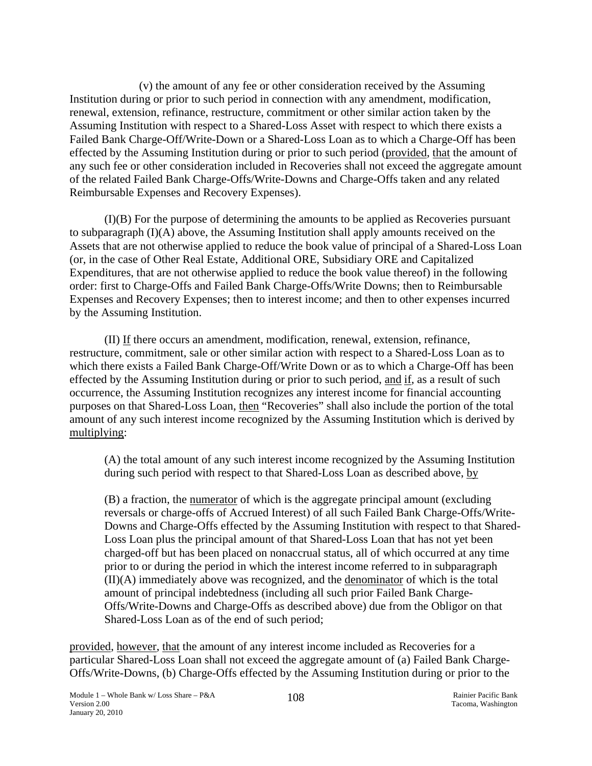(v) the amount of any fee or other consideration received by the Assuming Institution during or prior to such period in connection with any amendment, modification, renewal, extension, refinance, restructure, commitment or other similar action taken by the Assuming Institution with respect to a Shared-Loss Asset with respect to which there exists a Failed Bank Charge-Off/Write-Down or a Shared-Loss Loan as to which a Charge-Off has been effected by the Assuming Institution during or prior to such period (provided, that the amount of any such fee or other consideration included in Recoveries shall not exceed the aggregate amount of the related Failed Bank Charge-Offs/Write-Downs and Charge-Offs taken and any related Reimbursable Expenses and Recovery Expenses).

(I)(B) For the purpose of determining the amounts to be applied as Recoveries pursuant to subparagraph (I)(A) above, the Assuming Institution shall apply amounts received on the Assets that are not otherwise applied to reduce the book value of principal of a Shared-Loss Loan (or, in the case of Other Real Estate, Additional ORE, Subsidiary ORE and Capitalized Expenditures, that are not otherwise applied to reduce the book value thereof) in the following order: first to Charge-Offs and Failed Bank Charge-Offs/Write Downs; then to Reimbursable Expenses and Recovery Expenses; then to interest income; and then to other expenses incurred by the Assuming Institution.

(II) If there occurs an amendment, modification, renewal, extension, refinance, restructure, commitment, sale or other similar action with respect to a Shared-Loss Loan as to which there exists a Failed Bank Charge-Off/Write Down or as to which a Charge-Off has been effected by the Assuming Institution during or prior to such period, and if, as a result of such occurrence, the Assuming Institution recognizes any interest income for financial accounting purposes on that Shared-Loss Loan, then "Recoveries" shall also include the portion of the total amount of any such interest income recognized by the Assuming Institution which is derived by multiplying:

> (A) the total amount of any such interest income recognized by the Assuming Institution during such period with respect to that Shared-Loss Loan as described above, by
>
> (B) a fraction, the numerator of which is the aggregate principal amount (excluding reversals or charge-offs of Accrued Interest) of all such Failed Bank Charge-Offs/Write-Downs and Charge-Offs effected by the Assuming Institution with respect to that Shared-Loss Loan plus the principal amount of that Shared-Loss Loan that has not yet been charged-off but has been placed on nonaccrual status, all of which occurred at any time prior to or during the period in which the interest income referred to in subparagraph (II)(A) immediately above was recognized, and the denominator of which is the total amount of principal indebtedness (including all such prior Failed Bank Charge-Offs/Write-Downs and Charge-Offs as described above) due from the Obligor on that Shared-Loss Loan as of the end of such period;

provided, however, that the amount of any interest income included as Recoveries for a particular Shared-Loss Loan shall not exceed the aggregate amount of (a) Failed Bank Charge-Offs/Write-Downs, (b) Charge-Offs effected by the Assuming Institution during or prior to the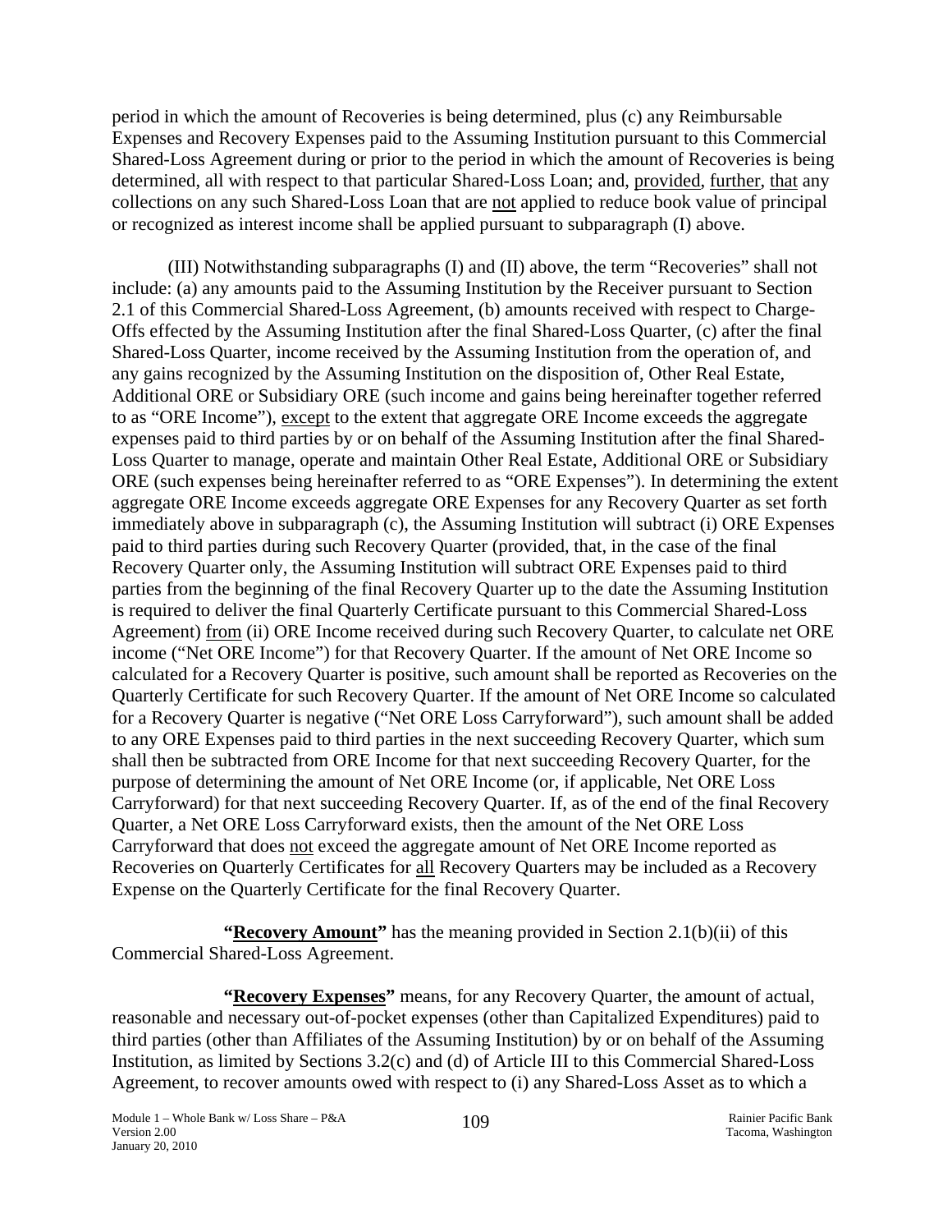period in which the amount of Recoveries is being determined, plus (c) any Reimbursable Expenses and Recovery Expenses paid to the Assuming Institution pursuant to this Commercial Shared-Loss Agreement during or prior to the period in which the amount of Recoveries is being determined, all with respect to that particular Shared-Loss Loan; and, provided, further, that any collections on any such Shared-Loss Loan that are not applied to reduce book value of principal or recognized as interest income shall be applied pursuant to subparagraph (I) above.

(III) Notwithstanding subparagraphs (I) and (II) above, the term "Recoveries" shall not include: (a) any amounts paid to the Assuming Institution by the Receiver pursuant to Section 2.1 of this Commercial Shared-Loss Agreement, (b) amounts received with respect to Charge-Offs effected by the Assuming Institution after the final Shared-Loss Quarter, (c) after the final Shared-Loss Quarter, income received by the Assuming Institution from the operation of, and any gains recognized by the Assuming Institution on the disposition of, Other Real Estate, Additional ORE or Subsidiary ORE (such income and gains being hereinafter together referred to as "ORE Income"), except to the extent that aggregate ORE Income exceeds the aggregate expenses paid to third parties by or on behalf of the Assuming Institution after the final Shared-Loss Quarter to manage, operate and maintain Other Real Estate, Additional ORE or Subsidiary ORE (such expenses being hereinafter referred to as "ORE Expenses"). In determining the extent aggregate ORE Income exceeds aggregate ORE Expenses for any Recovery Quarter as set forth immediately above in subparagraph (c), the Assuming Institution will subtract (i) ORE Expenses paid to third parties during such Recovery Quarter (provided, that, in the case of the final Recovery Quarter only, the Assuming Institution will subtract ORE Expenses paid to third parties from the beginning of the final Recovery Quarter up to the date the Assuming Institution is required to deliver the final Quarterly Certificate pursuant to this Commercial Shared-Loss Agreement) from (ii) ORE Income received during such Recovery Quarter, to calculate net ORE income ("Net ORE Income") for that Recovery Quarter. If the amount of Net ORE Income so calculated for a Recovery Quarter is positive, such amount shall be reported as Recoveries on the Quarterly Certificate for such Recovery Quarter. If the amount of Net ORE Income so calculated for a Recovery Quarter is negative ("Net ORE Loss Carryforward"), such amount shall be added to any ORE Expenses paid to third parties in the next succeeding Recovery Quarter, which sum shall then be subtracted from ORE Income for that next succeeding Recovery Quarter, for the purpose of determining the amount of Net ORE Income (or, if applicable, Net ORE Loss Carryforward) for that next succeeding Recovery Quarter. If, as of the end of the final Recovery Quarter, a Net ORE Loss Carryforward exists, then the amount of the Net ORE Loss Carryforward that does not exceed the aggregate amount of Net ORE Income reported as Recoveries on Quarterly Certificates for all Recovery Quarters may be included as a Recovery Expense on the Quarterly Certificate for the final Recovery Quarter.

**"Recovery Amount"** has the meaning provided in Section 2.1(b)(ii) of this Commercial Shared-Loss Agreement.

**"Recovery Expenses"** means, for any Recovery Quarter, the amount of actual, reasonable and necessary out-of-pocket expenses (other than Capitalized Expenditures) paid to third parties (other than Affiliates of the Assuming Institution) by or on behalf of the Assuming Institution, as limited by Sections 3.2(c) and (d) of Article III to this Commercial Shared-Loss Agreement, to recover amounts owed with respect to (i) any Shared-Loss Asset as to which a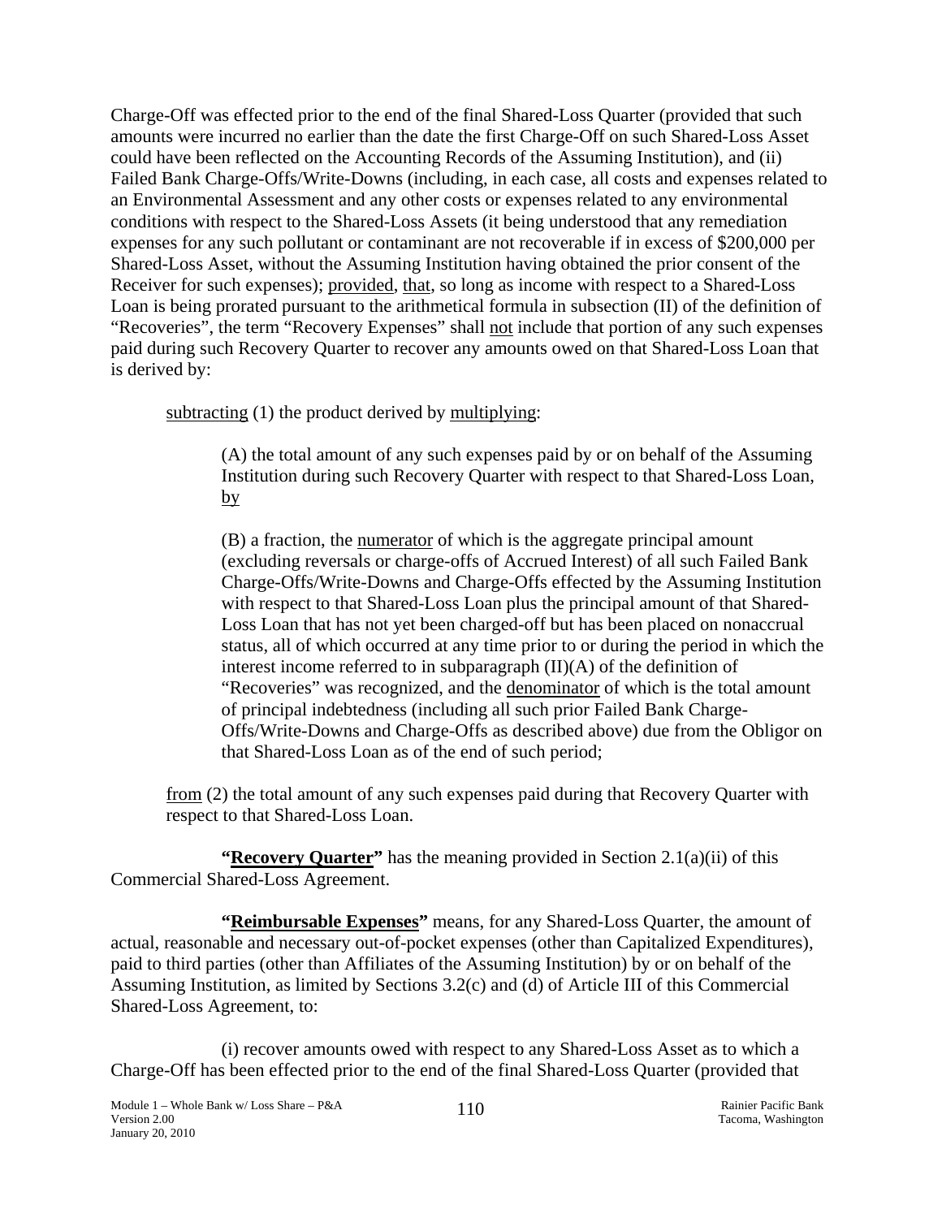Charge-Off was effected prior to the end of the final Shared-Loss Quarter (provided that such amounts were incurred no earlier than the date the first Charge-Off on such Shared-Loss Asset could have been reflected on the Accounting Records of the Assuming Institution), and (ii) Failed Bank Charge-Offs/Write-Downs (including, in each case, all costs and expenses related to an Environmental Assessment and any other costs or expenses related to any environmental conditions with respect to the Shared-Loss Assets (it being understood that any remediation expenses for any such pollutant or contaminant are not recoverable if in excess of $200,000 per Shared-Loss Asset, without the Assuming Institution having obtained the prior consent of the Receiver for such expenses); provided, that, so long as income with respect to a Shared-Loss Loan is being prorated pursuant to the arithmetical formula in subsection (II) of the definition of "Recoveries", the term "Recovery Expenses" shall not include that portion of any such expenses paid during such Recovery Quarter to recover any amounts owed on that Shared-Loss Loan that is derived by:

subtracting (1) the product derived by multiplying:

> (A) the total amount of any such expenses paid by or on behalf of the Assuming Institution during such Recovery Quarter with respect to that Shared-Loss Loan, by
>
> (B) a fraction, the numerator of which is the aggregate principal amount (excluding reversals or charge-offs of Accrued Interest) of all such Failed Bank Charge-Offs/Write-Downs and Charge-Offs effected by the Assuming Institution with respect to that Shared-Loss Loan plus the principal amount of that Shared-Loss Loan that has not yet been charged-off but has been placed on nonaccrual status, all of which occurred at any time prior to or during the period in which the interest income referred to in subparagraph (II)(A) of the definition of "Recoveries" was recognized, and the denominator of which is the total amount of principal indebtedness (including all such prior Failed Bank Charge-Offs/Write-Downs and Charge-Offs as described above) due from the Obligor on that Shared-Loss Loan as of the end of such period;

from (2) the total amount of any such expenses paid during that Recovery Quarter with respect to that Shared-Loss Loan.

**"Recovery Quarter"** has the meaning provided in Section 2.1(a)(ii) of this Commercial Shared-Loss Agreement.

**"Reimbursable Expenses"** means, for any Shared-Loss Quarter, the amount of actual, reasonable and necessary out-of-pocket expenses (other than Capitalized Expenditures), paid to third parties (other than Affiliates of the Assuming Institution) by or on behalf of the Assuming Institution, as limited by Sections 3.2(c) and (d) of Article III of this Commercial Shared-Loss Agreement, to:

(i) recover amounts owed with respect to any Shared-Loss Asset as to which a Charge-Off has been effected prior to the end of the final Shared-Loss Quarter (provided that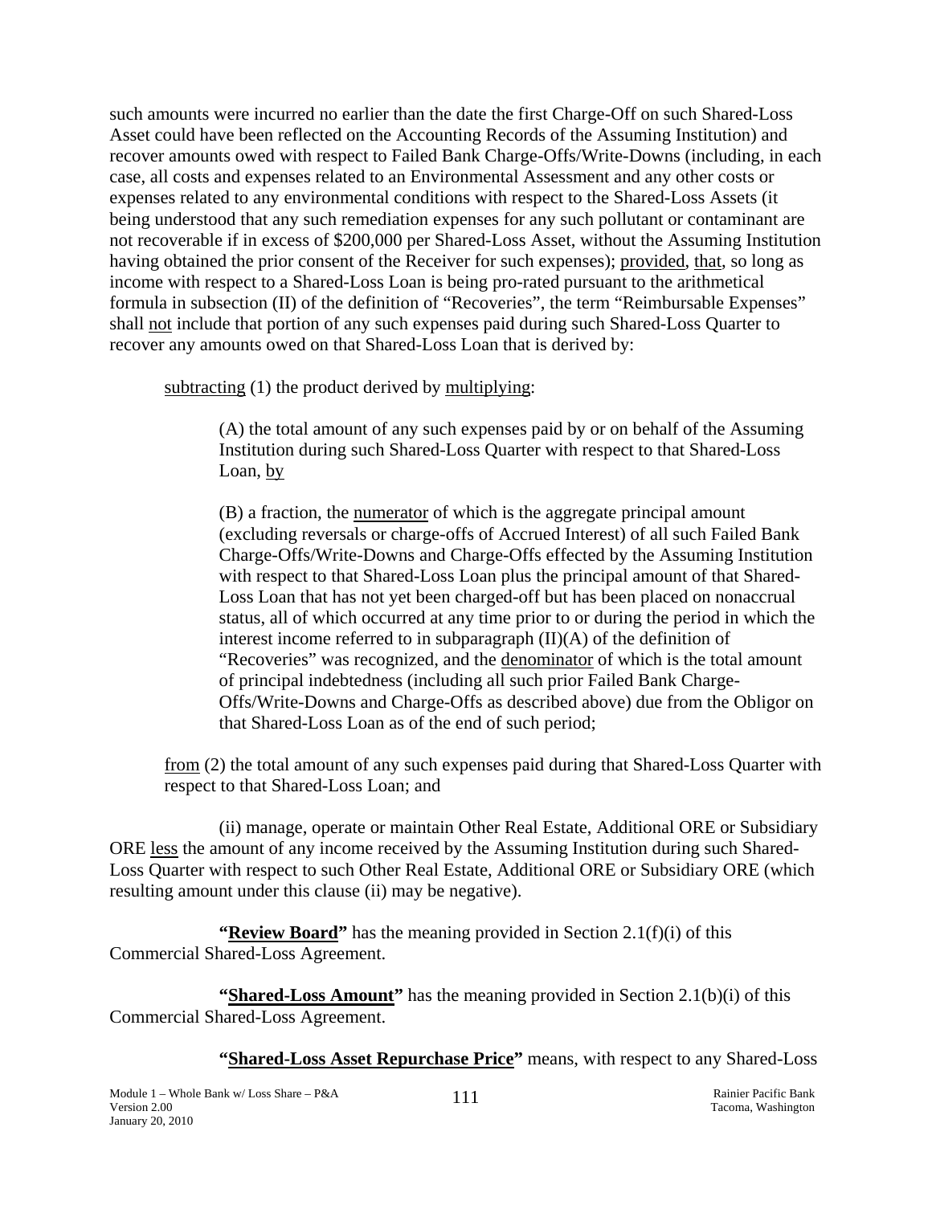such amounts were incurred no earlier than the date the first Charge-Off on such Shared-Loss Asset could have been reflected on the Accounting Records of the Assuming Institution) and recover amounts owed with respect to Failed Bank Charge-Offs/Write-Downs (including, in each case, all costs and expenses related to an Environmental Assessment and any other costs or expenses related to any environmental conditions with respect to the Shared-Loss Assets (it being understood that any such remediation expenses for any such pollutant or contaminant are not recoverable if in excess of $200,000 per Shared-Loss Asset, without the Assuming Institution having obtained the prior consent of the Receiver for such expenses); provided, that, so long as income with respect to a Shared-Loss Loan is being pro-rated pursuant to the arithmetical formula in subsection (II) of the definition of "Recoveries", the term "Reimbursable Expenses" shall not include that portion of any such expenses paid during such Shared-Loss Quarter to recover any amounts owed on that Shared-Loss Loan that is derived by:

subtracting (1) the product derived by multiplying:

(A) the total amount of any such expenses paid by or on behalf of the Assuming Institution during such Shared-Loss Quarter with respect to that Shared-Loss Loan, by

(B) a fraction, the numerator of which is the aggregate principal amount (excluding reversals or charge-offs of Accrued Interest) of all such Failed Bank Charge-Offs/Write-Downs and Charge-Offs effected by the Assuming Institution with respect to that Shared-Loss Loan plus the principal amount of that Shared-Loss Loan that has not yet been charged-off but has been placed on nonaccrual status, all of which occurred at any time prior to or during the period in which the interest income referred to in subparagraph (II)(A) of the definition of "Recoveries" was recognized, and the denominator of which is the total amount of principal indebtedness (including all such prior Failed Bank Charge-Offs/Write-Downs and Charge-Offs as described above) due from the Obligor on that Shared-Loss Loan as of the end of such period;

from (2) the total amount of any such expenses paid during that Shared-Loss Quarter with respect to that Shared-Loss Loan; and

(ii) manage, operate or maintain Other Real Estate, Additional ORE or Subsidiary ORE less the amount of any income received by the Assuming Institution during such Shared-Loss Quarter with respect to such Other Real Estate, Additional ORE or Subsidiary ORE (which resulting amount under this clause (ii) may be negative).

**"Review Board"** has the meaning provided in Section 2.1(f)(i) of this Commercial Shared-Loss Agreement.

**"Shared-Loss Amount"** has the meaning provided in Section 2.1(b)(i) of this Commercial Shared-Loss Agreement.

**"Shared-Loss Asset Repurchase Price"** means, with respect to any Shared-Loss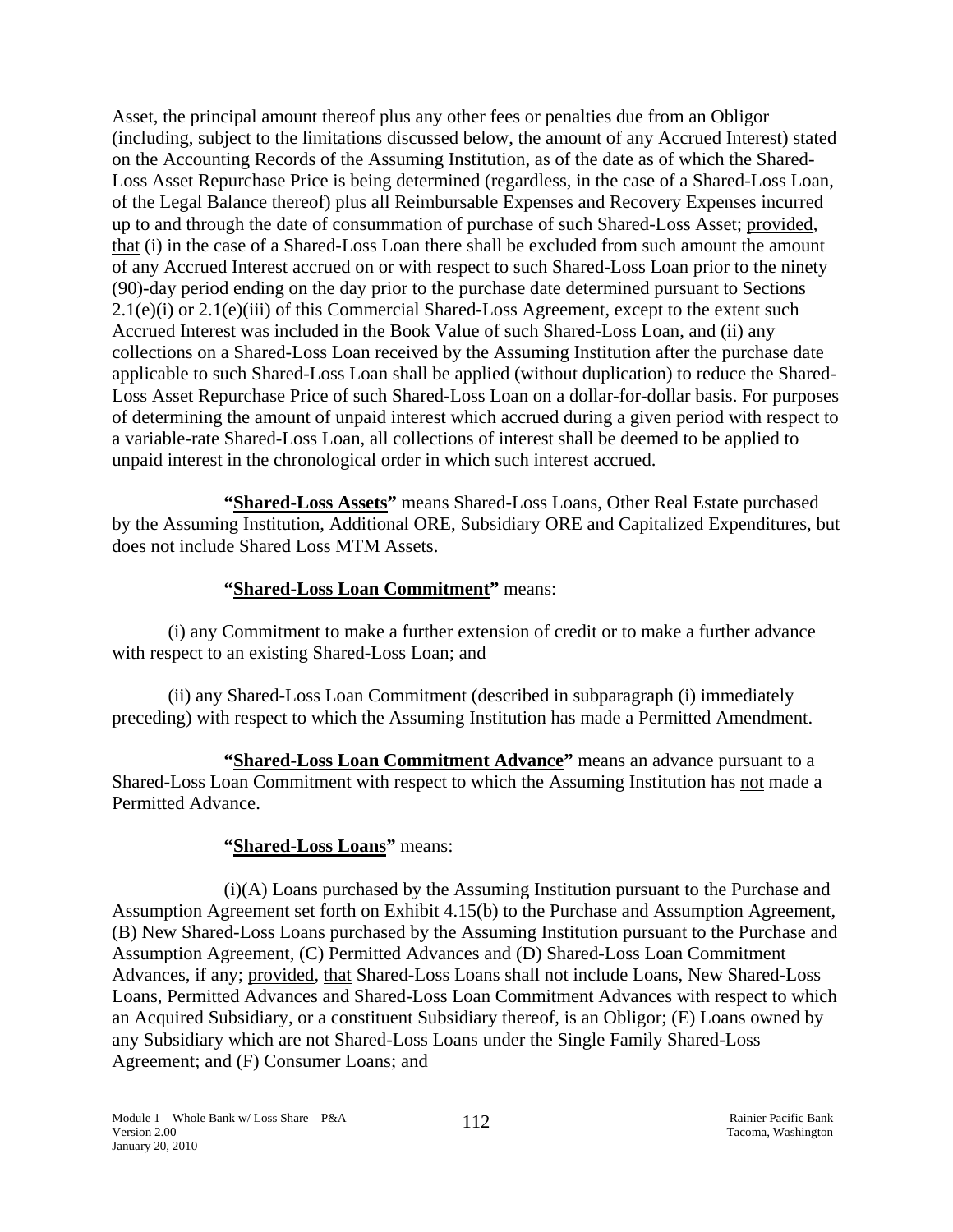Asset, the principal amount thereof plus any other fees or penalties due from an Obligor (including, subject to the limitations discussed below, the amount of any Accrued Interest) stated on the Accounting Records of the Assuming Institution, as of the date as of which the Shared-Loss Asset Repurchase Price is being determined (regardless, in the case of a Shared-Loss Loan, of the Legal Balance thereof) plus all Reimbursable Expenses and Recovery Expenses incurred up to and through the date of consummation of purchase of such Shared-Loss Asset; provided, that (i) in the case of a Shared-Loss Loan there shall be excluded from such amount the amount of any Accrued Interest accrued on or with respect to such Shared-Loss Loan prior to the ninety (90)-day period ending on the day prior to the purchase date determined pursuant to Sections 2.1(e)(i) or 2.1(e)(iii) of this Commercial Shared-Loss Agreement, except to the extent such Accrued Interest was included in the Book Value of such Shared-Loss Loan, and (ii) any collections on a Shared-Loss Loan received by the Assuming Institution after the purchase date applicable to such Shared-Loss Loan shall be applied (without duplication) to reduce the Shared-Loss Asset Repurchase Price of such Shared-Loss Loan on a dollar-for-dollar basis. For purposes of determining the amount of unpaid interest which accrued during a given period with respect to a variable-rate Shared-Loss Loan, all collections of interest shall be deemed to be applied to unpaid interest in the chronological order in which such interest accrued.

**"Shared-Loss Assets"** means Shared-Loss Loans, Other Real Estate purchased by the Assuming Institution, Additional ORE, Subsidiary ORE and Capitalized Expenditures, but does not include Shared Loss MTM Assets.

**"Shared-Loss Loan Commitment"** means:

(i) any Commitment to make a further extension of credit or to make a further advance with respect to an existing Shared-Loss Loan; and

(ii) any Shared-Loss Loan Commitment (described in subparagraph (i) immediately preceding) with respect to which the Assuming Institution has made a Permitted Amendment.

**"Shared-Loss Loan Commitment Advance"** means an advance pursuant to a Shared-Loss Loan Commitment with respect to which the Assuming Institution has not made a Permitted Advance.

**"Shared-Loss Loans"** means:

(i)(A) Loans purchased by the Assuming Institution pursuant to the Purchase and Assumption Agreement set forth on Exhibit 4.15(b) to the Purchase and Assumption Agreement, (B) New Shared-Loss Loans purchased by the Assuming Institution pursuant to the Purchase and Assumption Agreement, (C) Permitted Advances and (D) Shared-Loss Loan Commitment Advances, if any; provided, that Shared-Loss Loans shall not include Loans, New Shared-Loss Loans, Permitted Advances and Shared-Loss Loan Commitment Advances with respect to which an Acquired Subsidiary, or a constituent Subsidiary thereof, is an Obligor; (E) Loans owned by any Subsidiary which are not Shared-Loss Loans under the Single Family Shared-Loss Agreement; and (F) Consumer Loans; and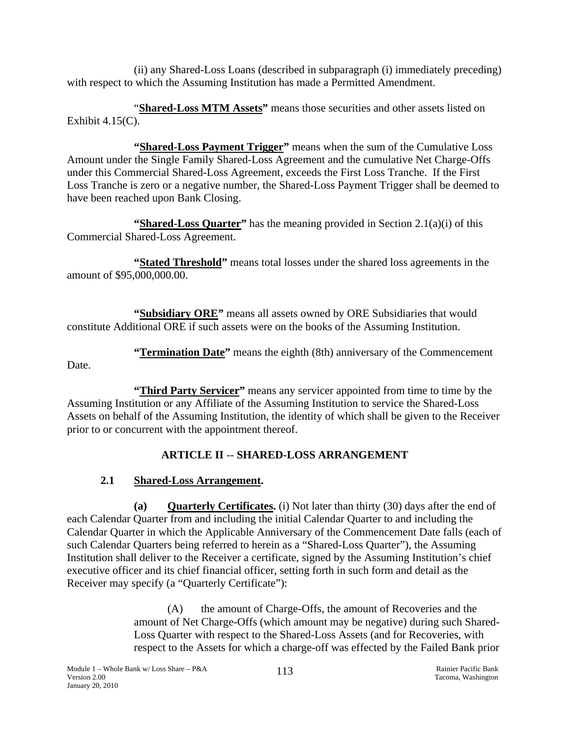(ii) any Shared-Loss Loans (described in subparagraph (i) immediately preceding) with respect to which the Assuming Institution has made a Permitted Amendment.

"**Shared-Loss MTM Assets"** means those securities and other assets listed on Exhibit 4.15(C).

**"Shared-Loss Payment Trigger"** means when the sum of the Cumulative Loss Amount under the Single Family Shared-Loss Agreement and the cumulative Net Charge-Offs under this Commercial Shared-Loss Agreement, exceeds the First Loss Tranche. If the First Loss Tranche is zero or a negative number, the Shared-Loss Payment Trigger shall be deemed to have been reached upon Bank Closing.

**"Shared-Loss Quarter"** has the meaning provided in Section 2.1(a)(i) of this Commercial Shared-Loss Agreement.

**"Stated Threshold"** means total losses under the shared loss agreements in the amount of $95,000,000.00.

**"Subsidiary ORE"** means all assets owned by ORE Subsidiaries that would constitute Additional ORE if such assets were on the books of the Assuming Institution.

**"Termination Date"** means the eighth (8th) anniversary of the Commencement Date.

**"Third Party Servicer"** means any servicer appointed from time to time by the Assuming Institution or any Affiliate of the Assuming Institution to service the Shared-Loss Assets on behalf of the Assuming Institution, the identity of which shall be given to the Receiver prior to or concurrent with the appointment thereof.

## ARTICLE II -- SHARED-LOSS ARRANGEMENT

### 2.1 Shared-Loss Arrangement.

**(a) Quarterly Certificates.** (i) Not later than thirty (30) days after the end of each Calendar Quarter from and including the initial Calendar Quarter to and including the Calendar Quarter in which the Applicable Anniversary of the Commencement Date falls (each of such Calendar Quarters being referred to herein as a "Shared-Loss Quarter"), the Assuming Institution shall deliver to the Receiver a certificate, signed by the Assuming Institution's chief executive officer and its chief financial officer, setting forth in such form and detail as the Receiver may specify (a "Quarterly Certificate"):

(A) the amount of Charge-Offs, the amount of Recoveries and the amount of Net Charge-Offs (which amount may be negative) during such Shared-Loss Quarter with respect to the Shared-Loss Assets (and for Recoveries, with respect to the Assets for which a charge-off was effected by the Failed Bank prior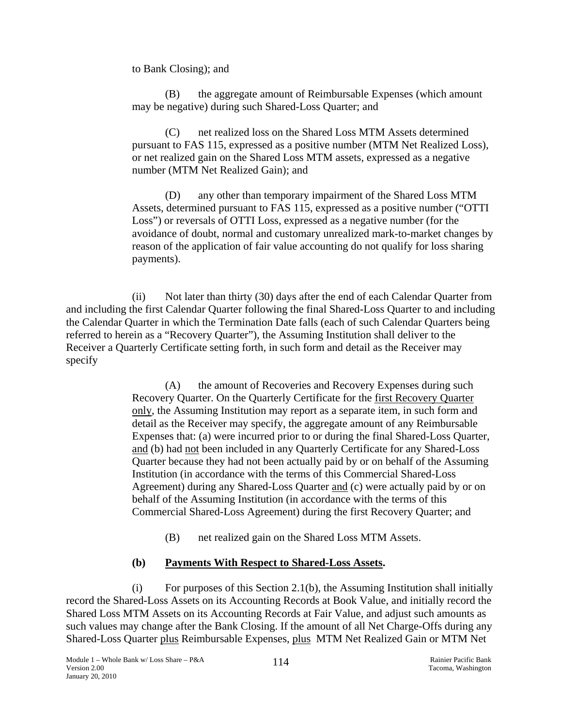to Bank Closing); and

(B) the aggregate amount of Reimbursable Expenses (which amount may be negative) during such Shared-Loss Quarter; and

(C) net realized loss on the Shared Loss MTM Assets determined pursuant to FAS 115, expressed as a positive number (MTM Net Realized Loss), or net realized gain on the Shared Loss MTM assets, expressed as a negative number (MTM Net Realized Gain); and

(D) any other than temporary impairment of the Shared Loss MTM Assets, determined pursuant to FAS 115, expressed as a positive number ("OTTI Loss") or reversals of OTTI Loss, expressed as a negative number (for the avoidance of doubt, normal and customary unrealized mark-to-market changes by reason of the application of fair value accounting do not qualify for loss sharing payments).

(ii) Not later than thirty (30) days after the end of each Calendar Quarter from and including the first Calendar Quarter following the final Shared-Loss Quarter to and including the Calendar Quarter in which the Termination Date falls (each of such Calendar Quarters being referred to herein as a "Recovery Quarter"), the Assuming Institution shall deliver to the Receiver a Quarterly Certificate setting forth, in such form and detail as the Receiver may specify

(A) the amount of Recoveries and Recovery Expenses during such Recovery Quarter. On the Quarterly Certificate for the first Recovery Quarter only, the Assuming Institution may report as a separate item, in such form and detail as the Receiver may specify, the aggregate amount of any Reimbursable Expenses that: (a) were incurred prior to or during the final Shared-Loss Quarter, and (b) had not been included in any Quarterly Certificate for any Shared-Loss Quarter because they had not been actually paid by or on behalf of the Assuming Institution (in accordance with the terms of this Commercial Shared-Loss Agreement) during any Shared-Loss Quarter and (c) were actually paid by or on behalf of the Assuming Institution (in accordance with the terms of this Commercial Shared-Loss Agreement) during the first Recovery Quarter; and

(B) net realized gain on the Shared Loss MTM Assets.

**(b) Payments With Respect to Shared-Loss Assets.**

(i) For purposes of this Section 2.1(b), the Assuming Institution shall initially record the Shared-Loss Assets on its Accounting Records at Book Value, and initially record the Shared Loss MTM Assets on its Accounting Records at Fair Value, and adjust such amounts as such values may change after the Bank Closing. If the amount of all Net Charge-Offs during any Shared-Loss Quarter plus Reimbursable Expenses, plus MTM Net Realized Gain or MTM Net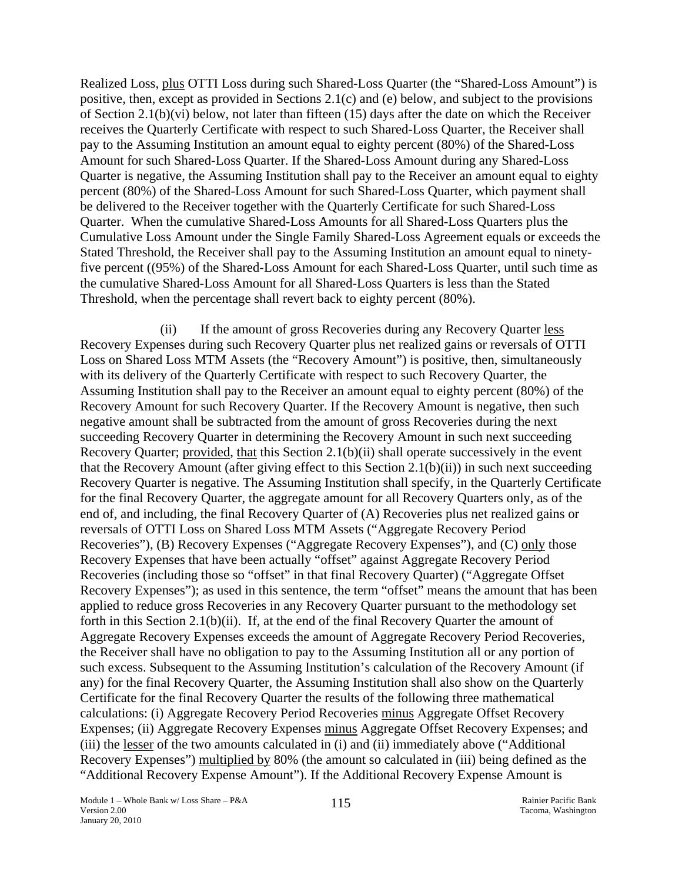Realized Loss, plus OTTI Loss during such Shared-Loss Quarter (the "Shared-Loss Amount") is positive, then, except as provided in Sections 2.1(c) and (e) below, and subject to the provisions of Section 2.1(b)(vi) below, not later than fifteen (15) days after the date on which the Receiver receives the Quarterly Certificate with respect to such Shared-Loss Quarter, the Receiver shall pay to the Assuming Institution an amount equal to eighty percent (80%) of the Shared-Loss Amount for such Shared-Loss Quarter. If the Shared-Loss Amount during any Shared-Loss Quarter is negative, the Assuming Institution shall pay to the Receiver an amount equal to eighty percent (80%) of the Shared-Loss Amount for such Shared-Loss Quarter, which payment shall be delivered to the Receiver together with the Quarterly Certificate for such Shared-Loss Quarter. When the cumulative Shared-Loss Amounts for all Shared-Loss Quarters plus the Cumulative Loss Amount under the Single Family Shared-Loss Agreement equals or exceeds the Stated Threshold, the Receiver shall pay to the Assuming Institution an amount equal to ninety-five percent ((95%) of the Shared-Loss Amount for each Shared-Loss Quarter, until such time as the cumulative Shared-Loss Amount for all Shared-Loss Quarters is less than the Stated Threshold, when the percentage shall revert back to eighty percent (80%).

(ii) If the amount of gross Recoveries during any Recovery Quarter less Recovery Expenses during such Recovery Quarter plus net realized gains or reversals of OTTI Loss on Shared Loss MTM Assets (the "Recovery Amount") is positive, then, simultaneously with its delivery of the Quarterly Certificate with respect to such Recovery Quarter, the Assuming Institution shall pay to the Receiver an amount equal to eighty percent (80%) of the Recovery Amount for such Recovery Quarter. If the Recovery Amount is negative, then such negative amount shall be subtracted from the amount of gross Recoveries during the next succeeding Recovery Quarter in determining the Recovery Amount in such next succeeding Recovery Quarter; provided, that this Section 2.1(b)(ii) shall operate successively in the event that the Recovery Amount (after giving effect to this Section 2.1(b)(ii)) in such next succeeding Recovery Quarter is negative. The Assuming Institution shall specify, in the Quarterly Certificate for the final Recovery Quarter, the aggregate amount for all Recovery Quarters only, as of the end of, and including, the final Recovery Quarter of (A) Recoveries plus net realized gains or reversals of OTTI Loss on Shared Loss MTM Assets ("Aggregate Recovery Period Recoveries"), (B) Recovery Expenses ("Aggregate Recovery Expenses"), and (C) only those Recovery Expenses that have been actually "offset" against Aggregate Recovery Period Recoveries (including those so "offset" in that final Recovery Quarter) ("Aggregate Offset Recovery Expenses"); as used in this sentence, the term "offset" means the amount that has been applied to reduce gross Recoveries in any Recovery Quarter pursuant to the methodology set forth in this Section 2.1(b)(ii). If, at the end of the final Recovery Quarter the amount of Aggregate Recovery Expenses exceeds the amount of Aggregate Recovery Period Recoveries, the Receiver shall have no obligation to pay to the Assuming Institution all or any portion of such excess. Subsequent to the Assuming Institution's calculation of the Recovery Amount (if any) for the final Recovery Quarter, the Assuming Institution shall also show on the Quarterly Certificate for the final Recovery Quarter the results of the following three mathematical calculations: (i) Aggregate Recovery Period Recoveries minus Aggregate Offset Recovery Expenses; (ii) Aggregate Recovery Expenses minus Aggregate Offset Recovery Expenses; and (iii) the lesser of the two amounts calculated in (i) and (ii) immediately above ("Additional Recovery Expenses") multiplied by 80% (the amount so calculated in (iii) being defined as the "Additional Recovery Expense Amount"). If the Additional Recovery Expense Amount is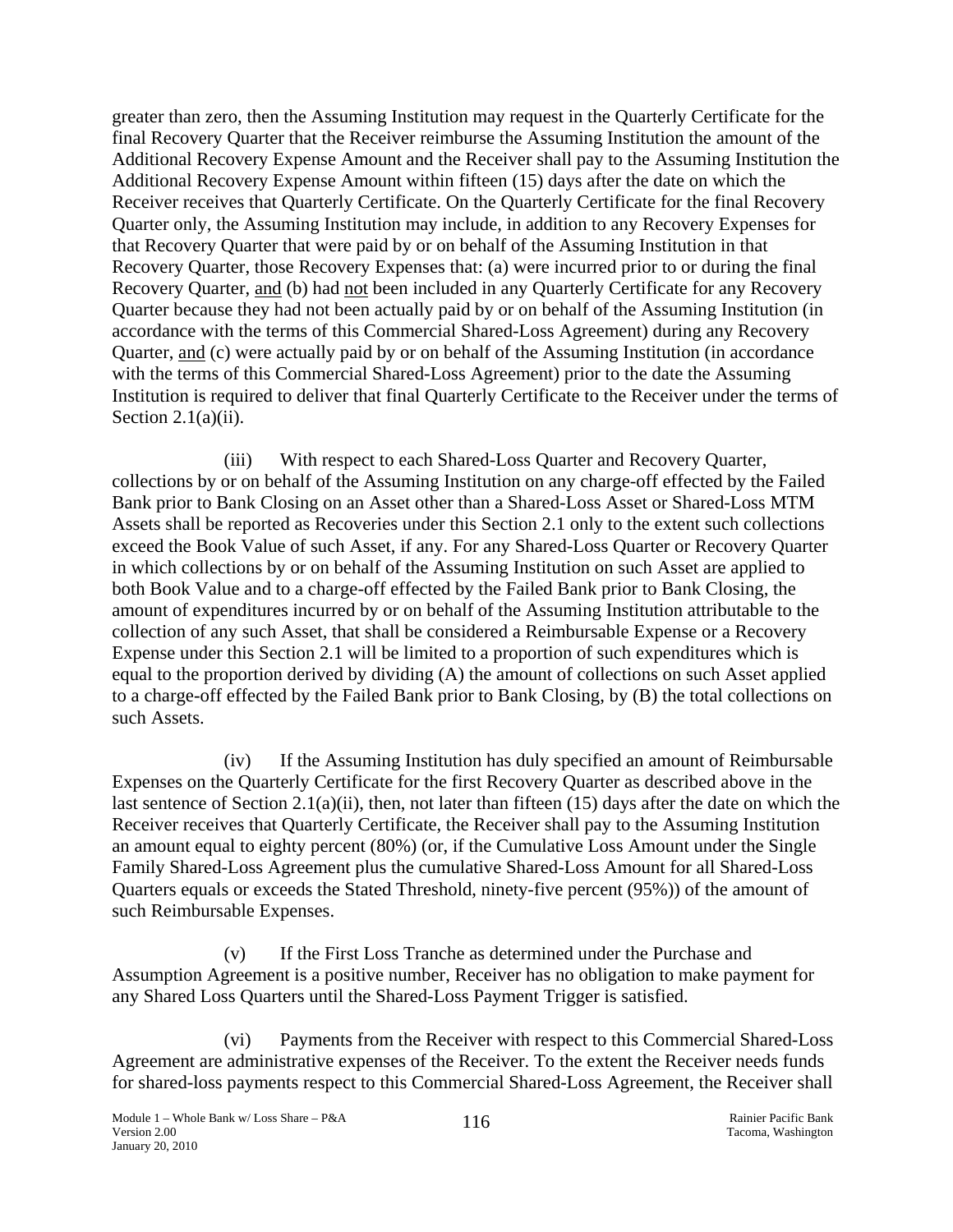greater than zero, then the Assuming Institution may request in the Quarterly Certificate for the final Recovery Quarter that the Receiver reimburse the Assuming Institution the amount of the Additional Recovery Expense Amount and the Receiver shall pay to the Assuming Institution the Additional Recovery Expense Amount within fifteen (15) days after the date on which the Receiver receives that Quarterly Certificate. On the Quarterly Certificate for the final Recovery Quarter only, the Assuming Institution may include, in addition to any Recovery Expenses for that Recovery Quarter that were paid by or on behalf of the Assuming Institution in that Recovery Quarter, those Recovery Expenses that: (a) were incurred prior to or during the final Recovery Quarter, and (b) had not been included in any Quarterly Certificate for any Recovery Quarter because they had not been actually paid by or on behalf of the Assuming Institution (in accordance with the terms of this Commercial Shared-Loss Agreement) during any Recovery Quarter, and (c) were actually paid by or on behalf of the Assuming Institution (in accordance with the terms of this Commercial Shared-Loss Agreement) prior to the date the Assuming Institution is required to deliver that final Quarterly Certificate to the Receiver under the terms of Section 2.1(a)(ii).

(iii) With respect to each Shared-Loss Quarter and Recovery Quarter, collections by or on behalf of the Assuming Institution on any charge-off effected by the Failed Bank prior to Bank Closing on an Asset other than a Shared-Loss Asset or Shared-Loss MTM Assets shall be reported as Recoveries under this Section 2.1 only to the extent such collections exceed the Book Value of such Asset, if any. For any Shared-Loss Quarter or Recovery Quarter in which collections by or on behalf of the Assuming Institution on such Asset are applied to both Book Value and to a charge-off effected by the Failed Bank prior to Bank Closing, the amount of expenditures incurred by or on behalf of the Assuming Institution attributable to the collection of any such Asset, that shall be considered a Reimbursable Expense or a Recovery Expense under this Section 2.1 will be limited to a proportion of such expenditures which is equal to the proportion derived by dividing (A) the amount of collections on such Asset applied to a charge-off effected by the Failed Bank prior to Bank Closing, by (B) the total collections on such Assets.

(iv) If the Assuming Institution has duly specified an amount of Reimbursable Expenses on the Quarterly Certificate for the first Recovery Quarter as described above in the last sentence of Section 2.1(a)(ii), then, not later than fifteen (15) days after the date on which the Receiver receives that Quarterly Certificate, the Receiver shall pay to the Assuming Institution an amount equal to eighty percent (80%) (or, if the Cumulative Loss Amount under the Single Family Shared-Loss Agreement plus the cumulative Shared-Loss Amount for all Shared-Loss Quarters equals or exceeds the Stated Threshold, ninety-five percent (95%)) of the amount of such Reimbursable Expenses.

(v) If the First Loss Tranche as determined under the Purchase and Assumption Agreement is a positive number, Receiver has no obligation to make payment for any Shared Loss Quarters until the Shared-Loss Payment Trigger is satisfied.

(vi) Payments from the Receiver with respect to this Commercial Shared-Loss Agreement are administrative expenses of the Receiver. To the extent the Receiver needs funds for shared-loss payments respect to this Commercial Shared-Loss Agreement, the Receiver shall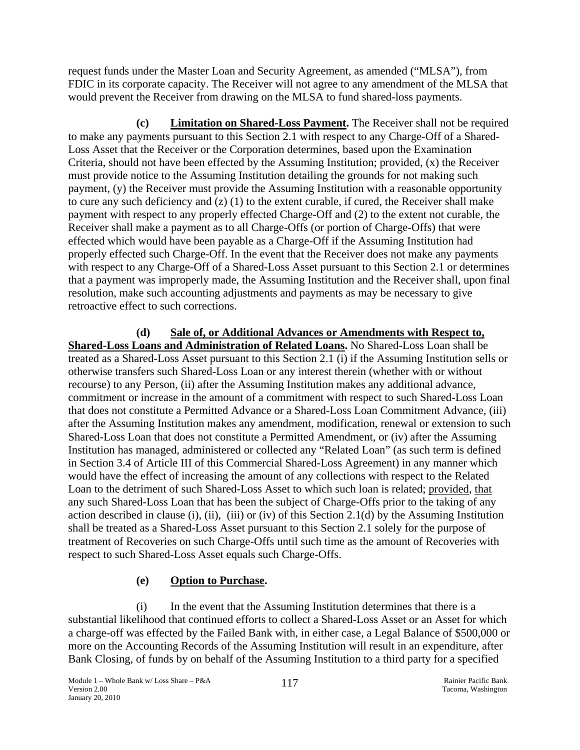request funds under the Master Loan and Security Agreement, as amended ("MLSA"), from FDIC in its corporate capacity. The Receiver will not agree to any amendment of the MLSA that would prevent the Receiver from drawing on the MLSA to fund shared-loss payments.

**(c) Limitation on Shared-Loss Payment.** The Receiver shall not be required to make any payments pursuant to this Section 2.1 with respect to any Charge-Off of a Shared-Loss Asset that the Receiver or the Corporation determines, based upon the Examination Criteria, should not have been effected by the Assuming Institution; provided, (x) the Receiver must provide notice to the Assuming Institution detailing the grounds for not making such payment, (y) the Receiver must provide the Assuming Institution with a reasonable opportunity to cure any such deficiency and (z) (1) to the extent curable, if cured, the Receiver shall make payment with respect to any properly effected Charge-Off and (2) to the extent not curable, the Receiver shall make a payment as to all Charge-Offs (or portion of Charge-Offs) that were effected which would have been payable as a Charge-Off if the Assuming Institution had properly effected such Charge-Off. In the event that the Receiver does not make any payments with respect to any Charge-Off of a Shared-Loss Asset pursuant to this Section 2.1 or determines that a payment was improperly made, the Assuming Institution and the Receiver shall, upon final resolution, make such accounting adjustments and payments as may be necessary to give retroactive effect to such corrections.

**(d) Sale of, or Additional Advances or Amendments with Respect to, Shared-Loss Loans and Administration of Related Loans.** No Shared-Loss Loan shall be treated as a Shared-Loss Asset pursuant to this Section 2.1 (i) if the Assuming Institution sells or otherwise transfers such Shared-Loss Loan or any interest therein (whether with or without recourse) to any Person, (ii) after the Assuming Institution makes any additional advance, commitment or increase in the amount of a commitment with respect to such Shared-Loss Loan that does not constitute a Permitted Advance or a Shared-Loss Loan Commitment Advance, (iii) after the Assuming Institution makes any amendment, modification, renewal or extension to such Shared-Loss Loan that does not constitute a Permitted Amendment, or (iv) after the Assuming Institution has managed, administered or collected any "Related Loan" (as such term is defined in Section 3.4 of Article III of this Commercial Shared-Loss Agreement) in any manner which would have the effect of increasing the amount of any collections with respect to the Related Loan to the detriment of such Shared-Loss Asset to which such loan is related; provided, that any such Shared-Loss Loan that has been the subject of Charge-Offs prior to the taking of any action described in clause (i), (ii), (iii) or (iv) of this Section 2.1(d) by the Assuming Institution shall be treated as a Shared-Loss Asset pursuant to this Section 2.1 solely for the purpose of treatment of Recoveries on such Charge-Offs until such time as the amount of Recoveries with respect to such Shared-Loss Asset equals such Charge-Offs.

**(e) Option to Purchase.**

(i) In the event that the Assuming Institution determines that there is a substantial likelihood that continued efforts to collect a Shared-Loss Asset or an Asset for which a charge-off was effected by the Failed Bank with, in either case, a Legal Balance of $500,000 or more on the Accounting Records of the Assuming Institution will result in an expenditure, after Bank Closing, of funds by on behalf of the Assuming Institution to a third party for a specified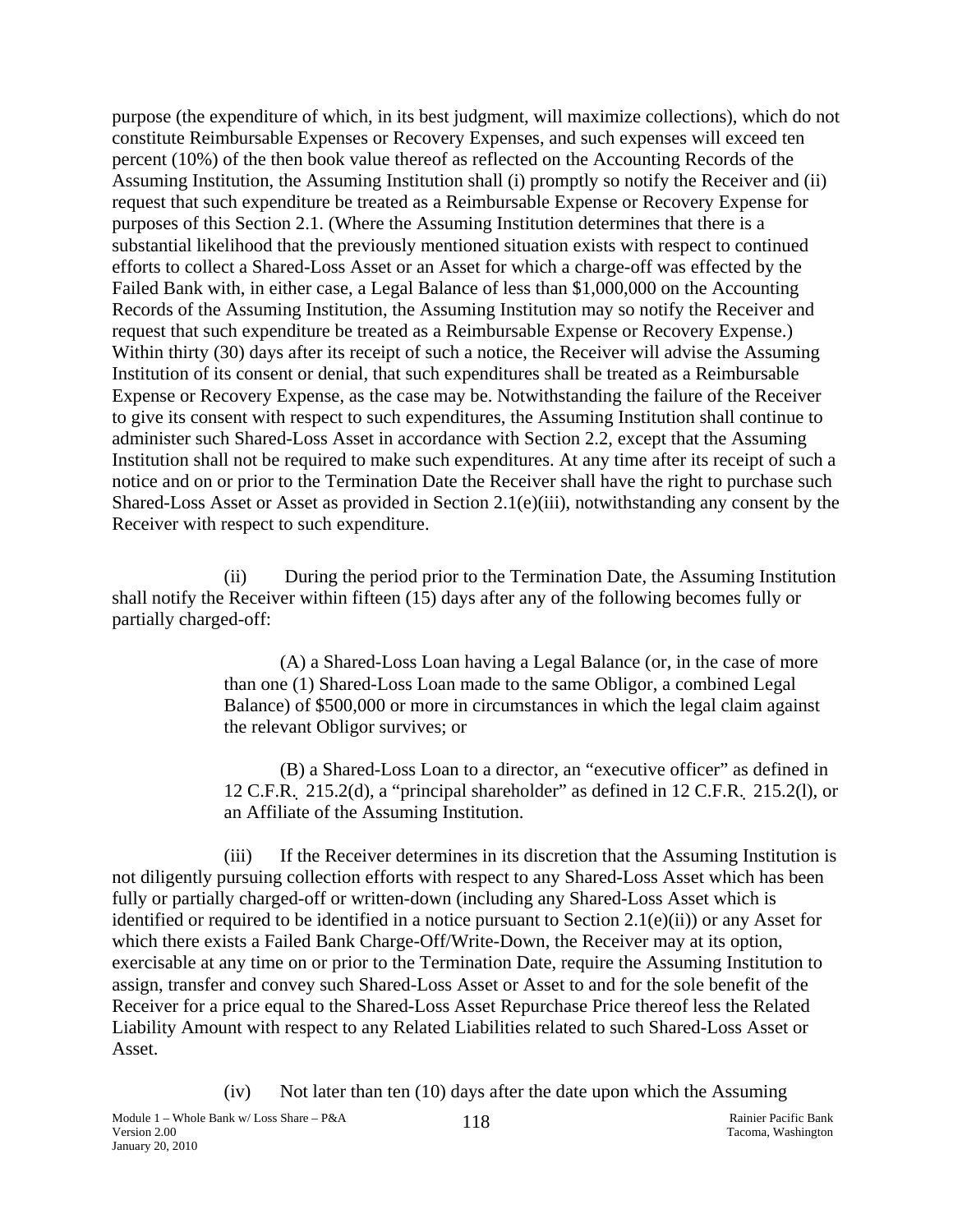purpose (the expenditure of which, in its best judgment, will maximize collections), which do not constitute Reimbursable Expenses or Recovery Expenses, and such expenses will exceed ten percent (10%) of the then book value thereof as reflected on the Accounting Records of the Assuming Institution, the Assuming Institution shall (i) promptly so notify the Receiver and (ii) request that such expenditure be treated as a Reimbursable Expense or Recovery Expense for purposes of this Section 2.1. (Where the Assuming Institution determines that there is a substantial likelihood that the previously mentioned situation exists with respect to continued efforts to collect a Shared-Loss Asset or an Asset for which a charge-off was effected by the Failed Bank with, in either case, a Legal Balance of less than $1,000,000 on the Accounting Records of the Assuming Institution, the Assuming Institution may so notify the Receiver and request that such expenditure be treated as a Reimbursable Expense or Recovery Expense.) Within thirty (30) days after its receipt of such a notice, the Receiver will advise the Assuming Institution of its consent or denial, that such expenditures shall be treated as a Reimbursable Expense or Recovery Expense, as the case may be. Notwithstanding the failure of the Receiver to give its consent with respect to such expenditures, the Assuming Institution shall continue to administer such Shared-Loss Asset in accordance with Section 2.2, except that the Assuming Institution shall not be required to make such expenditures. At any time after its receipt of such a notice and on or prior to the Termination Date the Receiver shall have the right to purchase such Shared-Loss Asset or Asset as provided in Section 2.1(e)(iii), notwithstanding any consent by the Receiver with respect to such expenditure.

(ii) During the period prior to the Termination Date, the Assuming Institution shall notify the Receiver within fifteen (15) days after any of the following becomes fully or partially charged-off:

(A) a Shared-Loss Loan having a Legal Balance (or, in the case of more than one (1) Shared-Loss Loan made to the same Obligor, a combined Legal Balance) of $500,000 or more in circumstances in which the legal claim against the relevant Obligor survives; or

(B) a Shared-Loss Loan to a director, an "executive officer" as defined in 12 C.F.R. 215.2(d), a "principal shareholder" as defined in 12 C.F.R. 215.2(l), or an Affiliate of the Assuming Institution.

(iii) If the Receiver determines in its discretion that the Assuming Institution is not diligently pursuing collection efforts with respect to any Shared-Loss Asset which has been fully or partially charged-off or written-down (including any Shared-Loss Asset which is identified or required to be identified in a notice pursuant to Section 2.1(e)(ii)) or any Asset for which there exists a Failed Bank Charge-Off/Write-Down, the Receiver may at its option, exercisable at any time on or prior to the Termination Date, require the Assuming Institution to assign, transfer and convey such Shared-Loss Asset or Asset to and for the sole benefit of the Receiver for a price equal to the Shared-Loss Asset Repurchase Price thereof less the Related Liability Amount with respect to any Related Liabilities related to such Shared-Loss Asset or Asset.

(iv) Not later than ten (10) days after the date upon which the Assuming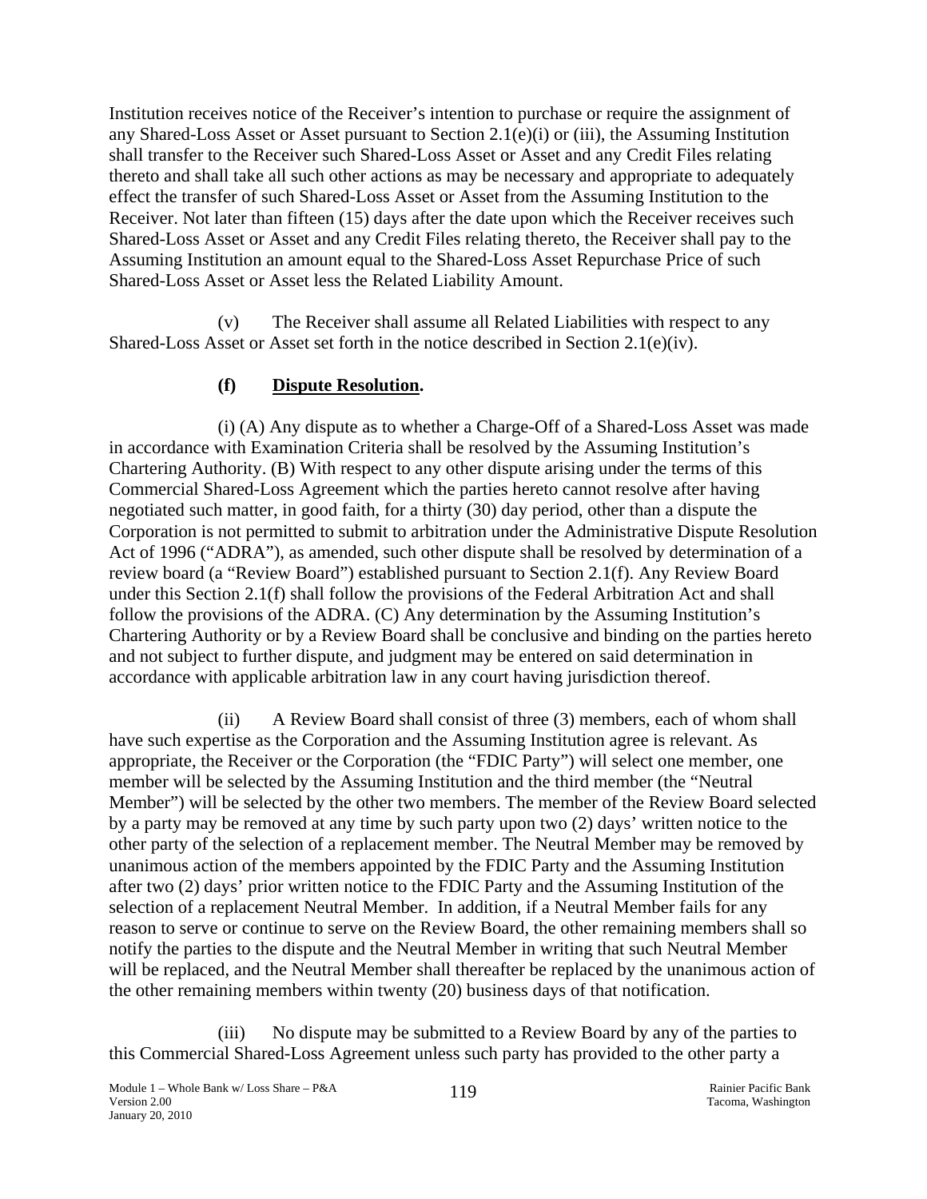Institution receives notice of the Receiver's intention to purchase or require the assignment of any Shared-Loss Asset or Asset pursuant to Section 2.1(e)(i) or (iii), the Assuming Institution shall transfer to the Receiver such Shared-Loss Asset or Asset and any Credit Files relating thereto and shall take all such other actions as may be necessary and appropriate to adequately effect the transfer of such Shared-Loss Asset or Asset from the Assuming Institution to the Receiver. Not later than fifteen (15) days after the date upon which the Receiver receives such Shared-Loss Asset or Asset and any Credit Files relating thereto, the Receiver shall pay to the Assuming Institution an amount equal to the Shared-Loss Asset Repurchase Price of such Shared-Loss Asset or Asset less the Related Liability Amount.

(v) The Receiver shall assume all Related Liabilities with respect to any Shared-Loss Asset or Asset set forth in the notice described in Section 2.1(e)(iv).

**(f) Dispute Resolution.**

(i) (A) Any dispute as to whether a Charge-Off of a Shared-Loss Asset was made in accordance with Examination Criteria shall be resolved by the Assuming Institution's Chartering Authority. (B) With respect to any other dispute arising under the terms of this Commercial Shared-Loss Agreement which the parties hereto cannot resolve after having negotiated such matter, in good faith, for a thirty (30) day period, other than a dispute the Corporation is not permitted to submit to arbitration under the Administrative Dispute Resolution Act of 1996 ("ADRA"), as amended, such other dispute shall be resolved by determination of a review board (a "Review Board") established pursuant to Section 2.1(f). Any Review Board under this Section 2.1(f) shall follow the provisions of the Federal Arbitration Act and shall follow the provisions of the ADRA. (C) Any determination by the Assuming Institution's Chartering Authority or by a Review Board shall be conclusive and binding on the parties hereto and not subject to further dispute, and judgment may be entered on said determination in accordance with applicable arbitration law in any court having jurisdiction thereof.

(ii) A Review Board shall consist of three (3) members, each of whom shall have such expertise as the Corporation and the Assuming Institution agree is relevant. As appropriate, the Receiver or the Corporation (the "FDIC Party") will select one member, one member will be selected by the Assuming Institution and the third member (the "Neutral Member") will be selected by the other two members. The member of the Review Board selected by a party may be removed at any time by such party upon two (2) days' written notice to the other party of the selection of a replacement member. The Neutral Member may be removed by unanimous action of the members appointed by the FDIC Party and the Assuming Institution after two (2) days' prior written notice to the FDIC Party and the Assuming Institution of the selection of a replacement Neutral Member. In addition, if a Neutral Member fails for any reason to serve or continue to serve on the Review Board, the other remaining members shall so notify the parties to the dispute and the Neutral Member in writing that such Neutral Member will be replaced, and the Neutral Member shall thereafter be replaced by the unanimous action of the other remaining members within twenty (20) business days of that notification.

(iii) No dispute may be submitted to a Review Board by any of the parties to this Commercial Shared-Loss Agreement unless such party has provided to the other party a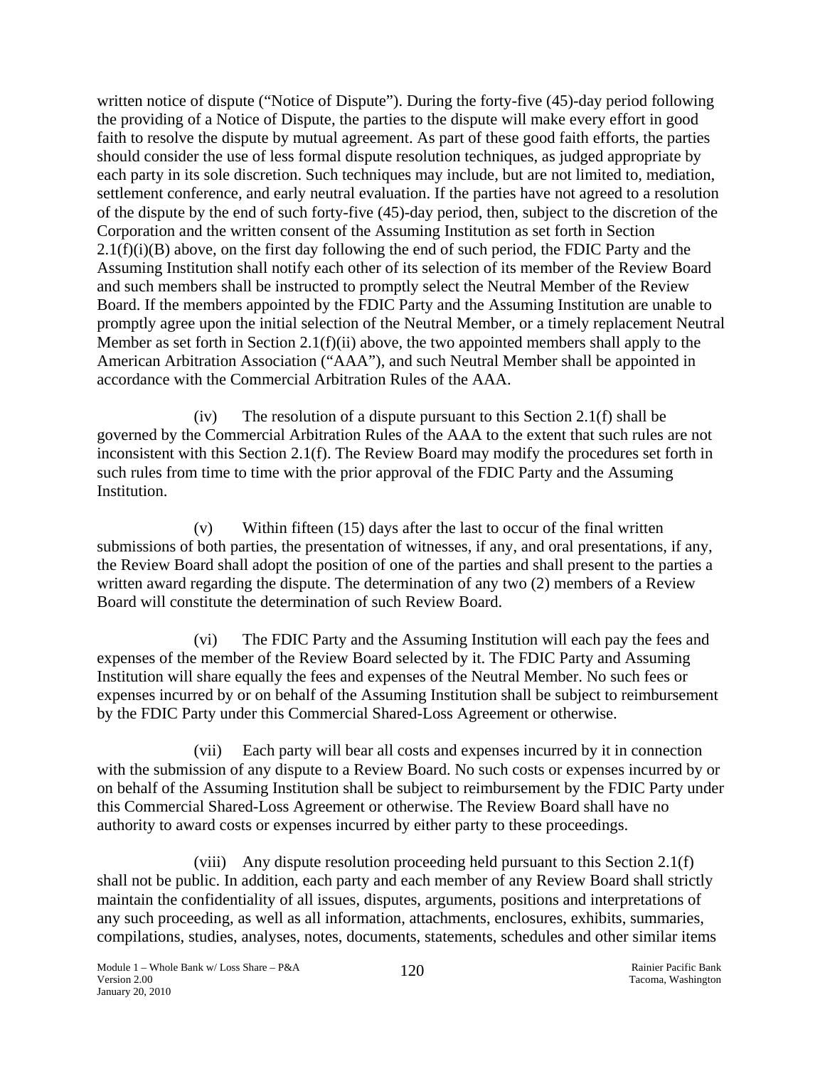written notice of dispute ("Notice of Dispute"). During the forty-five (45)-day period following the providing of a Notice of Dispute, the parties to the dispute will make every effort in good faith to resolve the dispute by mutual agreement. As part of these good faith efforts, the parties should consider the use of less formal dispute resolution techniques, as judged appropriate by each party in its sole discretion. Such techniques may include, but are not limited to, mediation, settlement conference, and early neutral evaluation. If the parties have not agreed to a resolution of the dispute by the end of such forty-five (45)-day period, then, subject to the discretion of the Corporation and the written consent of the Assuming Institution as set forth in Section 2.1(f)(i)(B) above, on the first day following the end of such period, the FDIC Party and the Assuming Institution shall notify each other of its selection of its member of the Review Board and such members shall be instructed to promptly select the Neutral Member of the Review Board. If the members appointed by the FDIC Party and the Assuming Institution are unable to promptly agree upon the initial selection of the Neutral Member, or a timely replacement Neutral Member as set forth in Section 2.1(f)(ii) above, the two appointed members shall apply to the American Arbitration Association ("AAA"), and such Neutral Member shall be appointed in accordance with the Commercial Arbitration Rules of the AAA.

(iv) The resolution of a dispute pursuant to this Section 2.1(f) shall be governed by the Commercial Arbitration Rules of the AAA to the extent that such rules are not inconsistent with this Section 2.1(f). The Review Board may modify the procedures set forth in such rules from time to time with the prior approval of the FDIC Party and the Assuming Institution.

(v) Within fifteen (15) days after the last to occur of the final written submissions of both parties, the presentation of witnesses, if any, and oral presentations, if any, the Review Board shall adopt the position of one of the parties and shall present to the parties a written award regarding the dispute. The determination of any two (2) members of a Review Board will constitute the determination of such Review Board.

(vi) The FDIC Party and the Assuming Institution will each pay the fees and expenses of the member of the Review Board selected by it. The FDIC Party and Assuming Institution will share equally the fees and expenses of the Neutral Member. No such fees or expenses incurred by or on behalf of the Assuming Institution shall be subject to reimbursement by the FDIC Party under this Commercial Shared-Loss Agreement or otherwise.

(vii) Each party will bear all costs and expenses incurred by it in connection with the submission of any dispute to a Review Board. No such costs or expenses incurred by or on behalf of the Assuming Institution shall be subject to reimbursement by the FDIC Party under this Commercial Shared-Loss Agreement or otherwise. The Review Board shall have no authority to award costs or expenses incurred by either party to these proceedings.

(viii) Any dispute resolution proceeding held pursuant to this Section 2.1(f) shall not be public. In addition, each party and each member of any Review Board shall strictly maintain the confidentiality of all issues, disputes, arguments, positions and interpretations of any such proceeding, as well as all information, attachments, enclosures, exhibits, summaries, compilations, studies, analyses, notes, documents, statements, schedules and other similar items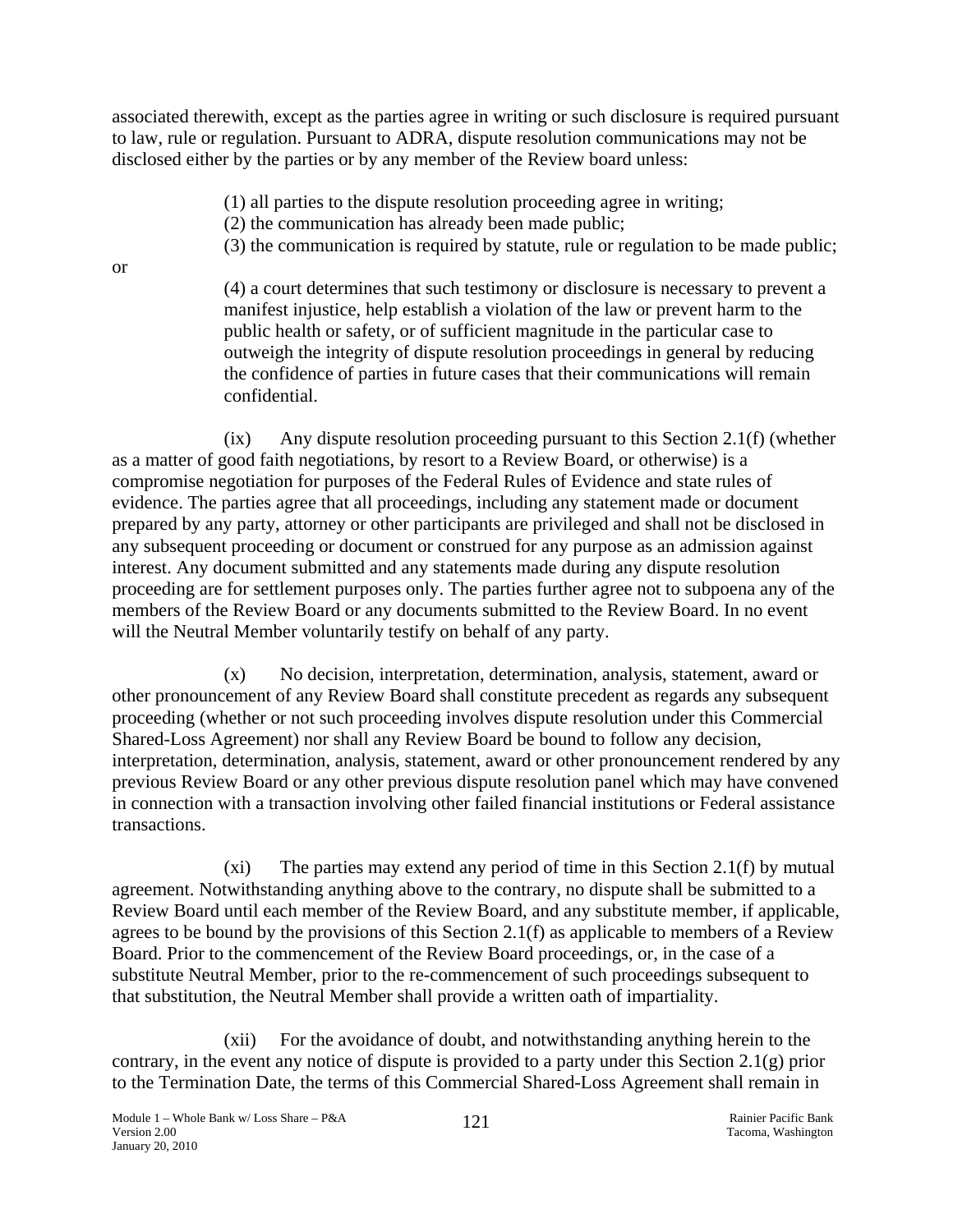associated therewith, except as the parties agree in writing or such disclosure is required pursuant to law, rule or regulation. Pursuant to ADRA, dispute resolution communications may not be disclosed either by the parties or by any member of the Review board unless:

(1) all parties to the dispute resolution proceeding agree in writing;
(2) the communication has already been made public;
(3) the communication is required by statute, rule or regulation to be made public;

or

(4) a court determines that such testimony or disclosure is necessary to prevent a manifest injustice, help establish a violation of the law or prevent harm to the public health or safety, or of sufficient magnitude in the particular case to outweigh the integrity of dispute resolution proceedings in general by reducing the confidence of parties in future cases that their communications will remain confidential.

(ix) Any dispute resolution proceeding pursuant to this Section 2.1(f) (whether as a matter of good faith negotiations, by resort to a Review Board, or otherwise) is a compromise negotiation for purposes of the Federal Rules of Evidence and state rules of evidence. The parties agree that all proceedings, including any statement made or document prepared by any party, attorney or other participants are privileged and shall not be disclosed in any subsequent proceeding or document or construed for any purpose as an admission against interest. Any document submitted and any statements made during any dispute resolution proceeding are for settlement purposes only. The parties further agree not to subpoena any of the members of the Review Board or any documents submitted to the Review Board. In no event will the Neutral Member voluntarily testify on behalf of any party.

(x) No decision, interpretation, determination, analysis, statement, award or other pronouncement of any Review Board shall constitute precedent as regards any subsequent proceeding (whether or not such proceeding involves dispute resolution under this Commercial Shared-Loss Agreement) nor shall any Review Board be bound to follow any decision, interpretation, determination, analysis, statement, award or other pronouncement rendered by any previous Review Board or any other previous dispute resolution panel which may have convened in connection with a transaction involving other failed financial institutions or Federal assistance transactions.

(xi) The parties may extend any period of time in this Section 2.1(f) by mutual agreement. Notwithstanding anything above to the contrary, no dispute shall be submitted to a Review Board until each member of the Review Board, and any substitute member, if applicable, agrees to be bound by the provisions of this Section 2.1(f) as applicable to members of a Review Board. Prior to the commencement of the Review Board proceedings, or, in the case of a substitute Neutral Member, prior to the re-commencement of such proceedings subsequent to that substitution, the Neutral Member shall provide a written oath of impartiality.

(xii) For the avoidance of doubt, and notwithstanding anything herein to the contrary, in the event any notice of dispute is provided to a party under this Section 2.1(g) prior to the Termination Date, the terms of this Commercial Shared-Loss Agreement shall remain in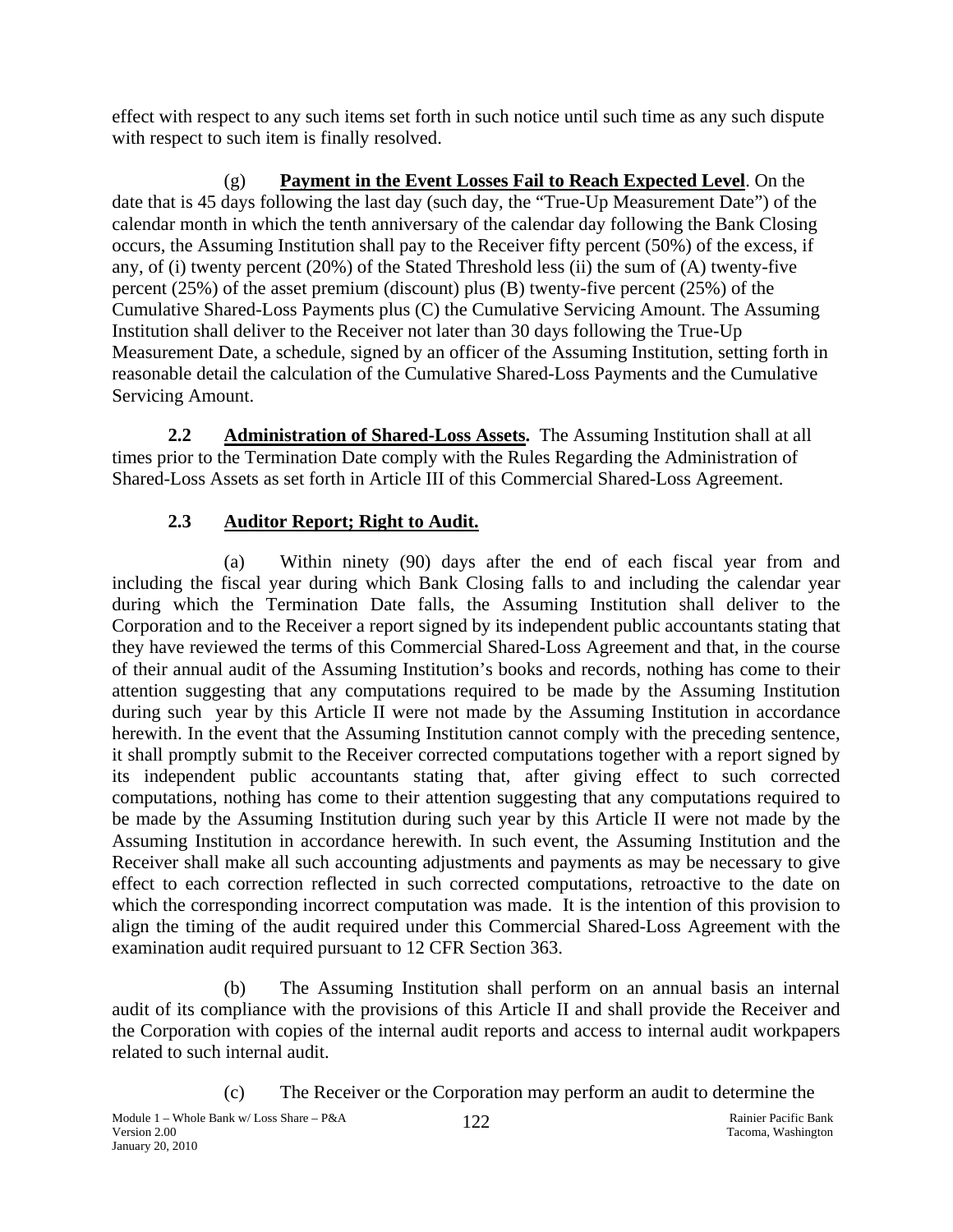effect with respect to any such items set forth in such notice until such time as any such dispute with respect to such item is finally resolved.

(g) **Payment in the Event Losses Fail to Reach Expected Level**. On the date that is 45 days following the last day (such day, the "True-Up Measurement Date") of the calendar month in which the tenth anniversary of the calendar day following the Bank Closing occurs, the Assuming Institution shall pay to the Receiver fifty percent (50%) of the excess, if any, of (i) twenty percent (20%) of the Stated Threshold less (ii) the sum of (A) twenty-five percent (25%) of the asset premium (discount) plus (B) twenty-five percent (25%) of the Cumulative Shared-Loss Payments plus (C) the Cumulative Servicing Amount. The Assuming Institution shall deliver to the Receiver not later than 30 days following the True-Up Measurement Date, a schedule, signed by an officer of the Assuming Institution, setting forth in reasonable detail the calculation of the Cumulative Shared-Loss Payments and the Cumulative Servicing Amount.

**2.2 Administration of Shared-Loss Assets.** The Assuming Institution shall at all times prior to the Termination Date comply with the Rules Regarding the Administration of Shared-Loss Assets as set forth in Article III of this Commercial Shared-Loss Agreement.

**2.3 Auditor Report; Right to Audit.**

(a) Within ninety (90) days after the end of each fiscal year from and including the fiscal year during which Bank Closing falls to and including the calendar year during which the Termination Date falls, the Assuming Institution shall deliver to the Corporation and to the Receiver a report signed by its independent public accountants stating that they have reviewed the terms of this Commercial Shared-Loss Agreement and that, in the course of their annual audit of the Assuming Institution's books and records, nothing has come to their attention suggesting that any computations required to be made by the Assuming Institution during such year by this Article II were not made by the Assuming Institution in accordance herewith. In the event that the Assuming Institution cannot comply with the preceding sentence, it shall promptly submit to the Receiver corrected computations together with a report signed by its independent public accountants stating that, after giving effect to such corrected computations, nothing has come to their attention suggesting that any computations required to be made by the Assuming Institution during such year by this Article II were not made by the Assuming Institution in accordance herewith. In such event, the Assuming Institution and the Receiver shall make all such accounting adjustments and payments as may be necessary to give effect to each correction reflected in such corrected computations, retroactive to the date on which the corresponding incorrect computation was made. It is the intention of this provision to align the timing of the audit required under this Commercial Shared-Loss Agreement with the examination audit required pursuant to 12 CFR Section 363.

(b) The Assuming Institution shall perform on an annual basis an internal audit of its compliance with the provisions of this Article II and shall provide the Receiver and the Corporation with copies of the internal audit reports and access to internal audit workpapers related to such internal audit.

(c) The Receiver or the Corporation may perform an audit to determine the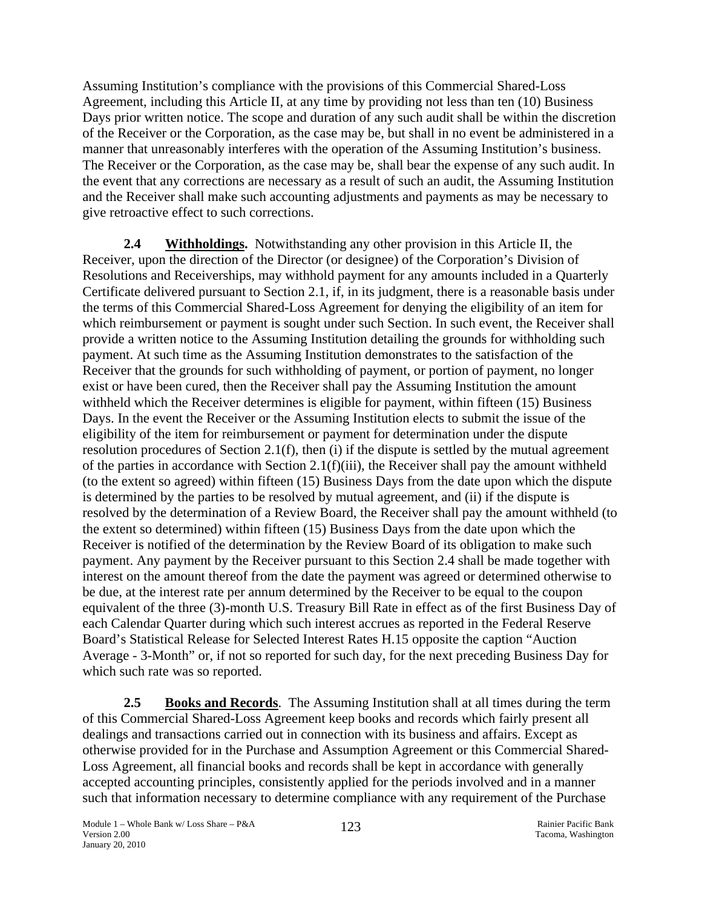Assuming Institution's compliance with the provisions of this Commercial Shared-Loss Agreement, including this Article II, at any time by providing not less than ten (10) Business Days prior written notice. The scope and duration of any such audit shall be within the discretion of the Receiver or the Corporation, as the case may be, but shall in no event be administered in a manner that unreasonably interferes with the operation of the Assuming Institution's business. The Receiver or the Corporation, as the case may be, shall bear the expense of any such audit. In the event that any corrections are necessary as a result of such an audit, the Assuming Institution and the Receiver shall make such accounting adjustments and payments as may be necessary to give retroactive effect to such corrections.

**2.4 Withholdings.** Notwithstanding any other provision in this Article II, the Receiver, upon the direction of the Director (or designee) of the Corporation's Division of Resolutions and Receiverships, may withhold payment for any amounts included in a Quarterly Certificate delivered pursuant to Section 2.1, if, in its judgment, there is a reasonable basis under the terms of this Commercial Shared-Loss Agreement for denying the eligibility of an item for which reimbursement or payment is sought under such Section. In such event, the Receiver shall provide a written notice to the Assuming Institution detailing the grounds for withholding such payment. At such time as the Assuming Institution demonstrates to the satisfaction of the Receiver that the grounds for such withholding of payment, or portion of payment, no longer exist or have been cured, then the Receiver shall pay the Assuming Institution the amount withheld which the Receiver determines is eligible for payment, within fifteen (15) Business Days. In the event the Receiver or the Assuming Institution elects to submit the issue of the eligibility of the item for reimbursement or payment for determination under the dispute resolution procedures of Section 2.1(f), then (i) if the dispute is settled by the mutual agreement of the parties in accordance with Section 2.1(f)(iii), the Receiver shall pay the amount withheld (to the extent so agreed) within fifteen (15) Business Days from the date upon which the dispute is determined by the parties to be resolved by mutual agreement, and (ii) if the dispute is resolved by the determination of a Review Board, the Receiver shall pay the amount withheld (to the extent so determined) within fifteen (15) Business Days from the date upon which the Receiver is notified of the determination by the Review Board of its obligation to make such payment. Any payment by the Receiver pursuant to this Section 2.4 shall be made together with interest on the amount thereof from the date the payment was agreed or determined otherwise to be due, at the interest rate per annum determined by the Receiver to be equal to the coupon equivalent of the three (3)-month U.S. Treasury Bill Rate in effect as of the first Business Day of each Calendar Quarter during which such interest accrues as reported in the Federal Reserve Board's Statistical Release for Selected Interest Rates H.15 opposite the caption "Auction Average - 3-Month" or, if not so reported for such day, for the next preceding Business Day for which such rate was so reported.

**2.5 Books and Records**. The Assuming Institution shall at all times during the term of this Commercial Shared-Loss Agreement keep books and records which fairly present all dealings and transactions carried out in connection with its business and affairs. Except as otherwise provided for in the Purchase and Assumption Agreement or this Commercial Shared-Loss Agreement, all financial books and records shall be kept in accordance with generally accepted accounting principles, consistently applied for the periods involved and in a manner such that information necessary to determine compliance with any requirement of the Purchase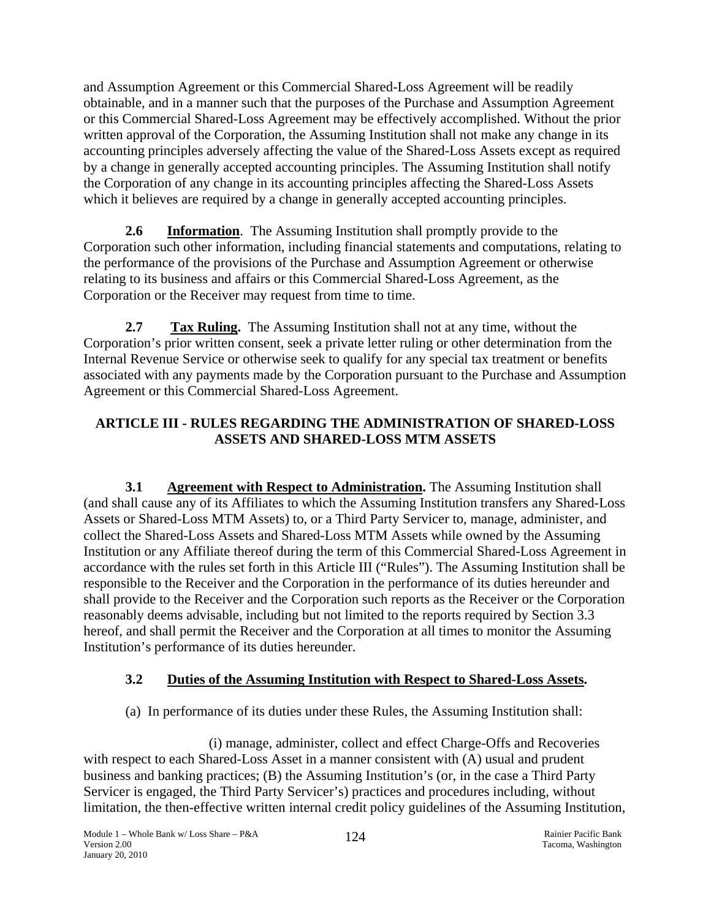and Assumption Agreement or this Commercial Shared-Loss Agreement will be readily obtainable, and in a manner such that the purposes of the Purchase and Assumption Agreement or this Commercial Shared-Loss Agreement may be effectively accomplished. Without the prior written approval of the Corporation, the Assuming Institution shall not make any change in its accounting principles adversely affecting the value of the Shared-Loss Assets except as required by a change in generally accepted accounting principles. The Assuming Institution shall notify the Corporation of any change in its accounting principles affecting the Shared-Loss Assets which it believes are required by a change in generally accepted accounting principles.

**2.6 Information**. The Assuming Institution shall promptly provide to the Corporation such other information, including financial statements and computations, relating to the performance of the provisions of the Purchase and Assumption Agreement or otherwise relating to its business and affairs or this Commercial Shared-Loss Agreement, as the Corporation or the Receiver may request from time to time.

**2.7 Tax Ruling.** The Assuming Institution shall not at any time, without the Corporation's prior written consent, seek a private letter ruling or other determination from the Internal Revenue Service or otherwise seek to qualify for any special tax treatment or benefits associated with any payments made by the Corporation pursuant to the Purchase and Assumption Agreement or this Commercial Shared-Loss Agreement.

## ARTICLE III - RULES REGARDING THE ADMINISTRATION OF SHARED-LOSS ASSETS AND SHARED-LOSS MTM ASSETS

**3.1 Agreement with Respect to Administration.** The Assuming Institution shall (and shall cause any of its Affiliates to which the Assuming Institution transfers any Shared-Loss Assets or Shared-Loss MTM Assets) to, or a Third Party Servicer to, manage, administer, and collect the Shared-Loss Assets and Shared-Loss MTM Assets while owned by the Assuming Institution or any Affiliate thereof during the term of this Commercial Shared-Loss Agreement in accordance with the rules set forth in this Article III ("Rules"). The Assuming Institution shall be responsible to the Receiver and the Corporation in the performance of its duties hereunder and shall provide to the Receiver and the Corporation such reports as the Receiver or the Corporation reasonably deems advisable, including but not limited to the reports required by Section 3.3 hereof, and shall permit the Receiver and the Corporation at all times to monitor the Assuming Institution's performance of its duties hereunder.

### 3.2 Duties of the Assuming Institution with Respect to Shared-Loss Assets.

(a) In performance of its duties under these Rules, the Assuming Institution shall:

(i) manage, administer, collect and effect Charge-Offs and Recoveries with respect to each Shared-Loss Asset in a manner consistent with (A) usual and prudent business and banking practices; (B) the Assuming Institution's (or, in the case a Third Party Servicer is engaged, the Third Party Servicer's) practices and procedures including, without limitation, the then-effective written internal credit policy guidelines of the Assuming Institution,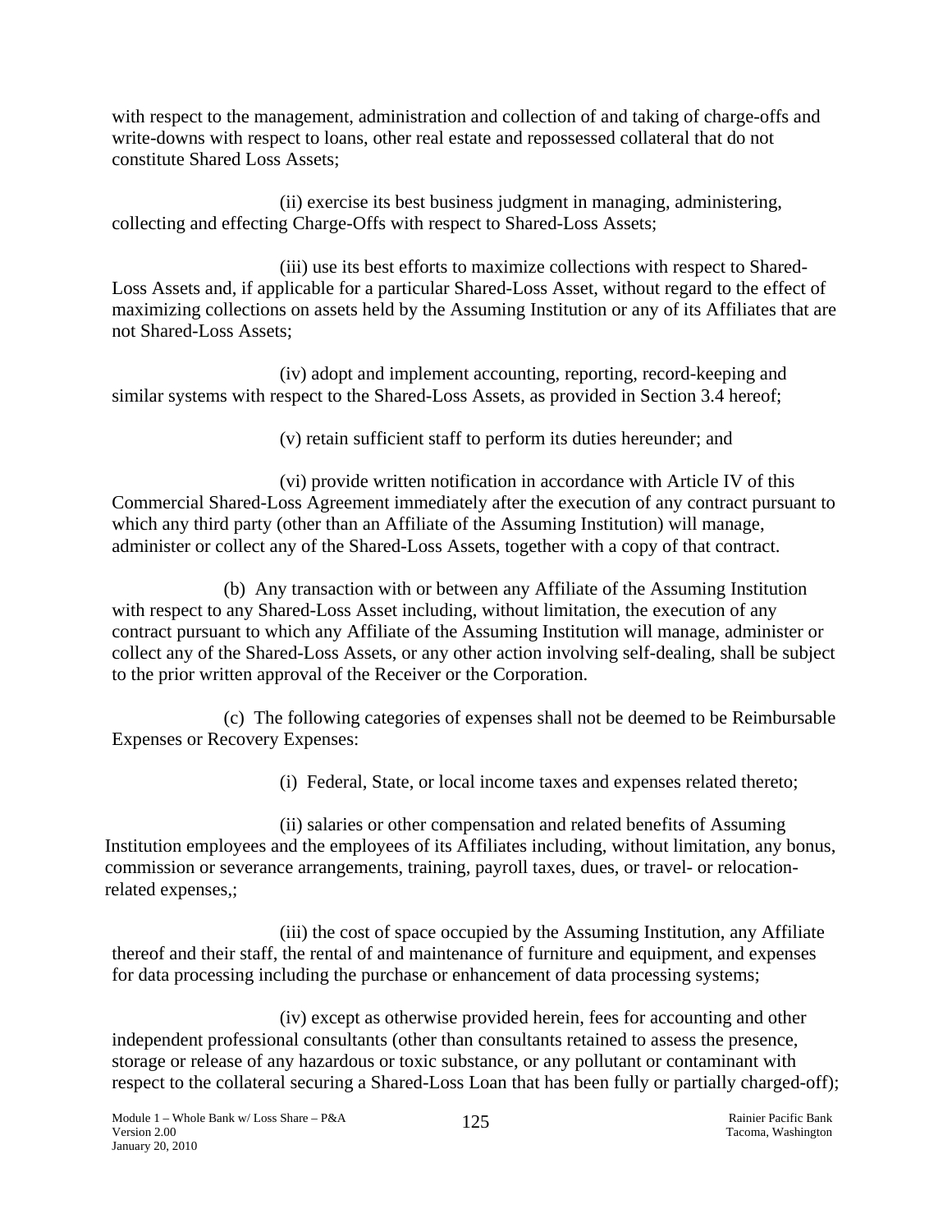with respect to the management, administration and collection of and taking of charge-offs and write-downs with respect to loans, other real estate and repossessed collateral that do not constitute Shared Loss Assets;

(ii) exercise its best business judgment in managing, administering, collecting and effecting Charge-Offs with respect to Shared-Loss Assets;

(iii) use its best efforts to maximize collections with respect to Shared-Loss Assets and, if applicable for a particular Shared-Loss Asset, without regard to the effect of maximizing collections on assets held by the Assuming Institution or any of its Affiliates that are not Shared-Loss Assets;

(iv) adopt and implement accounting, reporting, record-keeping and similar systems with respect to the Shared-Loss Assets, as provided in Section 3.4 hereof;

(v) retain sufficient staff to perform its duties hereunder; and

(vi) provide written notification in accordance with Article IV of this Commercial Shared-Loss Agreement immediately after the execution of any contract pursuant to which any third party (other than an Affiliate of the Assuming Institution) will manage, administer or collect any of the Shared-Loss Assets, together with a copy of that contract.

(b) Any transaction with or between any Affiliate of the Assuming Institution with respect to any Shared-Loss Asset including, without limitation, the execution of any contract pursuant to which any Affiliate of the Assuming Institution will manage, administer or collect any of the Shared-Loss Assets, or any other action involving self-dealing, shall be subject to the prior written approval of the Receiver or the Corporation.

(c) The following categories of expenses shall not be deemed to be Reimbursable Expenses or Recovery Expenses:

(i) Federal, State, or local income taxes and expenses related thereto;

(ii) salaries or other compensation and related benefits of Assuming Institution employees and the employees of its Affiliates including, without limitation, any bonus, commission or severance arrangements, training, payroll taxes, dues, or travel- or relocation-related expenses,;

(iii) the cost of space occupied by the Assuming Institution, any Affiliate thereof and their staff, the rental of and maintenance of furniture and equipment, and expenses for data processing including the purchase or enhancement of data processing systems;

(iv) except as otherwise provided herein, fees for accounting and other independent professional consultants (other than consultants retained to assess the presence, storage or release of any hazardous or toxic substance, or any pollutant or contaminant with respect to the collateral securing a Shared-Loss Loan that has been fully or partially charged-off);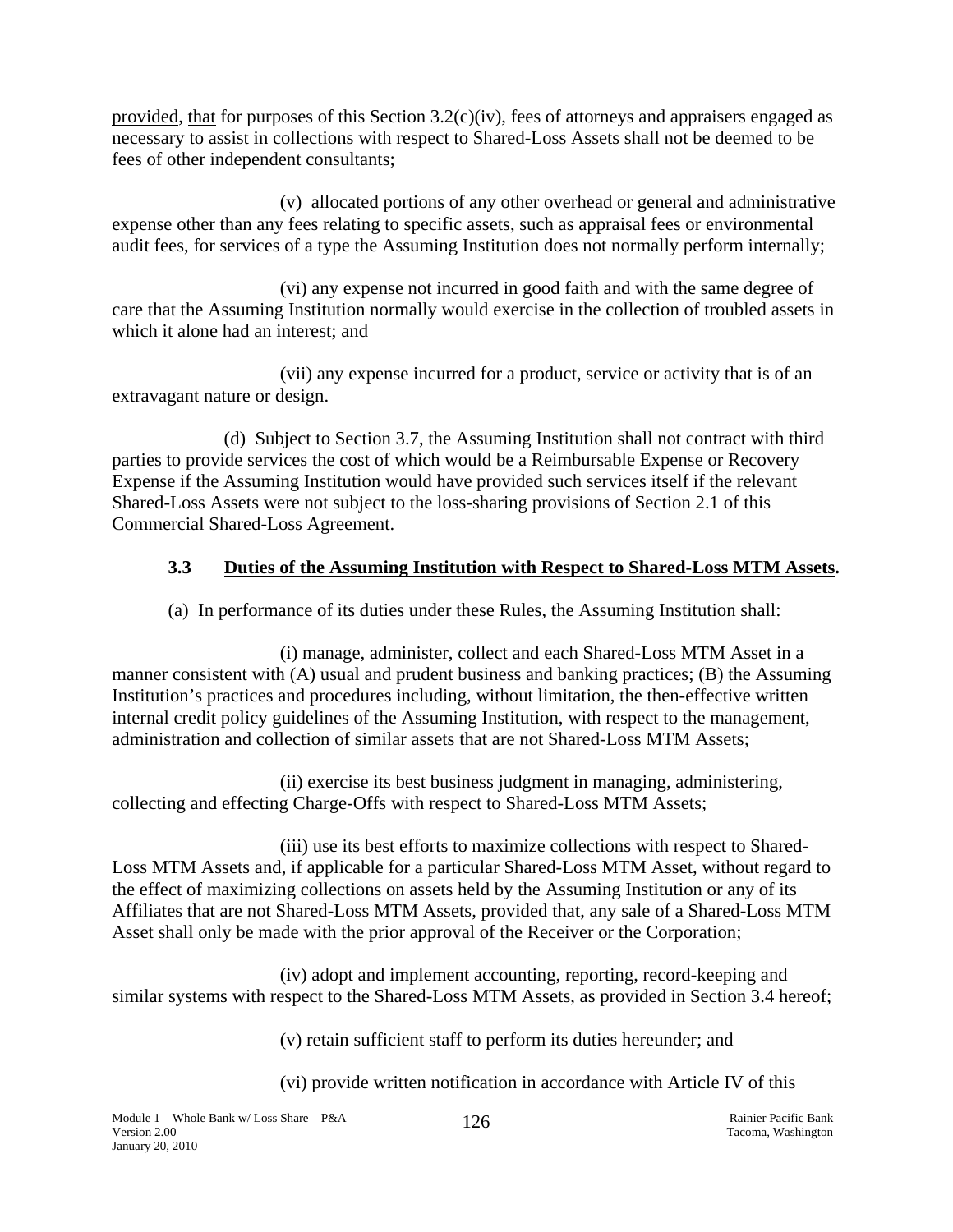provided, that for purposes of this Section 3.2(c)(iv), fees of attorneys and appraisers engaged as necessary to assist in collections with respect to Shared-Loss Assets shall not be deemed to be fees of other independent consultants;

(v) allocated portions of any other overhead or general and administrative expense other than any fees relating to specific assets, such as appraisal fees or environmental audit fees, for services of a type the Assuming Institution does not normally perform internally;

(vi) any expense not incurred in good faith and with the same degree of care that the Assuming Institution normally would exercise in the collection of troubled assets in which it alone had an interest; and

(vii) any expense incurred for a product, service or activity that is of an extravagant nature or design.

(d) Subject to Section 3.7, the Assuming Institution shall not contract with third parties to provide services the cost of which would be a Reimbursable Expense or Recovery Expense if the Assuming Institution would have provided such services itself if the relevant Shared-Loss Assets were not subject to the loss-sharing provisions of Section 2.1 of this Commercial Shared-Loss Agreement.

### 3.3 Duties of the Assuming Institution with Respect to Shared-Loss MTM Assets.

(a) In performance of its duties under these Rules, the Assuming Institution shall:

(i) manage, administer, collect and each Shared-Loss MTM Asset in a manner consistent with (A) usual and prudent business and banking practices; (B) the Assuming Institution's practices and procedures including, without limitation, the then-effective written internal credit policy guidelines of the Assuming Institution, with respect to the management, administration and collection of similar assets that are not Shared-Loss MTM Assets;

(ii) exercise its best business judgment in managing, administering, collecting and effecting Charge-Offs with respect to Shared-Loss MTM Assets;

(iii) use its best efforts to maximize collections with respect to Shared-Loss MTM Assets and, if applicable for a particular Shared-Loss MTM Asset, without regard to the effect of maximizing collections on assets held by the Assuming Institution or any of its Affiliates that are not Shared-Loss MTM Assets, provided that, any sale of a Shared-Loss MTM Asset shall only be made with the prior approval of the Receiver or the Corporation;

(iv) adopt and implement accounting, reporting, record-keeping and similar systems with respect to the Shared-Loss MTM Assets, as provided in Section 3.4 hereof;

(v) retain sufficient staff to perform its duties hereunder; and

(vi) provide written notification in accordance with Article IV of this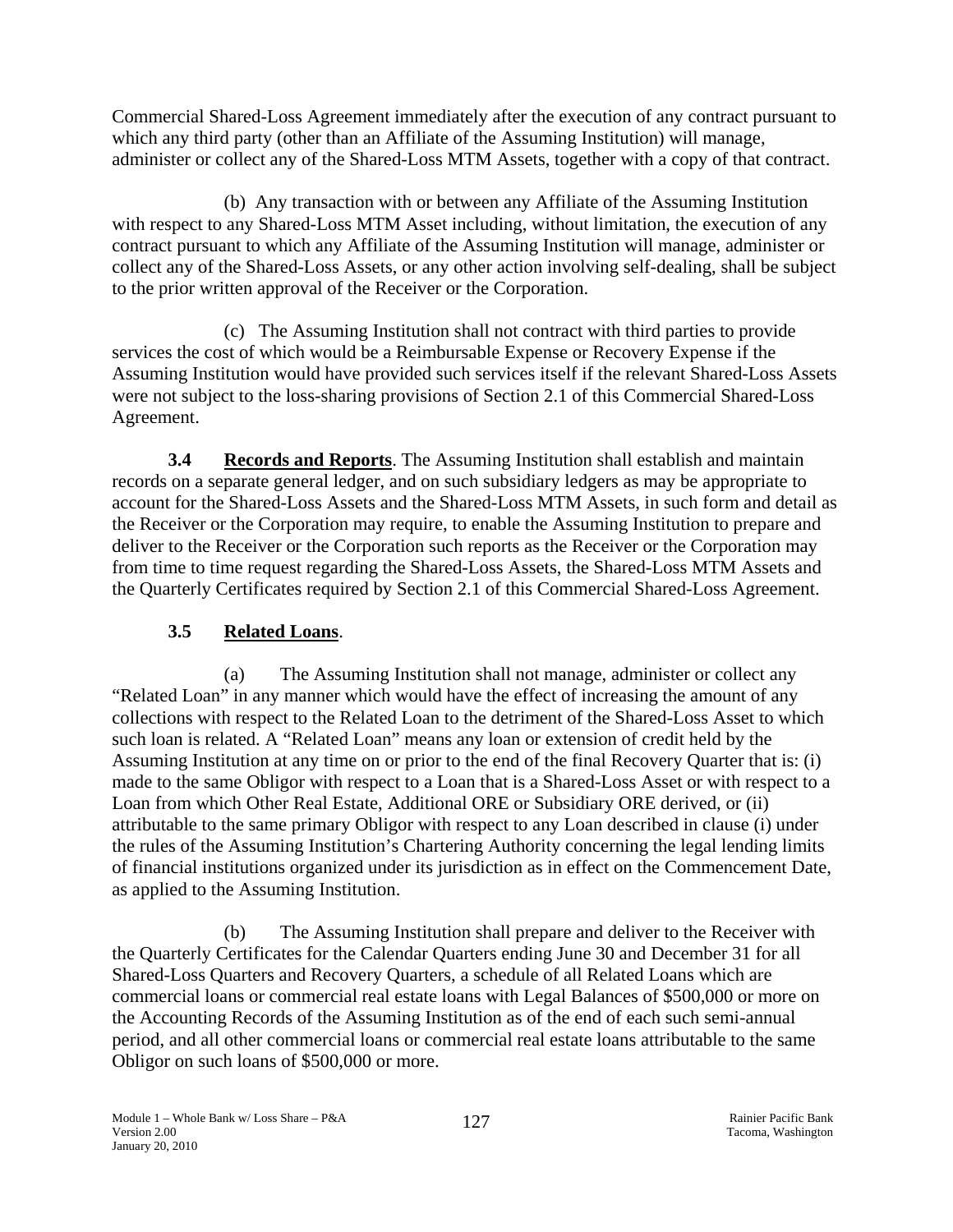Commercial Shared-Loss Agreement immediately after the execution of any contract pursuant to which any third party (other than an Affiliate of the Assuming Institution) will manage, administer or collect any of the Shared-Loss MTM Assets, together with a copy of that contract.

(b) Any transaction with or between any Affiliate of the Assuming Institution with respect to any Shared-Loss MTM Asset including, without limitation, the execution of any contract pursuant to which any Affiliate of the Assuming Institution will manage, administer or collect any of the Shared-Loss Assets, or any other action involving self-dealing, shall be subject to the prior written approval of the Receiver or the Corporation.

(c) The Assuming Institution shall not contract with third parties to provide services the cost of which would be a Reimbursable Expense or Recovery Expense if the Assuming Institution would have provided such services itself if the relevant Shared-Loss Assets were not subject to the loss-sharing provisions of Section 2.1 of this Commercial Shared-Loss Agreement.

**3.4 Records and Reports**. The Assuming Institution shall establish and maintain records on a separate general ledger, and on such subsidiary ledgers as may be appropriate to account for the Shared-Loss Assets and the Shared-Loss MTM Assets, in such form and detail as the Receiver or the Corporation may require, to enable the Assuming Institution to prepare and deliver to the Receiver or the Corporation such reports as the Receiver or the Corporation may from time to time request regarding the Shared-Loss Assets, the Shared-Loss MTM Assets and the Quarterly Certificates required by Section 2.1 of this Commercial Shared-Loss Agreement.

**3.5 Related Loans**.

(a) The Assuming Institution shall not manage, administer or collect any "Related Loan" in any manner which would have the effect of increasing the amount of any collections with respect to the Related Loan to the detriment of the Shared-Loss Asset to which such loan is related. A "Related Loan" means any loan or extension of credit held by the Assuming Institution at any time on or prior to the end of the final Recovery Quarter that is: (i) made to the same Obligor with respect to a Loan that is a Shared-Loss Asset or with respect to a Loan from which Other Real Estate, Additional ORE or Subsidiary ORE derived, or (ii) attributable to the same primary Obligor with respect to any Loan described in clause (i) under the rules of the Assuming Institution's Chartering Authority concerning the legal lending limits of financial institutions organized under its jurisdiction as in effect on the Commencement Date, as applied to the Assuming Institution.

(b) The Assuming Institution shall prepare and deliver to the Receiver with the Quarterly Certificates for the Calendar Quarters ending June 30 and December 31 for all Shared-Loss Quarters and Recovery Quarters, a schedule of all Related Loans which are commercial loans or commercial real estate loans with Legal Balances of $500,000 or more on the Accounting Records of the Assuming Institution as of the end of each such semi-annual period, and all other commercial loans or commercial real estate loans attributable to the same Obligor on such loans of $500,000 or more.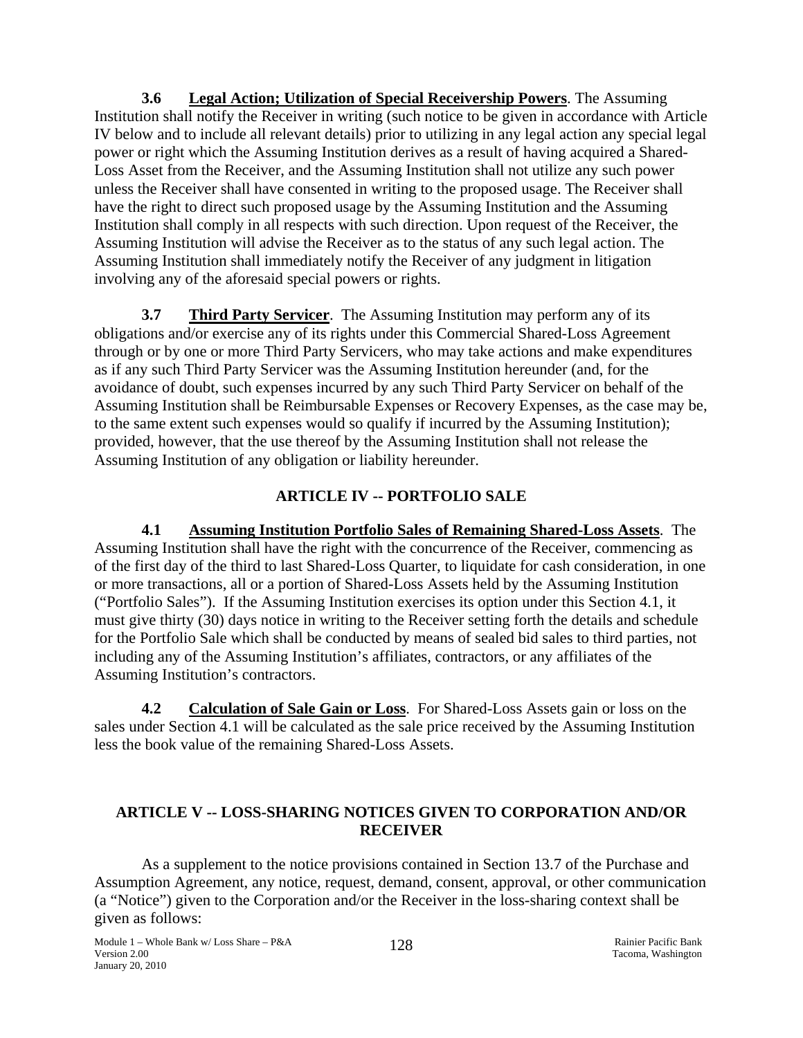**3.6 Legal Action; Utilization of Special Receivership Powers**. The Assuming Institution shall notify the Receiver in writing (such notice to be given in accordance with Article IV below and to include all relevant details) prior to utilizing in any legal action any special legal power or right which the Assuming Institution derives as a result of having acquired a Shared-Loss Asset from the Receiver, and the Assuming Institution shall not utilize any such power unless the Receiver shall have consented in writing to the proposed usage. The Receiver shall have the right to direct such proposed usage by the Assuming Institution and the Assuming Institution shall comply in all respects with such direction. Upon request of the Receiver, the Assuming Institution will advise the Receiver as to the status of any such legal action. The Assuming Institution shall immediately notify the Receiver of any judgment in litigation involving any of the aforesaid special powers or rights.

**3.7 Third Party Servicer**. The Assuming Institution may perform any of its obligations and/or exercise any of its rights under this Commercial Shared-Loss Agreement through or by one or more Third Party Servicers, who may take actions and make expenditures as if any such Third Party Servicer was the Assuming Institution hereunder (and, for the avoidance of doubt, such expenses incurred by any such Third Party Servicer on behalf of the Assuming Institution shall be Reimbursable Expenses or Recovery Expenses, as the case may be, to the same extent such expenses would so qualify if incurred by the Assuming Institution); provided, however, that the use thereof by the Assuming Institution shall not release the Assuming Institution of any obligation or liability hereunder.

## ARTICLE IV -- PORTFOLIO SALE

**4.1 Assuming Institution Portfolio Sales of Remaining Shared-Loss Assets**. The Assuming Institution shall have the right with the concurrence of the Receiver, commencing as of the first day of the third to last Shared-Loss Quarter, to liquidate for cash consideration, in one or more transactions, all or a portion of Shared-Loss Assets held by the Assuming Institution ("Portfolio Sales"). If the Assuming Institution exercises its option under this Section 4.1, it must give thirty (30) days notice in writing to the Receiver setting forth the details and schedule for the Portfolio Sale which shall be conducted by means of sealed bid sales to third parties, not including any of the Assuming Institution's affiliates, contractors, or any affiliates of the Assuming Institution's contractors.

**4.2 Calculation of Sale Gain or Loss**. For Shared-Loss Assets gain or loss on the sales under Section 4.1 will be calculated as the sale price received by the Assuming Institution less the book value of the remaining Shared-Loss Assets.

## ARTICLE V -- LOSS-SHARING NOTICES GIVEN TO CORPORATION AND/OR RECEIVER

As a supplement to the notice provisions contained in Section 13.7 of the Purchase and Assumption Agreement, any notice, request, demand, consent, approval, or other communication (a "Notice") given to the Corporation and/or the Receiver in the loss-sharing context shall be given as follows: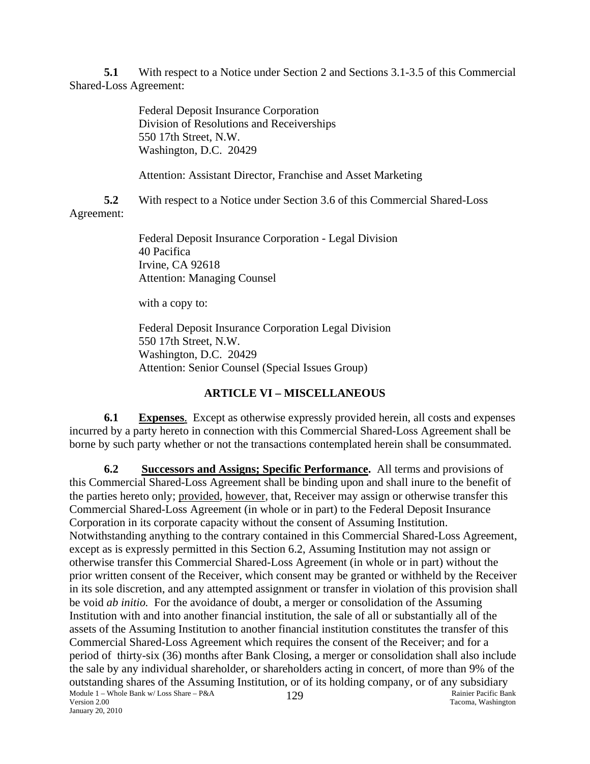**5.1** With respect to a Notice under Section 2 and Sections 3.1-3.5 of this Commercial Shared-Loss Agreement:

Federal Deposit Insurance Corporation
Division of Resolutions and Receiverships
550 17th Street, N.W.
Washington, D.C. 20429

Attention: Assistant Director, Franchise and Asset Marketing

**5.2** With respect to a Notice under Section 3.6 of this Commercial Shared-Loss Agreement:

Federal Deposit Insurance Corporation - Legal Division
40 Pacifica
Irvine, CA 92618
Attention: Managing Counsel

with a copy to:

Federal Deposit Insurance Corporation Legal Division
550 17th Street, N.W.
Washington, D.C. 20429
Attention: Senior Counsel (Special Issues Group)

## ARTICLE VI – MISCELLANEOUS

**6.1 Expenses**. Except as otherwise expressly provided herein, all costs and expenses incurred by a party hereto in connection with this Commercial Shared-Loss Agreement shall be borne by such party whether or not the transactions contemplated herein shall be consummated.

**6.2 Successors and Assigns; Specific Performance.** All terms and provisions of this Commercial Shared-Loss Agreement shall be binding upon and shall inure to the benefit of the parties hereto only; provided, however, that, Receiver may assign or otherwise transfer this Commercial Shared-Loss Agreement (in whole or in part) to the Federal Deposit Insurance Corporation in its corporate capacity without the consent of Assuming Institution. Notwithstanding anything to the contrary contained in this Commercial Shared-Loss Agreement, except as is expressly permitted in this Section 6.2, Assuming Institution may not assign or otherwise transfer this Commercial Shared-Loss Agreement (in whole or in part) without the prior written consent of the Receiver, which consent may be granted or withheld by the Receiver in its sole discretion, and any attempted assignment or transfer in violation of this provision shall be void *ab initio.* For the avoidance of doubt, a merger or consolidation of the Assuming Institution with and into another financial institution, the sale of all or substantially all of the assets of the Assuming Institution to another financial institution constitutes the transfer of this Commercial Shared-Loss Agreement which requires the consent of the Receiver; and for a period of thirty-six (36) months after Bank Closing, a merger or consolidation shall also include the sale by any individual shareholder, or shareholders acting in concert, of more than 9% of the outstanding shares of the Assuming Institution, or of its holding company, or of any subsidiary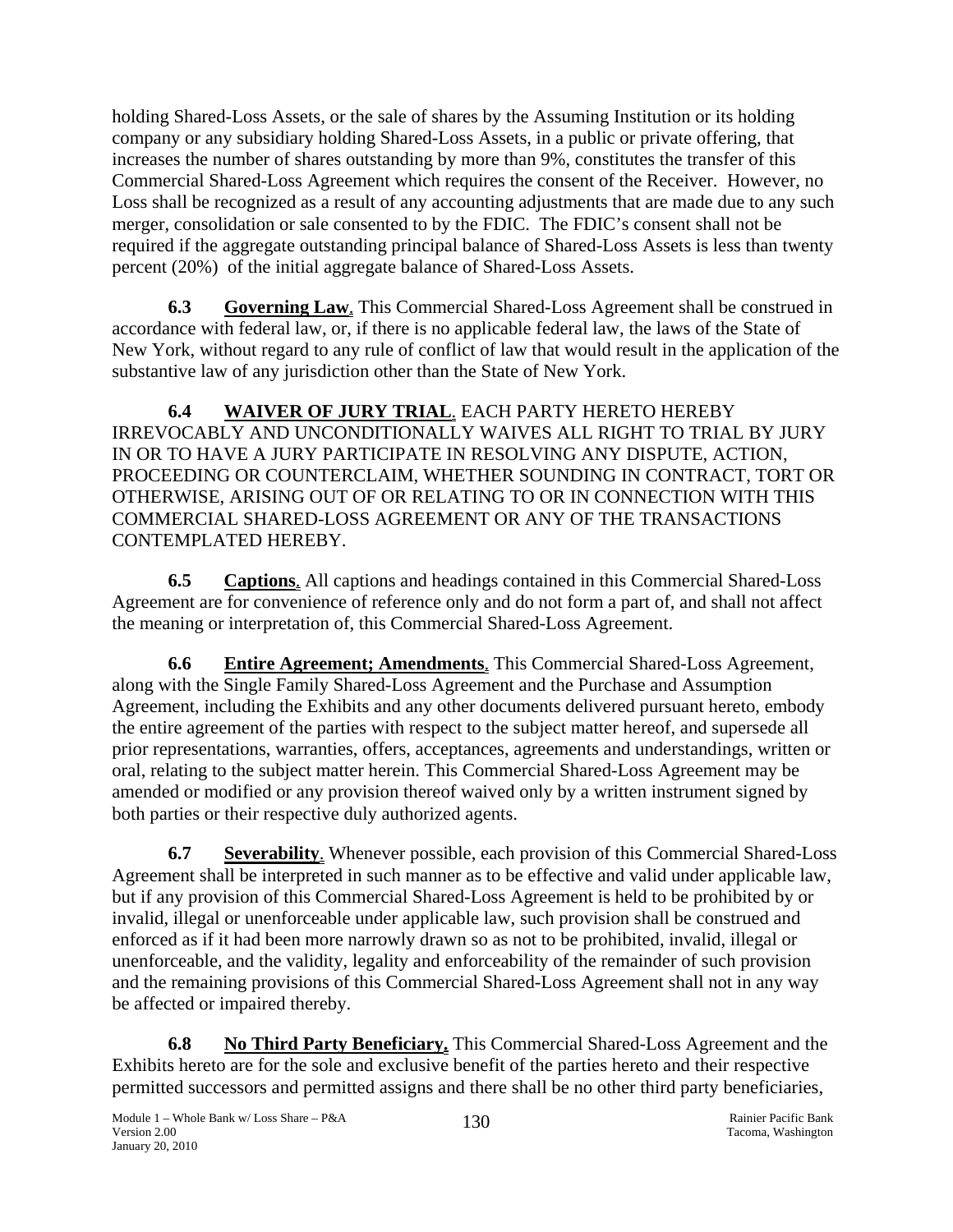holding Shared-Loss Assets, or the sale of shares by the Assuming Institution or its holding company or any subsidiary holding Shared-Loss Assets, in a public or private offering, that increases the number of shares outstanding by more than 9%, constitutes the transfer of this Commercial Shared-Loss Agreement which requires the consent of the Receiver. However, no Loss shall be recognized as a result of any accounting adjustments that are made due to any such merger, consolidation or sale consented to by the FDIC. The FDIC's consent shall not be required if the aggregate outstanding principal balance of Shared-Loss Assets is less than twenty percent (20%) of the initial aggregate balance of Shared-Loss Assets.

**6.3 Governing Law**. This Commercial Shared-Loss Agreement shall be construed in accordance with federal law, or, if there is no applicable federal law, the laws of the State of New York, without regard to any rule of conflict of law that would result in the application of the substantive law of any jurisdiction other than the State of New York.

**6.4 WAIVER OF JURY TRIAL**. EACH PARTY HERETO HEREBY IRREVOCABLY AND UNCONDITIONALLY WAIVES ALL RIGHT TO TRIAL BY JURY IN OR TO HAVE A JURY PARTICIPATE IN RESOLVING ANY DISPUTE, ACTION, PROCEEDING OR COUNTERCLAIM, WHETHER SOUNDING IN CONTRACT, TORT OR OTHERWISE, ARISING OUT OF OR RELATING TO OR IN CONNECTION WITH THIS COMMERCIAL SHARED-LOSS AGREEMENT OR ANY OF THE TRANSACTIONS CONTEMPLATED HEREBY.

**6.5 Captions**. All captions and headings contained in this Commercial Shared-Loss Agreement are for convenience of reference only and do not form a part of, and shall not affect the meaning or interpretation of, this Commercial Shared-Loss Agreement.

**6.6 Entire Agreement; Amendments**. This Commercial Shared-Loss Agreement, along with the Single Family Shared-Loss Agreement and the Purchase and Assumption Agreement, including the Exhibits and any other documents delivered pursuant hereto, embody the entire agreement of the parties with respect to the subject matter hereof, and supersede all prior representations, warranties, offers, acceptances, agreements and understandings, written or oral, relating to the subject matter herein. This Commercial Shared-Loss Agreement may be amended or modified or any provision thereof waived only by a written instrument signed by both parties or their respective duly authorized agents.

**6.7 Severability**. Whenever possible, each provision of this Commercial Shared-Loss Agreement shall be interpreted in such manner as to be effective and valid under applicable law, but if any provision of this Commercial Shared-Loss Agreement is held to be prohibited by or invalid, illegal or unenforceable under applicable law, such provision shall be construed and enforced as if it had been more narrowly drawn so as not to be prohibited, invalid, illegal or unenforceable, and the validity, legality and enforceability of the remainder of such provision and the remaining provisions of this Commercial Shared-Loss Agreement shall not in any way be affected or impaired thereby.

**6.8 No Third Party Beneficiary.** This Commercial Shared-Loss Agreement and the Exhibits hereto are for the sole and exclusive benefit of the parties hereto and their respective permitted successors and permitted assigns and there shall be no other third party beneficiaries,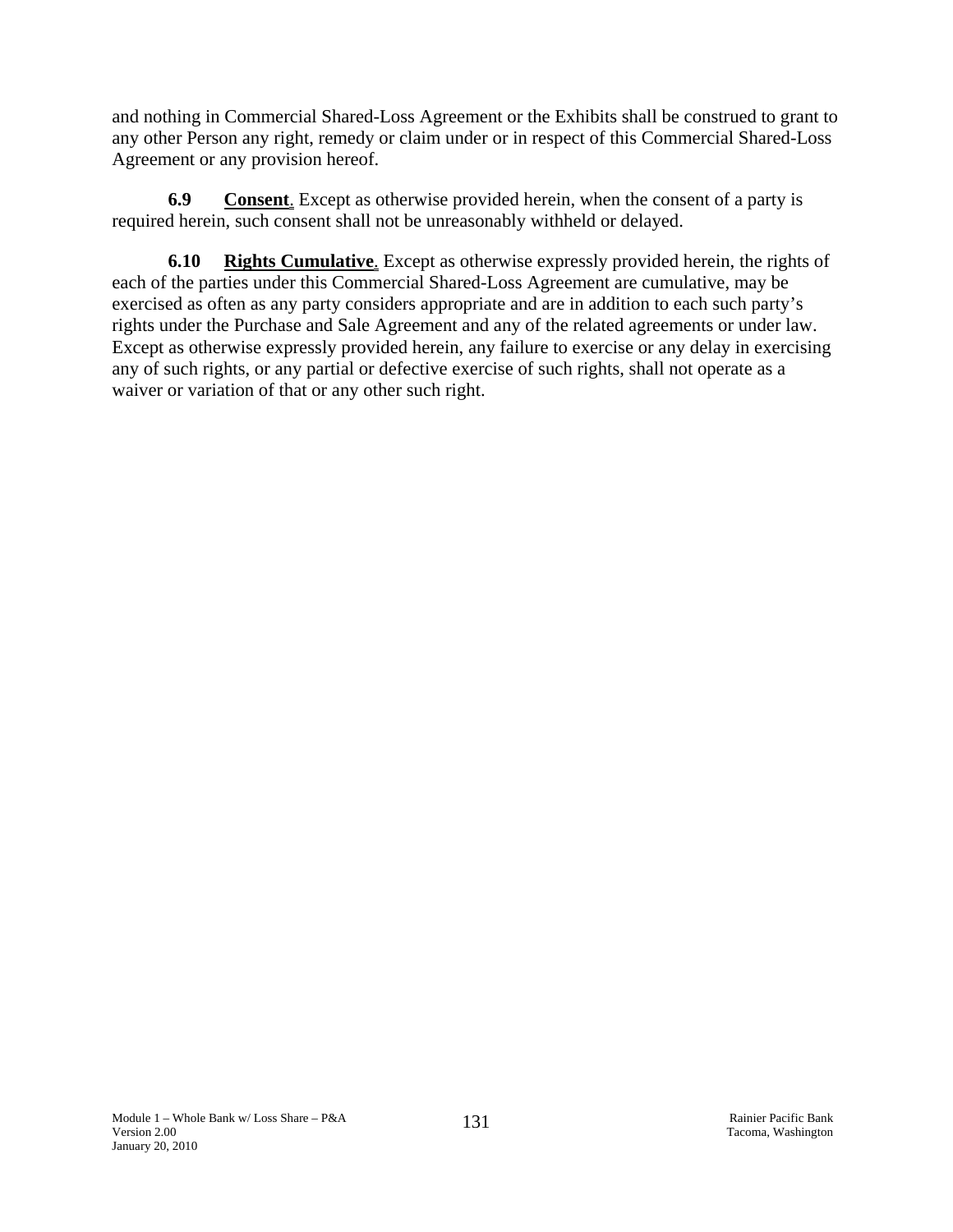and nothing in Commercial Shared-Loss Agreement or the Exhibits shall be construed to grant to any other Person any right, remedy or claim under or in respect of this Commercial Shared-Loss Agreement or any provision hereof.

**6.9** **Consent**. Except as otherwise provided herein, when the consent of a party is required herein, such consent shall not be unreasonably withheld or delayed.

**6.10** **Rights Cumulative**. Except as otherwise expressly provided herein, the rights of each of the parties under this Commercial Shared-Loss Agreement are cumulative, may be exercised as often as any party considers appropriate and are in addition to each such party's rights under the Purchase and Sale Agreement and any of the related agreements or under law. Except as otherwise expressly provided herein, any failure to exercise or any delay in exercising any of such rights, or any partial or defective exercise of such rights, shall not operate as a waiver or variation of that or any other such right.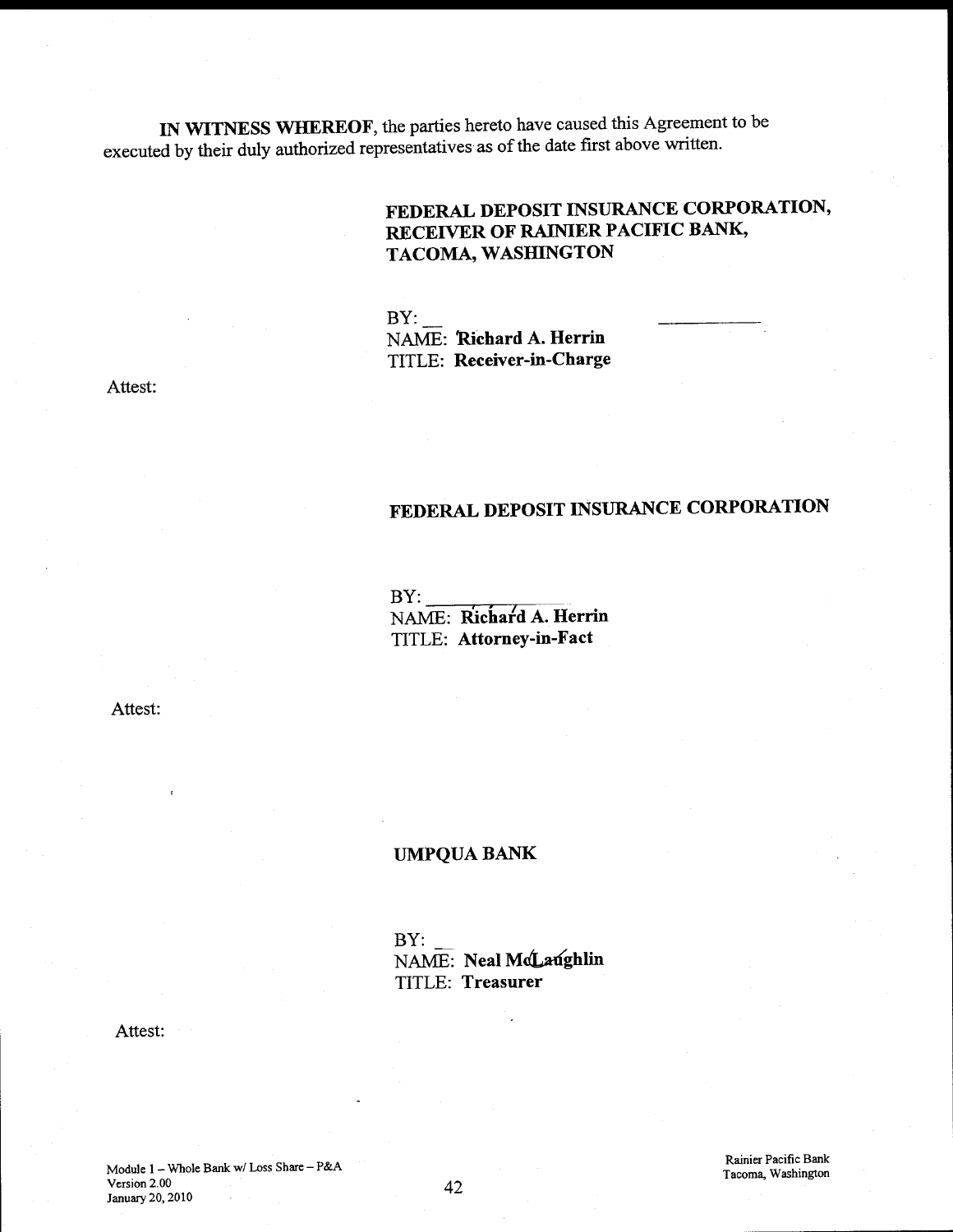**IN WITNESS WHEREOF**, the parties hereto have caused this Agreement to be executed by their duly authorized representatives as of the date first above written.

**FEDERAL DEPOSIT INSURANCE CORPORATION, RECEIVER OF RAINIER PACIFIC BANK, TACOMA, WASHINGTON**

BY: \_\_

NAME: **Richard A. Herrin**

TITLE: **Receiver-in-Charge**

Attest:

**FEDERAL DEPOSIT INSURANCE CORPORATION**

BY: \_\_\_\_\_\_\_\_\_\_\_\_\_\_

NAME: **Richard A. Herrin**

TITLE: **Attorney-in-Fact**

Attest:

**UMPQUA BANK**

BY: \_\_

NAME: **Neal McLaughlin**

TITLE: **Treasurer**

Attest:

Module 1 – Whole Bank w/ Loss Share – P&A
Version 2.00
January 20, 2010

Rainier Pacific Bank
Tacoma, Washington